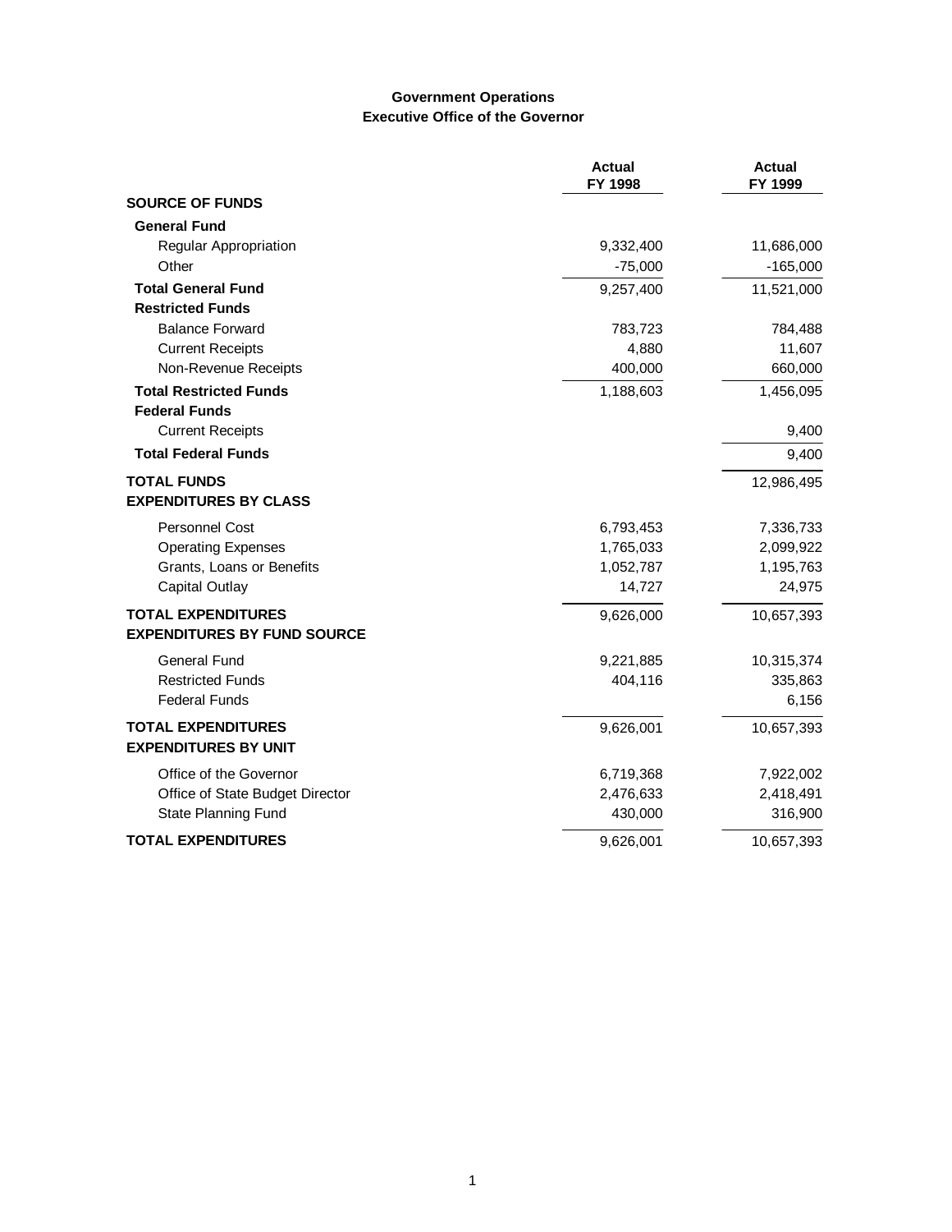# Government Operations
## Executive Office of the Governor

| | Actual FY 1998 | Actual FY 1999 |
|---|---|---|
| **SOURCE OF FUNDS** | | |
| **General Fund** | | |
| Regular Appropriation | 9,332,400 | 11,686,000 |
| Other | -75,000 | -165,000 |
| **Total General Fund** | 9,257,400 | 11,521,000 |
| **Restricted Funds** | | |
| Balance Forward | 783,723 | 784,488 |
| Current Receipts | 4,880 | 11,607 |
| Non-Revenue Receipts | 400,000 | 660,000 |
| **Total Restricted Funds** | 1,188,603 | 1,456,095 |
| **Federal Funds** | | |
| Current Receipts | | 9,400 |
| **Total Federal Funds** | | 9,400 |
| **TOTAL FUNDS** | | 12,986,495 |
| **EXPENDITURES BY CLASS** | | |
| Personnel Cost | 6,793,453 | 7,336,733 |
| Operating Expenses | 1,765,033 | 2,099,922 |
| Grants, Loans or Benefits | 1,052,787 | 1,195,763 |
| Capital Outlay | 14,727 | 24,975 |
| **TOTAL EXPENDITURES** | 9,626,000 | 10,657,393 |
| **EXPENDITURES BY FUND SOURCE** | | |
| General Fund | 9,221,885 | 10,315,374 |
| Restricted Funds | 404,116 | 335,863 |
| Federal Funds | | 6,156 |
| **TOTAL EXPENDITURES** | 9,626,001 | 10,657,393 |
| **EXPENDITURES BY UNIT** | | |
| Office of the Governor | 6,719,368 | 7,922,002 |
| Office of State Budget Director | 2,476,633 | 2,418,491 |
| State Planning Fund | 430,000 | 316,900 |
| **TOTAL EXPENDITURES** | 9,626,001 | 10,657,393 |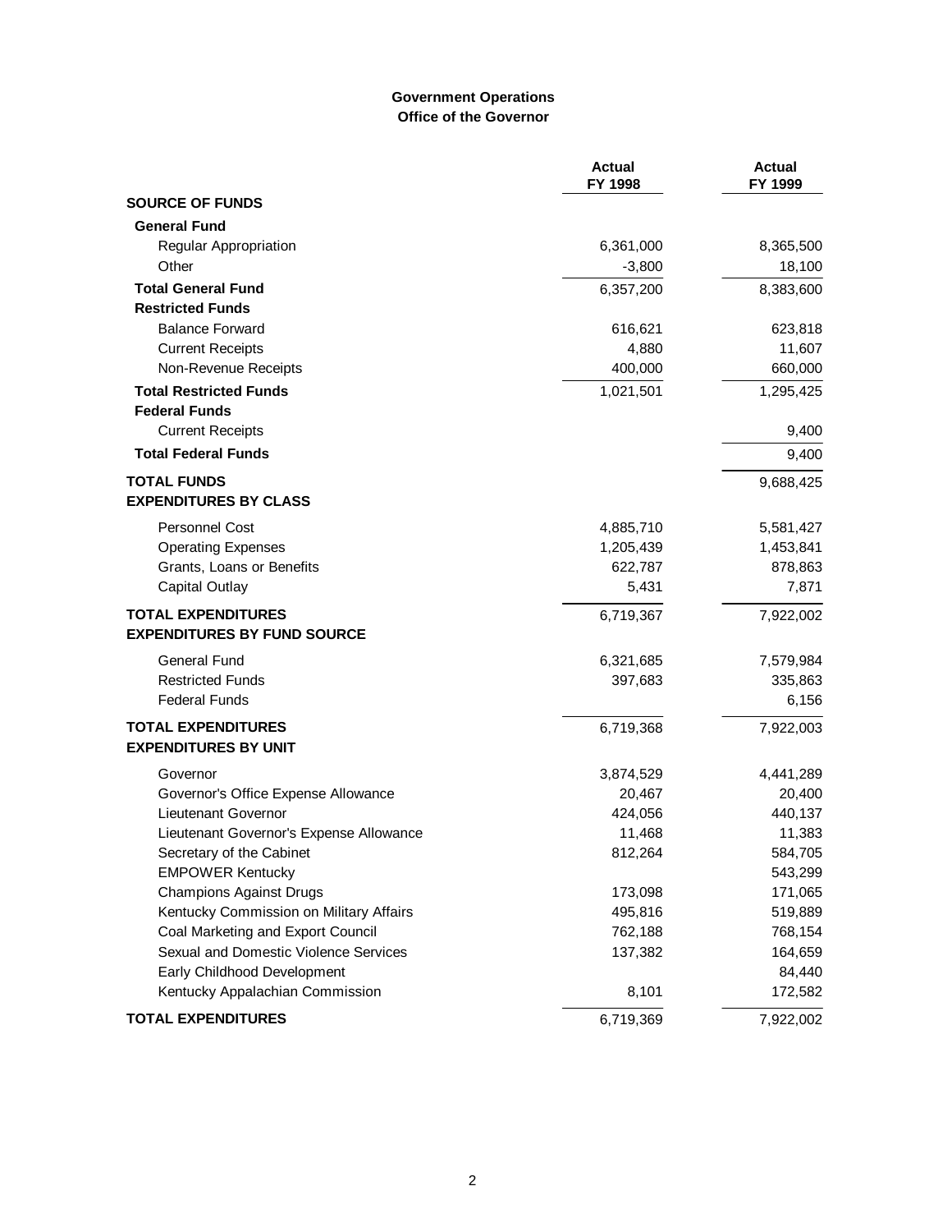**Government Operations**
**Office of the Governor**

| | Actual FY 1998 | Actual FY 1999 |
|---|---|---|
| **SOURCE OF FUNDS** | | |
| **General Fund** | | |
| Regular Appropriation | 6,361,000 | 8,365,500 |
| Other | -3,800 | 18,100 |
| **Total General Fund** | 6,357,200 | 8,383,600 |
| **Restricted Funds** | | |
| Balance Forward | 616,621 | 623,818 |
| Current Receipts | 4,880 | 11,607 |
| Non-Revenue Receipts | 400,000 | 660,000 |
| **Total Restricted Funds** | 1,021,501 | 1,295,425 |
| **Federal Funds** | | |
| Current Receipts | | 9,400 |
| **Total Federal Funds** | | 9,400 |
| **TOTAL FUNDS** | | 9,688,425 |
| **EXPENDITURES BY CLASS** | | |
| Personnel Cost | 4,885,710 | 5,581,427 |
| Operating Expenses | 1,205,439 | 1,453,841 |
| Grants, Loans or Benefits | 622,787 | 878,863 |
| Capital Outlay | 5,431 | 7,871 |
| **TOTAL EXPENDITURES** | 6,719,367 | 7,922,002 |
| **EXPENDITURES BY FUND SOURCE** | | |
| General Fund | 6,321,685 | 7,579,984 |
| Restricted Funds | 397,683 | 335,863 |
| Federal Funds | | 6,156 |
| **TOTAL EXPENDITURES** | 6,719,368 | 7,922,003 |
| **EXPENDITURES BY UNIT** | | |
| Governor | 3,874,529 | 4,441,289 |
| Governor's Office Expense Allowance | 20,467 | 20,400 |
| Lieutenant Governor | 424,056 | 440,137 |
| Lieutenant Governor's Expense Allowance | 11,468 | 11,383 |
| Secretary of the Cabinet | 812,264 | 584,705 |
| EMPOWER Kentucky | | 543,299 |
| Champions Against Drugs | 173,098 | 171,065 |
| Kentucky Commission on Military Affairs | 495,816 | 519,889 |
| Coal Marketing and Export Council | 762,188 | 768,154 |
| Sexual and Domestic Violence Services | 137,382 | 164,659 |
| Early Childhood Development | | 84,440 |
| Kentucky Appalachian Commission | 8,101 | 172,582 |
| **TOTAL EXPENDITURES** | 6,719,369 | 7,922,002 |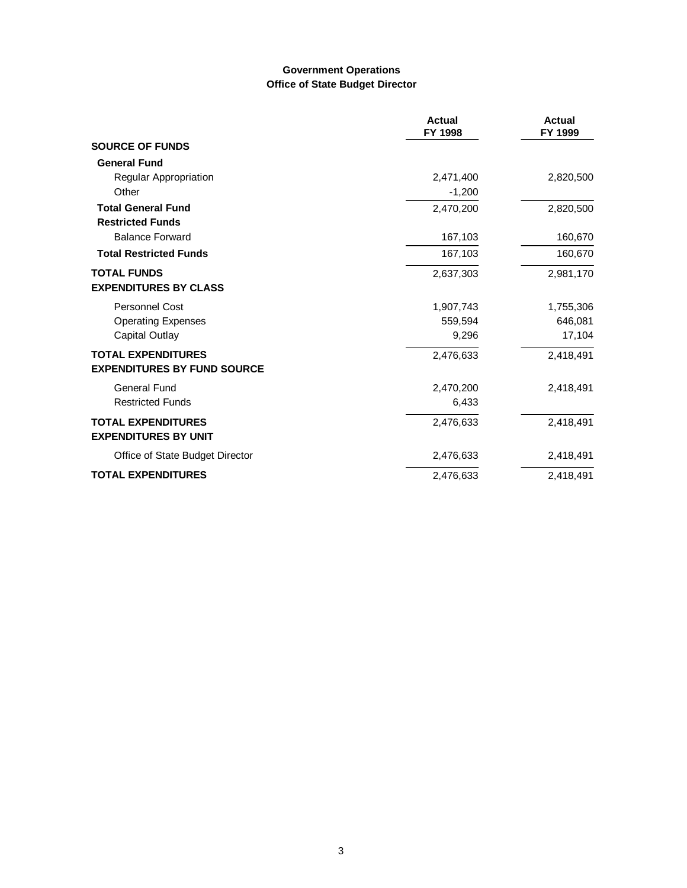## Government Operations
### Office of State Budget Director

| | Actual FY 1998 | Actual FY 1999 |
|---|---|---|
| **SOURCE OF FUNDS** | | |
| **General Fund** | | |
| Regular Appropriation | 2,471,400 | 2,820,500 |
| Other | -1,200 | |
| **Total General Fund** | 2,470,200 | 2,820,500 |
| **Restricted Funds** | | |
| Balance Forward | 167,103 | 160,670 |
| **Total Restricted Funds** | 167,103 | 160,670 |
| **TOTAL FUNDS** | 2,637,303 | 2,981,170 |
| **EXPENDITURES BY CLASS** | | |
| Personnel Cost | 1,907,743 | 1,755,306 |
| Operating Expenses | 559,594 | 646,081 |
| Capital Outlay | 9,296 | 17,104 |
| **TOTAL EXPENDITURES** | 2,476,633 | 2,418,491 |
| **EXPENDITURES BY FUND SOURCE** | | |
| General Fund | 2,470,200 | 2,418,491 |
| Restricted Funds | 6,433 | |
| **TOTAL EXPENDITURES** | 2,476,633 | 2,418,491 |
| **EXPENDITURES BY UNIT** | | |
| Office of State Budget Director | 2,476,633 | 2,418,491 |
| **TOTAL EXPENDITURES** | 2,476,633 | 2,418,491 |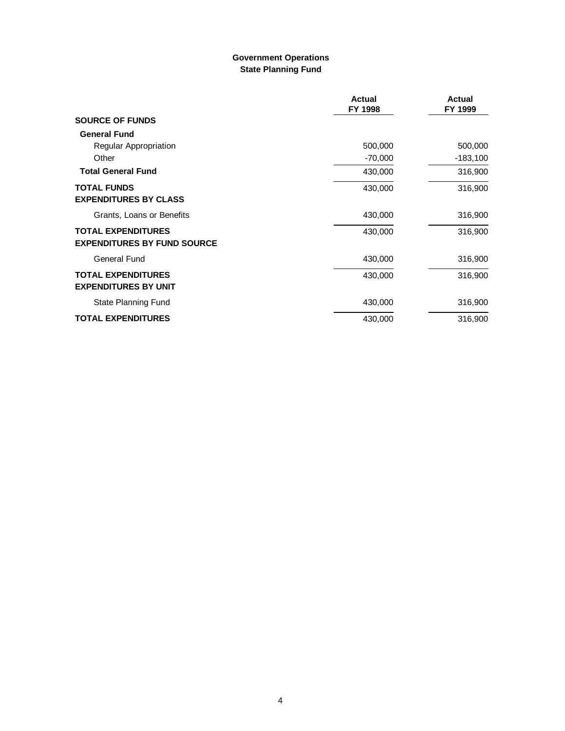## Government Operations
## State Planning Fund

| | Actual FY 1998 | Actual FY 1999 |
|---|---|---|
| **SOURCE OF FUNDS** | | |
| **General Fund** | | |
| Regular Appropriation | 500,000 | 500,000 |
| Other | -70,000 | -183,100 |
| **Total General Fund** | 430,000 | 316,900 |
| **TOTAL FUNDS** | 430,000 | 316,900 |
| **EXPENDITURES BY CLASS** | | |
| Grants, Loans or Benefits | 430,000 | 316,900 |
| **TOTAL EXPENDITURES** | 430,000 | 316,900 |
| **EXPENDITURES BY FUND SOURCE** | | |
| General Fund | 430,000 | 316,900 |
| **TOTAL EXPENDITURES** | 430,000 | 316,900 |
| **EXPENDITURES BY UNIT** | | |
| State Planning Fund | 430,000 | 316,900 |
| **TOTAL EXPENDITURES** | 430,000 | 316,900 |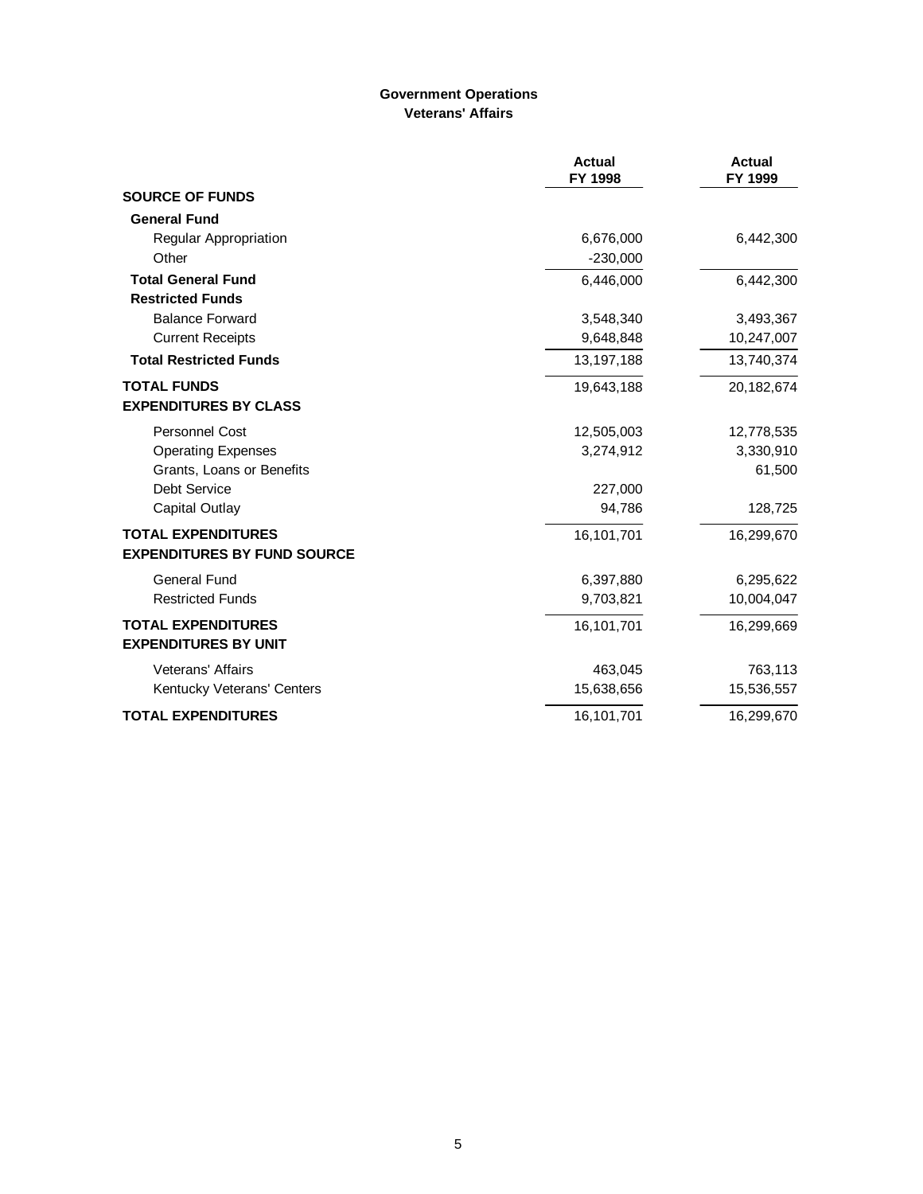## Government Operations
### Veterans' Affairs

| | Actual FY 1998 | Actual FY 1999 |
|---|---|---|
| **SOURCE OF FUNDS** | | |
| **General Fund** | | |
| Regular Appropriation | 6,676,000 | 6,442,300 |
| Other | -230,000 | |
| **Total General Fund** | 6,446,000 | 6,442,300 |
| **Restricted Funds** | | |
| Balance Forward | 3,548,340 | 3,493,367 |
| Current Receipts | 9,648,848 | 10,247,007 |
| **Total Restricted Funds** | 13,197,188 | 13,740,374 |
| **TOTAL FUNDS** | 19,643,188 | 20,182,674 |
| **EXPENDITURES BY CLASS** | | |
| Personnel Cost | 12,505,003 | 12,778,535 |
| Operating Expenses | 3,274,912 | 3,330,910 |
| Grants, Loans or Benefits | | 61,500 |
| Debt Service | 227,000 | |
| Capital Outlay | 94,786 | 128,725 |
| **TOTAL EXPENDITURES** | 16,101,701 | 16,299,670 |
| **EXPENDITURES BY FUND SOURCE** | | |
| General Fund | 6,397,880 | 6,295,622 |
| Restricted Funds | 9,703,821 | 10,004,047 |
| **TOTAL EXPENDITURES** | 16,101,701 | 16,299,669 |
| **EXPENDITURES BY UNIT** | | |
| Veterans' Affairs | 463,045 | 763,113 |
| Kentucky Veterans' Centers | 15,638,656 | 15,536,557 |
| **TOTAL EXPENDITURES** | 16,101,701 | 16,299,670 |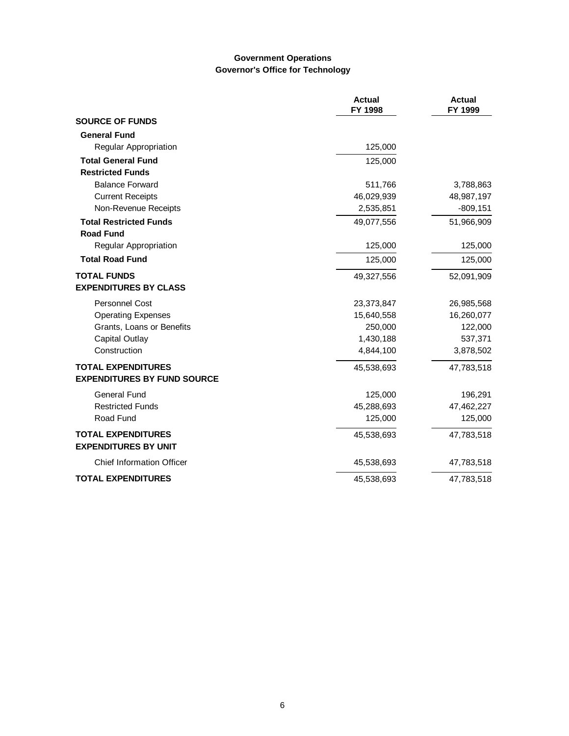## Government Operations
## Governor's Office for Technology

| | Actual FY 1998 | Actual FY 1999 |
|---|---|---|
| **SOURCE OF FUNDS** | | |
| **General Fund** | | |
| Regular Appropriation | 125,000 | |
| **Total General Fund** | 125,000 | |
| **Restricted Funds** | | |
| Balance Forward | 511,766 | 3,788,863 |
| Current Receipts | 46,029,939 | 48,987,197 |
| Non-Revenue Receipts | 2,535,851 | -809,151 |
| **Total Restricted Funds** | 49,077,556 | 51,966,909 |
| **Road Fund** | | |
| Regular Appropriation | 125,000 | 125,000 |
| **Total Road Fund** | 125,000 | 125,000 |
| **TOTAL FUNDS** | 49,327,556 | 52,091,909 |
| **EXPENDITURES BY CLASS** | | |
| Personnel Cost | 23,373,847 | 26,985,568 |
| Operating Expenses | 15,640,558 | 16,260,077 |
| Grants, Loans or Benefits | 250,000 | 122,000 |
| Capital Outlay | 1,430,188 | 537,371 |
| Construction | 4,844,100 | 3,878,502 |
| **TOTAL EXPENDITURES** | 45,538,693 | 47,783,518 |
| **EXPENDITURES BY FUND SOURCE** | | |
| General Fund | 125,000 | 196,291 |
| Restricted Funds | 45,288,693 | 47,462,227 |
| Road Fund | 125,000 | 125,000 |
| **TOTAL EXPENDITURES** | 45,538,693 | 47,783,518 |
| **EXPENDITURES BY UNIT** | | |
| Chief Information Officer | 45,538,693 | 47,783,518 |
| **TOTAL EXPENDITURES** | 45,538,693 | 47,783,518 |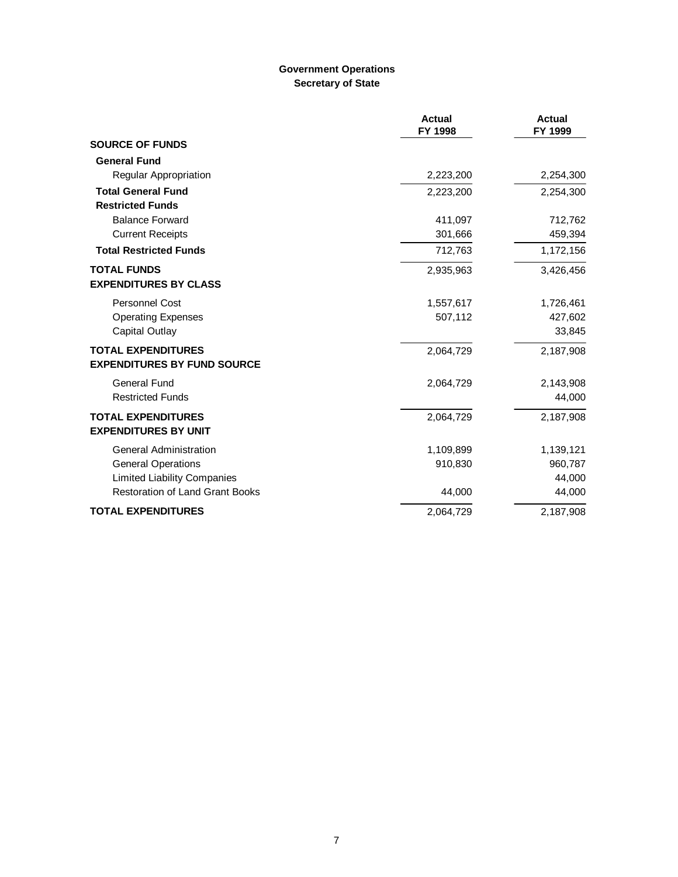## Government Operations
## Secretary of State

| | Actual FY 1998 | Actual FY 1999 |
|---|---|---|
| **SOURCE OF FUNDS** | | |
| **General Fund** | | |
| Regular Appropriation | 2,223,200 | 2,254,300 |
| **Total General Fund** | 2,223,200 | 2,254,300 |
| **Restricted Funds** | | |
| Balance Forward | 411,097 | 712,762 |
| Current Receipts | 301,666 | 459,394 |
| **Total Restricted Funds** | 712,763 | 1,172,156 |
| **TOTAL FUNDS** | 2,935,963 | 3,426,456 |
| **EXPENDITURES BY CLASS** | | |
| Personnel Cost | 1,557,617 | 1,726,461 |
| Operating Expenses | 507,112 | 427,602 |
| Capital Outlay | | 33,845 |
| **TOTAL EXPENDITURES** | 2,064,729 | 2,187,908 |
| **EXPENDITURES BY FUND SOURCE** | | |
| General Fund | 2,064,729 | 2,143,908 |
| Restricted Funds | | 44,000 |
| **TOTAL EXPENDITURES** | 2,064,729 | 2,187,908 |
| **EXPENDITURES BY UNIT** | | |
| General Administration | 1,109,899 | 1,139,121 |
| General Operations | 910,830 | 960,787 |
| Limited Liability Companies | | 44,000 |
| Restoration of Land Grant Books | 44,000 | 44,000 |
| **TOTAL EXPENDITURES** | 2,064,729 | 2,187,908 |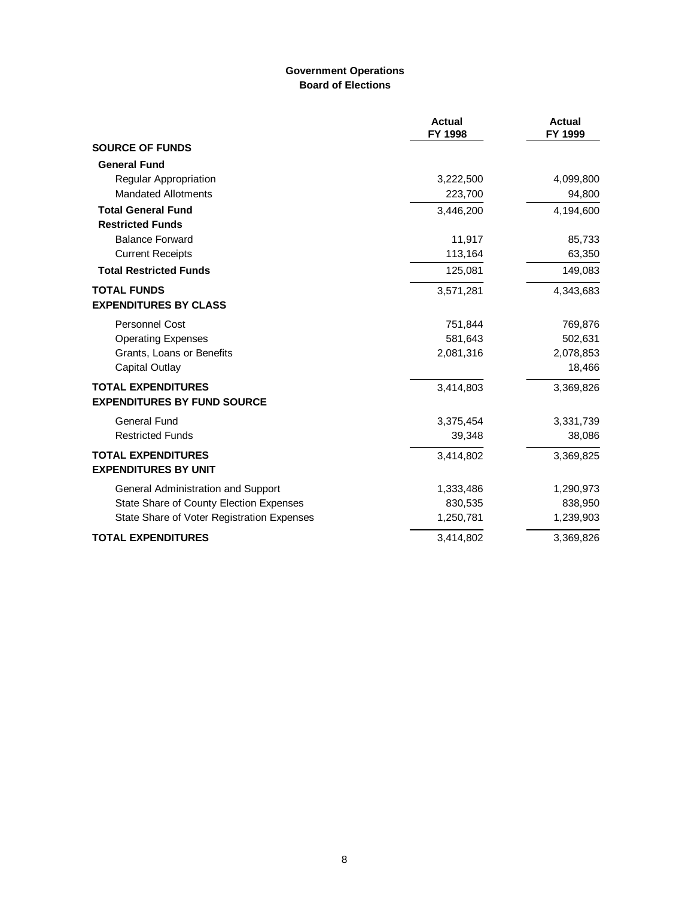## Government Operations
## Board of Elections

| | Actual FY 1998 | Actual FY 1999 |
|---|---|---|
| **SOURCE OF FUNDS** | | |
| **General Fund** | | |
| Regular Appropriation | 3,222,500 | 4,099,800 |
| Mandated Allotments | 223,700 | 94,800 |
| **Total General Fund** | 3,446,200 | 4,194,600 |
| **Restricted Funds** | | |
| Balance Forward | 11,917 | 85,733 |
| Current Receipts | 113,164 | 63,350 |
| **Total Restricted Funds** | 125,081 | 149,083 |
| **TOTAL FUNDS** | 3,571,281 | 4,343,683 |
| **EXPENDITURES BY CLASS** | | |
| Personnel Cost | 751,844 | 769,876 |
| Operating Expenses | 581,643 | 502,631 |
| Grants, Loans or Benefits | 2,081,316 | 2,078,853 |
| Capital Outlay | | 18,466 |
| **TOTAL EXPENDITURES** | 3,414,803 | 3,369,826 |
| **EXPENDITURES BY FUND SOURCE** | | |
| General Fund | 3,375,454 | 3,331,739 |
| Restricted Funds | 39,348 | 38,086 |
| **TOTAL EXPENDITURES** | 3,414,802 | 3,369,825 |
| **EXPENDITURES BY UNIT** | | |
| General Administration and Support | 1,333,486 | 1,290,973 |
| State Share of County Election Expenses | 830,535 | 838,950 |
| State Share of Voter Registration Expenses | 1,250,781 | 1,239,903 |
| **TOTAL EXPENDITURES** | 3,414,802 | 3,369,826 |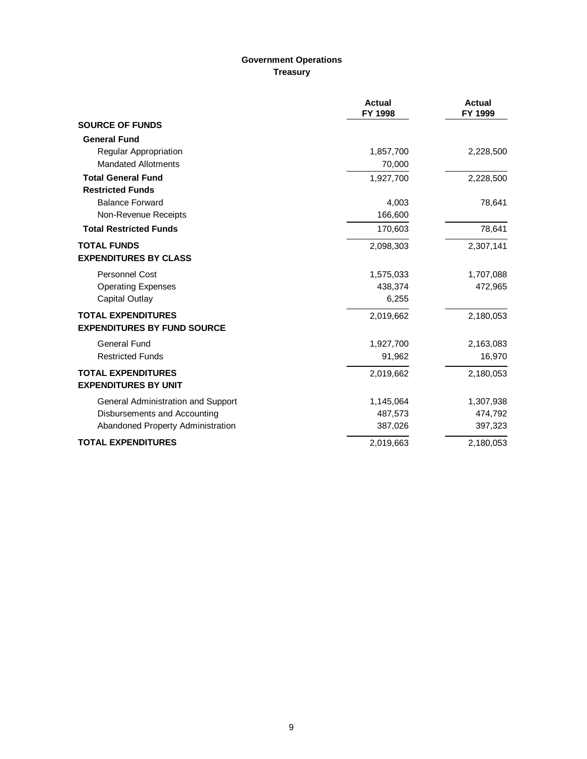## Government Operations
### Treasury

| | Actual FY 1998 | Actual FY 1999 |
|---|---|---|
| **SOURCE OF FUNDS** | | |
| **General Fund** | | |
| Regular Appropriation | 1,857,700 | 2,228,500 |
| Mandated Allotments | 70,000 | |
| **Total General Fund** | 1,927,700 | 2,228,500 |
| **Restricted Funds** | | |
| Balance Forward | 4,003 | 78,641 |
| Non-Revenue Receipts | 166,600 | |
| **Total Restricted Funds** | 170,603 | 78,641 |
| **TOTAL FUNDS** | 2,098,303 | 2,307,141 |
| **EXPENDITURES BY CLASS** | | |
| Personnel Cost | 1,575,033 | 1,707,088 |
| Operating Expenses | 438,374 | 472,965 |
| Capital Outlay | 6,255 | |
| **TOTAL EXPENDITURES** | 2,019,662 | 2,180,053 |
| **EXPENDITURES BY FUND SOURCE** | | |
| General Fund | 1,927,700 | 2,163,083 |
| Restricted Funds | 91,962 | 16,970 |
| **TOTAL EXPENDITURES** | 2,019,662 | 2,180,053 |
| **EXPENDITURES BY UNIT** | | |
| General Administration and Support | 1,145,064 | 1,307,938 |
| Disbursements and Accounting | 487,573 | 474,792 |
| Abandoned Property Administration | 387,026 | 397,323 |
| **TOTAL EXPENDITURES** | 2,019,663 | 2,180,053 |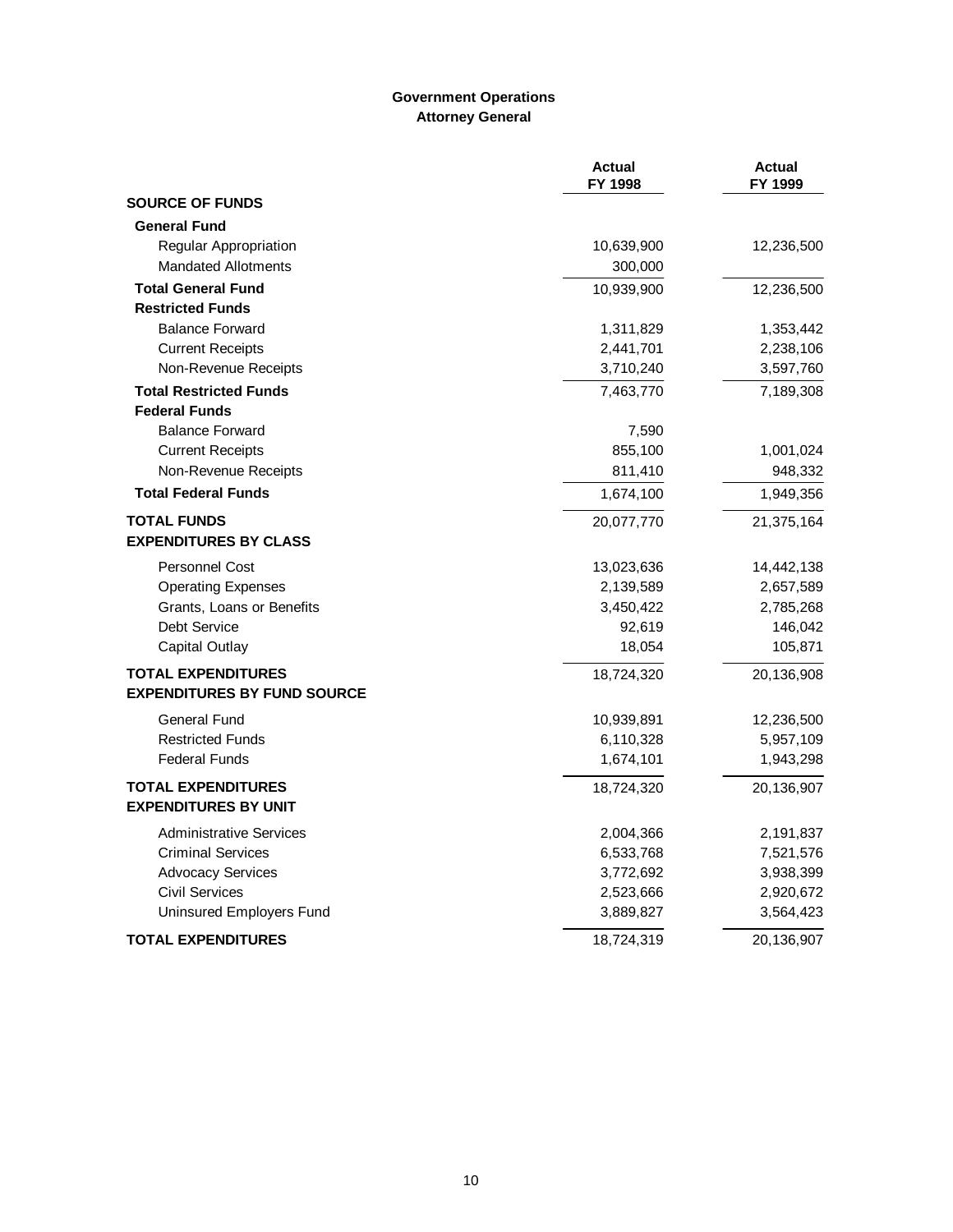## Government Operations
### Attorney General

| | Actual FY 1998 | Actual FY 1999 |
|---|---|---|
| **SOURCE OF FUNDS** | | |
| **General Fund** | | |
| Regular Appropriation | 10,639,900 | 12,236,500 |
| Mandated Allotments | 300,000 | |
| **Total General Fund** | 10,939,900 | 12,236,500 |
| **Restricted Funds** | | |
| Balance Forward | 1,311,829 | 1,353,442 |
| Current Receipts | 2,441,701 | 2,238,106 |
| Non-Revenue Receipts | 3,710,240 | 3,597,760 |
| **Total Restricted Funds** | 7,463,770 | 7,189,308 |
| **Federal Funds** | | |
| Balance Forward | 7,590 | |
| Current Receipts | 855,100 | 1,001,024 |
| Non-Revenue Receipts | 811,410 | 948,332 |
| **Total Federal Funds** | 1,674,100 | 1,949,356 |
| **TOTAL FUNDS** | 20,077,770 | 21,375,164 |
| **EXPENDITURES BY CLASS** | | |
| Personnel Cost | 13,023,636 | 14,442,138 |
| Operating Expenses | 2,139,589 | 2,657,589 |
| Grants, Loans or Benefits | 3,450,422 | 2,785,268 |
| Debt Service | 92,619 | 146,042 |
| Capital Outlay | 18,054 | 105,871 |
| **TOTAL EXPENDITURES** | 18,724,320 | 20,136,908 |
| **EXPENDITURES BY FUND SOURCE** | | |
| General Fund | 10,939,891 | 12,236,500 |
| Restricted Funds | 6,110,328 | 5,957,109 |
| Federal Funds | 1,674,101 | 1,943,298 |
| **TOTAL EXPENDITURES** | 18,724,320 | 20,136,907 |
| **EXPENDITURES BY UNIT** | | |
| Administrative Services | 2,004,366 | 2,191,837 |
| Criminal Services | 6,533,768 | 7,521,576 |
| Advocacy Services | 3,772,692 | 3,938,399 |
| Civil Services | 2,523,666 | 2,920,672 |
| Uninsured Employers Fund | 3,889,827 | 3,564,423 |
| **TOTAL EXPENDITURES** | 18,724,319 | 20,136,907 |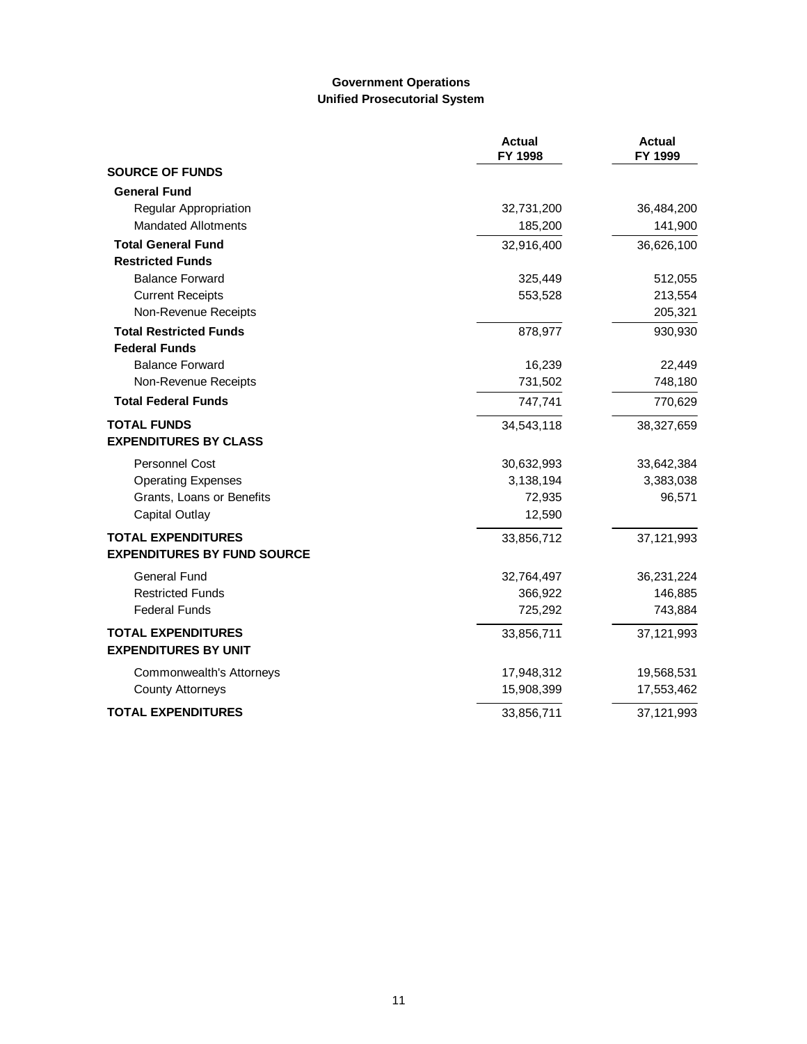## Government Operations
## Unified Prosecutorial System

| | Actual FY 1998 | Actual FY 1999 |
|---|---|---|
| **SOURCE OF FUNDS** | | |
| **General Fund** | | |
| Regular Appropriation | 32,731,200 | 36,484,200 |
| Mandated Allotments | 185,200 | 141,900 |
| **Total General Fund** | 32,916,400 | 36,626,100 |
| **Restricted Funds** | | |
| Balance Forward | 325,449 | 512,055 |
| Current Receipts | 553,528 | 213,554 |
| Non-Revenue Receipts | | 205,321 |
| **Total Restricted Funds** | 878,977 | 930,930 |
| **Federal Funds** | | |
| Balance Forward | 16,239 | 22,449 |
| Non-Revenue Receipts | 731,502 | 748,180 |
| **Total Federal Funds** | 747,741 | 770,629 |
| **TOTAL FUNDS** | 34,543,118 | 38,327,659 |
| **EXPENDITURES BY CLASS** | | |
| Personnel Cost | 30,632,993 | 33,642,384 |
| Operating Expenses | 3,138,194 | 3,383,038 |
| Grants, Loans or Benefits | 72,935 | 96,571 |
| Capital Outlay | 12,590 | |
| **TOTAL EXPENDITURES** | 33,856,712 | 37,121,993 |
| **EXPENDITURES BY FUND SOURCE** | | |
| General Fund | 32,764,497 | 36,231,224 |
| Restricted Funds | 366,922 | 146,885 |
| Federal Funds | 725,292 | 743,884 |
| **TOTAL EXPENDITURES** | 33,856,711 | 37,121,993 |
| **EXPENDITURES BY UNIT** | | |
| Commonwealth's Attorneys | 17,948,312 | 19,568,531 |
| County Attorneys | 15,908,399 | 17,553,462 |
| **TOTAL EXPENDITURES** | 33,856,711 | 37,121,993 |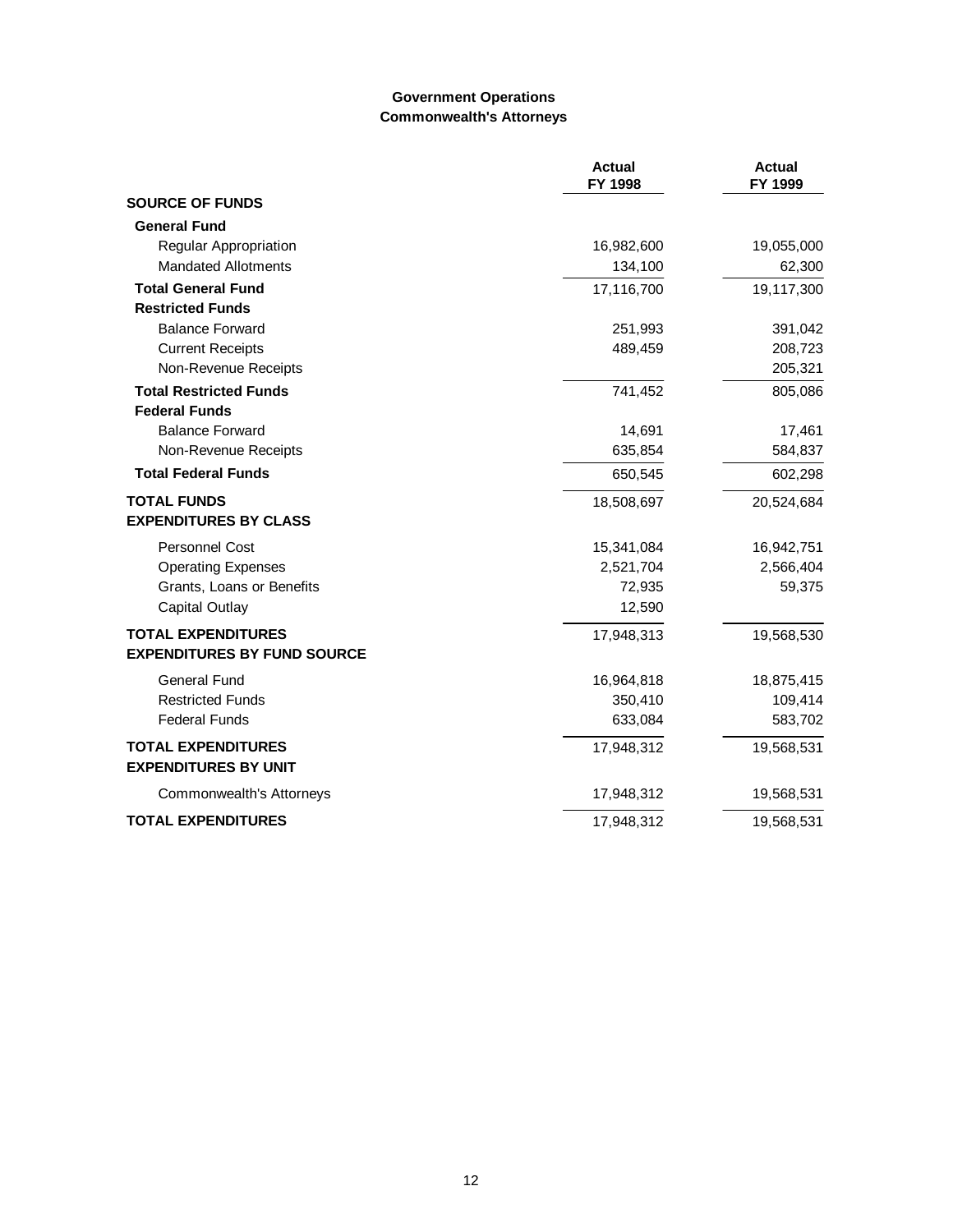## Government Operations
## Commonwealth's Attorneys

| | Actual FY 1998 | Actual FY 1999 |
|---|---|---|
| **SOURCE OF FUNDS** | | |
| **General Fund** | | |
| Regular Appropriation | 16,982,600 | 19,055,000 |
| Mandated Allotments | 134,100 | 62,300 |
| **Total General Fund** | 17,116,700 | 19,117,300 |
| **Restricted Funds** | | |
| Balance Forward | 251,993 | 391,042 |
| Current Receipts | 489,459 | 208,723 |
| Non-Revenue Receipts | | 205,321 |
| **Total Restricted Funds** | 741,452 | 805,086 |
| **Federal Funds** | | |
| Balance Forward | 14,691 | 17,461 |
| Non-Revenue Receipts | 635,854 | 584,837 |
| **Total Federal Funds** | 650,545 | 602,298 |
| **TOTAL FUNDS** | 18,508,697 | 20,524,684 |
| **EXPENDITURES BY CLASS** | | |
| Personnel Cost | 15,341,084 | 16,942,751 |
| Operating Expenses | 2,521,704 | 2,566,404 |
| Grants, Loans or Benefits | 72,935 | 59,375 |
| Capital Outlay | 12,590 | |
| **TOTAL EXPENDITURES** | 17,948,313 | 19,568,530 |
| **EXPENDITURES BY FUND SOURCE** | | |
| General Fund | 16,964,818 | 18,875,415 |
| Restricted Funds | 350,410 | 109,414 |
| Federal Funds | 633,084 | 583,702 |
| **TOTAL EXPENDITURES** | 17,948,312 | 19,568,531 |
| **EXPENDITURES BY UNIT** | | |
| Commonwealth's Attorneys | 17,948,312 | 19,568,531 |
| **TOTAL EXPENDITURES** | 17,948,312 | 19,568,531 |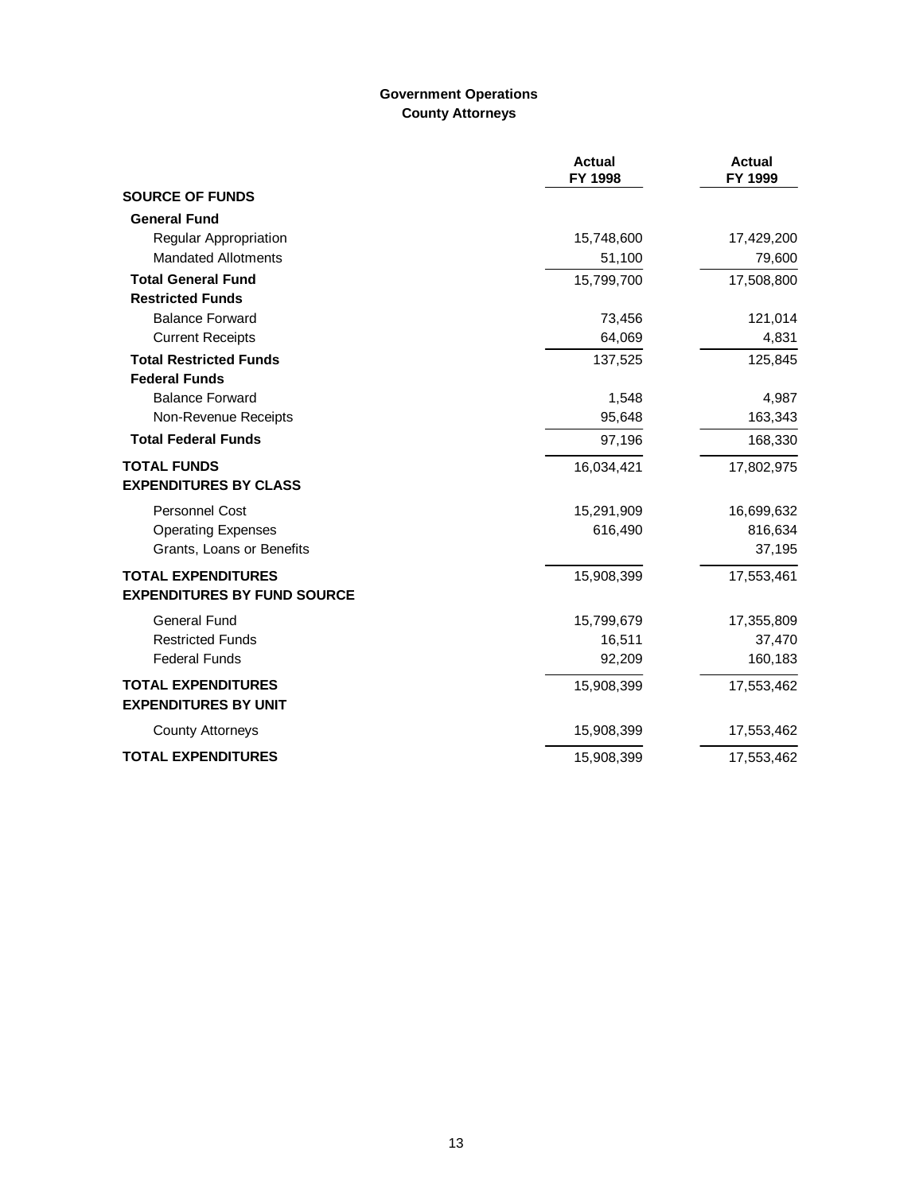## Government Operations
## County Attorneys

| | Actual FY 1998 | Actual FY 1999 |
|---|---|---|
| **SOURCE OF FUNDS** | | |
| **General Fund** | | |
| Regular Appropriation | 15,748,600 | 17,429,200 |
| Mandated Allotments | 51,100 | 79,600 |
| **Total General Fund** | 15,799,700 | 17,508,800 |
| **Restricted Funds** | | |
| Balance Forward | 73,456 | 121,014 |
| Current Receipts | 64,069 | 4,831 |
| **Total Restricted Funds** | 137,525 | 125,845 |
| **Federal Funds** | | |
| Balance Forward | 1,548 | 4,987 |
| Non-Revenue Receipts | 95,648 | 163,343 |
| **Total Federal Funds** | 97,196 | 168,330 |
| **TOTAL FUNDS** | 16,034,421 | 17,802,975 |
| **EXPENDITURES BY CLASS** | | |
| Personnel Cost | 15,291,909 | 16,699,632 |
| Operating Expenses | 616,490 | 816,634 |
| Grants, Loans or Benefits | | 37,195 |
| **TOTAL EXPENDITURES** | 15,908,399 | 17,553,461 |
| **EXPENDITURES BY FUND SOURCE** | | |
| General Fund | 15,799,679 | 17,355,809 |
| Restricted Funds | 16,511 | 37,470 |
| Federal Funds | 92,209 | 160,183 |
| **TOTAL EXPENDITURES** | 15,908,399 | 17,553,462 |
| **EXPENDITURES BY UNIT** | | |
| County Attorneys | 15,908,399 | 17,553,462 |
| **TOTAL EXPENDITURES** | 15,908,399 | 17,553,462 |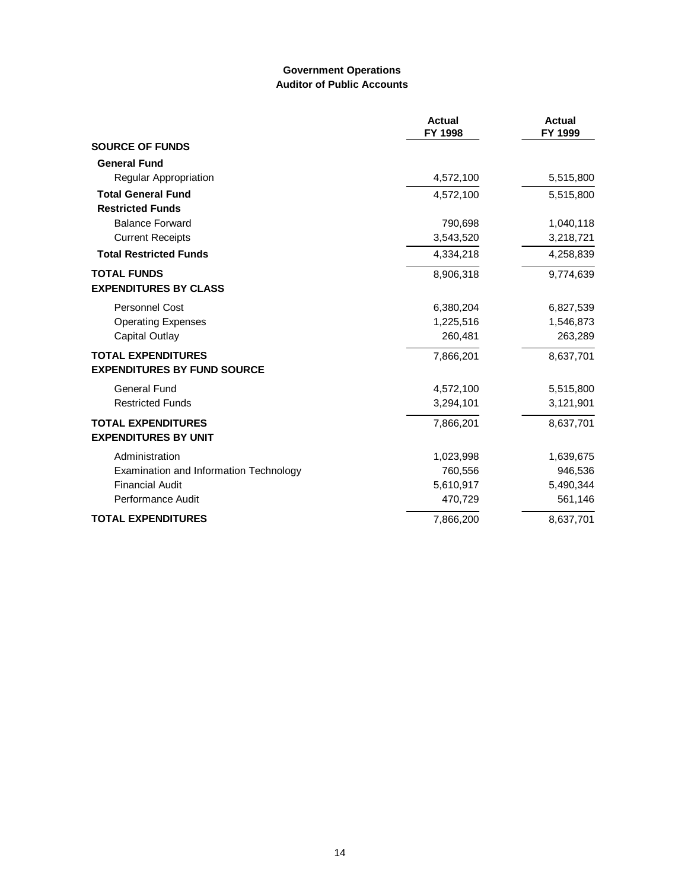## Government Operations
## Auditor of Public Accounts

| | Actual FY 1998 | Actual FY 1999 |
|---|---|---|
| **SOURCE OF FUNDS** | | |
| **General Fund** | | |
| Regular Appropriation | 4,572,100 | 5,515,800 |
| **Total General Fund** | 4,572,100 | 5,515,800 |
| **Restricted Funds** | | |
| Balance Forward | 790,698 | 1,040,118 |
| Current Receipts | 3,543,520 | 3,218,721 |
| **Total Restricted Funds** | 4,334,218 | 4,258,839 |
| **TOTAL FUNDS** | 8,906,318 | 9,774,639 |
| **EXPENDITURES BY CLASS** | | |
| Personnel Cost | 6,380,204 | 6,827,539 |
| Operating Expenses | 1,225,516 | 1,546,873 |
| Capital Outlay | 260,481 | 263,289 |
| **TOTAL EXPENDITURES** | 7,866,201 | 8,637,701 |
| **EXPENDITURES BY FUND SOURCE** | | |
| General Fund | 4,572,100 | 5,515,800 |
| Restricted Funds | 3,294,101 | 3,121,901 |
| **TOTAL EXPENDITURES** | 7,866,201 | 8,637,701 |
| **EXPENDITURES BY UNIT** | | |
| Administration | 1,023,998 | 1,639,675 |
| Examination and Information Technology | 760,556 | 946,536 |
| Financial Audit | 5,610,917 | 5,490,344 |
| Performance Audit | 470,729 | 561,146 |
| **TOTAL EXPENDITURES** | 7,866,200 | 8,637,701 |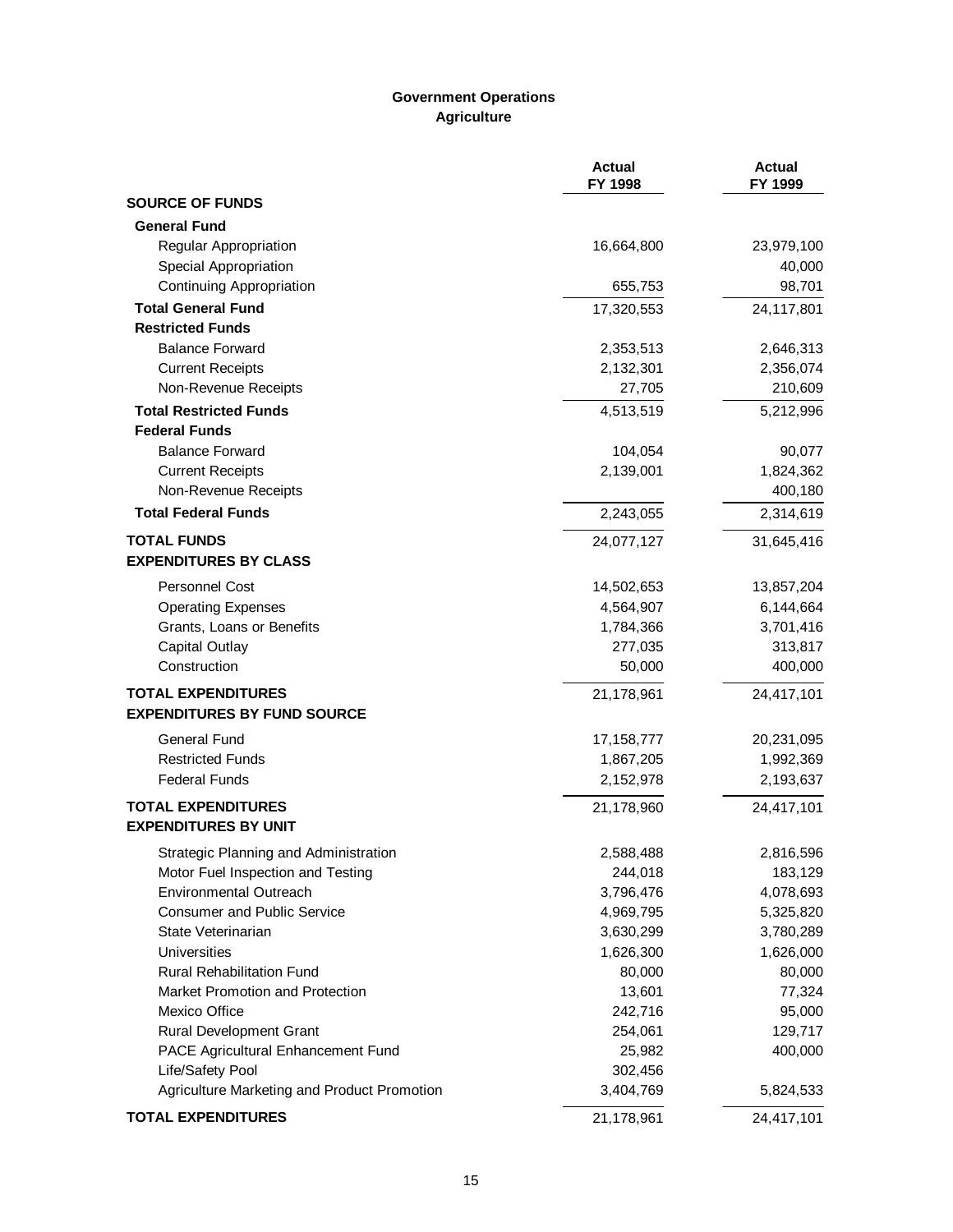## Government Operations
### Agriculture

| | Actual FY 1998 | Actual FY 1999 |
|---|---|---|
| **SOURCE OF FUNDS** | | |
| **General Fund** | | |
| Regular Appropriation | 16,664,800 | 23,979,100 |
| Special Appropriation | | 40,000 |
| Continuing Appropriation | 655,753 | 98,701 |
| **Total General Fund** | 17,320,553 | 24,117,801 |
| **Restricted Funds** | | |
| Balance Forward | 2,353,513 | 2,646,313 |
| Current Receipts | 2,132,301 | 2,356,074 |
| Non-Revenue Receipts | 27,705 | 210,609 |
| **Total Restricted Funds** | 4,513,519 | 5,212,996 |
| **Federal Funds** | | |
| Balance Forward | 104,054 | 90,077 |
| Current Receipts | 2,139,001 | 1,824,362 |
| Non-Revenue Receipts | | 400,180 |
| **Total Federal Funds** | 2,243,055 | 2,314,619 |
| **TOTAL FUNDS** | 24,077,127 | 31,645,416 |
| **EXPENDITURES BY CLASS** | | |
| Personnel Cost | 14,502,653 | 13,857,204 |
| Operating Expenses | 4,564,907 | 6,144,664 |
| Grants, Loans or Benefits | 1,784,366 | 3,701,416 |
| Capital Outlay | 277,035 | 313,817 |
| Construction | 50,000 | 400,000 |
| **TOTAL EXPENDITURES** | 21,178,961 | 24,417,101 |
| **EXPENDITURES BY FUND SOURCE** | | |
| General Fund | 17,158,777 | 20,231,095 |
| Restricted Funds | 1,867,205 | 1,992,369 |
| Federal Funds | 2,152,978 | 2,193,637 |
| **TOTAL EXPENDITURES** | 21,178,960 | 24,417,101 |
| **EXPENDITURES BY UNIT** | | |
| Strategic Planning and Administration | 2,588,488 | 2,816,596 |
| Motor Fuel Inspection and Testing | 244,018 | 183,129 |
| Environmental Outreach | 3,796,476 | 4,078,693 |
| Consumer and Public Service | 4,969,795 | 5,325,820 |
| State Veterinarian | 3,630,299 | 3,780,289 |
| Universities | 1,626,300 | 1,626,000 |
| Rural Rehabilitation Fund | 80,000 | 80,000 |
| Market Promotion and Protection | 13,601 | 77,324 |
| Mexico Office | 242,716 | 95,000 |
| Rural Development Grant | 254,061 | 129,717 |
| PACE Agricultural Enhancement Fund | 25,982 | 400,000 |
| Life/Safety Pool | 302,456 | |
| Agriculture Marketing and Product Promotion | 3,404,769 | 5,824,533 |
| **TOTAL EXPENDITURES** | 21,178,961 | 24,417,101 |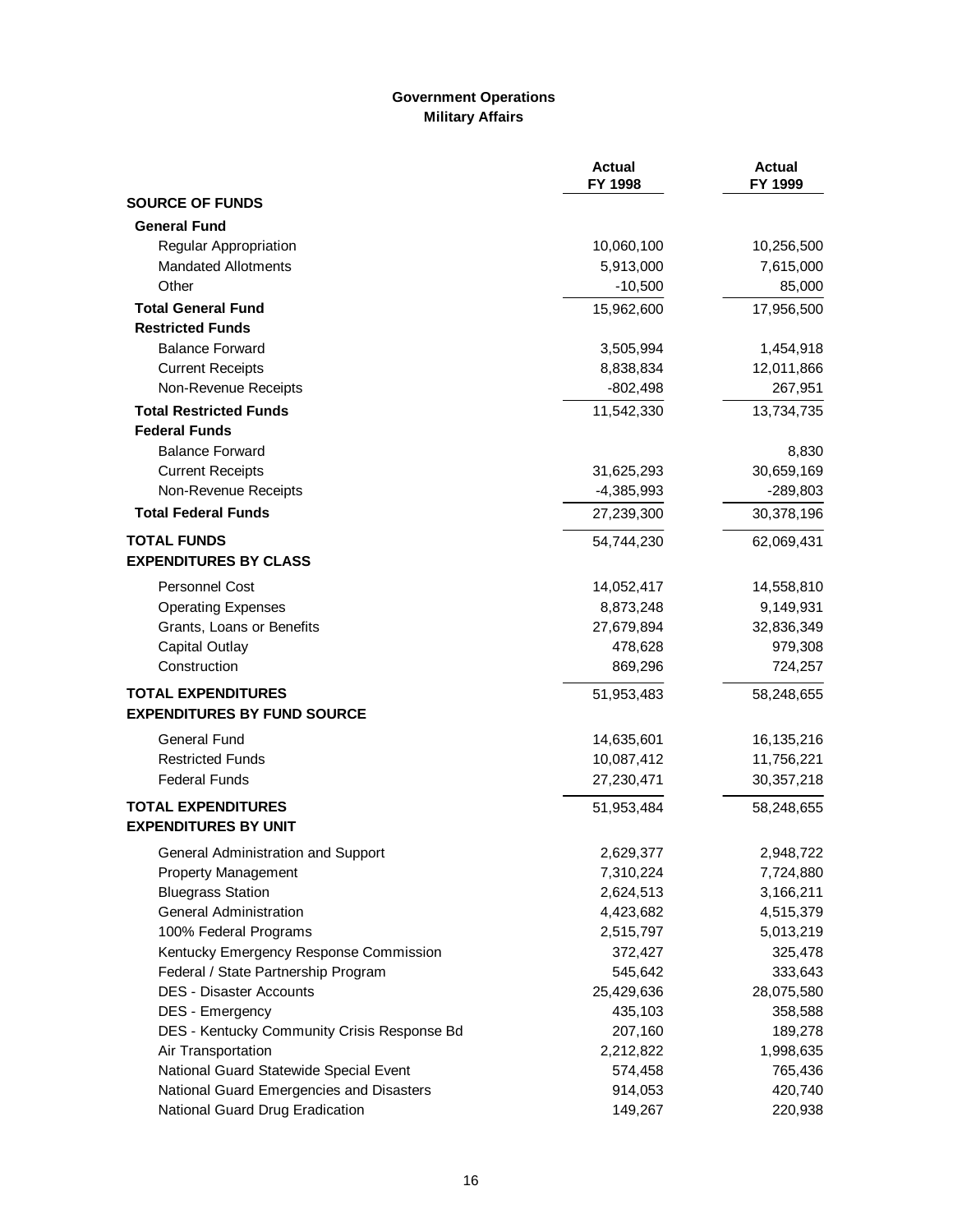## Government Operations
### Military Affairs

| | Actual FY 1998 | Actual FY 1999 |
|---|---|---|
| **SOURCE OF FUNDS** | | |
| **General Fund** | | |
| Regular Appropriation | 10,060,100 | 10,256,500 |
| Mandated Allotments | 5,913,000 | 7,615,000 |
| Other | -10,500 | 85,000 |
| **Total General Fund** | 15,962,600 | 17,956,500 |
| **Restricted Funds** | | |
| Balance Forward | 3,505,994 | 1,454,918 |
| Current Receipts | 8,838,834 | 12,011,866 |
| Non-Revenue Receipts | -802,498 | 267,951 |
| **Total Restricted Funds** | 11,542,330 | 13,734,735 |
| **Federal Funds** | | |
| Balance Forward | | 8,830 |
| Current Receipts | 31,625,293 | 30,659,169 |
| Non-Revenue Receipts | -4,385,993 | -289,803 |
| **Total Federal Funds** | 27,239,300 | 30,378,196 |
| **TOTAL FUNDS** | 54,744,230 | 62,069,431 |
| **EXPENDITURES BY CLASS** | | |
| Personnel Cost | 14,052,417 | 14,558,810 |
| Operating Expenses | 8,873,248 | 9,149,931 |
| Grants, Loans or Benefits | 27,679,894 | 32,836,349 |
| Capital Outlay | 478,628 | 979,308 |
| Construction | 869,296 | 724,257 |
| **TOTAL EXPENDITURES** | 51,953,483 | 58,248,655 |
| **EXPENDITURES BY FUND SOURCE** | | |
| General Fund | 14,635,601 | 16,135,216 |
| Restricted Funds | 10,087,412 | 11,756,221 |
| Federal Funds | 27,230,471 | 30,357,218 |
| **TOTAL EXPENDITURES** | 51,953,484 | 58,248,655 |
| **EXPENDITURES BY UNIT** | | |
| General Administration and Support | 2,629,377 | 2,948,722 |
| Property Management | 7,310,224 | 7,724,880 |
| Bluegrass Station | 2,624,513 | 3,166,211 |
| General Administration | 4,423,682 | 4,515,379 |
| 100% Federal Programs | 2,515,797 | 5,013,219 |
| Kentucky Emergency Response Commission | 372,427 | 325,478 |
| Federal / State Partnership Program | 545,642 | 333,643 |
| DES - Disaster Accounts | 25,429,636 | 28,075,580 |
| DES - Emergency | 435,103 | 358,588 |
| DES - Kentucky Community Crisis Response Bd | 207,160 | 189,278 |
| Air Transportation | 2,212,822 | 1,998,635 |
| National Guard Statewide Special Event | 574,458 | 765,436 |
| National Guard Emergencies and Disasters | 914,053 | 420,740 |
| National Guard Drug Eradication | 149,267 | 220,938 |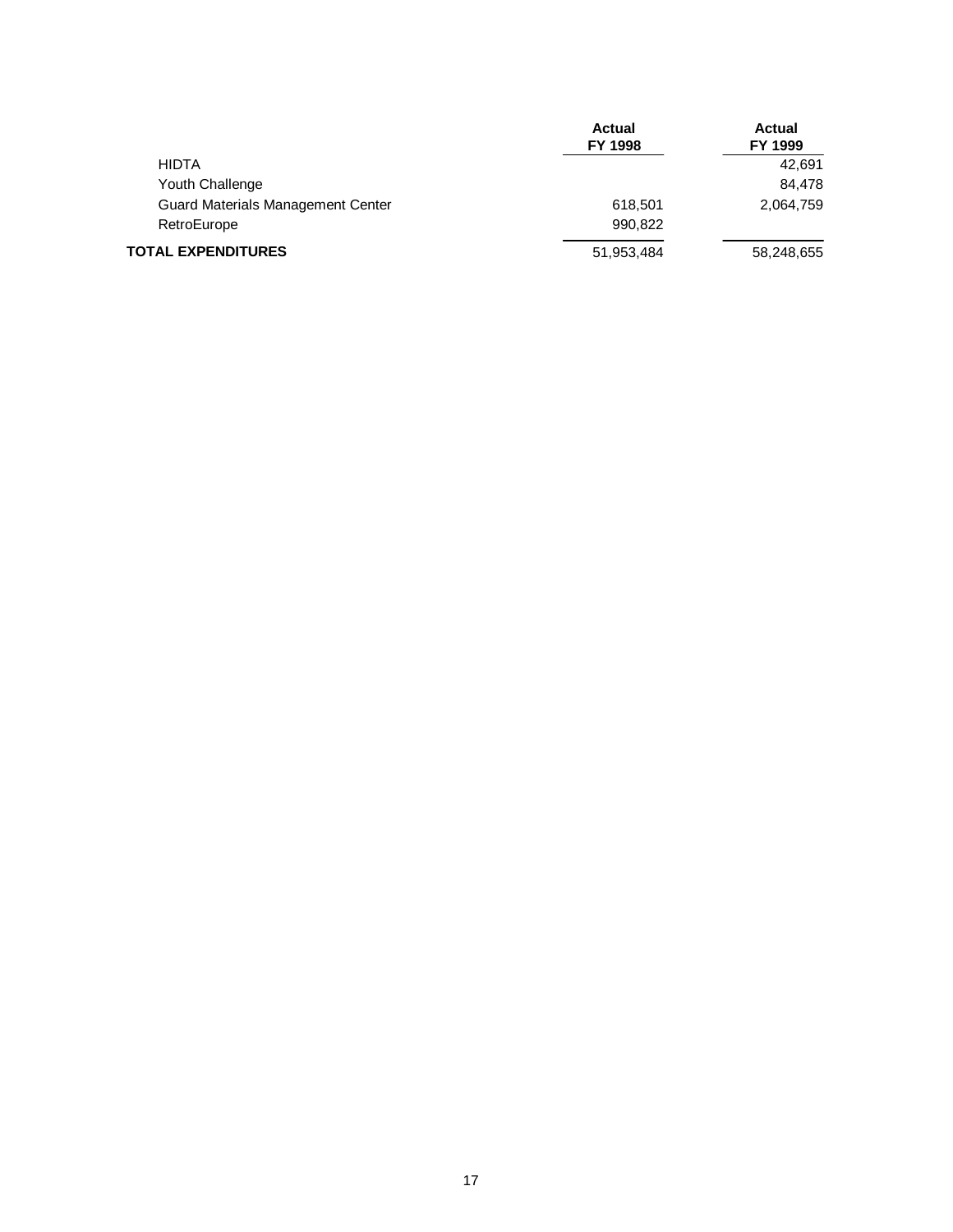| | Actual FY 1998 | Actual FY 1999 |
|---|---|---|
| HIDTA | | 42,691 |
| Youth Challenge | | 84,478 |
| Guard Materials Management Center | 618,501 | 2,064,759 |
| RetroEurope | 990,822 | |
| **TOTAL EXPENDITURES** | 51,953,484 | 58,248,655 |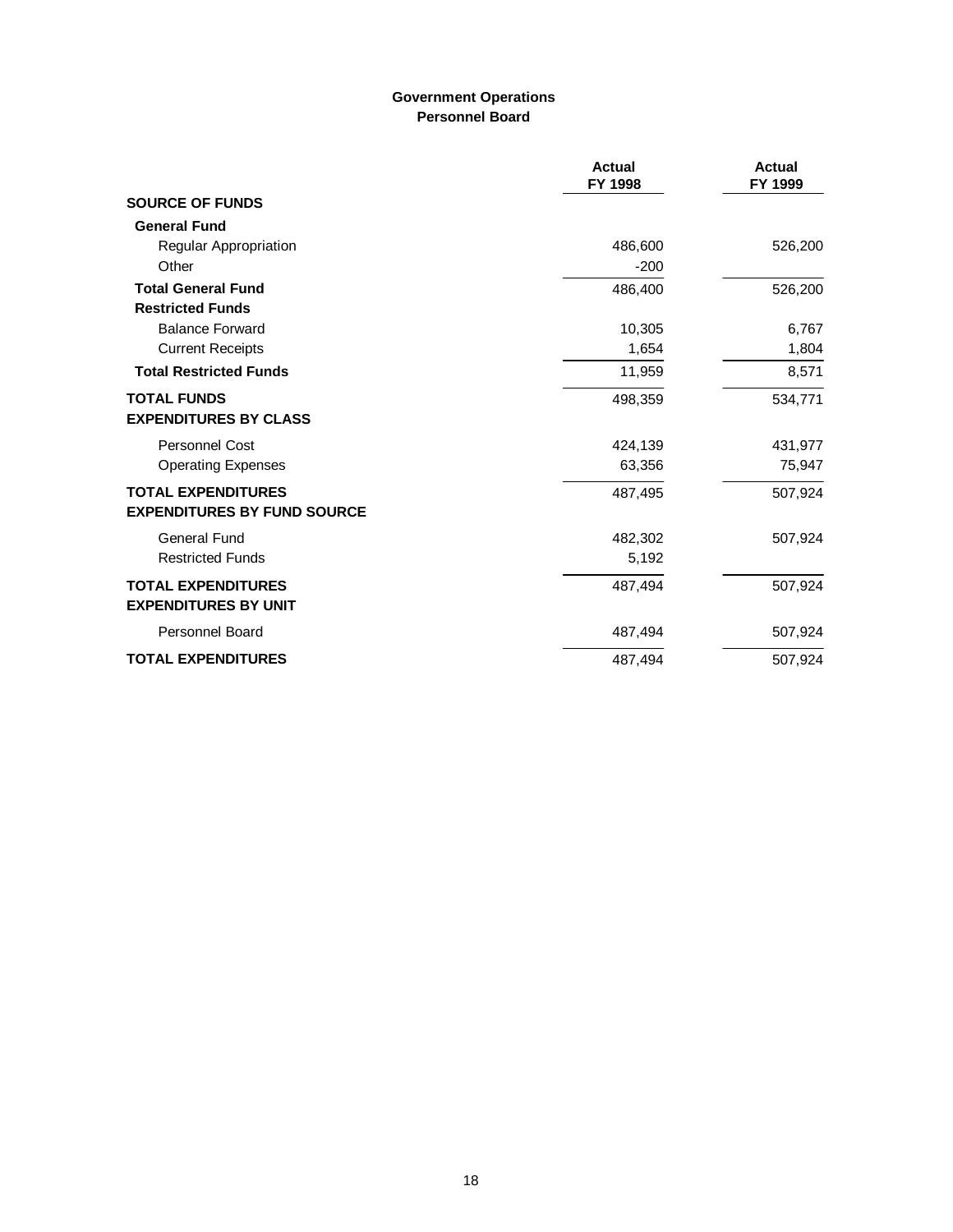## Government Operations
### Personnel Board

| | Actual FY 1998 | Actual FY 1999 |
|---|---|---|
| **SOURCE OF FUNDS** | | |
| **General Fund** | | |
| Regular Appropriation | 486,600 | 526,200 |
| Other | -200 | |
| **Total General Fund** | 486,400 | 526,200 |
| **Restricted Funds** | | |
| Balance Forward | 10,305 | 6,767 |
| Current Receipts | 1,654 | 1,804 |
| **Total Restricted Funds** | 11,959 | 8,571 |
| **TOTAL FUNDS** | 498,359 | 534,771 |
| **EXPENDITURES BY CLASS** | | |
| Personnel Cost | 424,139 | 431,977 |
| Operating Expenses | 63,356 | 75,947 |
| **TOTAL EXPENDITURES** | 487,495 | 507,924 |
| **EXPENDITURES BY FUND SOURCE** | | |
| General Fund | 482,302 | 507,924 |
| Restricted Funds | 5,192 | |
| **TOTAL EXPENDITURES** | 487,494 | 507,924 |
| **EXPENDITURES BY UNIT** | | |
| Personnel Board | 487,494 | 507,924 |
| **TOTAL EXPENDITURES** | 487,494 | 507,924 |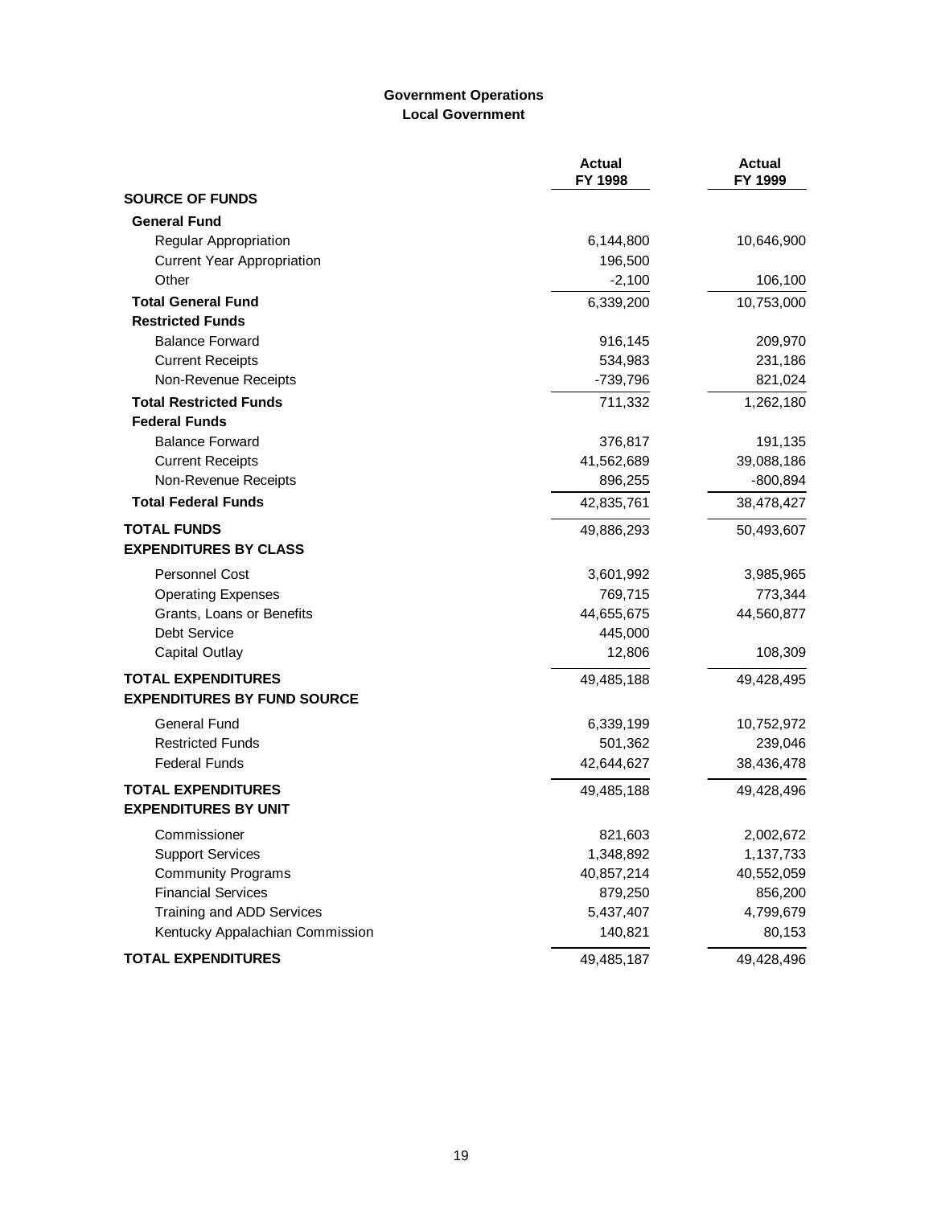# Government Operations
## Local Government

| | Actual FY 1998 | Actual FY 1999 |
|---|---|---|
| **SOURCE OF FUNDS** | | |
| **General Fund** | | |
| Regular Appropriation | 6,144,800 | 10,646,900 |
| Current Year Appropriation | 196,500 | |
| Other | -2,100 | 106,100 |
| **Total General Fund** | 6,339,200 | 10,753,000 |
| **Restricted Funds** | | |
| Balance Forward | 916,145 | 209,970 |
| Current Receipts | 534,983 | 231,186 |
| Non-Revenue Receipts | -739,796 | 821,024 |
| **Total Restricted Funds** | 711,332 | 1,262,180 |
| **Federal Funds** | | |
| Balance Forward | 376,817 | 191,135 |
| Current Receipts | 41,562,689 | 39,088,186 |
| Non-Revenue Receipts | 896,255 | -800,894 |
| **Total Federal Funds** | 42,835,761 | 38,478,427 |
| **TOTAL FUNDS** | 49,886,293 | 50,493,607 |
| **EXPENDITURES BY CLASS** | | |
| Personnel Cost | 3,601,992 | 3,985,965 |
| Operating Expenses | 769,715 | 773,344 |
| Grants, Loans or Benefits | 44,655,675 | 44,560,877 |
| Debt Service | 445,000 | |
| Capital Outlay | 12,806 | 108,309 |
| **TOTAL EXPENDITURES** | 49,485,188 | 49,428,495 |
| **EXPENDITURES BY FUND SOURCE** | | |
| General Fund | 6,339,199 | 10,752,972 |
| Restricted Funds | 501,362 | 239,046 |
| Federal Funds | 42,644,627 | 38,436,478 |
| **TOTAL EXPENDITURES** | 49,485,188 | 49,428,496 |
| **EXPENDITURES BY UNIT** | | |
| Commissioner | 821,603 | 2,002,672 |
| Support Services | 1,348,892 | 1,137,733 |
| Community Programs | 40,857,214 | 40,552,059 |
| Financial Services | 879,250 | 856,200 |
| Training and ADD Services | 5,437,407 | 4,799,679 |
| Kentucky Appalachian Commission | 140,821 | 80,153 |
| **TOTAL EXPENDITURES** | 49,485,187 | 49,428,496 |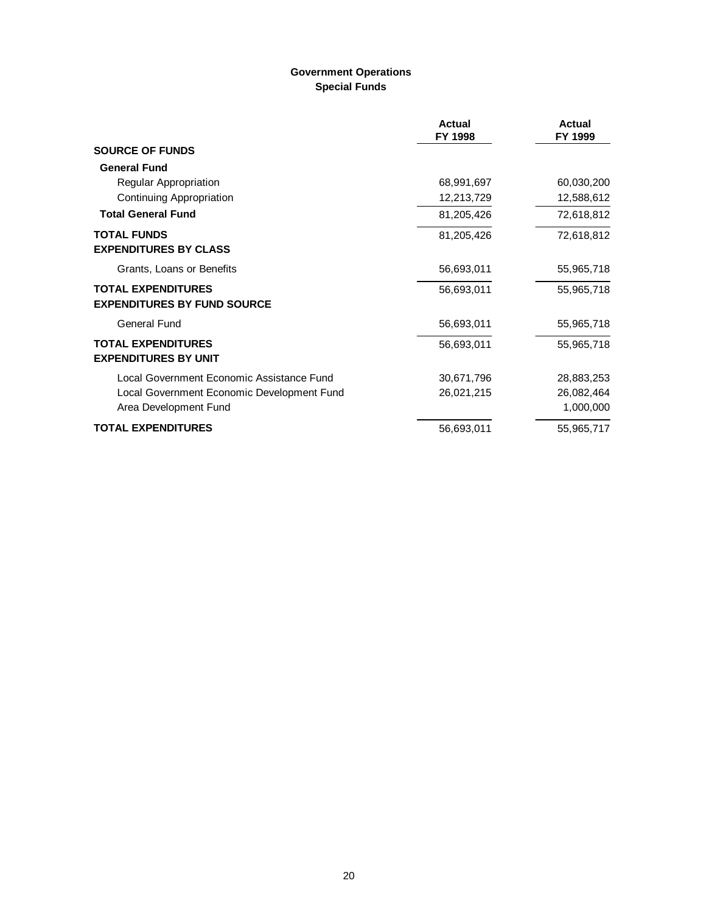## Government Operations
### Special Funds

| | Actual FY 1998 | Actual FY 1999 |
|---|---|---|
| **SOURCE OF FUNDS** | | |
| **General Fund** | | |
| Regular Appropriation | 68,991,697 | 60,030,200 |
| Continuing Appropriation | 12,213,729 | 12,588,612 |
| **Total General Fund** | 81,205,426 | 72,618,812 |
| **TOTAL FUNDS** | 81,205,426 | 72,618,812 |
| **EXPENDITURES BY CLASS** | | |
| Grants, Loans or Benefits | 56,693,011 | 55,965,718 |
| **TOTAL EXPENDITURES** | 56,693,011 | 55,965,718 |
| **EXPENDITURES BY FUND SOURCE** | | |
| General Fund | 56,693,011 | 55,965,718 |
| **TOTAL EXPENDITURES** | 56,693,011 | 55,965,718 |
| **EXPENDITURES BY UNIT** | | |
| Local Government Economic Assistance Fund | 30,671,796 | 28,883,253 |
| Local Government Economic Development Fund | 26,021,215 | 26,082,464 |
| Area Development Fund | | 1,000,000 |
| **TOTAL EXPENDITURES** | 56,693,011 | 55,965,717 |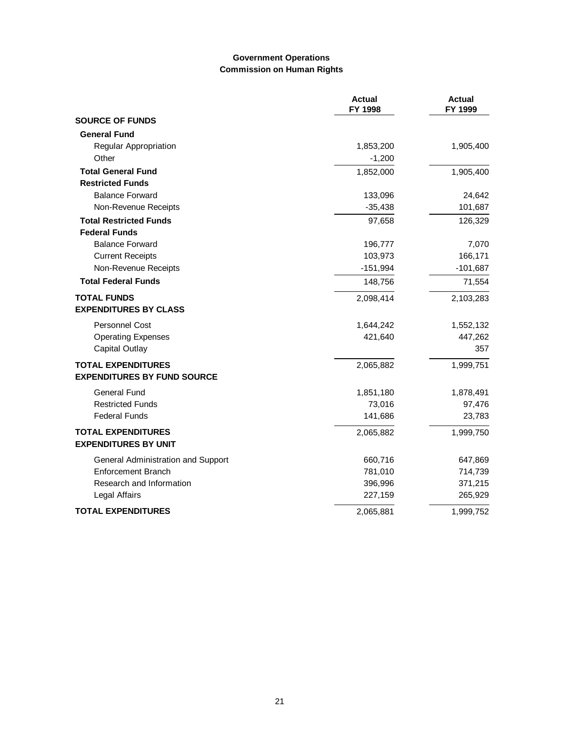**Government Operations**
**Commission on Human Rights**

| | Actual FY 1998 | Actual FY 1999 |
|---|---|---|
| **SOURCE OF FUNDS** | | |
| **General Fund** | | |
| Regular Appropriation | 1,853,200 | 1,905,400 |
| Other | -1,200 | |
| **Total General Fund** | 1,852,000 | 1,905,400 |
| **Restricted Funds** | | |
| Balance Forward | 133,096 | 24,642 |
| Non-Revenue Receipts | -35,438 | 101,687 |
| **Total Restricted Funds** | 97,658 | 126,329 |
| **Federal Funds** | | |
| Balance Forward | 196,777 | 7,070 |
| Current Receipts | 103,973 | 166,171 |
| Non-Revenue Receipts | -151,994 | -101,687 |
| **Total Federal Funds** | 148,756 | 71,554 |
| **TOTAL FUNDS** | 2,098,414 | 2,103,283 |
| **EXPENDITURES BY CLASS** | | |
| Personnel Cost | 1,644,242 | 1,552,132 |
| Operating Expenses | 421,640 | 447,262 |
| Capital Outlay | | 357 |
| **TOTAL EXPENDITURES** | 2,065,882 | 1,999,751 |
| **EXPENDITURES BY FUND SOURCE** | | |
| General Fund | 1,851,180 | 1,878,491 |
| Restricted Funds | 73,016 | 97,476 |
| Federal Funds | 141,686 | 23,783 |
| **TOTAL EXPENDITURES** | 2,065,882 | 1,999,750 |
| **EXPENDITURES BY UNIT** | | |
| General Administration and Support | 660,716 | 647,869 |
| Enforcement Branch | 781,010 | 714,739 |
| Research and Information | 396,996 | 371,215 |
| Legal Affairs | 227,159 | 265,929 |
| **TOTAL EXPENDITURES** | 2,065,881 | 1,999,752 |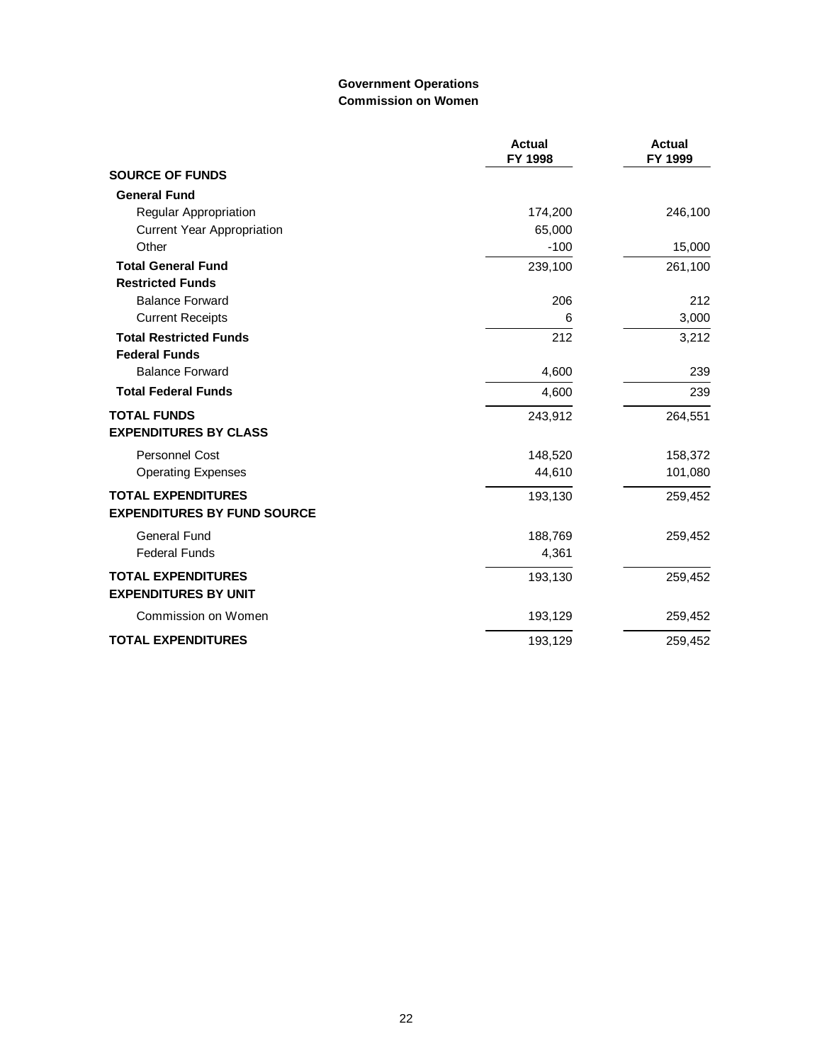**Government Operations**
**Commission on Women**

| | Actual FY 1998 | Actual FY 1999 |
|---|---|---|
| **SOURCE OF FUNDS** | | |
| **General Fund** | | |
| Regular Appropriation | 174,200 | 246,100 |
| Current Year Appropriation | 65,000 | |
| Other | -100 | 15,000 |
| **Total General Fund** | 239,100 | 261,100 |
| **Restricted Funds** | | |
| Balance Forward | 206 | 212 |
| Current Receipts | 6 | 3,000 |
| **Total Restricted Funds** | 212 | 3,212 |
| **Federal Funds** | | |
| Balance Forward | 4,600 | 239 |
| **Total Federal Funds** | 4,600 | 239 |
| **TOTAL FUNDS** | 243,912 | 264,551 |
| **EXPENDITURES BY CLASS** | | |
| Personnel Cost | 148,520 | 158,372 |
| Operating Expenses | 44,610 | 101,080 |
| **TOTAL EXPENDITURES** | 193,130 | 259,452 |
| **EXPENDITURES BY FUND SOURCE** | | |
| General Fund | 188,769 | 259,452 |
| Federal Funds | 4,361 | |
| **TOTAL EXPENDITURES** | 193,130 | 259,452 |
| **EXPENDITURES BY UNIT** | | |
| Commission on Women | 193,129 | 259,452 |
| **TOTAL EXPENDITURES** | 193,129 | 259,452 |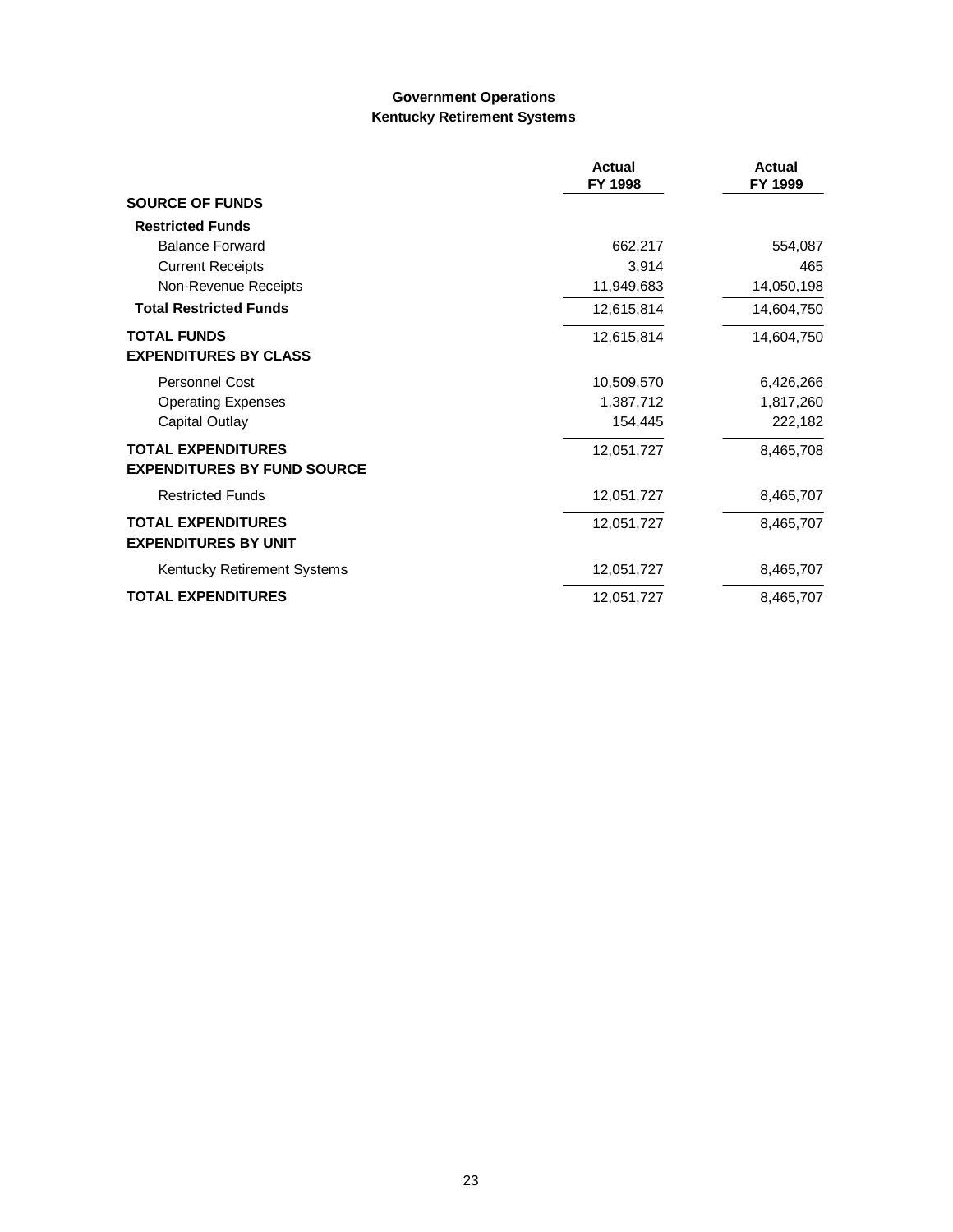## Government Operations
### Kentucky Retirement Systems

| | Actual FY 1998 | Actual FY 1999 |
|---|---|---|
| **SOURCE OF FUNDS** | | |
| **Restricted Funds** | | |
| Balance Forward | 662,217 | 554,087 |
| Current Receipts | 3,914 | 465 |
| Non-Revenue Receipts | 11,949,683 | 14,050,198 |
| **Total Restricted Funds** | 12,615,814 | 14,604,750 |
| **TOTAL FUNDS** | 12,615,814 | 14,604,750 |
| **EXPENDITURES BY CLASS** | | |
| Personnel Cost | 10,509,570 | 6,426,266 |
| Operating Expenses | 1,387,712 | 1,817,260 |
| Capital Outlay | 154,445 | 222,182 |
| **TOTAL EXPENDITURES** | 12,051,727 | 8,465,708 |
| **EXPENDITURES BY FUND SOURCE** | | |
| Restricted Funds | 12,051,727 | 8,465,707 |
| **TOTAL EXPENDITURES** | 12,051,727 | 8,465,707 |
| **EXPENDITURES BY UNIT** | | |
| Kentucky Retirement Systems | 12,051,727 | 8,465,707 |
| **TOTAL EXPENDITURES** | 12,051,727 | 8,465,707 |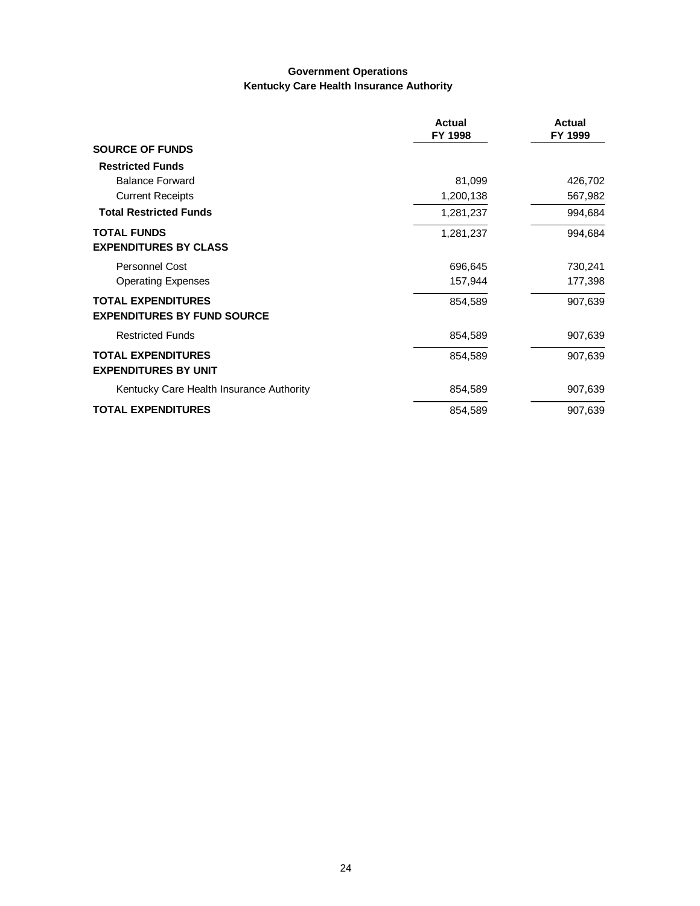**Government Operations**
**Kentucky Care Health Insurance Authority**

| | Actual FY 1998 | Actual FY 1999 |
|---|---|---|
| **SOURCE OF FUNDS** | | |
| **Restricted Funds** | | |
| Balance Forward | 81,099 | 426,702 |
| Current Receipts | 1,200,138 | 567,982 |
| **Total Restricted Funds** | 1,281,237 | 994,684 |
| **TOTAL FUNDS** | 1,281,237 | 994,684 |
| **EXPENDITURES BY CLASS** | | |
| Personnel Cost | 696,645 | 730,241 |
| Operating Expenses | 157,944 | 177,398 |
| **TOTAL EXPENDITURES** | 854,589 | 907,639 |
| **EXPENDITURES BY FUND SOURCE** | | |
| Restricted Funds | 854,589 | 907,639 |
| **TOTAL EXPENDITURES** | 854,589 | 907,639 |
| **EXPENDITURES BY UNIT** | | |
| Kentucky Care Health Insurance Authority | 854,589 | 907,639 |
| **TOTAL EXPENDITURES** | 854,589 | 907,639 |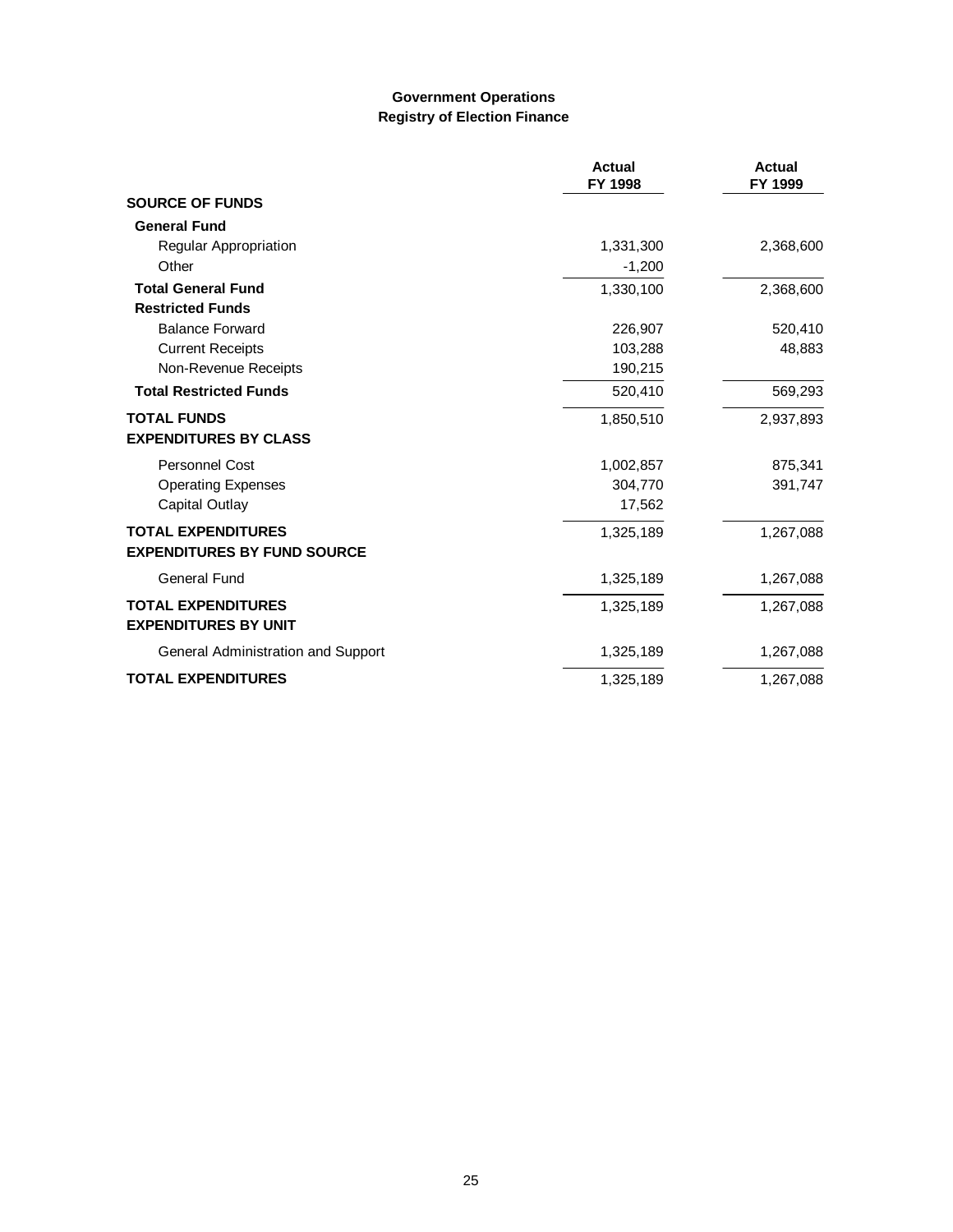## Government Operations
## Registry of Election Finance

| | Actual FY 1998 | Actual FY 1999 |
|---|---|---|
| **SOURCE OF FUNDS** | | |
| **General Fund** | | |
| Regular Appropriation | 1,331,300 | 2,368,600 |
| Other | -1,200 | |
| **Total General Fund** | 1,330,100 | 2,368,600 |
| **Restricted Funds** | | |
| Balance Forward | 226,907 | 520,410 |
| Current Receipts | 103,288 | 48,883 |
| Non-Revenue Receipts | 190,215 | |
| **Total Restricted Funds** | 520,410 | 569,293 |
| **TOTAL FUNDS** | 1,850,510 | 2,937,893 |
| **EXPENDITURES BY CLASS** | | |
| Personnel Cost | 1,002,857 | 875,341 |
| Operating Expenses | 304,770 | 391,747 |
| Capital Outlay | 17,562 | |
| **TOTAL EXPENDITURES** | 1,325,189 | 1,267,088 |
| **EXPENDITURES BY FUND SOURCE** | | |
| General Fund | 1,325,189 | 1,267,088 |
| **TOTAL EXPENDITURES** | 1,325,189 | 1,267,088 |
| **EXPENDITURES BY UNIT** | | |
| General Administration and Support | 1,325,189 | 1,267,088 |
| **TOTAL EXPENDITURES** | 1,325,189 | 1,267,088 |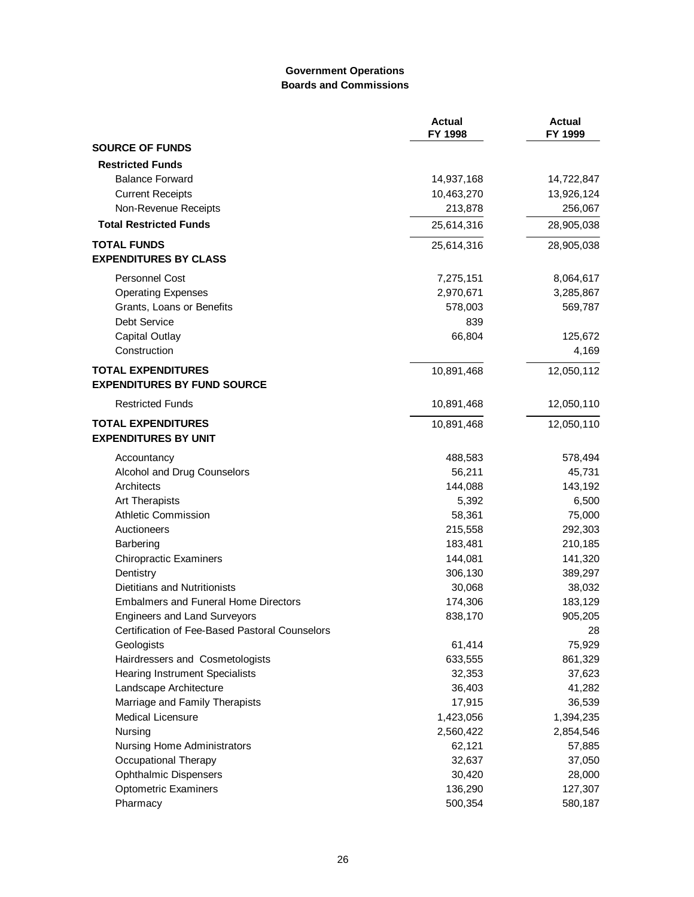**Government Operations**
**Boards and Commissions**

| | Actual FY 1998 | Actual FY 1999 |
|---|---|---|
| **SOURCE OF FUNDS** | | |
| **Restricted Funds** | | |
| Balance Forward | 14,937,168 | 14,722,847 |
| Current Receipts | 10,463,270 | 13,926,124 |
| Non-Revenue Receipts | 213,878 | 256,067 |
| **Total Restricted Funds** | 25,614,316 | 28,905,038 |
| **TOTAL FUNDS** | 25,614,316 | 28,905,038 |
| **EXPENDITURES BY CLASS** | | |
| Personnel Cost | 7,275,151 | 8,064,617 |
| Operating Expenses | 2,970,671 | 3,285,867 |
| Grants, Loans or Benefits | 578,003 | 569,787 |
| Debt Service | 839 | |
| Capital Outlay | 66,804 | 125,672 |
| Construction | | 4,169 |
| **TOTAL EXPENDITURES** | 10,891,468 | 12,050,112 |
| **EXPENDITURES BY FUND SOURCE** | | |
| Restricted Funds | 10,891,468 | 12,050,110 |
| **TOTAL EXPENDITURES** | 10,891,468 | 12,050,110 |
| **EXPENDITURES BY UNIT** | | |
| Accountancy | 488,583 | 578,494 |
| Alcohol and Drug Counselors | 56,211 | 45,731 |
| Architects | 144,088 | 143,192 |
| Art Therapists | 5,392 | 6,500 |
| Athletic Commission | 58,361 | 75,000 |
| Auctioneers | 215,558 | 292,303 |
| Barbering | 183,481 | 210,185 |
| Chiropractic Examiners | 144,081 | 141,320 |
| Dentistry | 306,130 | 389,297 |
| Dietitians and Nutritionists | 30,068 | 38,032 |
| Embalmers and Funeral Home Directors | 174,306 | 183,129 |
| Engineers and Land Surveyors | 838,170 | 905,205 |
| Certification of Fee-Based Pastoral Counselors | | 28 |
| Geologists | 61,414 | 75,929 |
| Hairdressers and Cosmetologists | 633,555 | 861,329 |
| Hearing Instrument Specialists | 32,353 | 37,623 |
| Landscape Architecture | 36,403 | 41,282 |
| Marriage and Family Therapists | 17,915 | 36,539 |
| Medical Licensure | 1,423,056 | 1,394,235 |
| Nursing | 2,560,422 | 2,854,546 |
| Nursing Home Administrators | 62,121 | 57,885 |
| Occupational Therapy | 32,637 | 37,050 |
| Ophthalmic Dispensers | 30,420 | 28,000 |
| Optometric Examiners | 136,290 | 127,307 |
| Pharmacy | 500,354 | 580,187 |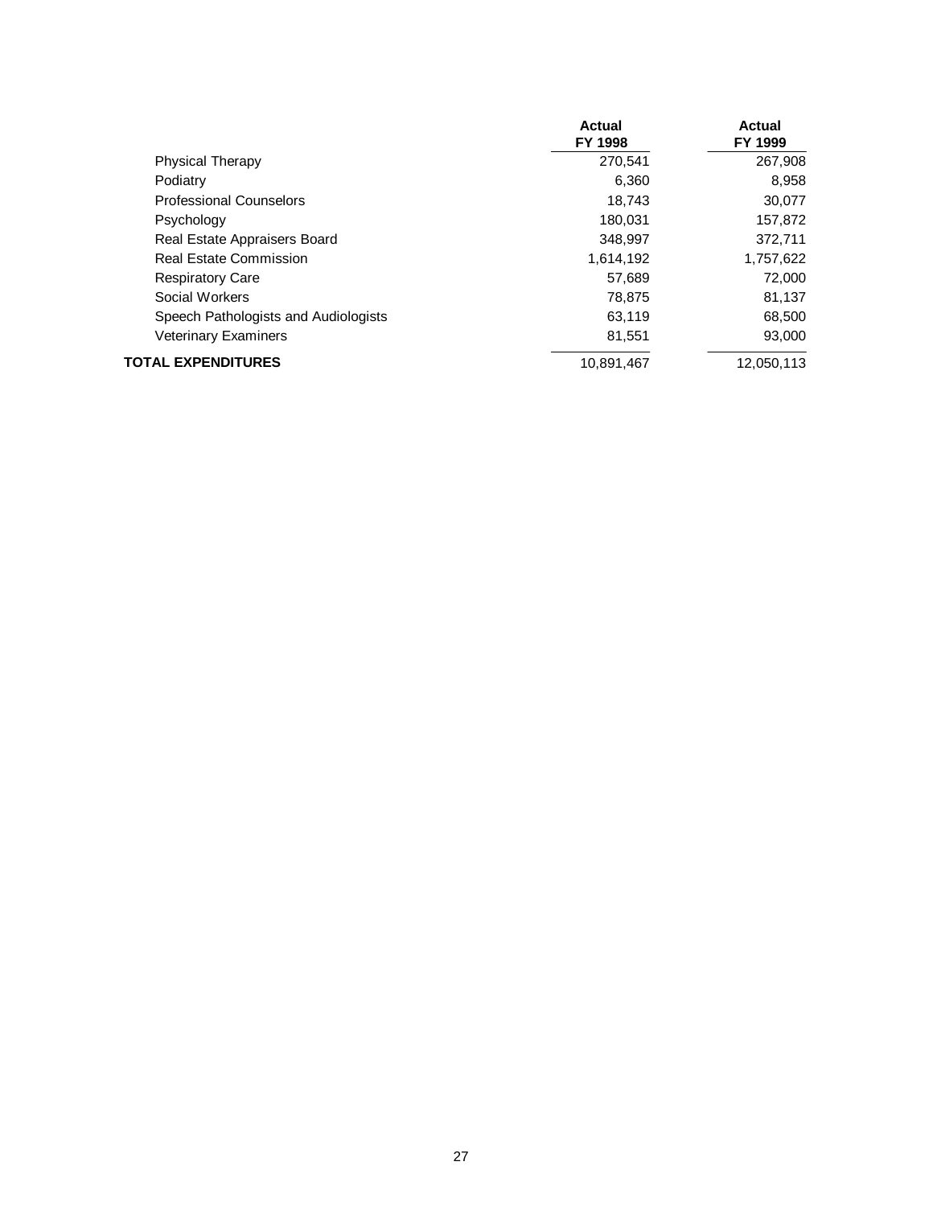| | Actual FY 1998 | Actual FY 1999 |
|---|---|---|
| Physical Therapy | 270,541 | 267,908 |
| Podiatry | 6,360 | 8,958 |
| Professional Counselors | 18,743 | 30,077 |
| Psychology | 180,031 | 157,872 |
| Real Estate Appraisers Board | 348,997 | 372,711 |
| Real Estate Commission | 1,614,192 | 1,757,622 |
| Respiratory Care | 57,689 | 72,000 |
| Social Workers | 78,875 | 81,137 |
| Speech Pathologists and Audiologists | 63,119 | 68,500 |
| Veterinary Examiners | 81,551 | 93,000 |
| **TOTAL EXPENDITURES** | 10,891,467 | 12,050,113 |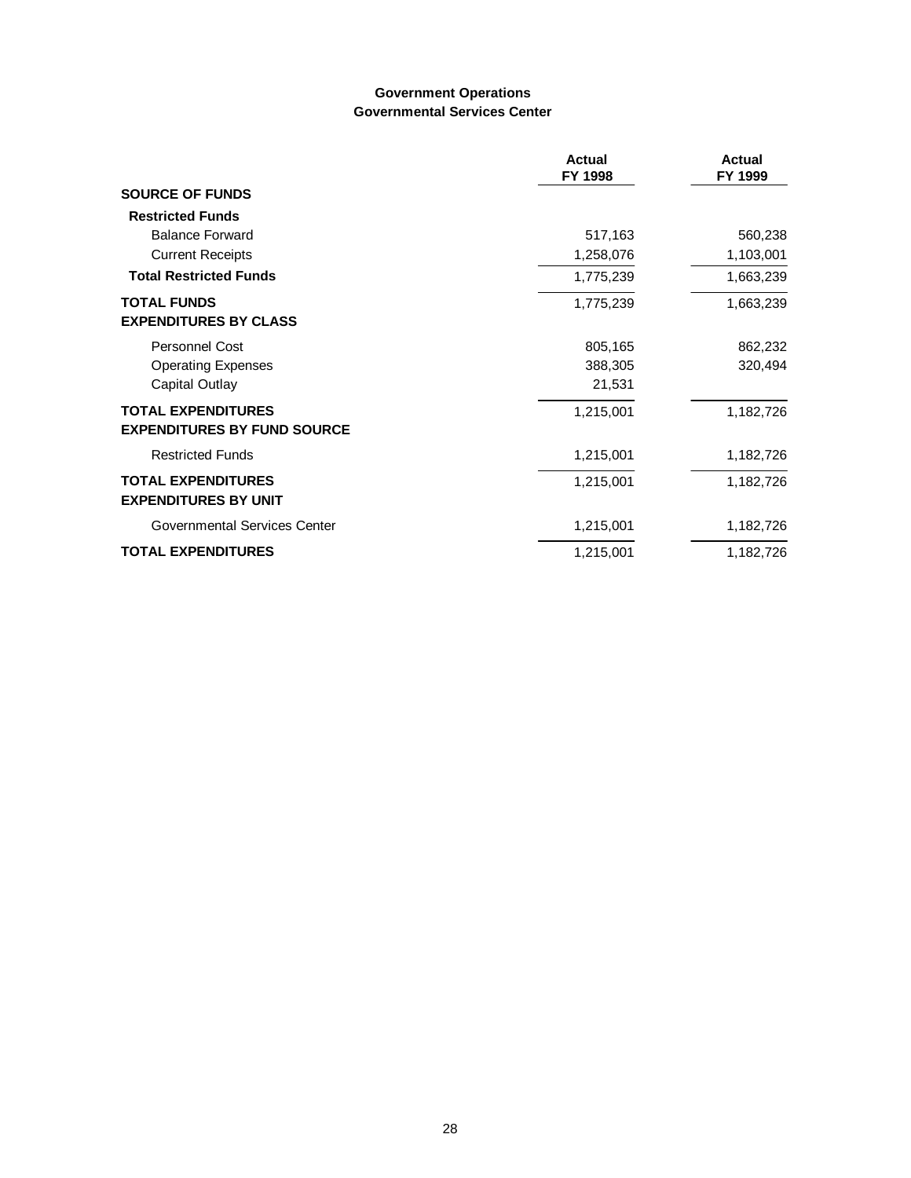**Government Operations**
**Governmental Services Center**

| | Actual FY 1998 | Actual FY 1999 |
|---|---|---|
| **SOURCE OF FUNDS** | | |
| **Restricted Funds** | | |
| Balance Forward | 517,163 | 560,238 |
| Current Receipts | 1,258,076 | 1,103,001 |
| **Total Restricted Funds** | 1,775,239 | 1,663,239 |
| **TOTAL FUNDS** | 1,775,239 | 1,663,239 |
| **EXPENDITURES BY CLASS** | | |
| Personnel Cost | 805,165 | 862,232 |
| Operating Expenses | 388,305 | 320,494 |
| Capital Outlay | 21,531 | |
| **TOTAL EXPENDITURES** | 1,215,001 | 1,182,726 |
| **EXPENDITURES BY FUND SOURCE** | | |
| Restricted Funds | 1,215,001 | 1,182,726 |
| **TOTAL EXPENDITURES** | 1,215,001 | 1,182,726 |
| **EXPENDITURES BY UNIT** | | |
| Governmental Services Center | 1,215,001 | 1,182,726 |
| **TOTAL EXPENDITURES** | 1,215,001 | 1,182,726 |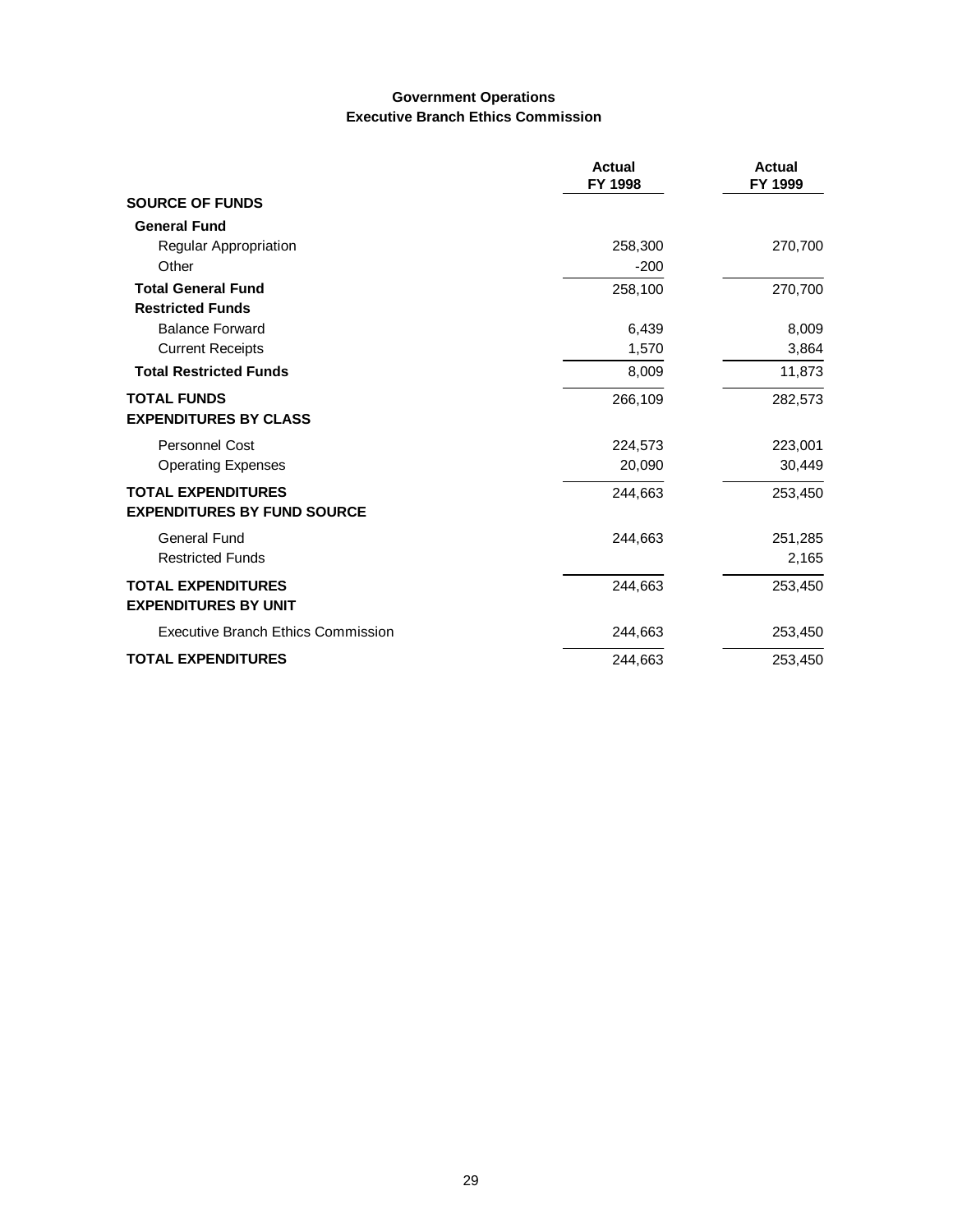## Government Operations
## Executive Branch Ethics Commission

| | Actual FY 1998 | Actual FY 1999 |
|---|---|---|
| **SOURCE OF FUNDS** | | |
| **General Fund** | | |
| Regular Appropriation | 258,300 | 270,700 |
| Other | -200 | |
| **Total General Fund** | 258,100 | 270,700 |
| **Restricted Funds** | | |
| Balance Forward | 6,439 | 8,009 |
| Current Receipts | 1,570 | 3,864 |
| **Total Restricted Funds** | 8,009 | 11,873 |
| **TOTAL FUNDS** | 266,109 | 282,573 |
| **EXPENDITURES BY CLASS** | | |
| Personnel Cost | 224,573 | 223,001 |
| Operating Expenses | 20,090 | 30,449 |
| **TOTAL EXPENDITURES** | 244,663 | 253,450 |
| **EXPENDITURES BY FUND SOURCE** | | |
| General Fund | 244,663 | 251,285 |
| Restricted Funds | | 2,165 |
| **TOTAL EXPENDITURES** | 244,663 | 253,450 |
| **EXPENDITURES BY UNIT** | | |
| Executive Branch Ethics Commission | 244,663 | 253,450 |
| **TOTAL EXPENDITURES** | 244,663 | 253,450 |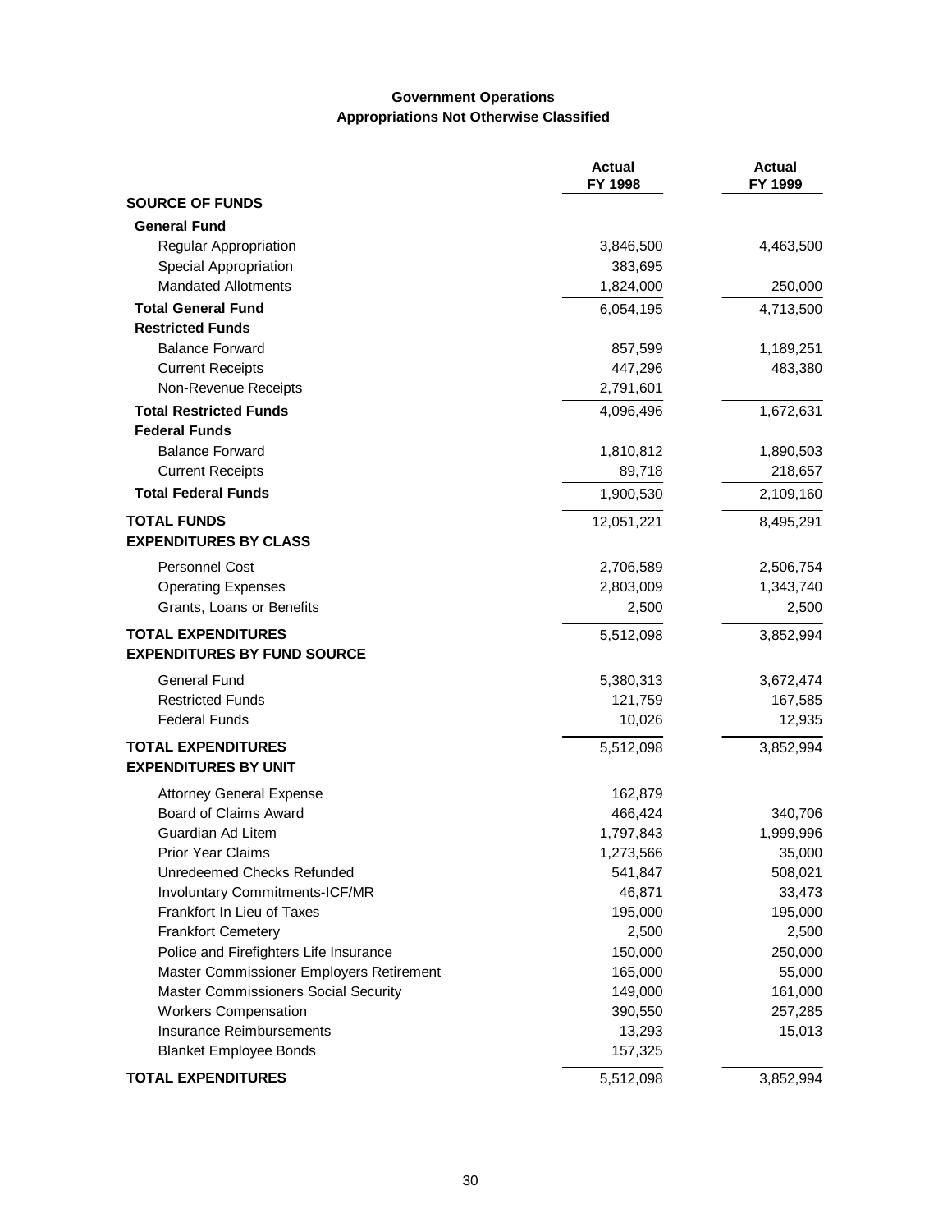## Government Operations
## Appropriations Not Otherwise Classified

| | Actual FY 1998 | Actual FY 1999 |
|---|---|---|
| **SOURCE OF FUNDS** | | |
| **General Fund** | | |
| Regular Appropriation | 3,846,500 | 4,463,500 |
| Special Appropriation | 383,695 | |
| Mandated Allotments | 1,824,000 | 250,000 |
| **Total General Fund** | 6,054,195 | 4,713,500 |
| **Restricted Funds** | | |
| Balance Forward | 857,599 | 1,189,251 |
| Current Receipts | 447,296 | 483,380 |
| Non-Revenue Receipts | 2,791,601 | |
| **Total Restricted Funds** | 4,096,496 | 1,672,631 |
| **Federal Funds** | | |
| Balance Forward | 1,810,812 | 1,890,503 |
| Current Receipts | 89,718 | 218,657 |
| **Total Federal Funds** | 1,900,530 | 2,109,160 |
| **TOTAL FUNDS** | 12,051,221 | 8,495,291 |
| **EXPENDITURES BY CLASS** | | |
| Personnel Cost | 2,706,589 | 2,506,754 |
| Operating Expenses | 2,803,009 | 1,343,740 |
| Grants, Loans or Benefits | 2,500 | 2,500 |
| **TOTAL EXPENDITURES** | 5,512,098 | 3,852,994 |
| **EXPENDITURES BY FUND SOURCE** | | |
| General Fund | 5,380,313 | 3,672,474 |
| Restricted Funds | 121,759 | 167,585 |
| Federal Funds | 10,026 | 12,935 |
| **TOTAL EXPENDITURES** | 5,512,098 | 3,852,994 |
| **EXPENDITURES BY UNIT** | | |
| Attorney General Expense | 162,879 | |
| Board of Claims Award | 466,424 | 340,706 |
| Guardian Ad Litem | 1,797,843 | 1,999,996 |
| Prior Year Claims | 1,273,566 | 35,000 |
| Unredeemed Checks Refunded | 541,847 | 508,021 |
| Involuntary Commitments-ICF/MR | 46,871 | 33,473 |
| Frankfort In Lieu of Taxes | 195,000 | 195,000 |
| Frankfort Cemetery | 2,500 | 2,500 |
| Police and Firefighters Life Insurance | 150,000 | 250,000 |
| Master Commissioner Employers Retirement | 165,000 | 55,000 |
| Master Commissioners Social Security | 149,000 | 161,000 |
| Workers Compensation | 390,550 | 257,285 |
| Insurance Reimbursements | 13,293 | 15,013 |
| Blanket Employee Bonds | 157,325 | |
| **TOTAL EXPENDITURES** | 5,512,098 | 3,852,994 |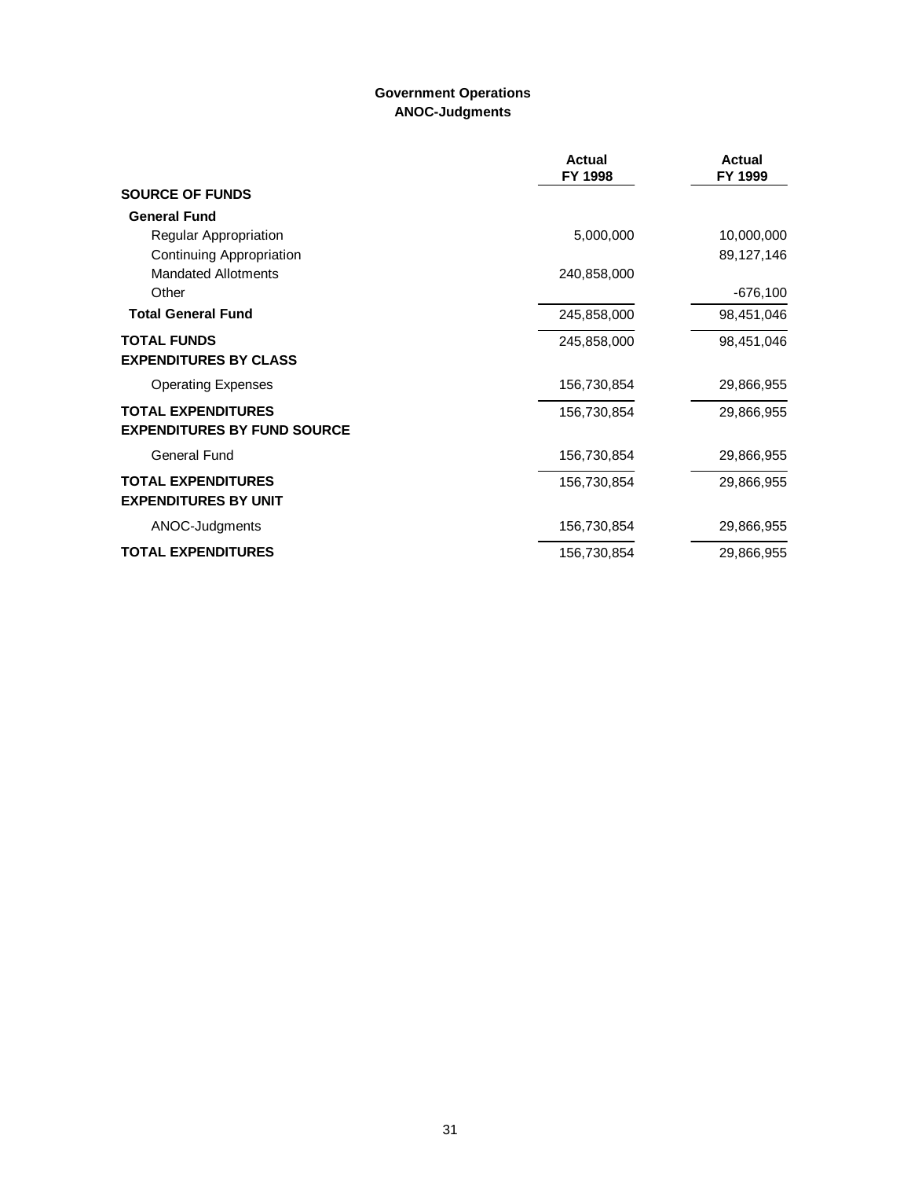## Government Operations
## ANOC-Judgments

| | Actual FY 1998 | Actual FY 1999 |
|---|---|---|
| **SOURCE OF FUNDS** | | |
| **General Fund** | | |
| Regular Appropriation | 5,000,000 | 10,000,000 |
| Continuing Appropriation | | 89,127,146 |
| Mandated Allotments | 240,858,000 | |
| Other | | -676,100 |
| **Total General Fund** | 245,858,000 | 98,451,046 |
| **TOTAL FUNDS** | 245,858,000 | 98,451,046 |
| **EXPENDITURES BY CLASS** | | |
| Operating Expenses | 156,730,854 | 29,866,955 |
| **TOTAL EXPENDITURES** | 156,730,854 | 29,866,955 |
| **EXPENDITURES BY FUND SOURCE** | | |
| General Fund | 156,730,854 | 29,866,955 |
| **TOTAL EXPENDITURES** | 156,730,854 | 29,866,955 |
| **EXPENDITURES BY UNIT** | | |
| ANOC-Judgments | 156,730,854 | 29,866,955 |
| **TOTAL EXPENDITURES** | 156,730,854 | 29,866,955 |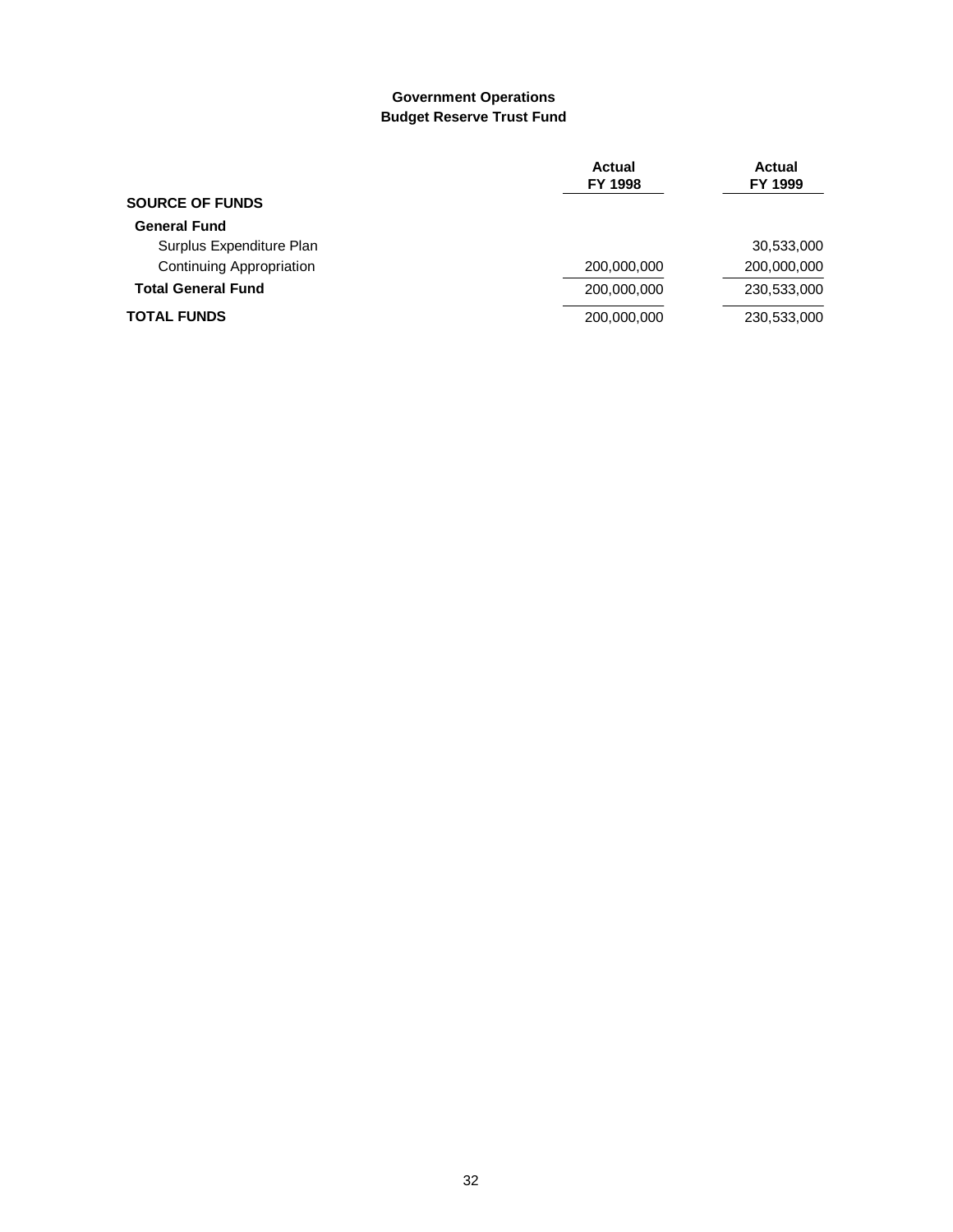## Government Operations
## Budget Reserve Trust Fund

| | Actual FY 1998 | Actual FY 1999 |
|---|---|---|
| **SOURCE OF FUNDS** | | |
| **General Fund** | | |
| Surplus Expenditure Plan | | 30,533,000 |
| Continuing Appropriation | 200,000,000 | 200,000,000 |
| **Total General Fund** | 200,000,000 | 230,533,000 |
| **TOTAL FUNDS** | 200,000,000 | 230,533,000 |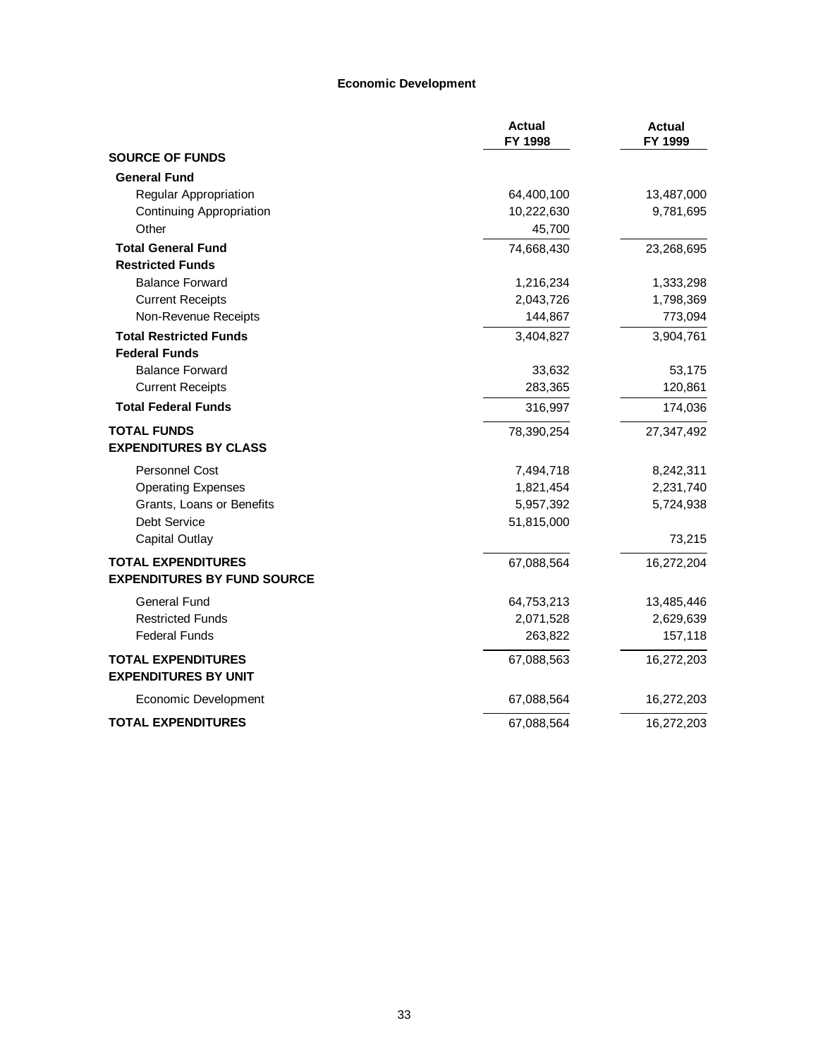# Economic Development

| | Actual FY 1998 | Actual FY 1999 |
|---|---|---|
| **SOURCE OF FUNDS** | | |
| **General Fund** | | |
| Regular Appropriation | 64,400,100 | 13,487,000 |
| Continuing Appropriation | 10,222,630 | 9,781,695 |
| Other | 45,700 | |
| **Total General Fund** | 74,668,430 | 23,268,695 |
| **Restricted Funds** | | |
| Balance Forward | 1,216,234 | 1,333,298 |
| Current Receipts | 2,043,726 | 1,798,369 |
| Non-Revenue Receipts | 144,867 | 773,094 |
| **Total Restricted Funds** | 3,404,827 | 3,904,761 |
| **Federal Funds** | | |
| Balance Forward | 33,632 | 53,175 |
| Current Receipts | 283,365 | 120,861 |
| **Total Federal Funds** | 316,997 | 174,036 |
| **TOTAL FUNDS** | 78,390,254 | 27,347,492 |
| **EXPENDITURES BY CLASS** | | |
| Personnel Cost | 7,494,718 | 8,242,311 |
| Operating Expenses | 1,821,454 | 2,231,740 |
| Grants, Loans or Benefits | 5,957,392 | 5,724,938 |
| Debt Service | 51,815,000 | |
| Capital Outlay | | 73,215 |
| **TOTAL EXPENDITURES** | 67,088,564 | 16,272,204 |
| **EXPENDITURES BY FUND SOURCE** | | |
| General Fund | 64,753,213 | 13,485,446 |
| Restricted Funds | 2,071,528 | 2,629,639 |
| Federal Funds | 263,822 | 157,118 |
| **TOTAL EXPENDITURES** | 67,088,563 | 16,272,203 |
| **EXPENDITURES BY UNIT** | | |
| Economic Development | 67,088,564 | 16,272,203 |
| **TOTAL EXPENDITURES** | 67,088,564 | 16,272,203 |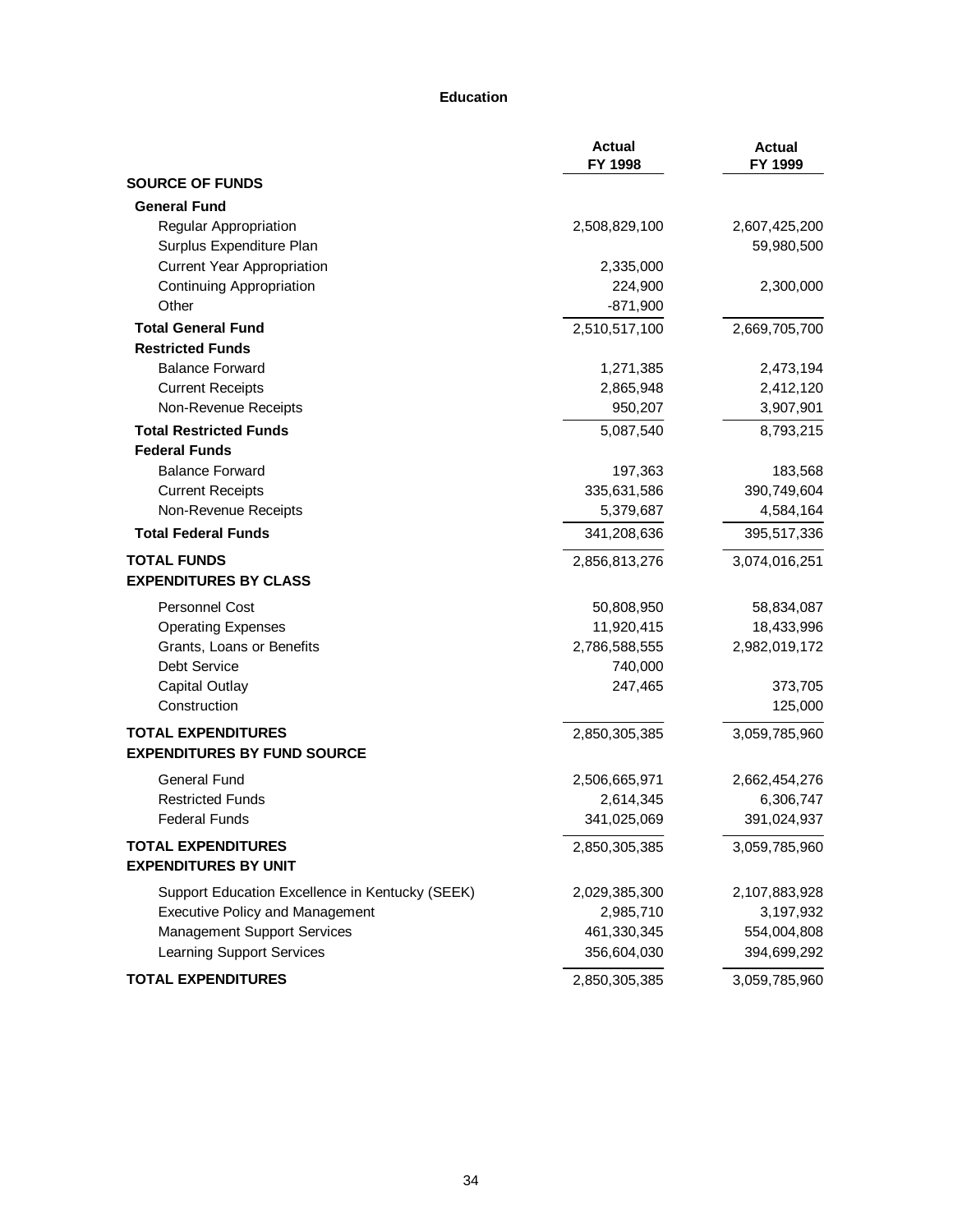## Education

| | Actual FY 1998 | Actual FY 1999 |
|---|---|---|
| **SOURCE OF FUNDS** | | |
| **General Fund** | | |
| Regular Appropriation | 2,508,829,100 | 2,607,425,200 |
| Surplus Expenditure Plan | | 59,980,500 |
| Current Year Appropriation | 2,335,000 | |
| Continuing Appropriation | 224,900 | 2,300,000 |
| Other | -871,900 | |
| **Total General Fund** | 2,510,517,100 | 2,669,705,700 |
| **Restricted Funds** | | |
| Balance Forward | 1,271,385 | 2,473,194 |
| Current Receipts | 2,865,948 | 2,412,120 |
| Non-Revenue Receipts | 950,207 | 3,907,901 |
| **Total Restricted Funds** | 5,087,540 | 8,793,215 |
| **Federal Funds** | | |
| Balance Forward | 197,363 | 183,568 |
| Current Receipts | 335,631,586 | 390,749,604 |
| Non-Revenue Receipts | 5,379,687 | 4,584,164 |
| **Total Federal Funds** | 341,208,636 | 395,517,336 |
| **TOTAL FUNDS** | 2,856,813,276 | 3,074,016,251 |
| **EXPENDITURES BY CLASS** | | |
| Personnel Cost | 50,808,950 | 58,834,087 |
| Operating Expenses | 11,920,415 | 18,433,996 |
| Grants, Loans or Benefits | 2,786,588,555 | 2,982,019,172 |
| Debt Service | 740,000 | |
| Capital Outlay | 247,465 | 373,705 |
| Construction | | 125,000 |
| **TOTAL EXPENDITURES** | 2,850,305,385 | 3,059,785,960 |
| **EXPENDITURES BY FUND SOURCE** | | |
| General Fund | 2,506,665,971 | 2,662,454,276 |
| Restricted Funds | 2,614,345 | 6,306,747 |
| Federal Funds | 341,025,069 | 391,024,937 |
| **TOTAL EXPENDITURES** | 2,850,305,385 | 3,059,785,960 |
| **EXPENDITURES BY UNIT** | | |
| Support Education Excellence in Kentucky (SEEK) | 2,029,385,300 | 2,107,883,928 |
| Executive Policy and Management | 2,985,710 | 3,197,932 |
| Management Support Services | 461,330,345 | 554,004,808 |
| Learning Support Services | 356,604,030 | 394,699,292 |
| **TOTAL EXPENDITURES** | 2,850,305,385 | 3,059,785,960 |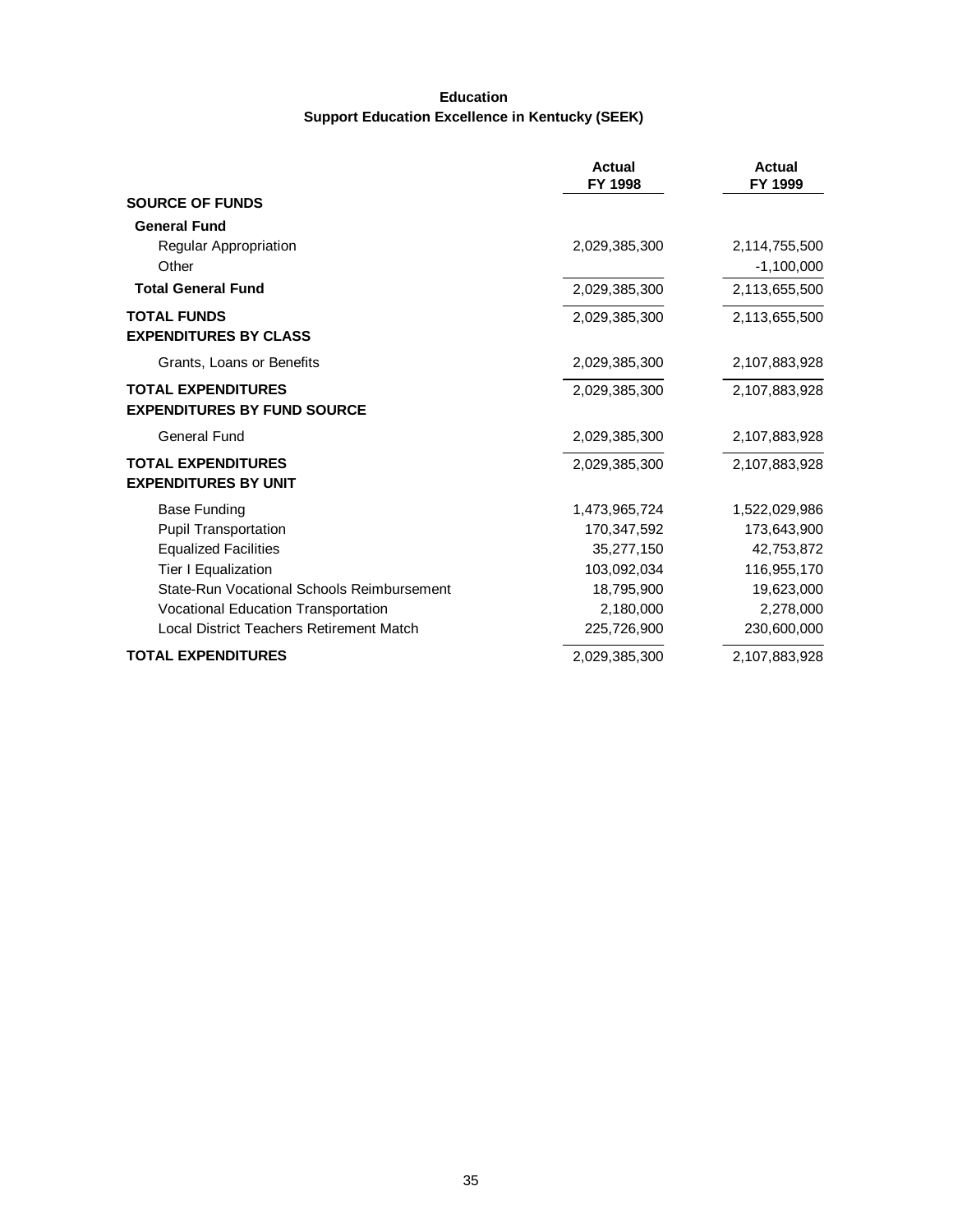## Education
### Support Education Excellence in Kentucky (SEEK)

| | Actual FY 1998 | Actual FY 1999 |
|---|---|---|
| **SOURCE OF FUNDS** | | |
| **General Fund** | | |
| Regular Appropriation | 2,029,385,300 | 2,114,755,500 |
| Other | | -1,100,000 |
| **Total General Fund** | 2,029,385,300 | 2,113,655,500 |
| **TOTAL FUNDS** | 2,029,385,300 | 2,113,655,500 |
| **EXPENDITURES BY CLASS** | | |
| Grants, Loans or Benefits | 2,029,385,300 | 2,107,883,928 |
| **TOTAL EXPENDITURES** | 2,029,385,300 | 2,107,883,928 |
| **EXPENDITURES BY FUND SOURCE** | | |
| General Fund | 2,029,385,300 | 2,107,883,928 |
| **TOTAL EXPENDITURES** | 2,029,385,300 | 2,107,883,928 |
| **EXPENDITURES BY UNIT** | | |
| Base Funding | 1,473,965,724 | 1,522,029,986 |
| Pupil Transportation | 170,347,592 | 173,643,900 |
| Equalized Facilities | 35,277,150 | 42,753,872 |
| Tier I Equalization | 103,092,034 | 116,955,170 |
| State-Run Vocational Schools Reimbursement | 18,795,900 | 19,623,000 |
| Vocational Education Transportation | 2,180,000 | 2,278,000 |
| Local District Teachers Retirement Match | 225,726,900 | 230,600,000 |
| **TOTAL EXPENDITURES** | 2,029,385,300 | 2,107,883,928 |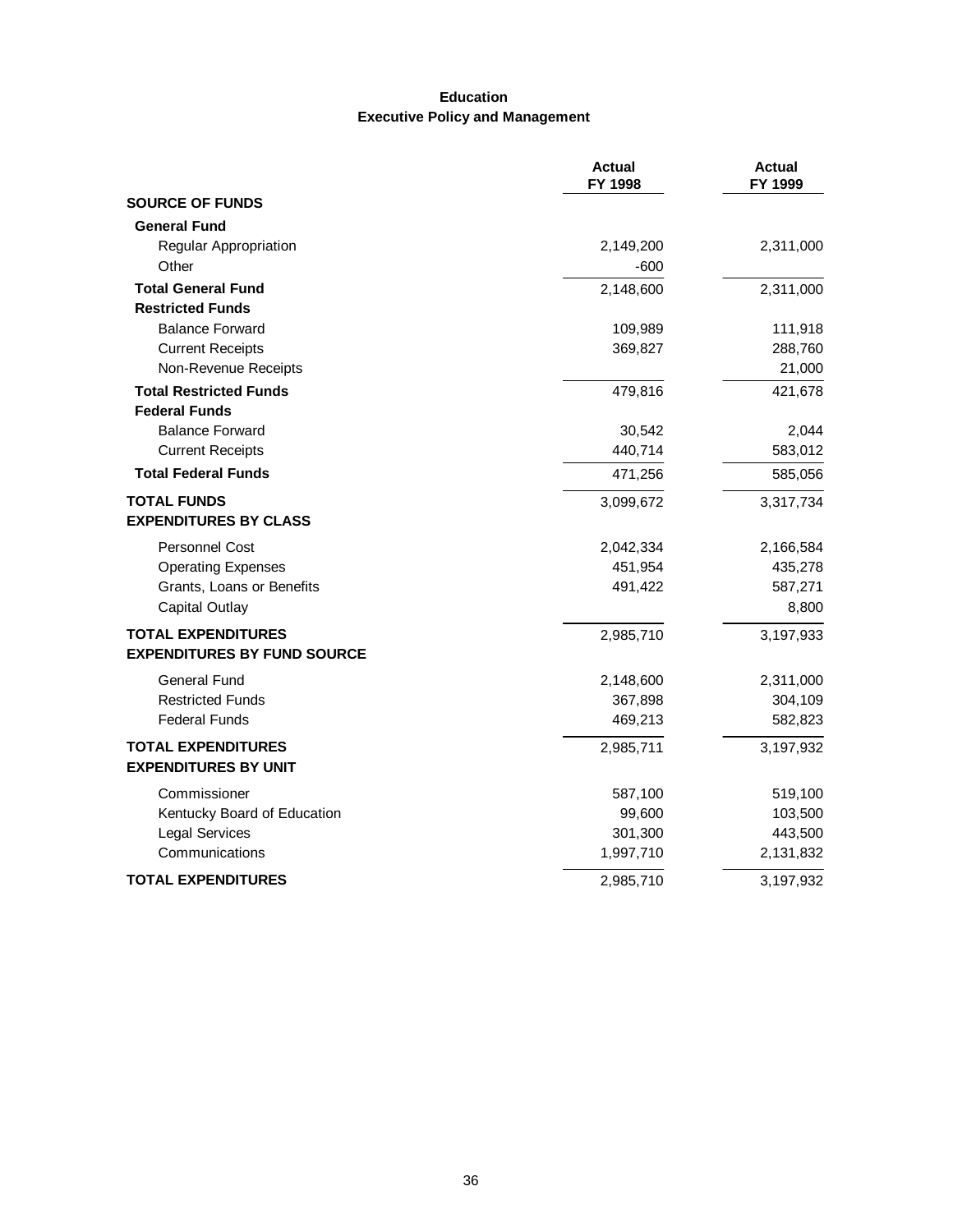# Education
## Executive Policy and Management

| | Actual FY 1998 | Actual FY 1999 |
|---|---|---|
| **SOURCE OF FUNDS** | | |
| **General Fund** | | |
| Regular Appropriation | 2,149,200 | 2,311,000 |
| Other | -600 | |
| **Total General Fund** | 2,148,600 | 2,311,000 |
| **Restricted Funds** | | |
| Balance Forward | 109,989 | 111,918 |
| Current Receipts | 369,827 | 288,760 |
| Non-Revenue Receipts | | 21,000 |
| **Total Restricted Funds** | 479,816 | 421,678 |
| **Federal Funds** | | |
| Balance Forward | 30,542 | 2,044 |
| Current Receipts | 440,714 | 583,012 |
| **Total Federal Funds** | 471,256 | 585,056 |
| **TOTAL FUNDS** | 3,099,672 | 3,317,734 |
| **EXPENDITURES BY CLASS** | | |
| Personnel Cost | 2,042,334 | 2,166,584 |
| Operating Expenses | 451,954 | 435,278 |
| Grants, Loans or Benefits | 491,422 | 587,271 |
| Capital Outlay | | 8,800 |
| **TOTAL EXPENDITURES** | 2,985,710 | 3,197,933 |
| **EXPENDITURES BY FUND SOURCE** | | |
| General Fund | 2,148,600 | 2,311,000 |
| Restricted Funds | 367,898 | 304,109 |
| Federal Funds | 469,213 | 582,823 |
| **TOTAL EXPENDITURES** | 2,985,711 | 3,197,932 |
| **EXPENDITURES BY UNIT** | | |
| Commissioner | 587,100 | 519,100 |
| Kentucky Board of Education | 99,600 | 103,500 |
| Legal Services | 301,300 | 443,500 |
| Communications | 1,997,710 | 2,131,832 |
| **TOTAL EXPENDITURES** | 2,985,710 | 3,197,932 |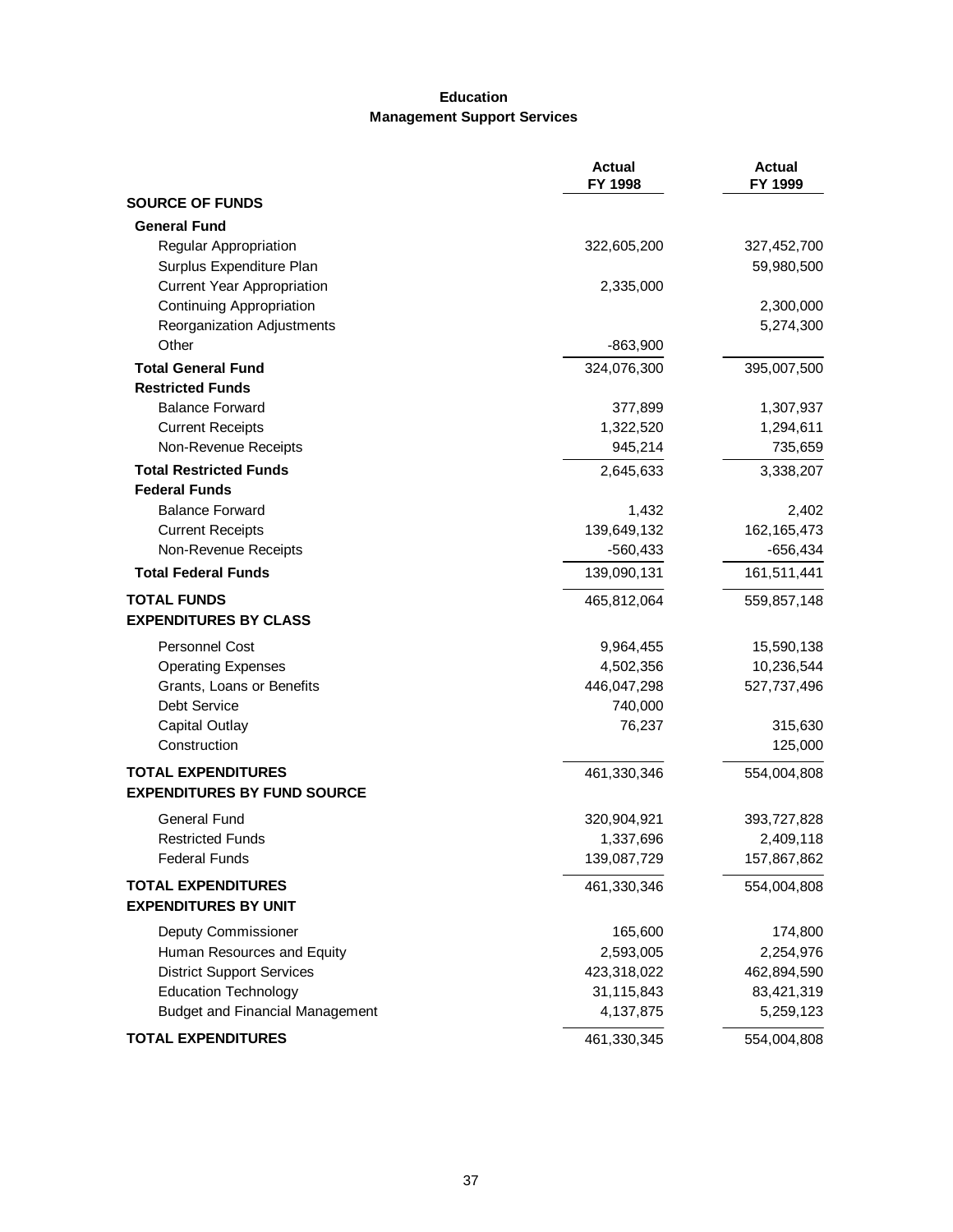# Education
## Management Support Services

| | Actual FY 1998 | Actual FY 1999 |
|---|---|---|
| **SOURCE OF FUNDS** | | |
| **General Fund** | | |
| Regular Appropriation | 322,605,200 | 327,452,700 |
| Surplus Expenditure Plan | | 59,980,500 |
| Current Year Appropriation | 2,335,000 | |
| Continuing Appropriation | | 2,300,000 |
| Reorganization Adjustments | | 5,274,300 |
| Other | -863,900 | |
| **Total General Fund** | 324,076,300 | 395,007,500 |
| **Restricted Funds** | | |
| Balance Forward | 377,899 | 1,307,937 |
| Current Receipts | 1,322,520 | 1,294,611 |
| Non-Revenue Receipts | 945,214 | 735,659 |
| **Total Restricted Funds** | 2,645,633 | 3,338,207 |
| **Federal Funds** | | |
| Balance Forward | 1,432 | 2,402 |
| Current Receipts | 139,649,132 | 162,165,473 |
| Non-Revenue Receipts | -560,433 | -656,434 |
| **Total Federal Funds** | 139,090,131 | 161,511,441 |
| **TOTAL FUNDS** | 465,812,064 | 559,857,148 |
| **EXPENDITURES BY CLASS** | | |
| Personnel Cost | 9,964,455 | 15,590,138 |
| Operating Expenses | 4,502,356 | 10,236,544 |
| Grants, Loans or Benefits | 446,047,298 | 527,737,496 |
| Debt Service | 740,000 | |
| Capital Outlay | 76,237 | 315,630 |
| Construction | | 125,000 |
| **TOTAL EXPENDITURES** | 461,330,346 | 554,004,808 |
| **EXPENDITURES BY FUND SOURCE** | | |
| General Fund | 320,904,921 | 393,727,828 |
| Restricted Funds | 1,337,696 | 2,409,118 |
| Federal Funds | 139,087,729 | 157,867,862 |
| **TOTAL EXPENDITURES** | 461,330,346 | 554,004,808 |
| **EXPENDITURES BY UNIT** | | |
| Deputy Commissioner | 165,600 | 174,800 |
| Human Resources and Equity | 2,593,005 | 2,254,976 |
| District Support Services | 423,318,022 | 462,894,590 |
| Education Technology | 31,115,843 | 83,421,319 |
| Budget and Financial Management | 4,137,875 | 5,259,123 |
| **TOTAL EXPENDITURES** | 461,330,345 | 554,004,808 |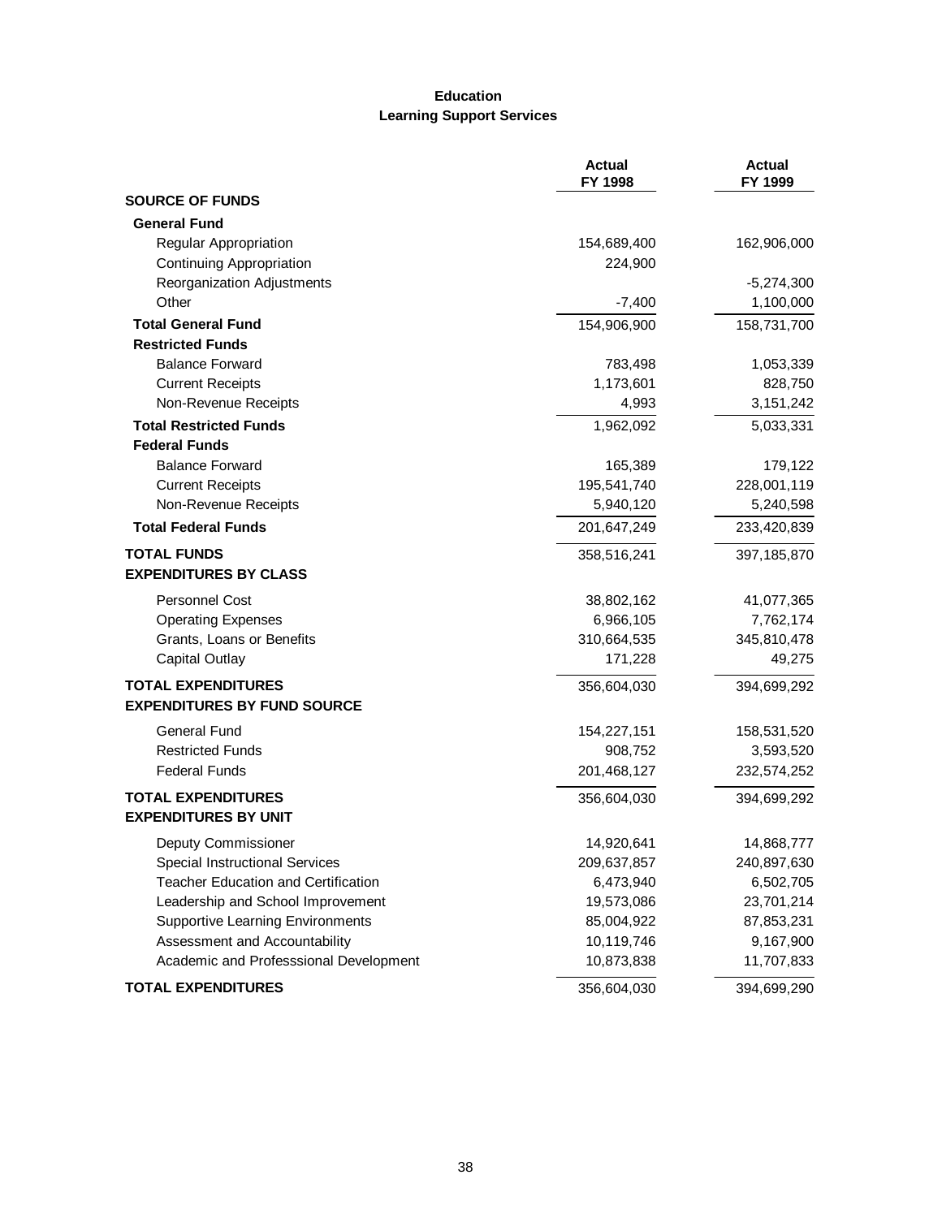## Education
### Learning Support Services

| | Actual FY 1998 | Actual FY 1999 |
|---|---|---|
| **SOURCE OF FUNDS** | | |
| **General Fund** | | |
| Regular Appropriation | 154,689,400 | 162,906,000 |
| Continuing Appropriation | 224,900 | |
| Reorganization Adjustments | | -5,274,300 |
| Other | -7,400 | 1,100,000 |
| **Total General Fund** | 154,906,900 | 158,731,700 |
| **Restricted Funds** | | |
| Balance Forward | 783,498 | 1,053,339 |
| Current Receipts | 1,173,601 | 828,750 |
| Non-Revenue Receipts | 4,993 | 3,151,242 |
| **Total Restricted Funds** | 1,962,092 | 5,033,331 |
| **Federal Funds** | | |
| Balance Forward | 165,389 | 179,122 |
| Current Receipts | 195,541,740 | 228,001,119 |
| Non-Revenue Receipts | 5,940,120 | 5,240,598 |
| **Total Federal Funds** | 201,647,249 | 233,420,839 |
| **TOTAL FUNDS** | 358,516,241 | 397,185,870 |
| **EXPENDITURES BY CLASS** | | |
| Personnel Cost | 38,802,162 | 41,077,365 |
| Operating Expenses | 6,966,105 | 7,762,174 |
| Grants, Loans or Benefits | 310,664,535 | 345,810,478 |
| Capital Outlay | 171,228 | 49,275 |
| **TOTAL EXPENDITURES** | 356,604,030 | 394,699,292 |
| **EXPENDITURES BY FUND SOURCE** | | |
| General Fund | 154,227,151 | 158,531,520 |
| Restricted Funds | 908,752 | 3,593,520 |
| Federal Funds | 201,468,127 | 232,574,252 |
| **TOTAL EXPENDITURES** | 356,604,030 | 394,699,292 |
| **EXPENDITURES BY UNIT** | | |
| Deputy Commissioner | 14,920,641 | 14,868,777 |
| Special Instructional Services | 209,637,857 | 240,897,630 |
| Teacher Education and Certification | 6,473,940 | 6,502,705 |
| Leadership and School Improvement | 19,573,086 | 23,701,214 |
| Supportive Learning Environments | 85,004,922 | 87,853,231 |
| Assessment and Accountability | 10,119,746 | 9,167,900 |
| Academic and Professsional Development | 10,873,838 | 11,707,833 |
| **TOTAL EXPENDITURES** | 356,604,030 | 394,699,290 |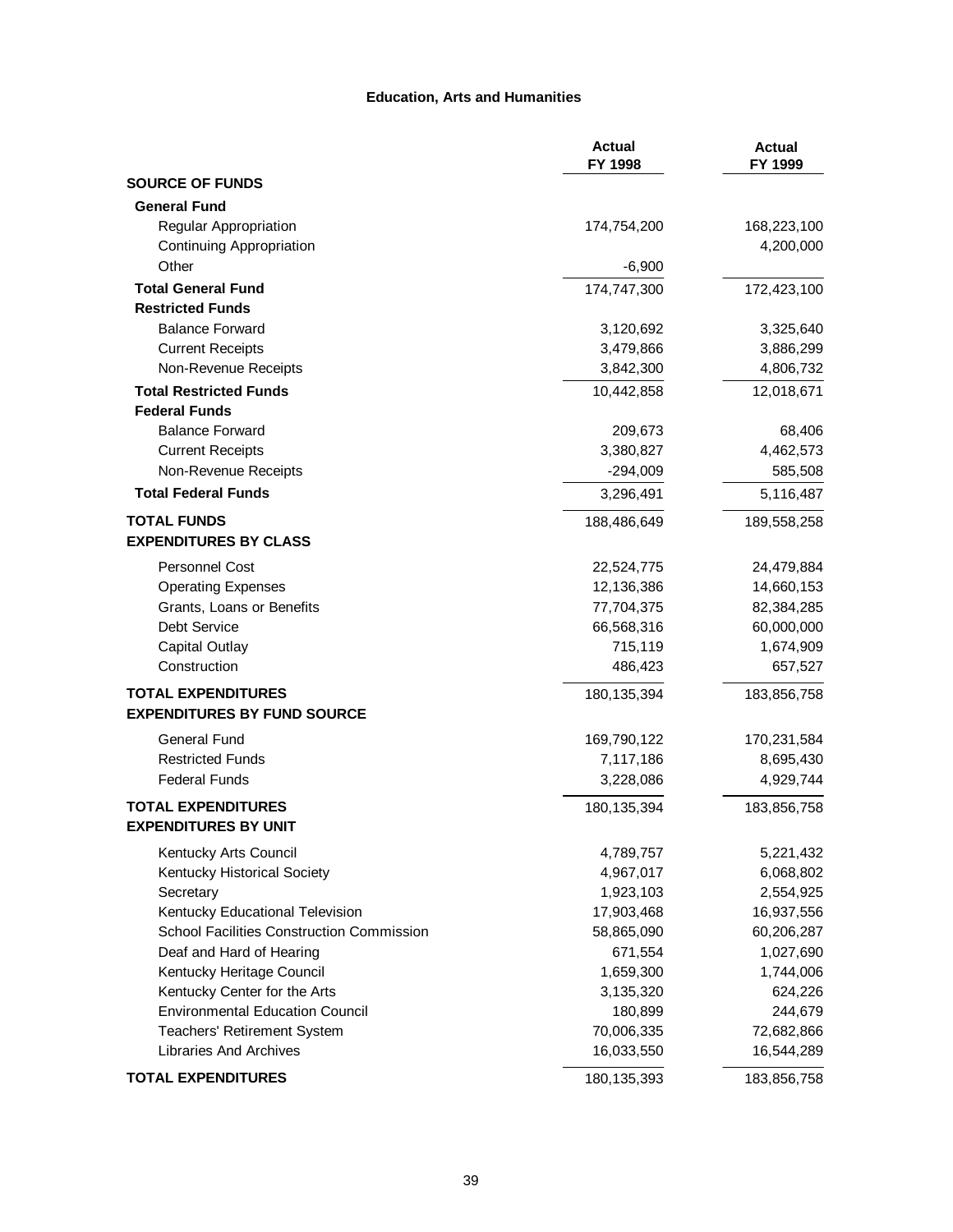## Education, Arts and Humanities

| | Actual FY 1998 | Actual FY 1999 |
|---|---|---|
| **SOURCE OF FUNDS** | | |
| **General Fund** | | |
| Regular Appropriation | 174,754,200 | 168,223,100 |
| Continuing Appropriation | | 4,200,000 |
| Other | -6,900 | |
| **Total General Fund** | 174,747,300 | 172,423,100 |
| **Restricted Funds** | | |
| Balance Forward | 3,120,692 | 3,325,640 |
| Current Receipts | 3,479,866 | 3,886,299 |
| Non-Revenue Receipts | 3,842,300 | 4,806,732 |
| **Total Restricted Funds** | 10,442,858 | 12,018,671 |
| **Federal Funds** | | |
| Balance Forward | 209,673 | 68,406 |
| Current Receipts | 3,380,827 | 4,462,573 |
| Non-Revenue Receipts | -294,009 | 585,508 |
| **Total Federal Funds** | 3,296,491 | 5,116,487 |
| **TOTAL FUNDS** | 188,486,649 | 189,558,258 |
| **EXPENDITURES BY CLASS** | | |
| Personnel Cost | 22,524,775 | 24,479,884 |
| Operating Expenses | 12,136,386 | 14,660,153 |
| Grants, Loans or Benefits | 77,704,375 | 82,384,285 |
| Debt Service | 66,568,316 | 60,000,000 |
| Capital Outlay | 715,119 | 1,674,909 |
| Construction | 486,423 | 657,527 |
| **TOTAL EXPENDITURES** | 180,135,394 | 183,856,758 |
| **EXPENDITURES BY FUND SOURCE** | | |
| General Fund | 169,790,122 | 170,231,584 |
| Restricted Funds | 7,117,186 | 8,695,430 |
| Federal Funds | 3,228,086 | 4,929,744 |
| **TOTAL EXPENDITURES** | 180,135,394 | 183,856,758 |
| **EXPENDITURES BY UNIT** | | |
| Kentucky Arts Council | 4,789,757 | 5,221,432 |
| Kentucky Historical Society | 4,967,017 | 6,068,802 |
| Secretary | 1,923,103 | 2,554,925 |
| Kentucky Educational Television | 17,903,468 | 16,937,556 |
| School Facilities Construction Commission | 58,865,090 | 60,206,287 |
| Deaf and Hard of Hearing | 671,554 | 1,027,690 |
| Kentucky Heritage Council | 1,659,300 | 1,744,006 |
| Kentucky Center for the Arts | 3,135,320 | 624,226 |
| Environmental Education Council | 180,899 | 244,679 |
| Teachers' Retirement System | 70,006,335 | 72,682,866 |
| Libraries And Archives | 16,033,550 | 16,544,289 |
| **TOTAL EXPENDITURES** | 180,135,393 | 183,856,758 |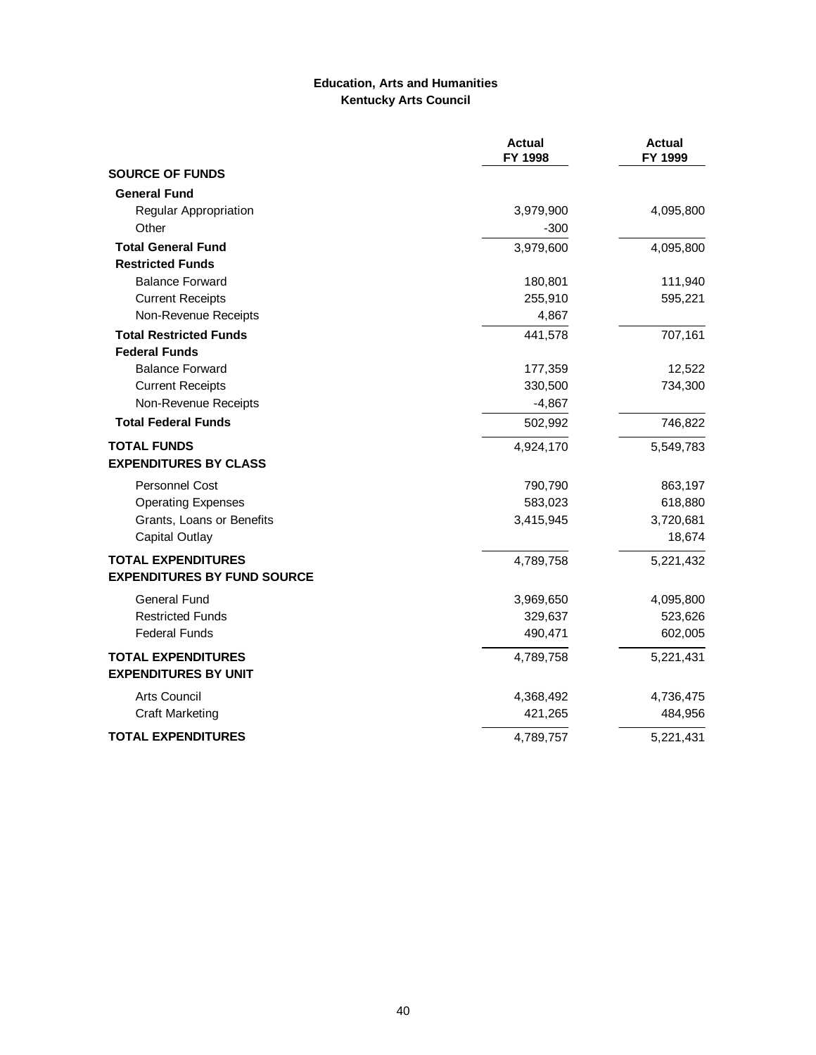**Education, Arts and Humanities**
**Kentucky Arts Council**

| | Actual FY 1998 | Actual FY 1999 |
|---|---|---|
| **SOURCE OF FUNDS** | | |
| **General Fund** | | |
| Regular Appropriation | 3,979,900 | 4,095,800 |
| Other | -300 | |
| **Total General Fund** | 3,979,600 | 4,095,800 |
| **Restricted Funds** | | |
| Balance Forward | 180,801 | 111,940 |
| Current Receipts | 255,910 | 595,221 |
| Non-Revenue Receipts | 4,867 | |
| **Total Restricted Funds** | 441,578 | 707,161 |
| **Federal Funds** | | |
| Balance Forward | 177,359 | 12,522 |
| Current Receipts | 330,500 | 734,300 |
| Non-Revenue Receipts | -4,867 | |
| **Total Federal Funds** | 502,992 | 746,822 |
| **TOTAL FUNDS** | 4,924,170 | 5,549,783 |
| **EXPENDITURES BY CLASS** | | |
| Personnel Cost | 790,790 | 863,197 |
| Operating Expenses | 583,023 | 618,880 |
| Grants, Loans or Benefits | 3,415,945 | 3,720,681 |
| Capital Outlay | | 18,674 |
| **TOTAL EXPENDITURES** | 4,789,758 | 5,221,432 |
| **EXPENDITURES BY FUND SOURCE** | | |
| General Fund | 3,969,650 | 4,095,800 |
| Restricted Funds | 329,637 | 523,626 |
| Federal Funds | 490,471 | 602,005 |
| **TOTAL EXPENDITURES** | 4,789,758 | 5,221,431 |
| **EXPENDITURES BY UNIT** | | |
| Arts Council | 4,368,492 | 4,736,475 |
| Craft Marketing | 421,265 | 484,956 |
| **TOTAL EXPENDITURES** | 4,789,757 | 5,221,431 |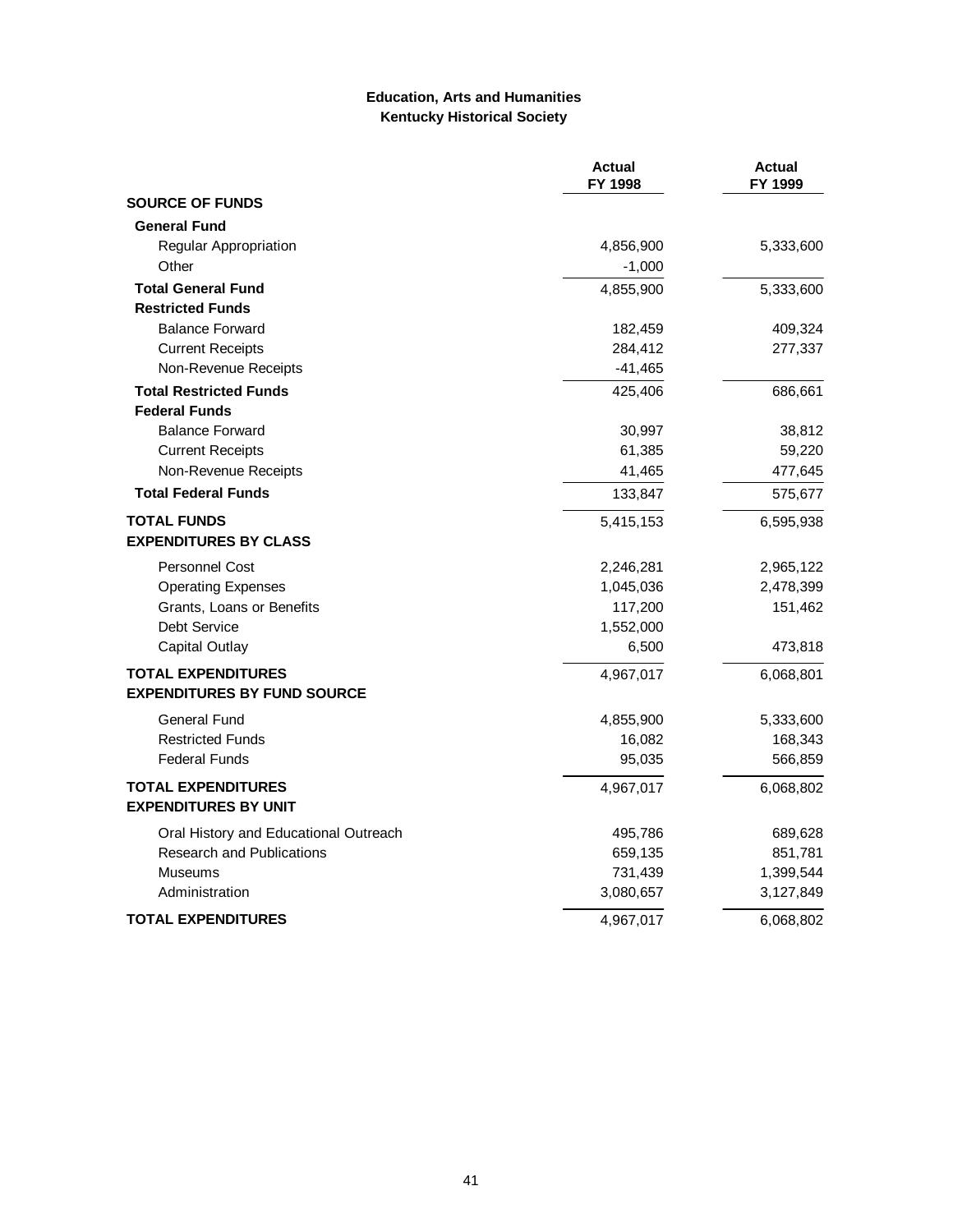**Education, Arts and Humanities**
**Kentucky Historical Society**

| | Actual FY 1998 | Actual FY 1999 |
|---|---|---|
| **SOURCE OF FUNDS** | | |
| **General Fund** | | |
| Regular Appropriation | 4,856,900 | 5,333,600 |
| Other | -1,000 | |
| **Total General Fund** | 4,855,900 | 5,333,600 |
| **Restricted Funds** | | |
| Balance Forward | 182,459 | 409,324 |
| Current Receipts | 284,412 | 277,337 |
| Non-Revenue Receipts | -41,465 | |
| **Total Restricted Funds** | 425,406 | 686,661 |
| **Federal Funds** | | |
| Balance Forward | 30,997 | 38,812 |
| Current Receipts | 61,385 | 59,220 |
| Non-Revenue Receipts | 41,465 | 477,645 |
| **Total Federal Funds** | 133,847 | 575,677 |
| **TOTAL FUNDS** | 5,415,153 | 6,595,938 |
| **EXPENDITURES BY CLASS** | | |
| Personnel Cost | 2,246,281 | 2,965,122 |
| Operating Expenses | 1,045,036 | 2,478,399 |
| Grants, Loans or Benefits | 117,200 | 151,462 |
| Debt Service | 1,552,000 | |
| Capital Outlay | 6,500 | 473,818 |
| **TOTAL EXPENDITURES** | 4,967,017 | 6,068,801 |
| **EXPENDITURES BY FUND SOURCE** | | |
| General Fund | 4,855,900 | 5,333,600 |
| Restricted Funds | 16,082 | 168,343 |
| Federal Funds | 95,035 | 566,859 |
| **TOTAL EXPENDITURES** | 4,967,017 | 6,068,802 |
| **EXPENDITURES BY UNIT** | | |
| Oral History and Educational Outreach | 495,786 | 689,628 |
| Research and Publications | 659,135 | 851,781 |
| Museums | 731,439 | 1,399,544 |
| Administration | 3,080,657 | 3,127,849 |
| **TOTAL EXPENDITURES** | 4,967,017 | 6,068,802 |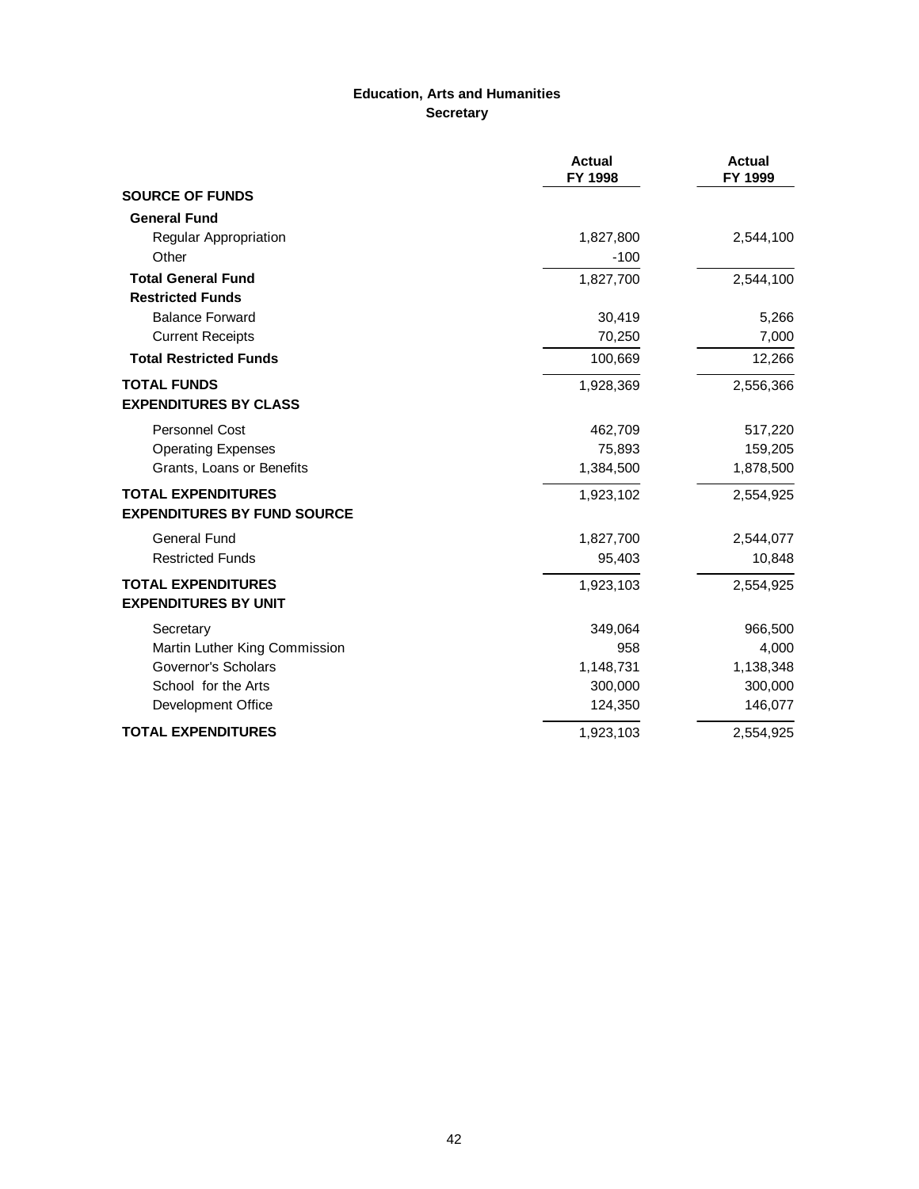**Education, Arts and Humanities**
**Secretary**

| | Actual FY 1998 | Actual FY 1999 |
|---|---|---|
| **SOURCE OF FUNDS** | | |
| **General Fund** | | |
| Regular Appropriation | 1,827,800 | 2,544,100 |
| Other | -100 | |
| **Total General Fund** | 1,827,700 | 2,544,100 |
| **Restricted Funds** | | |
| Balance Forward | 30,419 | 5,266 |
| Current Receipts | 70,250 | 7,000 |
| **Total Restricted Funds** | 100,669 | 12,266 |
| **TOTAL FUNDS** | 1,928,369 | 2,556,366 |
| **EXPENDITURES BY CLASS** | | |
| Personnel Cost | 462,709 | 517,220 |
| Operating Expenses | 75,893 | 159,205 |
| Grants, Loans or Benefits | 1,384,500 | 1,878,500 |
| **TOTAL EXPENDITURES** | 1,923,102 | 2,554,925 |
| **EXPENDITURES BY FUND SOURCE** | | |
| General Fund | 1,827,700 | 2,544,077 |
| Restricted Funds | 95,403 | 10,848 |
| **TOTAL EXPENDITURES** | 1,923,103 | 2,554,925 |
| **EXPENDITURES BY UNIT** | | |
| Secretary | 349,064 | 966,500 |
| Martin Luther King Commission | 958 | 4,000 |
| Governor's Scholars | 1,148,731 | 1,138,348 |
| School for the Arts | 300,000 | 300,000 |
| Development Office | 124,350 | 146,077 |
| **TOTAL EXPENDITURES** | 1,923,103 | 2,554,925 |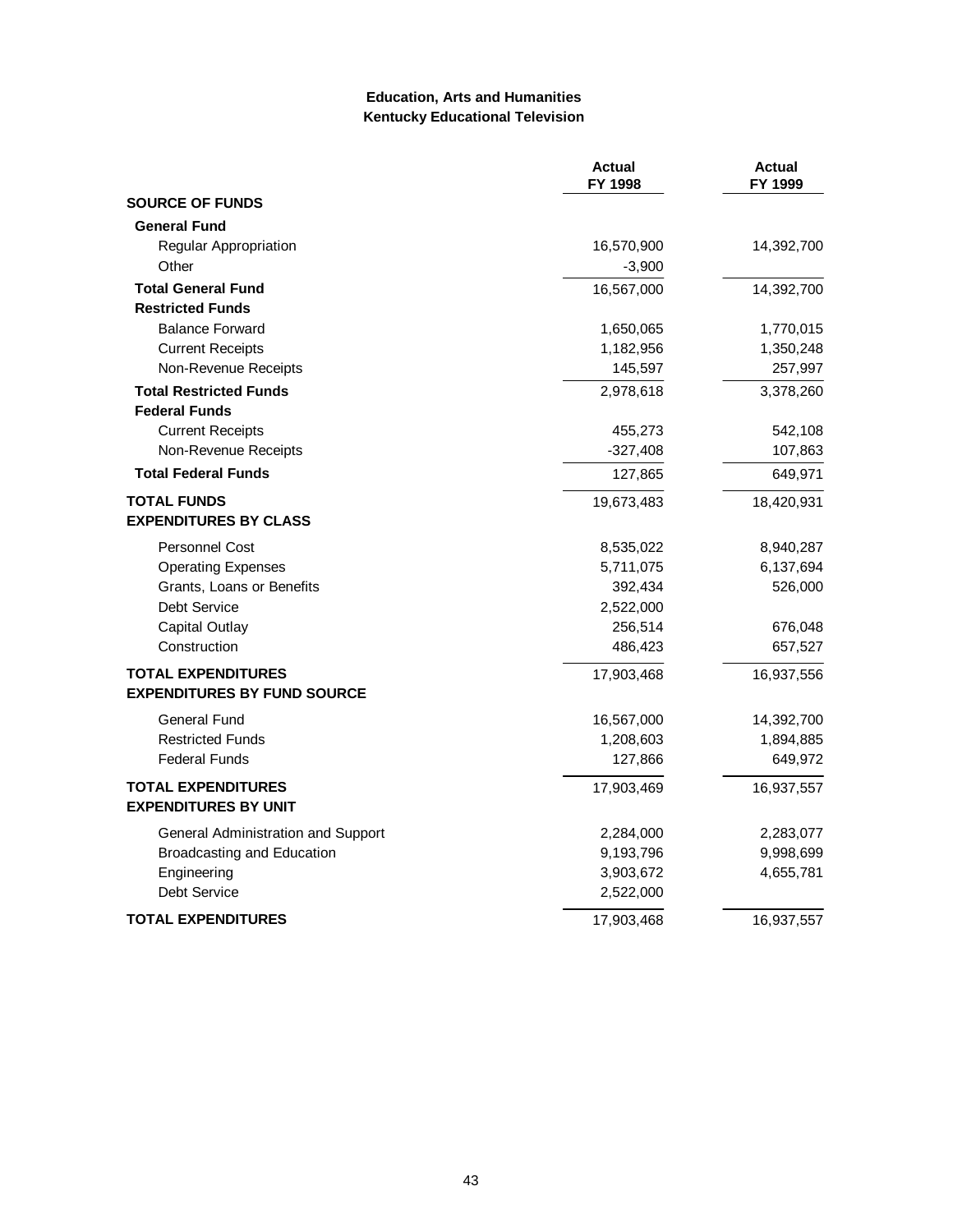## Education, Arts and Humanities
## Kentucky Educational Television

| | Actual FY 1998 | Actual FY 1999 |
|---|---|---|
| **SOURCE OF FUNDS** | | |
| **General Fund** | | |
| Regular Appropriation | 16,570,900 | 14,392,700 |
| Other | -3,900 | |
| **Total General Fund** | 16,567,000 | 14,392,700 |
| **Restricted Funds** | | |
| Balance Forward | 1,650,065 | 1,770,015 |
| Current Receipts | 1,182,956 | 1,350,248 |
| Non-Revenue Receipts | 145,597 | 257,997 |
| **Total Restricted Funds** | 2,978,618 | 3,378,260 |
| **Federal Funds** | | |
| Current Receipts | 455,273 | 542,108 |
| Non-Revenue Receipts | -327,408 | 107,863 |
| **Total Federal Funds** | 127,865 | 649,971 |
| **TOTAL FUNDS** | 19,673,483 | 18,420,931 |
| **EXPENDITURES BY CLASS** | | |
| Personnel Cost | 8,535,022 | 8,940,287 |
| Operating Expenses | 5,711,075 | 6,137,694 |
| Grants, Loans or Benefits | 392,434 | 526,000 |
| Debt Service | 2,522,000 | |
| Capital Outlay | 256,514 | 676,048 |
| Construction | 486,423 | 657,527 |
| **TOTAL EXPENDITURES** | 17,903,468 | 16,937,556 |
| **EXPENDITURES BY FUND SOURCE** | | |
| General Fund | 16,567,000 | 14,392,700 |
| Restricted Funds | 1,208,603 | 1,894,885 |
| Federal Funds | 127,866 | 649,972 |
| **TOTAL EXPENDITURES** | 17,903,469 | 16,937,557 |
| **EXPENDITURES BY UNIT** | | |
| General Administration and Support | 2,284,000 | 2,283,077 |
| Broadcasting and Education | 9,193,796 | 9,998,699 |
| Engineering | 3,903,672 | 4,655,781 |
| Debt Service | 2,522,000 | |
| **TOTAL EXPENDITURES** | 17,903,468 | 16,937,557 |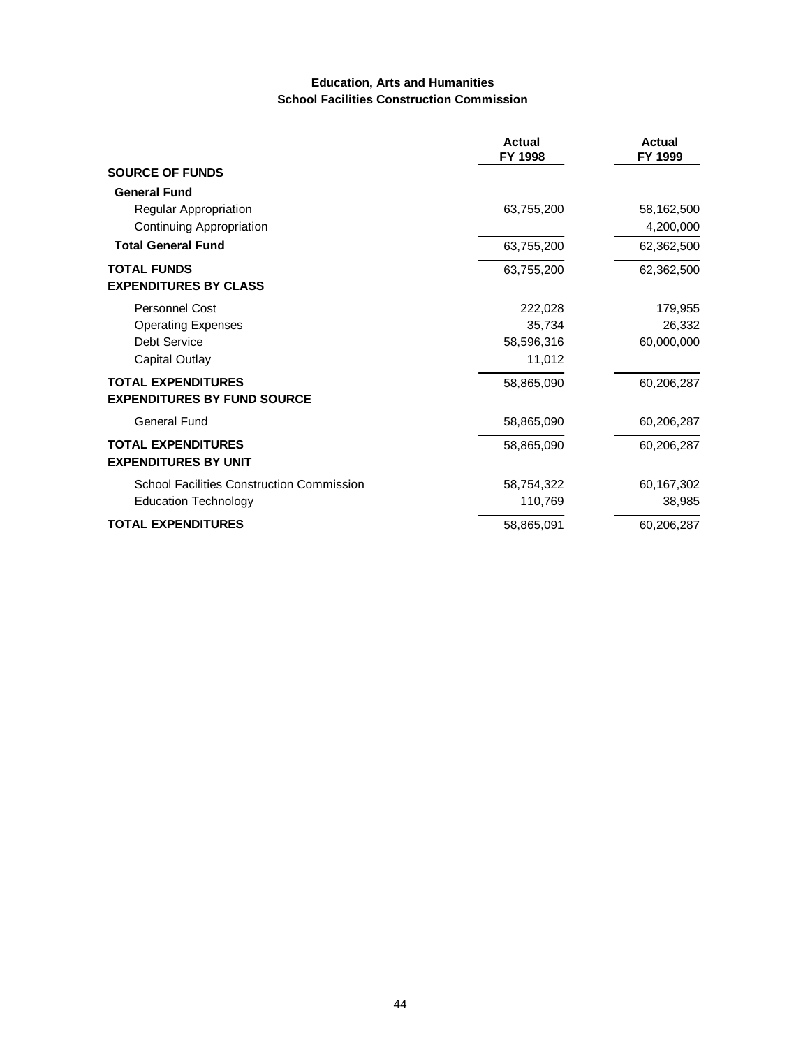## Education, Arts and Humanities
## School Facilities Construction Commission

| | Actual FY 1998 | Actual FY 1999 |
|---|---|---|
| **SOURCE OF FUNDS** | | |
| **General Fund** | | |
| Regular Appropriation | 63,755,200 | 58,162,500 |
| Continuing Appropriation | | 4,200,000 |
| **Total General Fund** | 63,755,200 | 62,362,500 |
| **TOTAL FUNDS** | 63,755,200 | 62,362,500 |
| **EXPENDITURES BY CLASS** | | |
| Personnel Cost | 222,028 | 179,955 |
| Operating Expenses | 35,734 | 26,332 |
| Debt Service | 58,596,316 | 60,000,000 |
| Capital Outlay | 11,012 | |
| **TOTAL EXPENDITURES** | 58,865,090 | 60,206,287 |
| **EXPENDITURES BY FUND SOURCE** | | |
| General Fund | 58,865,090 | 60,206,287 |
| **TOTAL EXPENDITURES** | 58,865,090 | 60,206,287 |
| **EXPENDITURES BY UNIT** | | |
| School Facilities Construction Commission | 58,754,322 | 60,167,302 |
| Education Technology | 110,769 | 38,985 |
| **TOTAL EXPENDITURES** | 58,865,091 | 60,206,287 |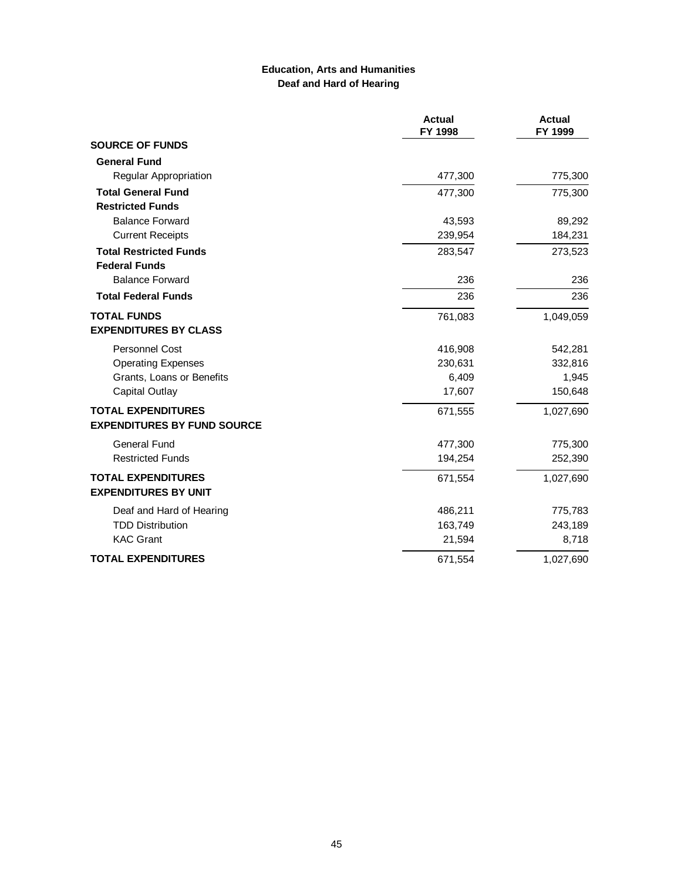## Education, Arts and Humanities
## Deaf and Hard of Hearing

| | Actual FY 1998 | Actual FY 1999 |
|---|---|---|
| **SOURCE OF FUNDS** | | |
| **General Fund** | | |
| Regular Appropriation | 477,300 | 775,300 |
| **Total General Fund** | 477,300 | 775,300 |
| **Restricted Funds** | | |
| Balance Forward | 43,593 | 89,292 |
| Current Receipts | 239,954 | 184,231 |
| **Total Restricted Funds** | 283,547 | 273,523 |
| **Federal Funds** | | |
| Balance Forward | 236 | 236 |
| **Total Federal Funds** | 236 | 236 |
| **TOTAL FUNDS** | 761,083 | 1,049,059 |
| **EXPENDITURES BY CLASS** | | |
| Personnel Cost | 416,908 | 542,281 |
| Operating Expenses | 230,631 | 332,816 |
| Grants, Loans or Benefits | 6,409 | 1,945 |
| Capital Outlay | 17,607 | 150,648 |
| **TOTAL EXPENDITURES** | 671,555 | 1,027,690 |
| **EXPENDITURES BY FUND SOURCE** | | |
| General Fund | 477,300 | 775,300 |
| Restricted Funds | 194,254 | 252,390 |
| **TOTAL EXPENDITURES** | 671,554 | 1,027,690 |
| **EXPENDITURES BY UNIT** | | |
| Deaf and Hard of Hearing | 486,211 | 775,783 |
| TDD Distribution | 163,749 | 243,189 |
| KAC Grant | 21,594 | 8,718 |
| **TOTAL EXPENDITURES** | 671,554 | 1,027,690 |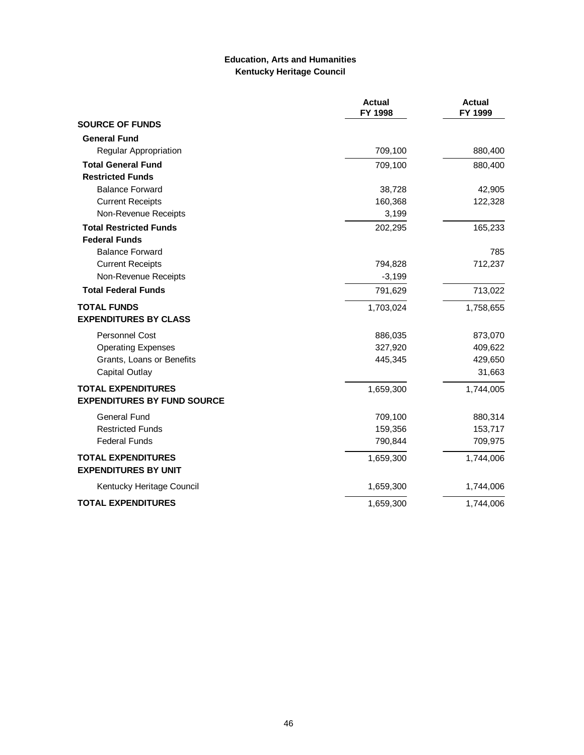**Education, Arts and Humanities**
**Kentucky Heritage Council**

| | Actual FY 1998 | Actual FY 1999 |
|---|---|---|
| **SOURCE OF FUNDS** | | |
| **General Fund** | | |
| Regular Appropriation | 709,100 | 880,400 |
| **Total General Fund** | 709,100 | 880,400 |
| **Restricted Funds** | | |
| Balance Forward | 38,728 | 42,905 |
| Current Receipts | 160,368 | 122,328 |
| Non-Revenue Receipts | 3,199 | |
| **Total Restricted Funds** | 202,295 | 165,233 |
| **Federal Funds** | | |
| Balance Forward | | 785 |
| Current Receipts | 794,828 | 712,237 |
| Non-Revenue Receipts | -3,199 | |
| **Total Federal Funds** | 791,629 | 713,022 |
| **TOTAL FUNDS** | 1,703,024 | 1,758,655 |
| **EXPENDITURES BY CLASS** | | |
| Personnel Cost | 886,035 | 873,070 |
| Operating Expenses | 327,920 | 409,622 |
| Grants, Loans or Benefits | 445,345 | 429,650 |
| Capital Outlay | | 31,663 |
| **TOTAL EXPENDITURES** | 1,659,300 | 1,744,005 |
| **EXPENDITURES BY FUND SOURCE** | | |
| General Fund | 709,100 | 880,314 |
| Restricted Funds | 159,356 | 153,717 |
| Federal Funds | 790,844 | 709,975 |
| **TOTAL EXPENDITURES** | 1,659,300 | 1,744,006 |
| **EXPENDITURES BY UNIT** | | |
| Kentucky Heritage Council | 1,659,300 | 1,744,006 |
| **TOTAL EXPENDITURES** | 1,659,300 | 1,744,006 |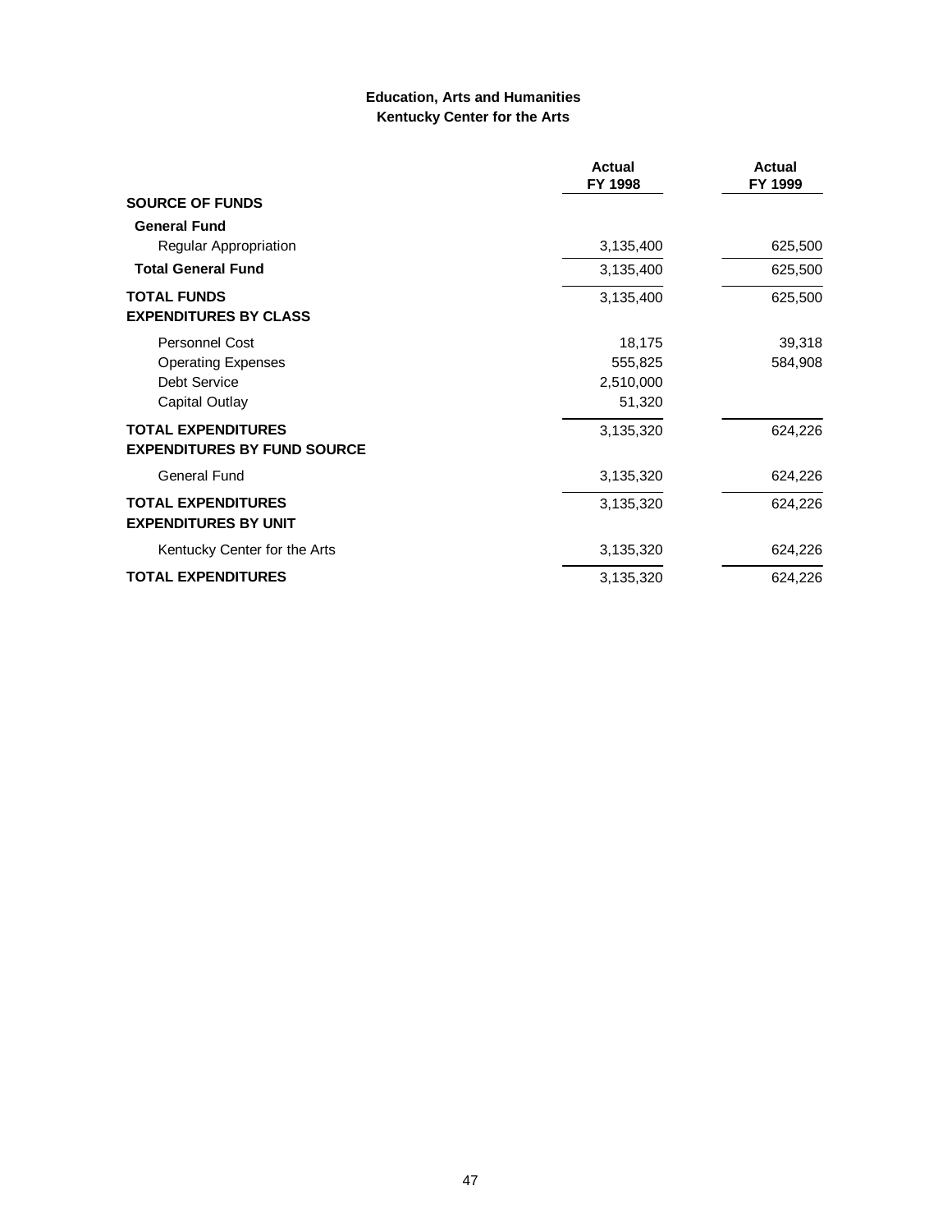**Education, Arts and Humanities**
**Kentucky Center for the Arts**

| | Actual FY 1998 | Actual FY 1999 |
|---|---|---|
| **SOURCE OF FUNDS** | | |
| **General Fund** | | |
| Regular Appropriation | 3,135,400 | 625,500 |
| **Total General Fund** | 3,135,400 | 625,500 |
| **TOTAL FUNDS** | 3,135,400 | 625,500 |
| **EXPENDITURES BY CLASS** | | |
| Personnel Cost | 18,175 | 39,318 |
| Operating Expenses | 555,825 | 584,908 |
| Debt Service | 2,510,000 | |
| Capital Outlay | 51,320 | |
| **TOTAL EXPENDITURES** | 3,135,320 | 624,226 |
| **EXPENDITURES BY FUND SOURCE** | | |
| General Fund | 3,135,320 | 624,226 |
| **TOTAL EXPENDITURES** | 3,135,320 | 624,226 |
| **EXPENDITURES BY UNIT** | | |
| Kentucky Center for the Arts | 3,135,320 | 624,226 |
| **TOTAL EXPENDITURES** | 3,135,320 | 624,226 |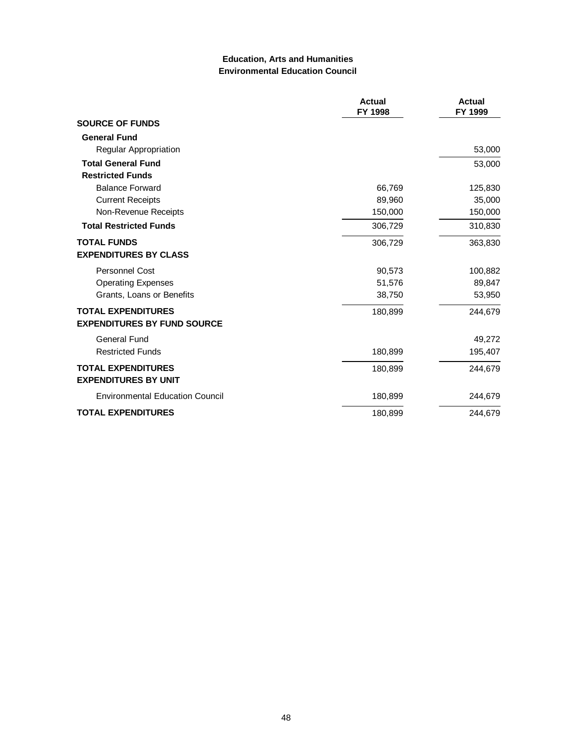## Education, Arts and Humanities
## Environmental Education Council

| | Actual FY 1998 | Actual FY 1999 |
|---|---|---|
| **SOURCE OF FUNDS** | | |
| **General Fund** | | |
| Regular Appropriation | | 53,000 |
| **Total General Fund** | | 53,000 |
| **Restricted Funds** | | |
| Balance Forward | 66,769 | 125,830 |
| Current Receipts | 89,960 | 35,000 |
| Non-Revenue Receipts | 150,000 | 150,000 |
| **Total Restricted Funds** | 306,729 | 310,830 |
| **TOTAL FUNDS** | 306,729 | 363,830 |
| **EXPENDITURES BY CLASS** | | |
| Personnel Cost | 90,573 | 100,882 |
| Operating Expenses | 51,576 | 89,847 |
| Grants, Loans or Benefits | 38,750 | 53,950 |
| **TOTAL EXPENDITURES** | 180,899 | 244,679 |
| **EXPENDITURES BY FUND SOURCE** | | |
| General Fund | | 49,272 |
| Restricted Funds | 180,899 | 195,407 |
| **TOTAL EXPENDITURES** | 180,899 | 244,679 |
| **EXPENDITURES BY UNIT** | | |
| Environmental Education Council | 180,899 | 244,679 |
| **TOTAL EXPENDITURES** | 180,899 | 244,679 |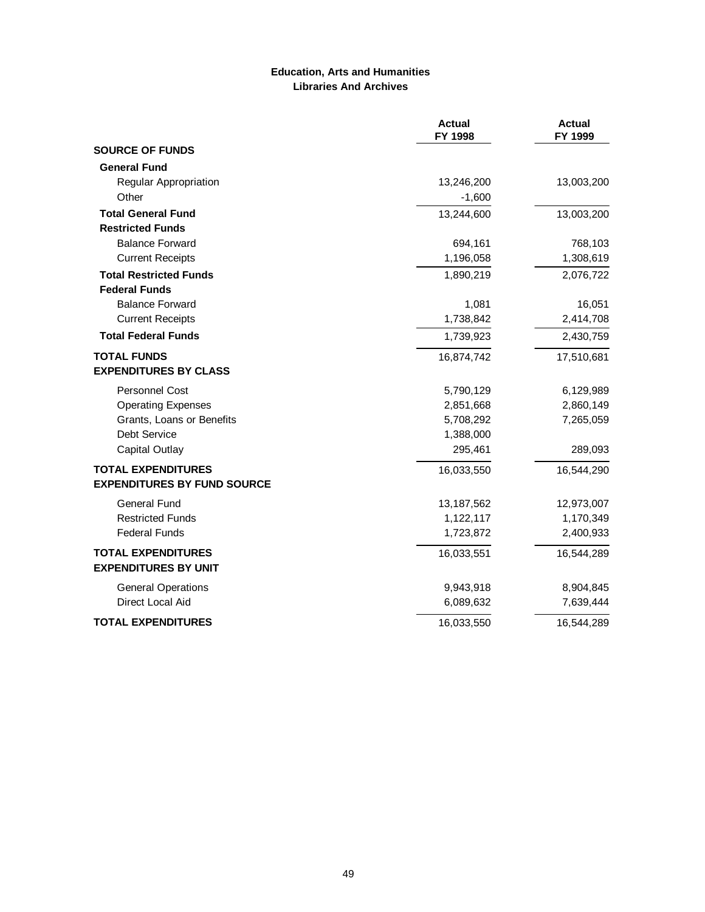## Education, Arts and Humanities
### Libraries And Archives

| | Actual FY 1998 | Actual FY 1999 |
|---|---|---|
| **SOURCE OF FUNDS** | | |
| **General Fund** | | |
| Regular Appropriation | 13,246,200 | 13,003,200 |
| Other | -1,600 | |
| **Total General Fund** | 13,244,600 | 13,003,200 |
| **Restricted Funds** | | |
| Balance Forward | 694,161 | 768,103 |
| Current Receipts | 1,196,058 | 1,308,619 |
| **Total Restricted Funds** | 1,890,219 | 2,076,722 |
| **Federal Funds** | | |
| Balance Forward | 1,081 | 16,051 |
| Current Receipts | 1,738,842 | 2,414,708 |
| **Total Federal Funds** | 1,739,923 | 2,430,759 |
| **TOTAL FUNDS** | 16,874,742 | 17,510,681 |
| **EXPENDITURES BY CLASS** | | |
| Personnel Cost | 5,790,129 | 6,129,989 |
| Operating Expenses | 2,851,668 | 2,860,149 |
| Grants, Loans or Benefits | 5,708,292 | 7,265,059 |
| Debt Service | 1,388,000 | |
| Capital Outlay | 295,461 | 289,093 |
| **TOTAL EXPENDITURES** | 16,033,550 | 16,544,290 |
| **EXPENDITURES BY FUND SOURCE** | | |
| General Fund | 13,187,562 | 12,973,007 |
| Restricted Funds | 1,122,117 | 1,170,349 |
| Federal Funds | 1,723,872 | 2,400,933 |
| **TOTAL EXPENDITURES** | 16,033,551 | 16,544,289 |
| **EXPENDITURES BY UNIT** | | |
| General Operations | 9,943,918 | 8,904,845 |
| Direct Local Aid | 6,089,632 | 7,639,444 |
| **TOTAL EXPENDITURES** | 16,033,550 | 16,544,289 |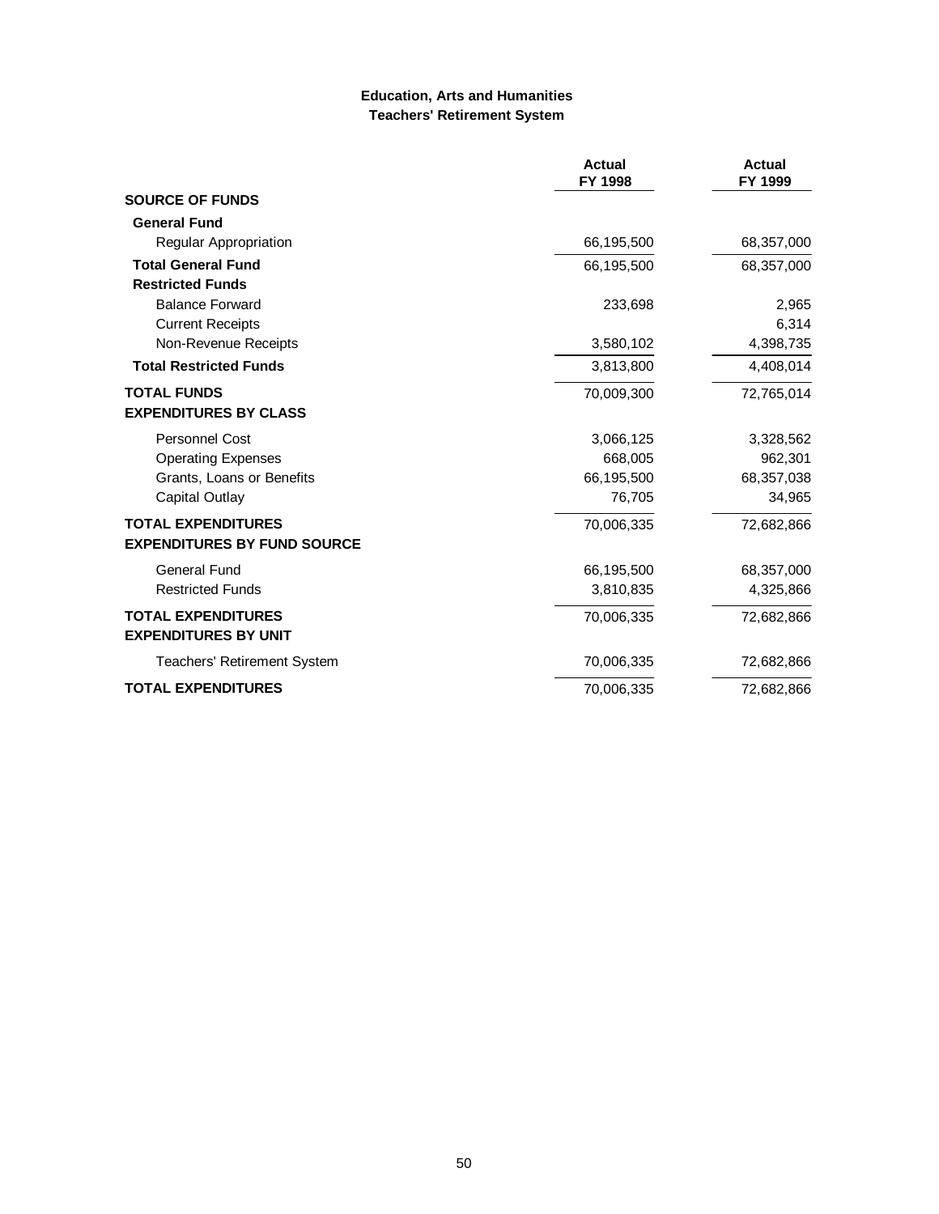## Education, Arts and Humanities
### Teachers' Retirement System

| | Actual FY 1998 | Actual FY 1999 |
|---|---|---|
| **SOURCE OF FUNDS** | | |
| **General Fund** | | |
| Regular Appropriation | 66,195,500 | 68,357,000 |
| **Total General Fund** | 66,195,500 | 68,357,000 |
| **Restricted Funds** | | |
| Balance Forward | 233,698 | 2,965 |
| Current Receipts | | 6,314 |
| Non-Revenue Receipts | 3,580,102 | 4,398,735 |
| **Total Restricted Funds** | 3,813,800 | 4,408,014 |
| **TOTAL FUNDS** | 70,009,300 | 72,765,014 |
| **EXPENDITURES BY CLASS** | | |
| Personnel Cost | 3,066,125 | 3,328,562 |
| Operating Expenses | 668,005 | 962,301 |
| Grants, Loans or Benefits | 66,195,500 | 68,357,038 |
| Capital Outlay | 76,705 | 34,965 |
| **TOTAL EXPENDITURES** | 70,006,335 | 72,682,866 |
| **EXPENDITURES BY FUND SOURCE** | | |
| General Fund | 66,195,500 | 68,357,000 |
| Restricted Funds | 3,810,835 | 4,325,866 |
| **TOTAL EXPENDITURES** | 70,006,335 | 72,682,866 |
| **EXPENDITURES BY UNIT** | | |
| Teachers' Retirement System | 70,006,335 | 72,682,866 |
| **TOTAL EXPENDITURES** | 70,006,335 | 72,682,866 |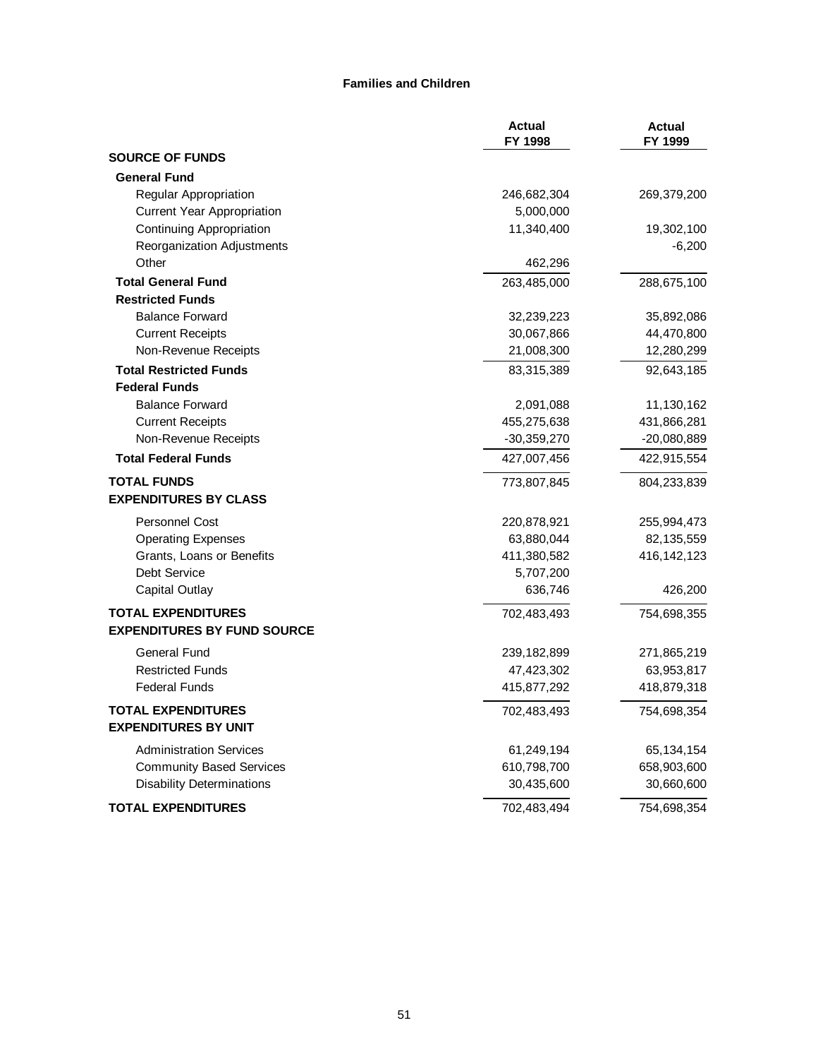**Families and Children**

| | Actual FY 1998 | Actual FY 1999 |
|---|---|---|
| **SOURCE OF FUNDS** | | |
| **General Fund** | | |
| Regular Appropriation | 246,682,304 | 269,379,200 |
| Current Year Appropriation | 5,000,000 | |
| Continuing Appropriation | 11,340,400 | 19,302,100 |
| Reorganization Adjustments | | -6,200 |
| Other | 462,296 | |
| **Total General Fund** | 263,485,000 | 288,675,100 |
| **Restricted Funds** | | |
| Balance Forward | 32,239,223 | 35,892,086 |
| Current Receipts | 30,067,866 | 44,470,800 |
| Non-Revenue Receipts | 21,008,300 | 12,280,299 |
| **Total Restricted Funds** | 83,315,389 | 92,643,185 |
| **Federal Funds** | | |
| Balance Forward | 2,091,088 | 11,130,162 |
| Current Receipts | 455,275,638 | 431,866,281 |
| Non-Revenue Receipts | -30,359,270 | -20,080,889 |
| **Total Federal Funds** | 427,007,456 | 422,915,554 |
| **TOTAL FUNDS** | 773,807,845 | 804,233,839 |
| **EXPENDITURES BY CLASS** | | |
| Personnel Cost | 220,878,921 | 255,994,473 |
| Operating Expenses | 63,880,044 | 82,135,559 |
| Grants, Loans or Benefits | 411,380,582 | 416,142,123 |
| Debt Service | 5,707,200 | |
| Capital Outlay | 636,746 | 426,200 |
| **TOTAL EXPENDITURES** | 702,483,493 | 754,698,355 |
| **EXPENDITURES BY FUND SOURCE** | | |
| General Fund | 239,182,899 | 271,865,219 |
| Restricted Funds | 47,423,302 | 63,953,817 |
| Federal Funds | 415,877,292 | 418,879,318 |
| **TOTAL EXPENDITURES** | 702,483,493 | 754,698,354 |
| **EXPENDITURES BY UNIT** | | |
| Administration Services | 61,249,194 | 65,134,154 |
| Community Based Services | 610,798,700 | 658,903,600 |
| Disability Determinations | 30,435,600 | 30,660,600 |
| **TOTAL EXPENDITURES** | 702,483,494 | 754,698,354 |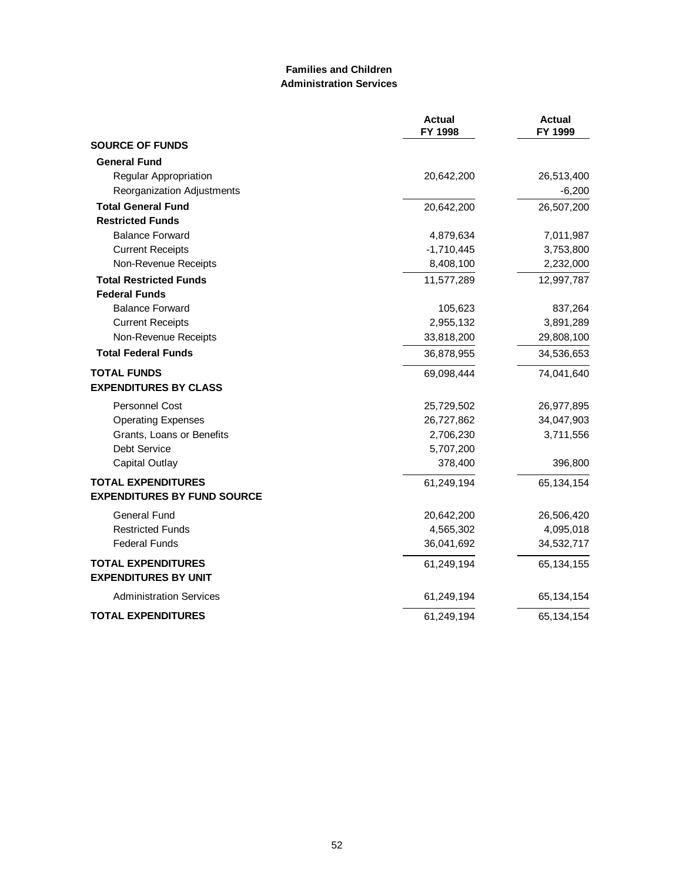## Families and Children
### Administration Services

| | Actual FY 1998 | Actual FY 1999 |
|---|---|---|
| **SOURCE OF FUNDS** | | |
| **General Fund** | | |
| Regular Appropriation | 20,642,200 | 26,513,400 |
| Reorganization Adjustments | | -6,200 |
| **Total General Fund** | 20,642,200 | 26,507,200 |
| **Restricted Funds** | | |
| Balance Forward | 4,879,634 | 7,011,987 |
| Current Receipts | -1,710,445 | 3,753,800 |
| Non-Revenue Receipts | 8,408,100 | 2,232,000 |
| **Total Restricted Funds** | 11,577,289 | 12,997,787 |
| **Federal Funds** | | |
| Balance Forward | 105,623 | 837,264 |
| Current Receipts | 2,955,132 | 3,891,289 |
| Non-Revenue Receipts | 33,818,200 | 29,808,100 |
| **Total Federal Funds** | 36,878,955 | 34,536,653 |
| **TOTAL FUNDS** | 69,098,444 | 74,041,640 |
| **EXPENDITURES BY CLASS** | | |
| Personnel Cost | 25,729,502 | 26,977,895 |
| Operating Expenses | 26,727,862 | 34,047,903 |
| Grants, Loans or Benefits | 2,706,230 | 3,711,556 |
| Debt Service | 5,707,200 | |
| Capital Outlay | 378,400 | 396,800 |
| **TOTAL EXPENDITURES** | 61,249,194 | 65,134,154 |
| **EXPENDITURES BY FUND SOURCE** | | |
| General Fund | 20,642,200 | 26,506,420 |
| Restricted Funds | 4,565,302 | 4,095,018 |
| Federal Funds | 36,041,692 | 34,532,717 |
| **TOTAL EXPENDITURES** | 61,249,194 | 65,134,155 |
| **EXPENDITURES BY UNIT** | | |
| Administration Services | 61,249,194 | 65,134,154 |
| **TOTAL EXPENDITURES** | 61,249,194 | 65,134,154 |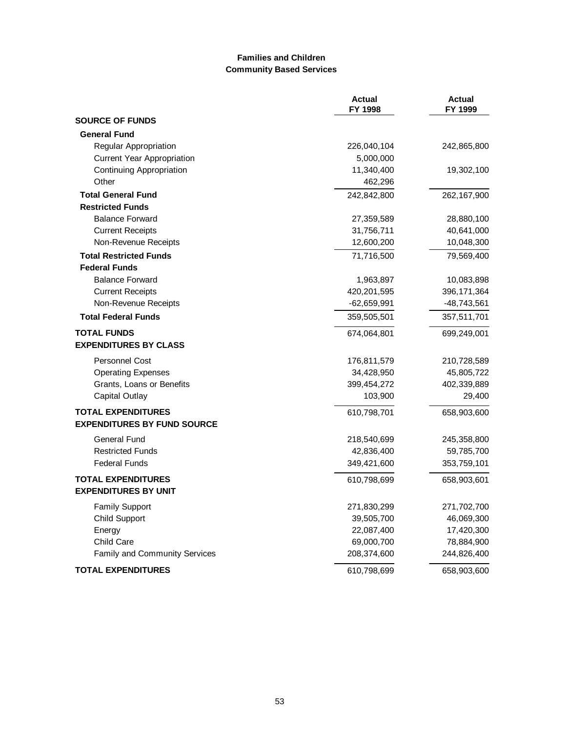## Families and Children
### Community Based Services

| | Actual FY 1998 | Actual FY 1999 |
|---|---|---|
| **SOURCE OF FUNDS** | | |
| **General Fund** | | |
| Regular Appropriation | 226,040,104 | 242,865,800 |
| Current Year Appropriation | 5,000,000 | |
| Continuing Appropriation | 11,340,400 | 19,302,100 |
| Other | 462,296 | |
| **Total General Fund** | 242,842,800 | 262,167,900 |
| **Restricted Funds** | | |
| Balance Forward | 27,359,589 | 28,880,100 |
| Current Receipts | 31,756,711 | 40,641,000 |
| Non-Revenue Receipts | 12,600,200 | 10,048,300 |
| **Total Restricted Funds** | 71,716,500 | 79,569,400 |
| **Federal Funds** | | |
| Balance Forward | 1,963,897 | 10,083,898 |
| Current Receipts | 420,201,595 | 396,171,364 |
| Non-Revenue Receipts | -62,659,991 | -48,743,561 |
| **Total Federal Funds** | 359,505,501 | 357,511,701 |
| **TOTAL FUNDS** | 674,064,801 | 699,249,001 |
| **EXPENDITURES BY CLASS** | | |
| Personnel Cost | 176,811,579 | 210,728,589 |
| Operating Expenses | 34,428,950 | 45,805,722 |
| Grants, Loans or Benefits | 399,454,272 | 402,339,889 |
| Capital Outlay | 103,900 | 29,400 |
| **TOTAL EXPENDITURES** | 610,798,701 | 658,903,600 |
| **EXPENDITURES BY FUND SOURCE** | | |
| General Fund | 218,540,699 | 245,358,800 |
| Restricted Funds | 42,836,400 | 59,785,700 |
| Federal Funds | 349,421,600 | 353,759,101 |
| **TOTAL EXPENDITURES** | 610,798,699 | 658,903,601 |
| **EXPENDITURES BY UNIT** | | |
| Family Support | 271,830,299 | 271,702,700 |
| Child Support | 39,505,700 | 46,069,300 |
| Energy | 22,087,400 | 17,420,300 |
| Child Care | 69,000,700 | 78,884,900 |
| Family and Community Services | 208,374,600 | 244,826,400 |
| **TOTAL EXPENDITURES** | 610,798,699 | 658,903,600 |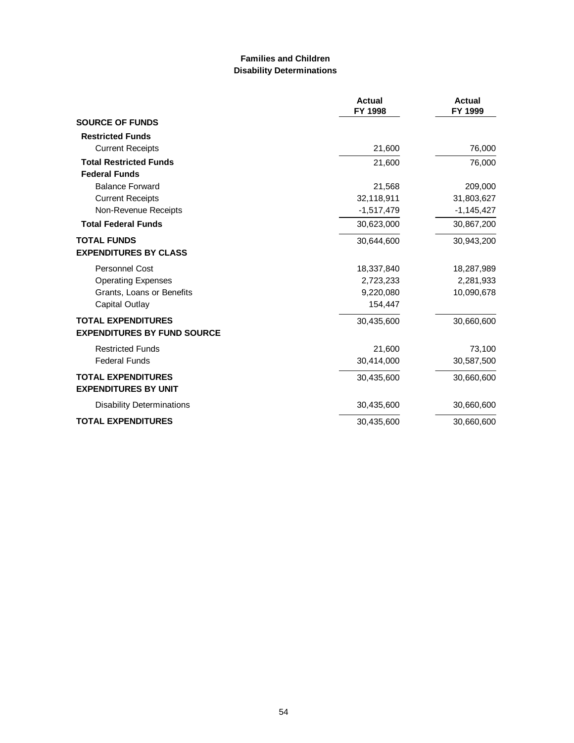**Families and Children**
**Disability Determinations**

| | Actual FY 1998 | Actual FY 1999 |
|---|---|---|
| **SOURCE OF FUNDS** | | |
| **Restricted Funds** | | |
| Current Receipts | 21,600 | 76,000 |
| **Total Restricted Funds** | 21,600 | 76,000 |
| **Federal Funds** | | |
| Balance Forward | 21,568 | 209,000 |
| Current Receipts | 32,118,911 | 31,803,627 |
| Non-Revenue Receipts | -1,517,479 | -1,145,427 |
| **Total Federal Funds** | 30,623,000 | 30,867,200 |
| **TOTAL FUNDS** | 30,644,600 | 30,943,200 |
| **EXPENDITURES BY CLASS** | | |
| Personnel Cost | 18,337,840 | 18,287,989 |
| Operating Expenses | 2,723,233 | 2,281,933 |
| Grants, Loans or Benefits | 9,220,080 | 10,090,678 |
| Capital Outlay | 154,447 | |
| **TOTAL EXPENDITURES** | 30,435,600 | 30,660,600 |
| **EXPENDITURES BY FUND SOURCE** | | |
| Restricted Funds | 21,600 | 73,100 |
| Federal Funds | 30,414,000 | 30,587,500 |
| **TOTAL EXPENDITURES** | 30,435,600 | 30,660,600 |
| **EXPENDITURES BY UNIT** | | |
| Disability Determinations | 30,435,600 | 30,660,600 |
| **TOTAL EXPENDITURES** | 30,435,600 | 30,660,600 |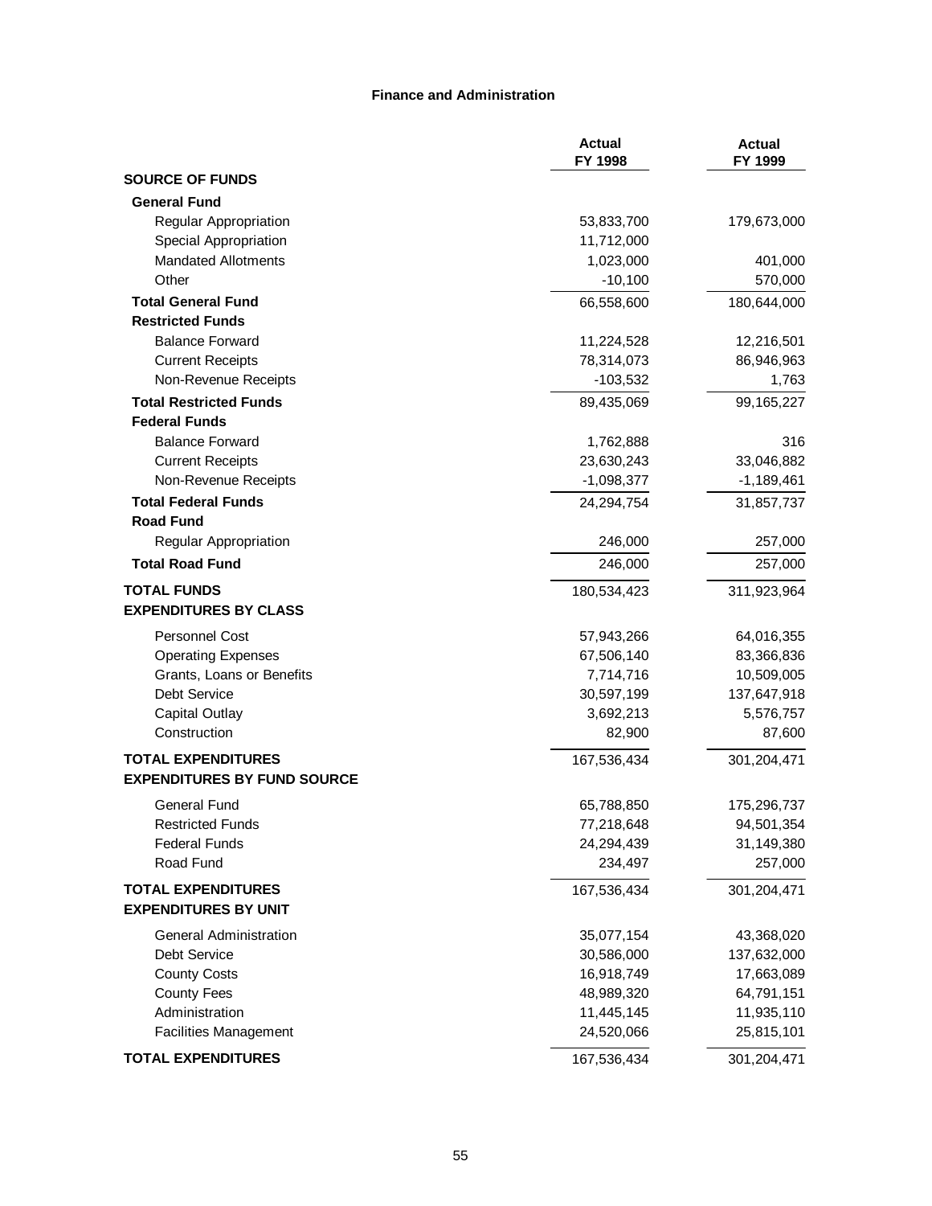### Finance and Administration

| | Actual FY 1998 | Actual FY 1999 |
|---|---|---|
| **SOURCE OF FUNDS** | | |
| **General Fund** | | |
| Regular Appropriation | 53,833,700 | 179,673,000 |
| Special Appropriation | 11,712,000 | |
| Mandated Allotments | 1,023,000 | 401,000 |
| Other | -10,100 | 570,000 |
| **Total General Fund** | 66,558,600 | 180,644,000 |
| **Restricted Funds** | | |
| Balance Forward | 11,224,528 | 12,216,501 |
| Current Receipts | 78,314,073 | 86,946,963 |
| Non-Revenue Receipts | -103,532 | 1,763 |
| **Total Restricted Funds** | 89,435,069 | 99,165,227 |
| **Federal Funds** | | |
| Balance Forward | 1,762,888 | 316 |
| Current Receipts | 23,630,243 | 33,046,882 |
| Non-Revenue Receipts | -1,098,377 | -1,189,461 |
| **Total Federal Funds** | 24,294,754 | 31,857,737 |
| **Road Fund** | | |
| Regular Appropriation | 246,000 | 257,000 |
| **Total Road Fund** | 246,000 | 257,000 |
| **TOTAL FUNDS** | 180,534,423 | 311,923,964 |
| **EXPENDITURES BY CLASS** | | |
| Personnel Cost | 57,943,266 | 64,016,355 |
| Operating Expenses | 67,506,140 | 83,366,836 |
| Grants, Loans or Benefits | 7,714,716 | 10,509,005 |
| Debt Service | 30,597,199 | 137,647,918 |
| Capital Outlay | 3,692,213 | 5,576,757 |
| Construction | 82,900 | 87,600 |
| **TOTAL EXPENDITURES** | 167,536,434 | 301,204,471 |
| **EXPENDITURES BY FUND SOURCE** | | |
| General Fund | 65,788,850 | 175,296,737 |
| Restricted Funds | 77,218,648 | 94,501,354 |
| Federal Funds | 24,294,439 | 31,149,380 |
| Road Fund | 234,497 | 257,000 |
| **TOTAL EXPENDITURES** | 167,536,434 | 301,204,471 |
| **EXPENDITURES BY UNIT** | | |
| General Administration | 35,077,154 | 43,368,020 |
| Debt Service | 30,586,000 | 137,632,000 |
| County Costs | 16,918,749 | 17,663,089 |
| County Fees | 48,989,320 | 64,791,151 |
| Administration | 11,445,145 | 11,935,110 |
| Facilities Management | 24,520,066 | 25,815,101 |
| **TOTAL EXPENDITURES** | 167,536,434 | 301,204,471 |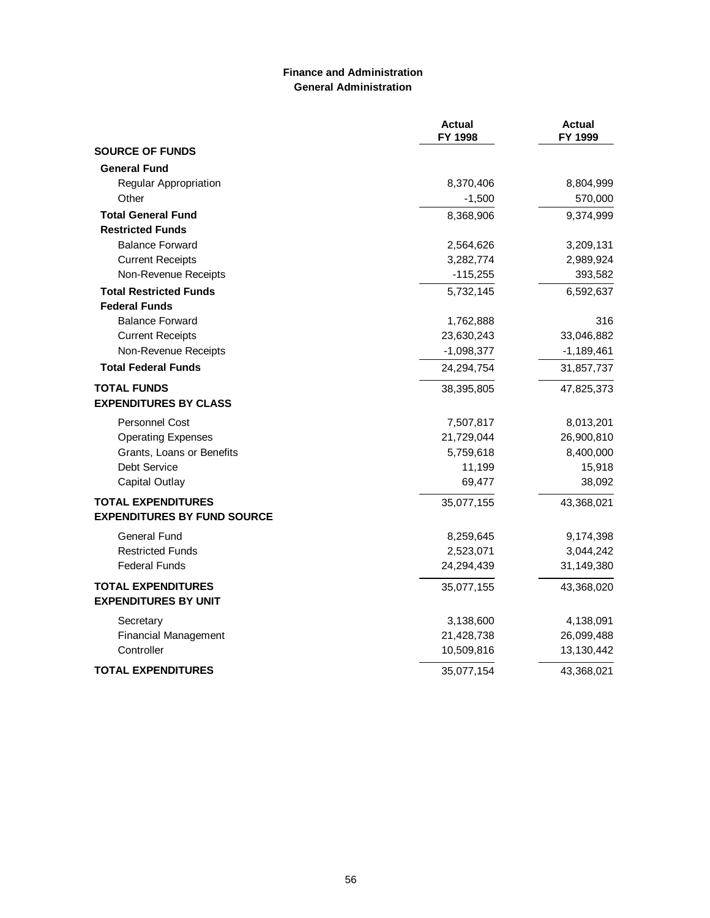## Finance and Administration
### General Administration

| | Actual FY 1998 | Actual FY 1999 |
|---|---|---|
| **SOURCE OF FUNDS** | | |
| **General Fund** | | |
| Regular Appropriation | 8,370,406 | 8,804,999 |
| Other | -1,500 | 570,000 |
| **Total General Fund** | 8,368,906 | 9,374,999 |
| **Restricted Funds** | | |
| Balance Forward | 2,564,626 | 3,209,131 |
| Current Receipts | 3,282,774 | 2,989,924 |
| Non-Revenue Receipts | -115,255 | 393,582 |
| **Total Restricted Funds** | 5,732,145 | 6,592,637 |
| **Federal Funds** | | |
| Balance Forward | 1,762,888 | 316 |
| Current Receipts | 23,630,243 | 33,046,882 |
| Non-Revenue Receipts | -1,098,377 | -1,189,461 |
| **Total Federal Funds** | 24,294,754 | 31,857,737 |
| **TOTAL FUNDS** | 38,395,805 | 47,825,373 |
| **EXPENDITURES BY CLASS** | | |
| Personnel Cost | 7,507,817 | 8,013,201 |
| Operating Expenses | 21,729,044 | 26,900,810 |
| Grants, Loans or Benefits | 5,759,618 | 8,400,000 |
| Debt Service | 11,199 | 15,918 |
| Capital Outlay | 69,477 | 38,092 |
| **TOTAL EXPENDITURES** | 35,077,155 | 43,368,021 |
| **EXPENDITURES BY FUND SOURCE** | | |
| General Fund | 8,259,645 | 9,174,398 |
| Restricted Funds | 2,523,071 | 3,044,242 |
| Federal Funds | 24,294,439 | 31,149,380 |
| **TOTAL EXPENDITURES** | 35,077,155 | 43,368,020 |
| **EXPENDITURES BY UNIT** | | |
| Secretary | 3,138,600 | 4,138,091 |
| Financial Management | 21,428,738 | 26,099,488 |
| Controller | 10,509,816 | 13,130,442 |
| **TOTAL EXPENDITURES** | 35,077,154 | 43,368,021 |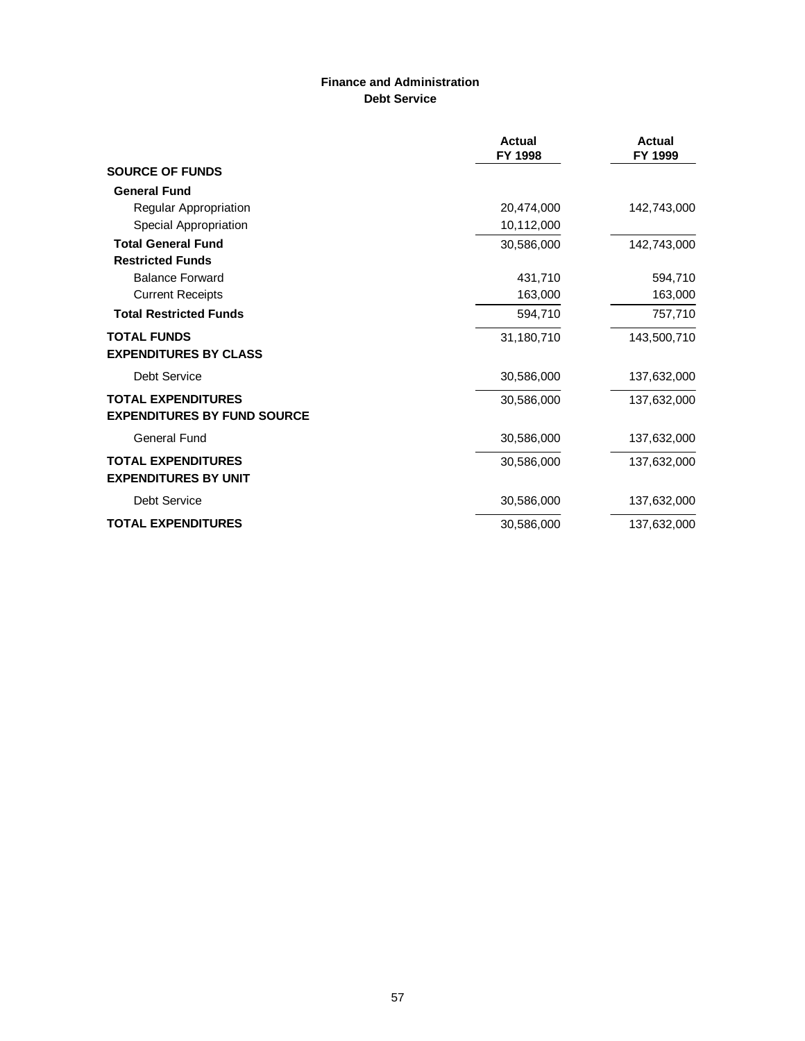**Finance and Administration**
**Debt Service**

| | Actual FY 1998 | Actual FY 1999 |
|---|---|---|
| **SOURCE OF FUNDS** | | |
| **General Fund** | | |
| Regular Appropriation | 20,474,000 | 142,743,000 |
| Special Appropriation | 10,112,000 | |
| **Total General Fund** | 30,586,000 | 142,743,000 |
| **Restricted Funds** | | |
| Balance Forward | 431,710 | 594,710 |
| Current Receipts | 163,000 | 163,000 |
| **Total Restricted Funds** | 594,710 | 757,710 |
| **TOTAL FUNDS** | 31,180,710 | 143,500,710 |
| **EXPENDITURES BY CLASS** | | |
| Debt Service | 30,586,000 | 137,632,000 |
| **TOTAL EXPENDITURES** | 30,586,000 | 137,632,000 |
| **EXPENDITURES BY FUND SOURCE** | | |
| General Fund | 30,586,000 | 137,632,000 |
| **TOTAL EXPENDITURES** | 30,586,000 | 137,632,000 |
| **EXPENDITURES BY UNIT** | | |
| Debt Service | 30,586,000 | 137,632,000 |
| **TOTAL EXPENDITURES** | 30,586,000 | 137,632,000 |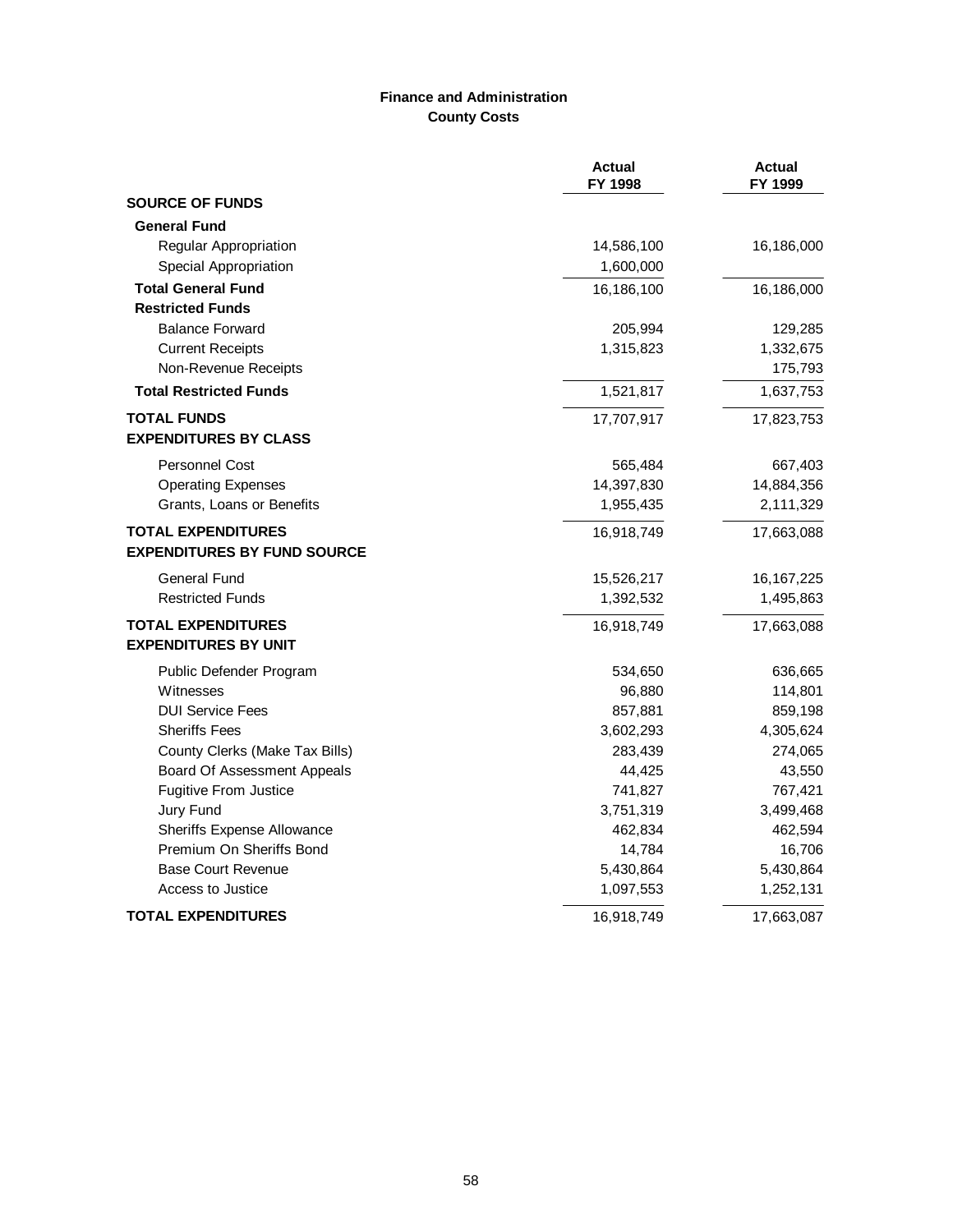**Finance and Administration**
**County Costs**

| | Actual FY 1998 | Actual FY 1999 |
|---|---|---|
| **SOURCE OF FUNDS** | | |
| **General Fund** | | |
| Regular Appropriation | 14,586,100 | 16,186,000 |
| Special Appropriation | 1,600,000 | |
| **Total General Fund** | 16,186,100 | 16,186,000 |
| **Restricted Funds** | | |
| Balance Forward | 205,994 | 129,285 |
| Current Receipts | 1,315,823 | 1,332,675 |
| Non-Revenue Receipts | | 175,793 |
| **Total Restricted Funds** | 1,521,817 | 1,637,753 |
| **TOTAL FUNDS** | 17,707,917 | 17,823,753 |
| **EXPENDITURES BY CLASS** | | |
| Personnel Cost | 565,484 | 667,403 |
| Operating Expenses | 14,397,830 | 14,884,356 |
| Grants, Loans or Benefits | 1,955,435 | 2,111,329 |
| **TOTAL EXPENDITURES** | 16,918,749 | 17,663,088 |
| **EXPENDITURES BY FUND SOURCE** | | |
| General Fund | 15,526,217 | 16,167,225 |
| Restricted Funds | 1,392,532 | 1,495,863 |
| **TOTAL EXPENDITURES** | 16,918,749 | 17,663,088 |
| **EXPENDITURES BY UNIT** | | |
| Public Defender Program | 534,650 | 636,665 |
| Witnesses | 96,880 | 114,801 |
| DUI Service Fees | 857,881 | 859,198 |
| Sheriffs Fees | 3,602,293 | 4,305,624 |
| County Clerks (Make Tax Bills) | 283,439 | 274,065 |
| Board Of Assessment Appeals | 44,425 | 43,550 |
| Fugitive From Justice | 741,827 | 767,421 |
| Jury Fund | 3,751,319 | 3,499,468 |
| Sheriffs Expense Allowance | 462,834 | 462,594 |
| Premium On Sheriffs Bond | 14,784 | 16,706 |
| Base Court Revenue | 5,430,864 | 5,430,864 |
| Access to Justice | 1,097,553 | 1,252,131 |
| **TOTAL EXPENDITURES** | 16,918,749 | 17,663,087 |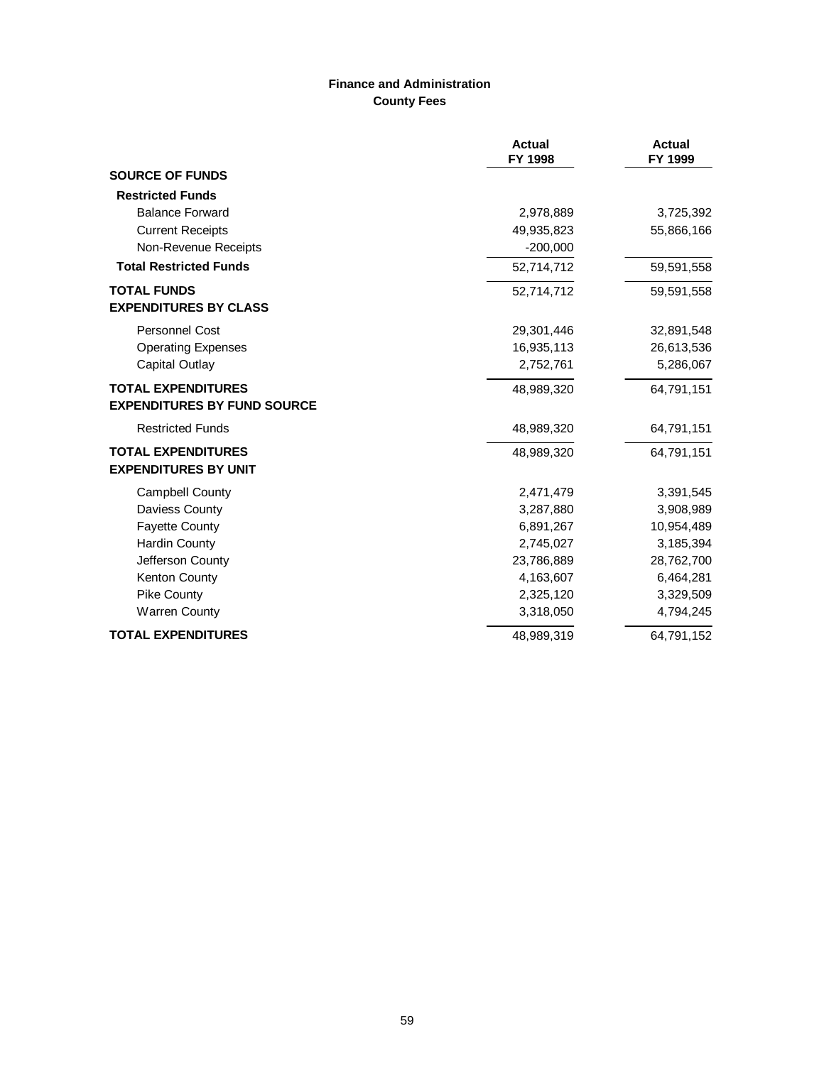# Finance and Administration
## County Fees

| | Actual FY 1998 | Actual FY 1999 |
|---|---|---|
| **SOURCE OF FUNDS** | | |
| **Restricted Funds** | | |
| Balance Forward | 2,978,889 | 3,725,392 |
| Current Receipts | 49,935,823 | 55,866,166 |
| Non-Revenue Receipts | -200,000 | |
| **Total Restricted Funds** | 52,714,712 | 59,591,558 |
| **TOTAL FUNDS** | 52,714,712 | 59,591,558 |
| **EXPENDITURES BY CLASS** | | |
| Personnel Cost | 29,301,446 | 32,891,548 |
| Operating Expenses | 16,935,113 | 26,613,536 |
| Capital Outlay | 2,752,761 | 5,286,067 |
| **TOTAL EXPENDITURES** | 48,989,320 | 64,791,151 |
| **EXPENDITURES BY FUND SOURCE** | | |
| Restricted Funds | 48,989,320 | 64,791,151 |
| **TOTAL EXPENDITURES** | 48,989,320 | 64,791,151 |
| **EXPENDITURES BY UNIT** | | |
| Campbell County | 2,471,479 | 3,391,545 |
| Daviess County | 3,287,880 | 3,908,989 |
| Fayette County | 6,891,267 | 10,954,489 |
| Hardin County | 2,745,027 | 3,185,394 |
| Jefferson County | 23,786,889 | 28,762,700 |
| Kenton County | 4,163,607 | 6,464,281 |
| Pike County | 2,325,120 | 3,329,509 |
| Warren County | 3,318,050 | 4,794,245 |
| **TOTAL EXPENDITURES** | 48,989,319 | 64,791,152 |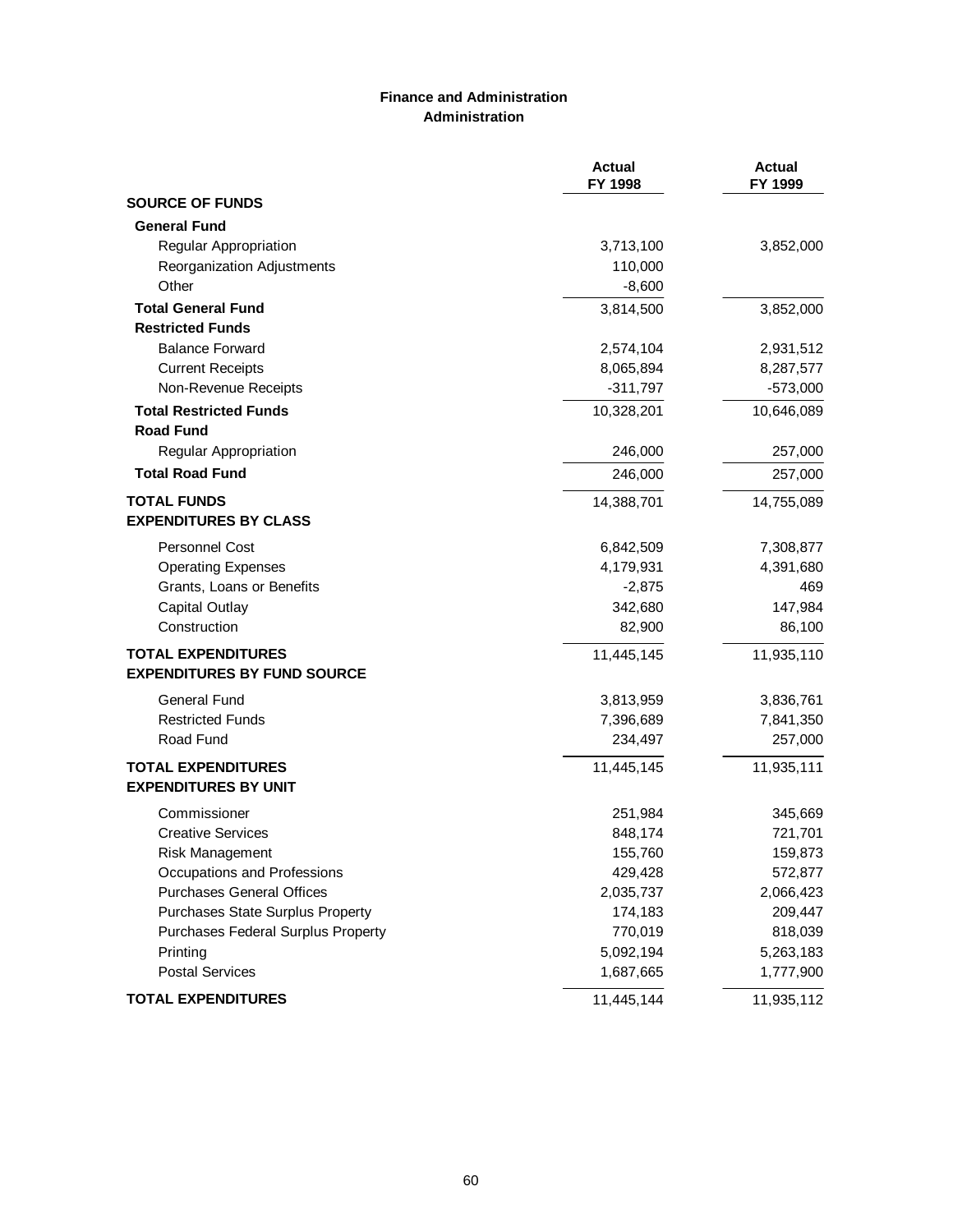**Finance and Administration**
**Administration**

| | Actual FY 1998 | Actual FY 1999 |
|---|---|---|
| **SOURCE OF FUNDS** | | |
| **General Fund** | | |
| Regular Appropriation | 3,713,100 | 3,852,000 |
| Reorganization Adjustments | 110,000 | |
| Other | -8,600 | |
| **Total General Fund** | 3,814,500 | 3,852,000 |
| **Restricted Funds** | | |
| Balance Forward | 2,574,104 | 2,931,512 |
| Current Receipts | 8,065,894 | 8,287,577 |
| Non-Revenue Receipts | -311,797 | -573,000 |
| **Total Restricted Funds** | 10,328,201 | 10,646,089 |
| **Road Fund** | | |
| Regular Appropriation | 246,000 | 257,000 |
| **Total Road Fund** | 246,000 | 257,000 |
| **TOTAL FUNDS** | 14,388,701 | 14,755,089 |
| **EXPENDITURES BY CLASS** | | |
| Personnel Cost | 6,842,509 | 7,308,877 |
| Operating Expenses | 4,179,931 | 4,391,680 |
| Grants, Loans or Benefits | -2,875 | 469 |
| Capital Outlay | 342,680 | 147,984 |
| Construction | 82,900 | 86,100 |
| **TOTAL EXPENDITURES** | 11,445,145 | 11,935,110 |
| **EXPENDITURES BY FUND SOURCE** | | |
| General Fund | 3,813,959 | 3,836,761 |
| Restricted Funds | 7,396,689 | 7,841,350 |
| Road Fund | 234,497 | 257,000 |
| **TOTAL EXPENDITURES** | 11,445,145 | 11,935,111 |
| **EXPENDITURES BY UNIT** | | |
| Commissioner | 251,984 | 345,669 |
| Creative Services | 848,174 | 721,701 |
| Risk Management | 155,760 | 159,873 |
| Occupations and Professions | 429,428 | 572,877 |
| Purchases General Offices | 2,035,737 | 2,066,423 |
| Purchases State Surplus Property | 174,183 | 209,447 |
| Purchases Federal Surplus Property | 770,019 | 818,039 |
| Printing | 5,092,194 | 5,263,183 |
| Postal Services | 1,687,665 | 1,777,900 |
| **TOTAL EXPENDITURES** | 11,445,144 | 11,935,112 |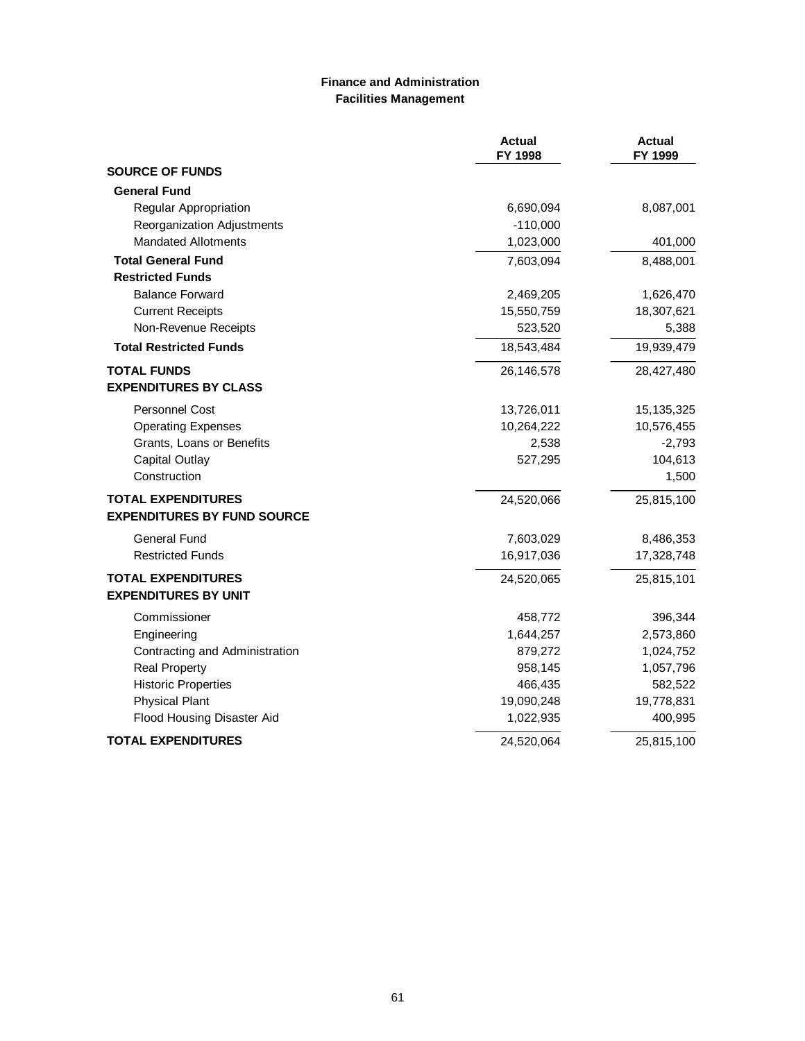**Finance and Administration**
**Facilities Management**

| | Actual FY 1998 | Actual FY 1999 |
|---|---|---|
| **SOURCE OF FUNDS** | | |
| **General Fund** | | |
| Regular Appropriation | 6,690,094 | 8,087,001 |
| Reorganization Adjustments | -110,000 | |
| Mandated Allotments | 1,023,000 | 401,000 |
| **Total General Fund** | 7,603,094 | 8,488,001 |
| **Restricted Funds** | | |
| Balance Forward | 2,469,205 | 1,626,470 |
| Current Receipts | 15,550,759 | 18,307,621 |
| Non-Revenue Receipts | 523,520 | 5,388 |
| **Total Restricted Funds** | 18,543,484 | 19,939,479 |
| **TOTAL FUNDS** | 26,146,578 | 28,427,480 |
| **EXPENDITURES BY CLASS** | | |
| Personnel Cost | 13,726,011 | 15,135,325 |
| Operating Expenses | 10,264,222 | 10,576,455 |
| Grants, Loans or Benefits | 2,538 | -2,793 |
| Capital Outlay | 527,295 | 104,613 |
| Construction | | 1,500 |
| **TOTAL EXPENDITURES** | 24,520,066 | 25,815,100 |
| **EXPENDITURES BY FUND SOURCE** | | |
| General Fund | 7,603,029 | 8,486,353 |
| Restricted Funds | 16,917,036 | 17,328,748 |
| **TOTAL EXPENDITURES** | 24,520,065 | 25,815,101 |
| **EXPENDITURES BY UNIT** | | |
| Commissioner | 458,772 | 396,344 |
| Engineering | 1,644,257 | 2,573,860 |
| Contracting and Administration | 879,272 | 1,024,752 |
| Real Property | 958,145 | 1,057,796 |
| Historic Properties | 466,435 | 582,522 |
| Physical Plant | 19,090,248 | 19,778,831 |
| Flood Housing Disaster Aid | 1,022,935 | 400,995 |
| **TOTAL EXPENDITURES** | 24,520,064 | 25,815,100 |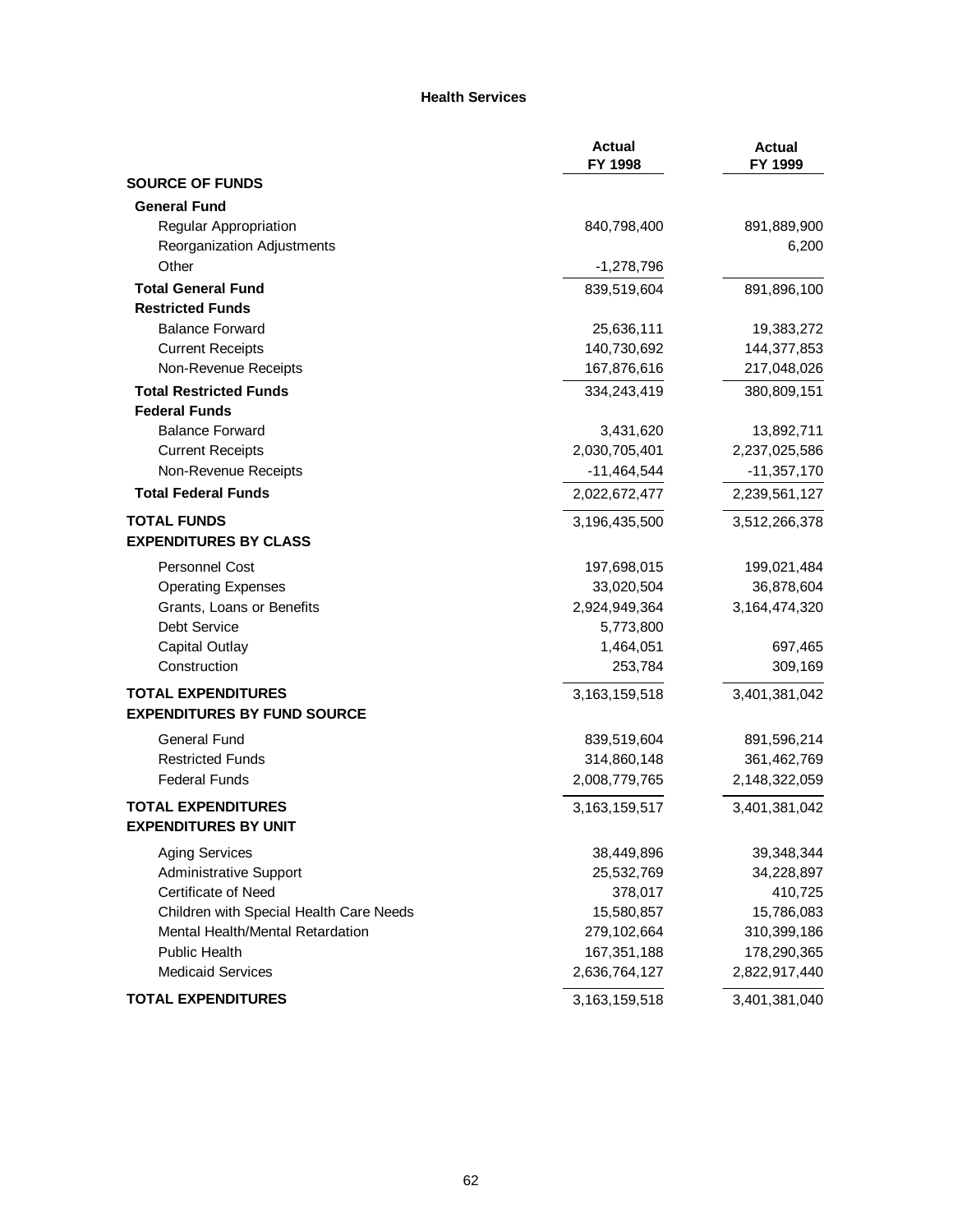# Health Services

| | Actual FY 1998 | Actual FY 1999 |
|---|---|---|
| **SOURCE OF FUNDS** | | |
| **General Fund** | | |
| Regular Appropriation | 840,798,400 | 891,889,900 |
| Reorganization Adjustments | | 6,200 |
| Other | -1,278,796 | |
| **Total General Fund** | 839,519,604 | 891,896,100 |
| **Restricted Funds** | | |
| Balance Forward | 25,636,111 | 19,383,272 |
| Current Receipts | 140,730,692 | 144,377,853 |
| Non-Revenue Receipts | 167,876,616 | 217,048,026 |
| **Total Restricted Funds** | 334,243,419 | 380,809,151 |
| **Federal Funds** | | |
| Balance Forward | 3,431,620 | 13,892,711 |
| Current Receipts | 2,030,705,401 | 2,237,025,586 |
| Non-Revenue Receipts | -11,464,544 | -11,357,170 |
| **Total Federal Funds** | 2,022,672,477 | 2,239,561,127 |
| **TOTAL FUNDS** | 3,196,435,500 | 3,512,266,378 |
| **EXPENDITURES BY CLASS** | | |
| Personnel Cost | 197,698,015 | 199,021,484 |
| Operating Expenses | 33,020,504 | 36,878,604 |
| Grants, Loans or Benefits | 2,924,949,364 | 3,164,474,320 |
| Debt Service | 5,773,800 | |
| Capital Outlay | 1,464,051 | 697,465 |
| Construction | 253,784 | 309,169 |
| **TOTAL EXPENDITURES** | 3,163,159,518 | 3,401,381,042 |
| **EXPENDITURES BY FUND SOURCE** | | |
| General Fund | 839,519,604 | 891,596,214 |
| Restricted Funds | 314,860,148 | 361,462,769 |
| Federal Funds | 2,008,779,765 | 2,148,322,059 |
| **TOTAL EXPENDITURES** | 3,163,159,517 | 3,401,381,042 |
| **EXPENDITURES BY UNIT** | | |
| Aging Services | 38,449,896 | 39,348,344 |
| Administrative Support | 25,532,769 | 34,228,897 |
| Certificate of Need | 378,017 | 410,725 |
| Children with Special Health Care Needs | 15,580,857 | 15,786,083 |
| Mental Health/Mental Retardation | 279,102,664 | 310,399,186 |
| Public Health | 167,351,188 | 178,290,365 |
| Medicaid Services | 2,636,764,127 | 2,822,917,440 |
| **TOTAL EXPENDITURES** | 3,163,159,518 | 3,401,381,040 |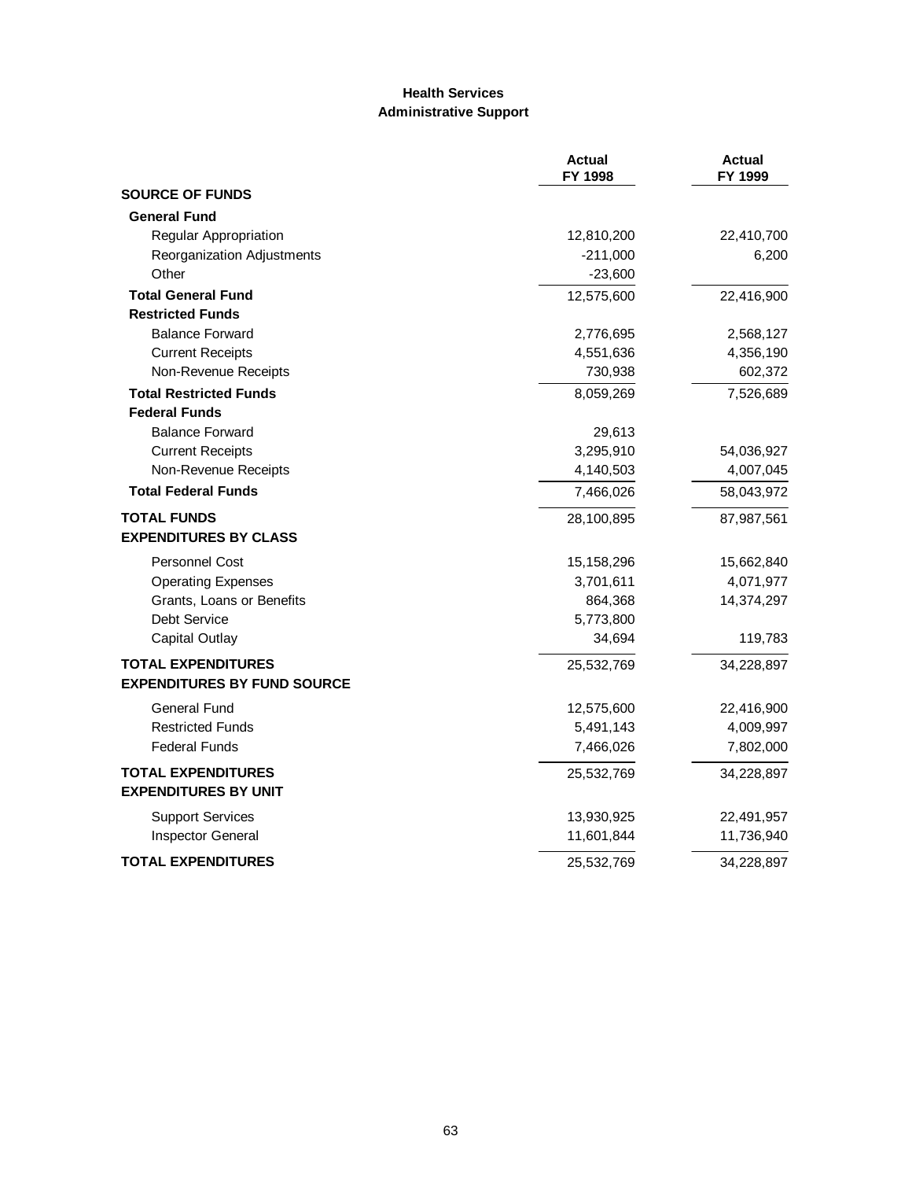## Health Services
### Administrative Support

| | Actual FY 1998 | Actual FY 1999 |
|---|---|---|
| **SOURCE OF FUNDS** | | |
| **General Fund** | | |
| Regular Appropriation | 12,810,200 | 22,410,700 |
| Reorganization Adjustments | -211,000 | 6,200 |
| Other | -23,600 | |
| **Total General Fund** | 12,575,600 | 22,416,900 |
| **Restricted Funds** | | |
| Balance Forward | 2,776,695 | 2,568,127 |
| Current Receipts | 4,551,636 | 4,356,190 |
| Non-Revenue Receipts | 730,938 | 602,372 |
| **Total Restricted Funds** | 8,059,269 | 7,526,689 |
| **Federal Funds** | | |
| Balance Forward | 29,613 | |
| Current Receipts | 3,295,910 | 54,036,927 |
| Non-Revenue Receipts | 4,140,503 | 4,007,045 |
| **Total Federal Funds** | 7,466,026 | 58,043,972 |
| **TOTAL FUNDS** | 28,100,895 | 87,987,561 |
| **EXPENDITURES BY CLASS** | | |
| Personnel Cost | 15,158,296 | 15,662,840 |
| Operating Expenses | 3,701,611 | 4,071,977 |
| Grants, Loans or Benefits | 864,368 | 14,374,297 |
| Debt Service | 5,773,800 | |
| Capital Outlay | 34,694 | 119,783 |
| **TOTAL EXPENDITURES** | 25,532,769 | 34,228,897 |
| **EXPENDITURES BY FUND SOURCE** | | |
| General Fund | 12,575,600 | 22,416,900 |
| Restricted Funds | 5,491,143 | 4,009,997 |
| Federal Funds | 7,466,026 | 7,802,000 |
| **TOTAL EXPENDITURES** | 25,532,769 | 34,228,897 |
| **EXPENDITURES BY UNIT** | | |
| Support Services | 13,930,925 | 22,491,957 |
| Inspector General | 11,601,844 | 11,736,940 |
| **TOTAL EXPENDITURES** | 25,532,769 | 34,228,897 |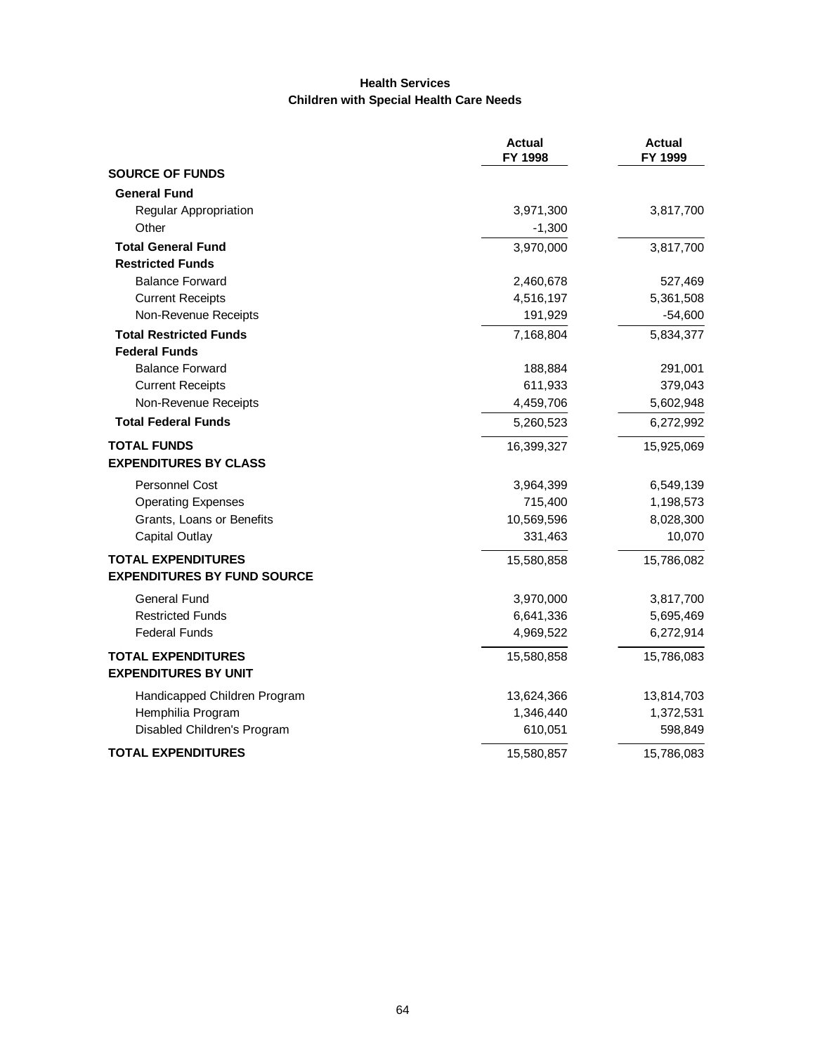# Health Services
## Children with Special Health Care Needs

| | Actual FY 1998 | Actual FY 1999 |
|---|---|---|
| **SOURCE OF FUNDS** | | |
| **General Fund** | | |
| Regular Appropriation | 3,971,300 | 3,817,700 |
| Other | -1,300 | |
| **Total General Fund** | 3,970,000 | 3,817,700 |
| **Restricted Funds** | | |
| Balance Forward | 2,460,678 | 527,469 |
| Current Receipts | 4,516,197 | 5,361,508 |
| Non-Revenue Receipts | 191,929 | -54,600 |
| **Total Restricted Funds** | 7,168,804 | 5,834,377 |
| **Federal Funds** | | |
| Balance Forward | 188,884 | 291,001 |
| Current Receipts | 611,933 | 379,043 |
| Non-Revenue Receipts | 4,459,706 | 5,602,948 |
| **Total Federal Funds** | 5,260,523 | 6,272,992 |
| **TOTAL FUNDS** | 16,399,327 | 15,925,069 |
| **EXPENDITURES BY CLASS** | | |
| Personnel Cost | 3,964,399 | 6,549,139 |
| Operating Expenses | 715,400 | 1,198,573 |
| Grants, Loans or Benefits | 10,569,596 | 8,028,300 |
| Capital Outlay | 331,463 | 10,070 |
| **TOTAL EXPENDITURES** | 15,580,858 | 15,786,082 |
| **EXPENDITURES BY FUND SOURCE** | | |
| General Fund | 3,970,000 | 3,817,700 |
| Restricted Funds | 6,641,336 | 5,695,469 |
| Federal Funds | 4,969,522 | 6,272,914 |
| **TOTAL EXPENDITURES** | 15,580,858 | 15,786,083 |
| **EXPENDITURES BY UNIT** | | |
| Handicapped Children Program | 13,624,366 | 13,814,703 |
| Hemphilia Program | 1,346,440 | 1,372,531 |
| Disabled Children's Program | 610,051 | 598,849 |
| **TOTAL EXPENDITURES** | 15,580,857 | 15,786,083 |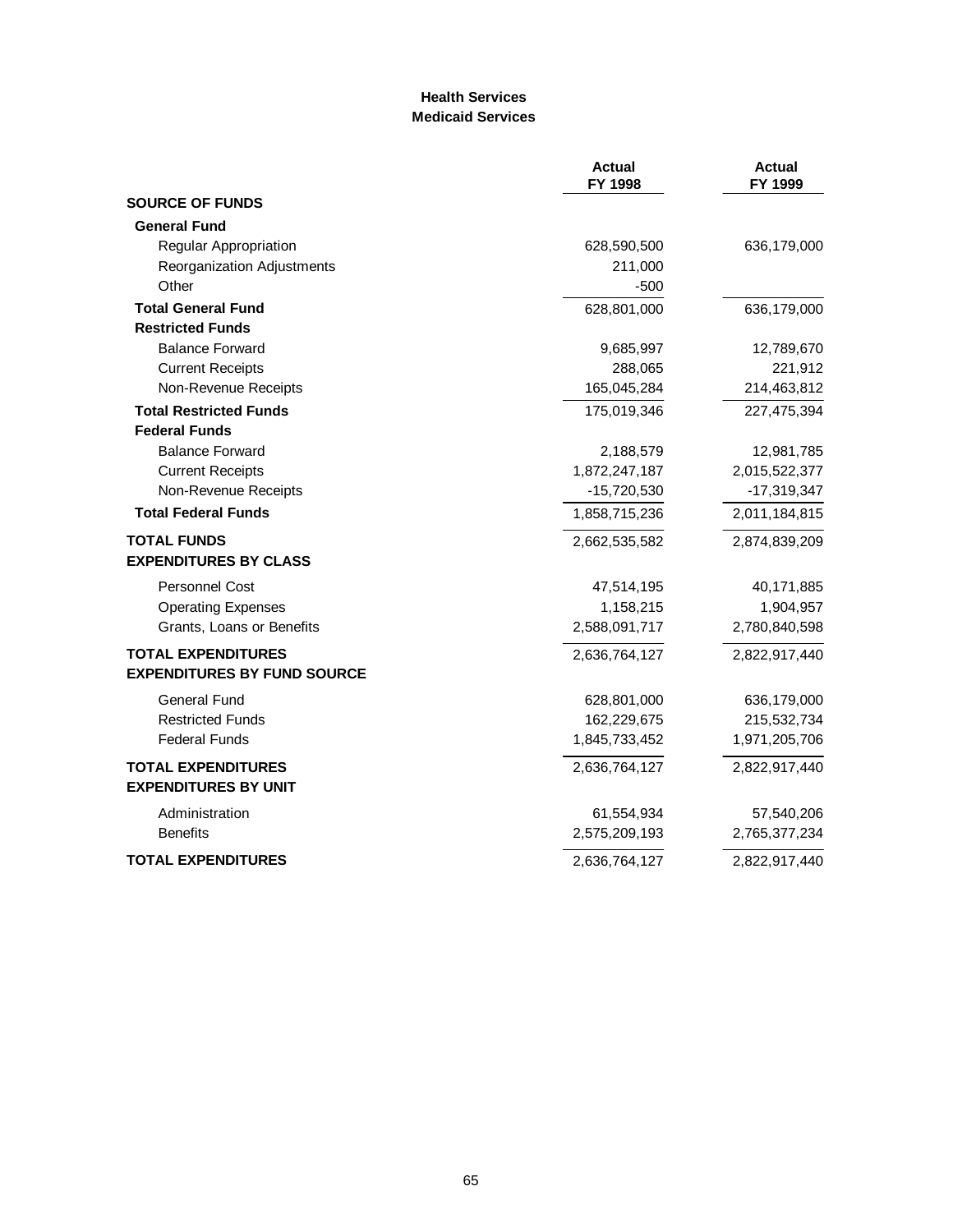## Health Services
### Medicaid Services

| | Actual FY 1998 | Actual FY 1999 |
|---|---|---|
| **SOURCE OF FUNDS** | | |
| **General Fund** | | |
| Regular Appropriation | 628,590,500 | 636,179,000 |
| Reorganization Adjustments | 211,000 | |
| Other | -500 | |
| **Total General Fund** | 628,801,000 | 636,179,000 |
| **Restricted Funds** | | |
| Balance Forward | 9,685,997 | 12,789,670 |
| Current Receipts | 288,065 | 221,912 |
| Non-Revenue Receipts | 165,045,284 | 214,463,812 |
| **Total Restricted Funds** | 175,019,346 | 227,475,394 |
| **Federal Funds** | | |
| Balance Forward | 2,188,579 | 12,981,785 |
| Current Receipts | 1,872,247,187 | 2,015,522,377 |
| Non-Revenue Receipts | -15,720,530 | -17,319,347 |
| **Total Federal Funds** | 1,858,715,236 | 2,011,184,815 |
| **TOTAL FUNDS** | 2,662,535,582 | 2,874,839,209 |
| **EXPENDITURES BY CLASS** | | |
| Personnel Cost | 47,514,195 | 40,171,885 |
| Operating Expenses | 1,158,215 | 1,904,957 |
| Grants, Loans or Benefits | 2,588,091,717 | 2,780,840,598 |
| **TOTAL EXPENDITURES** | 2,636,764,127 | 2,822,917,440 |
| **EXPENDITURES BY FUND SOURCE** | | |
| General Fund | 628,801,000 | 636,179,000 |
| Restricted Funds | 162,229,675 | 215,532,734 |
| Federal Funds | 1,845,733,452 | 1,971,205,706 |
| **TOTAL EXPENDITURES** | 2,636,764,127 | 2,822,917,440 |
| **EXPENDITURES BY UNIT** | | |
| Administration | 61,554,934 | 57,540,206 |
| Benefits | 2,575,209,193 | 2,765,377,234 |
| **TOTAL EXPENDITURES** | 2,636,764,127 | 2,822,917,440 |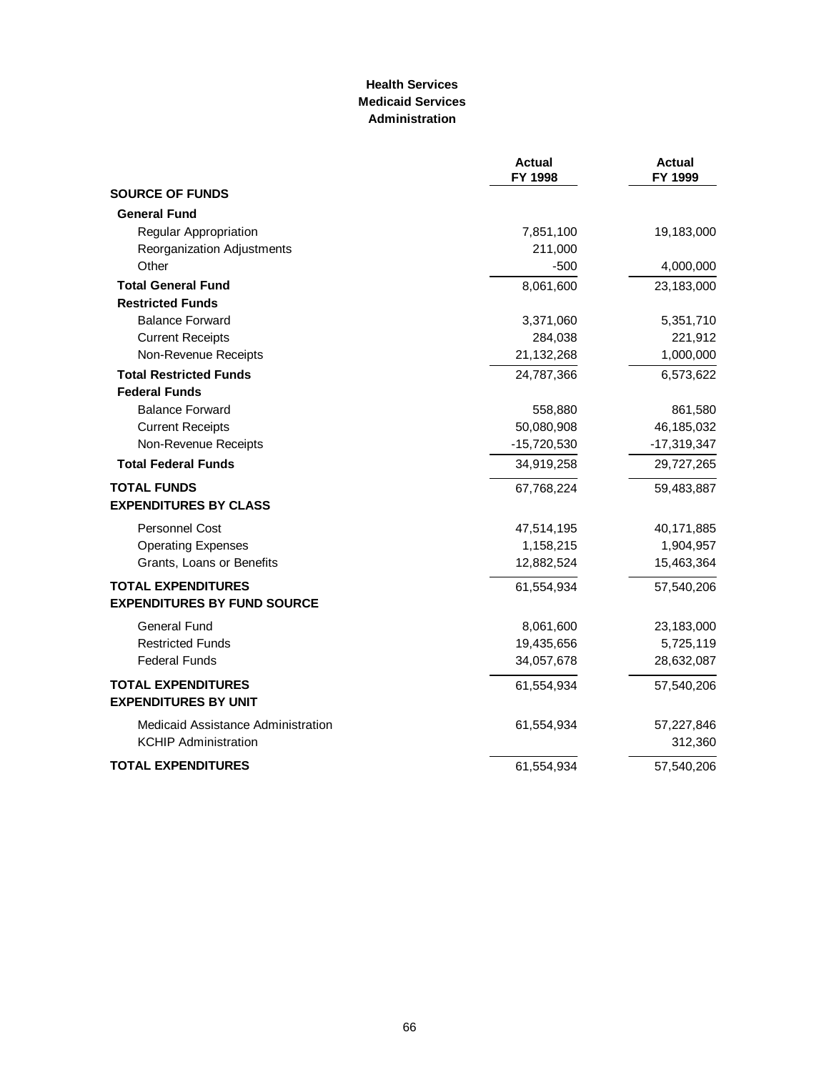# Health Services
## Medicaid Services
### Administration

| | Actual FY 1998 | Actual FY 1999 |
|---|---|---|
| **SOURCE OF FUNDS** | | |
| **General Fund** | | |
| Regular Appropriation | 7,851,100 | 19,183,000 |
| Reorganization Adjustments | 211,000 | |
| Other | -500 | 4,000,000 |
| **Total General Fund** | 8,061,600 | 23,183,000 |
| **Restricted Funds** | | |
| Balance Forward | 3,371,060 | 5,351,710 |
| Current Receipts | 284,038 | 221,912 |
| Non-Revenue Receipts | 21,132,268 | 1,000,000 |
| **Total Restricted Funds** | 24,787,366 | 6,573,622 |
| **Federal Funds** | | |
| Balance Forward | 558,880 | 861,580 |
| Current Receipts | 50,080,908 | 46,185,032 |
| Non-Revenue Receipts | -15,720,530 | -17,319,347 |
| **Total Federal Funds** | 34,919,258 | 29,727,265 |
| **TOTAL FUNDS** | 67,768,224 | 59,483,887 |
| **EXPENDITURES BY CLASS** | | |
| Personnel Cost | 47,514,195 | 40,171,885 |
| Operating Expenses | 1,158,215 | 1,904,957 |
| Grants, Loans or Benefits | 12,882,524 | 15,463,364 |
| **TOTAL EXPENDITURES** | 61,554,934 | 57,540,206 |
| **EXPENDITURES BY FUND SOURCE** | | |
| General Fund | 8,061,600 | 23,183,000 |
| Restricted Funds | 19,435,656 | 5,725,119 |
| Federal Funds | 34,057,678 | 28,632,087 |
| **TOTAL EXPENDITURES** | 61,554,934 | 57,540,206 |
| **EXPENDITURES BY UNIT** | | |
| Medicaid Assistance Administration | 61,554,934 | 57,227,846 |
| KCHIP Administration | | 312,360 |
| **TOTAL EXPENDITURES** | 61,554,934 | 57,540,206 |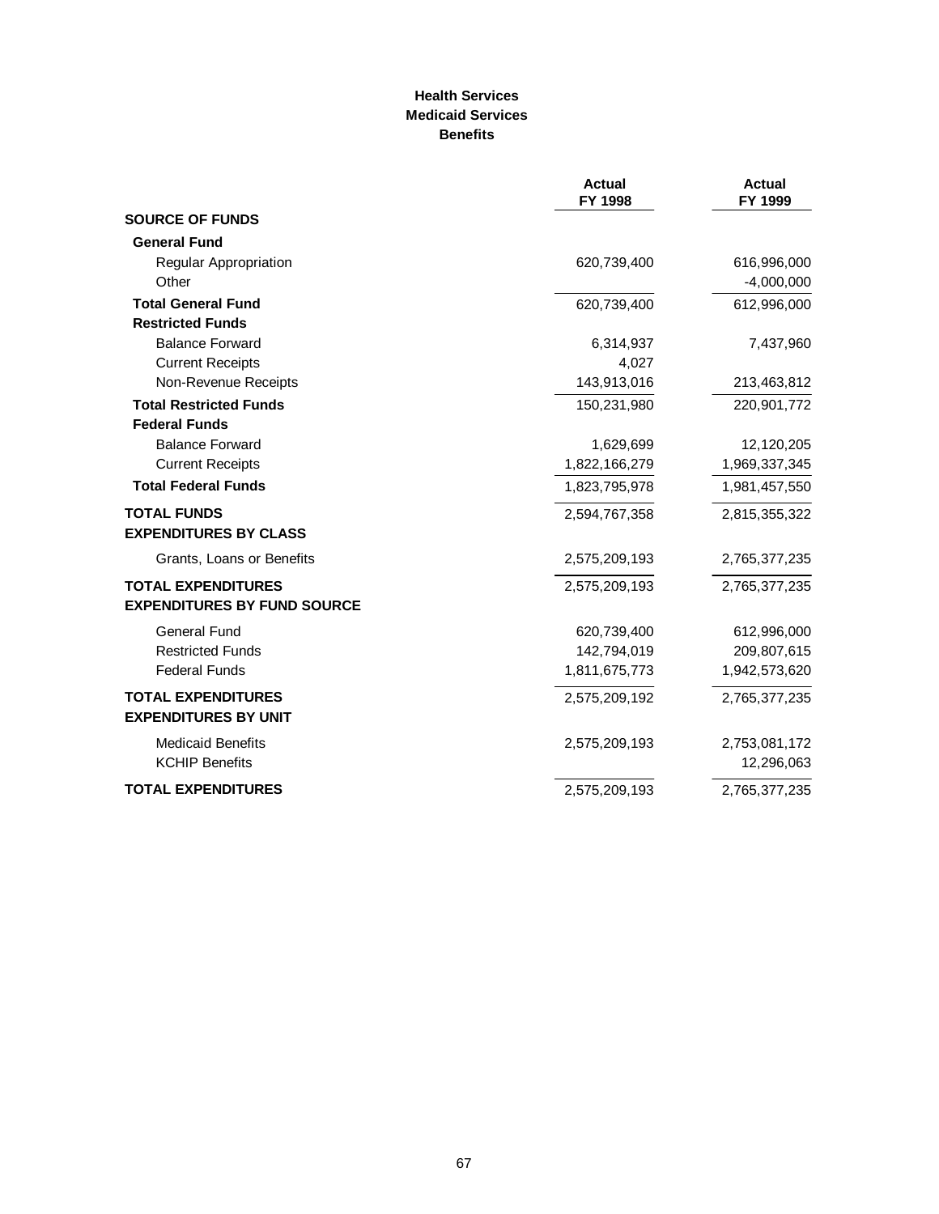**Health Services**
**Medicaid Services**
**Benefits**

| | Actual FY 1998 | Actual FY 1999 |
|---|---|---|
| **SOURCE OF FUNDS** | | |
| **General Fund** | | |
| Regular Appropriation | 620,739,400 | 616,996,000 |
| Other | | -4,000,000 |
| **Total General Fund** | 620,739,400 | 612,996,000 |
| **Restricted Funds** | | |
| Balance Forward | 6,314,937 | 7,437,960 |
| Current Receipts | 4,027 | |
| Non-Revenue Receipts | 143,913,016 | 213,463,812 |
| **Total Restricted Funds** | 150,231,980 | 220,901,772 |
| **Federal Funds** | | |
| Balance Forward | 1,629,699 | 12,120,205 |
| Current Receipts | 1,822,166,279 | 1,969,337,345 |
| **Total Federal Funds** | 1,823,795,978 | 1,981,457,550 |
| **TOTAL FUNDS** | 2,594,767,358 | 2,815,355,322 |
| **EXPENDITURES BY CLASS** | | |
| Grants, Loans or Benefits | 2,575,209,193 | 2,765,377,235 |
| **TOTAL EXPENDITURES** | 2,575,209,193 | 2,765,377,235 |
| **EXPENDITURES BY FUND SOURCE** | | |
| General Fund | 620,739,400 | 612,996,000 |
| Restricted Funds | 142,794,019 | 209,807,615 |
| Federal Funds | 1,811,675,773 | 1,942,573,620 |
| **TOTAL EXPENDITURES** | 2,575,209,192 | 2,765,377,235 |
| **EXPENDITURES BY UNIT** | | |
| Medicaid Benefits | 2,575,209,193 | 2,753,081,172 |
| KCHIP Benefits | | 12,296,063 |
| **TOTAL EXPENDITURES** | 2,575,209,193 | 2,765,377,235 |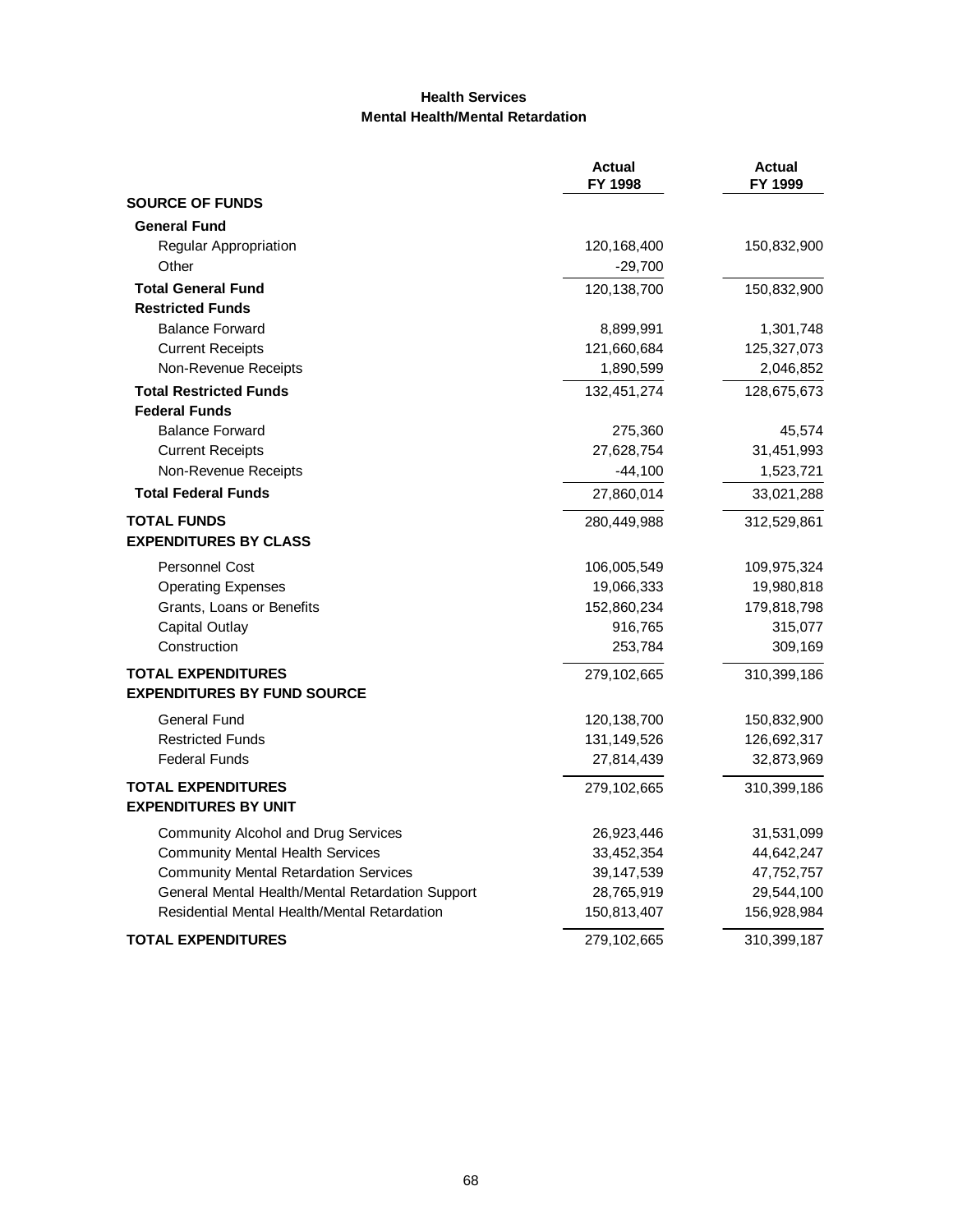## Health Services
### Mental Health/Mental Retardation

| | Actual FY 1998 | Actual FY 1999 |
|---|---|---|
| **SOURCE OF FUNDS** | | |
| **General Fund** | | |
| Regular Appropriation | 120,168,400 | 150,832,900 |
| Other | -29,700 | |
| **Total General Fund** | 120,138,700 | 150,832,900 |
| **Restricted Funds** | | |
| Balance Forward | 8,899,991 | 1,301,748 |
| Current Receipts | 121,660,684 | 125,327,073 |
| Non-Revenue Receipts | 1,890,599 | 2,046,852 |
| **Total Restricted Funds** | 132,451,274 | 128,675,673 |
| **Federal Funds** | | |
| Balance Forward | 275,360 | 45,574 |
| Current Receipts | 27,628,754 | 31,451,993 |
| Non-Revenue Receipts | -44,100 | 1,523,721 |
| **Total Federal Funds** | 27,860,014 | 33,021,288 |
| **TOTAL FUNDS** | 280,449,988 | 312,529,861 |
| **EXPENDITURES BY CLASS** | | |
| Personnel Cost | 106,005,549 | 109,975,324 |
| Operating Expenses | 19,066,333 | 19,980,818 |
| Grants, Loans or Benefits | 152,860,234 | 179,818,798 |
| Capital Outlay | 916,765 | 315,077 |
| Construction | 253,784 | 309,169 |
| **TOTAL EXPENDITURES** | 279,102,665 | 310,399,186 |
| **EXPENDITURES BY FUND SOURCE** | | |
| General Fund | 120,138,700 | 150,832,900 |
| Restricted Funds | 131,149,526 | 126,692,317 |
| Federal Funds | 27,814,439 | 32,873,969 |
| **TOTAL EXPENDITURES** | 279,102,665 | 310,399,186 |
| **EXPENDITURES BY UNIT** | | |
| Community Alcohol and Drug Services | 26,923,446 | 31,531,099 |
| Community Mental Health Services | 33,452,354 | 44,642,247 |
| Community Mental Retardation Services | 39,147,539 | 47,752,757 |
| General Mental Health/Mental Retardation Support | 28,765,919 | 29,544,100 |
| Residential Mental Health/Mental Retardation | 150,813,407 | 156,928,984 |
| **TOTAL EXPENDITURES** | 279,102,665 | 310,399,187 |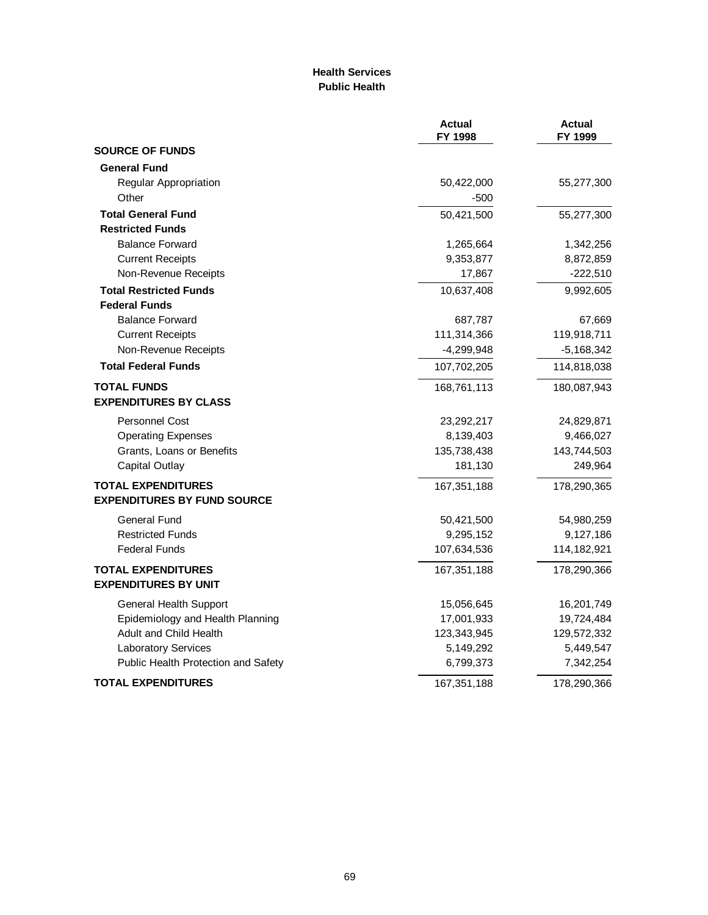**Health Services**
**Public Health**

| | Actual FY 1998 | Actual FY 1999 |
|---|---|---|
| **SOURCE OF FUNDS** | | |
| **General Fund** | | |
| Regular Appropriation | 50,422,000 | 55,277,300 |
| Other | -500 | |
| **Total General Fund** | 50,421,500 | 55,277,300 |
| **Restricted Funds** | | |
| Balance Forward | 1,265,664 | 1,342,256 |
| Current Receipts | 9,353,877 | 8,872,859 |
| Non-Revenue Receipts | 17,867 | -222,510 |
| **Total Restricted Funds** | 10,637,408 | 9,992,605 |
| **Federal Funds** | | |
| Balance Forward | 687,787 | 67,669 |
| Current Receipts | 111,314,366 | 119,918,711 |
| Non-Revenue Receipts | -4,299,948 | -5,168,342 |
| **Total Federal Funds** | 107,702,205 | 114,818,038 |
| **TOTAL FUNDS** | 168,761,113 | 180,087,943 |
| **EXPENDITURES BY CLASS** | | |
| Personnel Cost | 23,292,217 | 24,829,871 |
| Operating Expenses | 8,139,403 | 9,466,027 |
| Grants, Loans or Benefits | 135,738,438 | 143,744,503 |
| Capital Outlay | 181,130 | 249,964 |
| **TOTAL EXPENDITURES** | 167,351,188 | 178,290,365 |
| **EXPENDITURES BY FUND SOURCE** | | |
| General Fund | 50,421,500 | 54,980,259 |
| Restricted Funds | 9,295,152 | 9,127,186 |
| Federal Funds | 107,634,536 | 114,182,921 |
| **TOTAL EXPENDITURES** | 167,351,188 | 178,290,366 |
| **EXPENDITURES BY UNIT** | | |
| General Health Support | 15,056,645 | 16,201,749 |
| Epidemiology and Health Planning | 17,001,933 | 19,724,484 |
| Adult and Child Health | 123,343,945 | 129,572,332 |
| Laboratory Services | 5,149,292 | 5,449,547 |
| Public Health Protection and Safety | 6,799,373 | 7,342,254 |
| **TOTAL EXPENDITURES** | 167,351,188 | 178,290,366 |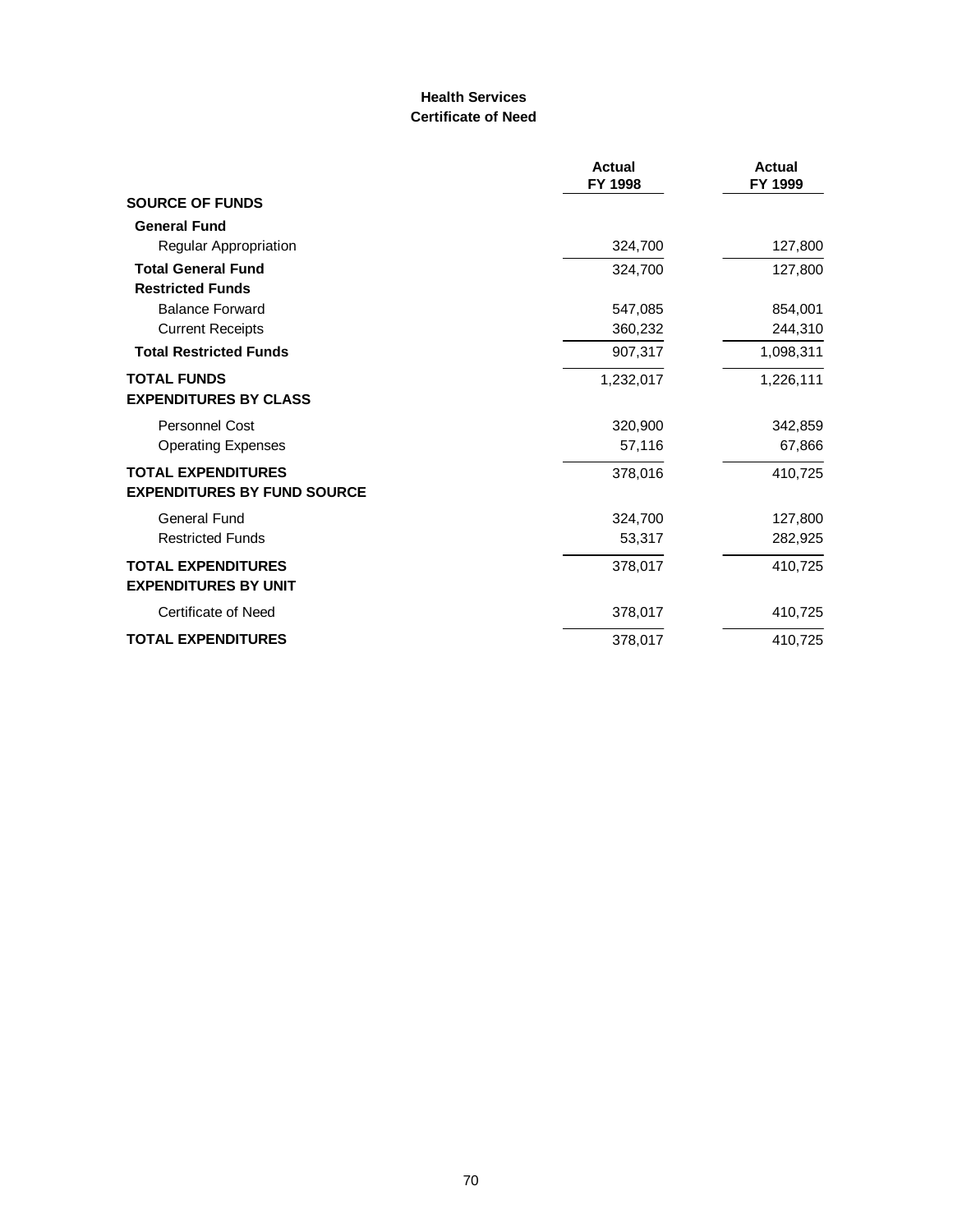## Health Services
### Certificate of Need

| | Actual FY 1998 | Actual FY 1999 |
|---|---|---|
| **SOURCE OF FUNDS** | | |
| **General Fund** | | |
| Regular Appropriation | 324,700 | 127,800 |
| **Total General Fund** | 324,700 | 127,800 |
| **Restricted Funds** | | |
| Balance Forward | 547,085 | 854,001 |
| Current Receipts | 360,232 | 244,310 |
| **Total Restricted Funds** | 907,317 | 1,098,311 |
| **TOTAL FUNDS** | 1,232,017 | 1,226,111 |
| **EXPENDITURES BY CLASS** | | |
| Personnel Cost | 320,900 | 342,859 |
| Operating Expenses | 57,116 | 67,866 |
| **TOTAL EXPENDITURES** | 378,016 | 410,725 |
| **EXPENDITURES BY FUND SOURCE** | | |
| General Fund | 324,700 | 127,800 |
| Restricted Funds | 53,317 | 282,925 |
| **TOTAL EXPENDITURES** | 378,017 | 410,725 |
| **EXPENDITURES BY UNIT** | | |
| Certificate of Need | 378,017 | 410,725 |
| **TOTAL EXPENDITURES** | 378,017 | 410,725 |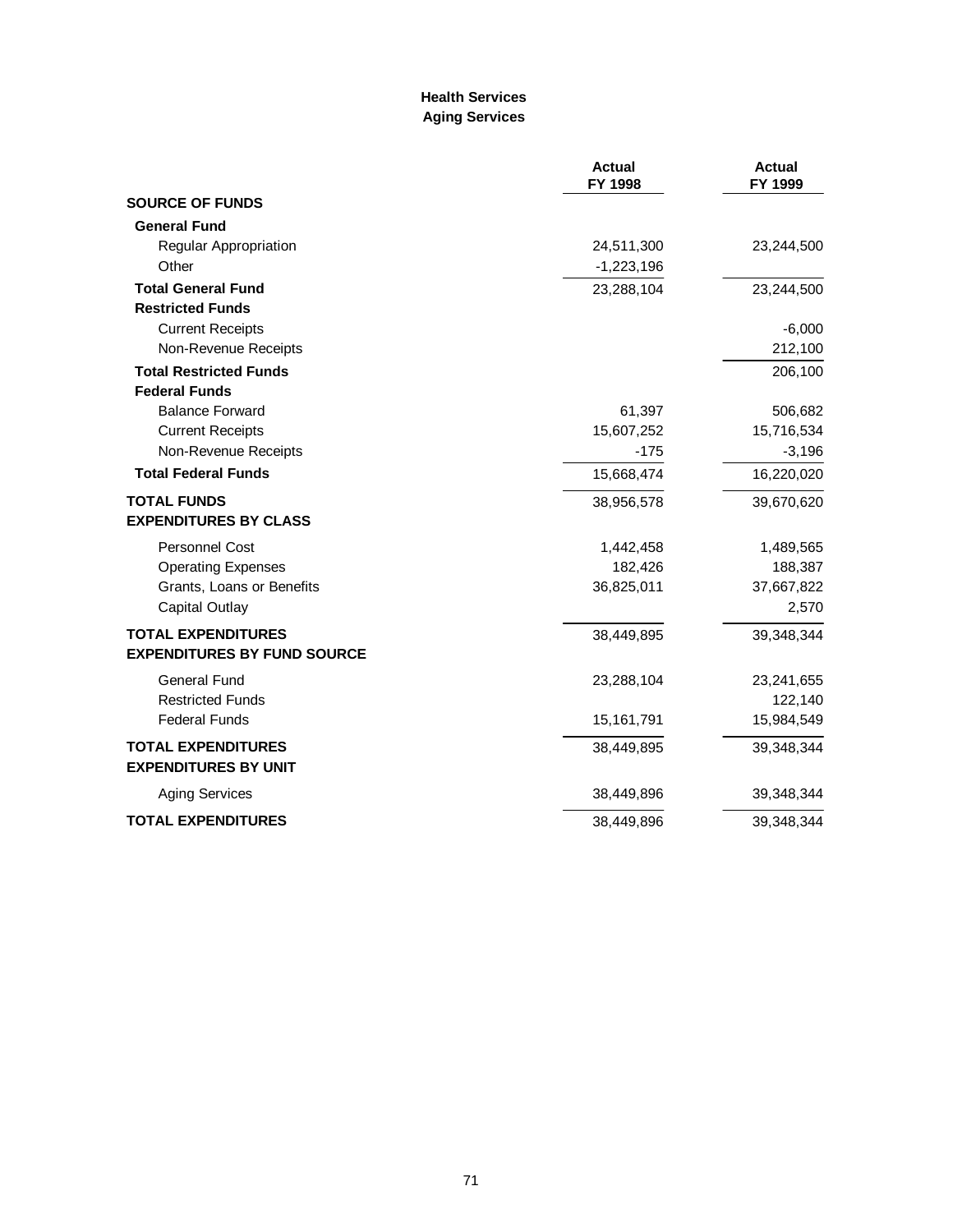## Health Services
## Aging Services

| | Actual FY 1998 | Actual FY 1999 |
|---|---|---|
| **SOURCE OF FUNDS** | | |
| **General Fund** | | |
| Regular Appropriation | 24,511,300 | 23,244,500 |
| Other | -1,223,196 | |
| **Total General Fund** | 23,288,104 | 23,244,500 |
| **Restricted Funds** | | |
| Current Receipts | | -6,000 |
| Non-Revenue Receipts | | 212,100 |
| **Total Restricted Funds** | | 206,100 |
| **Federal Funds** | | |
| Balance Forward | 61,397 | 506,682 |
| Current Receipts | 15,607,252 | 15,716,534 |
| Non-Revenue Receipts | -175 | -3,196 |
| **Total Federal Funds** | 15,668,474 | 16,220,020 |
| **TOTAL FUNDS** | 38,956,578 | 39,670,620 |
| **EXPENDITURES BY CLASS** | | |
| Personnel Cost | 1,442,458 | 1,489,565 |
| Operating Expenses | 182,426 | 188,387 |
| Grants, Loans or Benefits | 36,825,011 | 37,667,822 |
| Capital Outlay | | 2,570 |
| **TOTAL EXPENDITURES** | 38,449,895 | 39,348,344 |
| **EXPENDITURES BY FUND SOURCE** | | |
| General Fund | 23,288,104 | 23,241,655 |
| Restricted Funds | | 122,140 |
| Federal Funds | 15,161,791 | 15,984,549 |
| **TOTAL EXPENDITURES** | 38,449,895 | 39,348,344 |
| **EXPENDITURES BY UNIT** | | |
| Aging Services | 38,449,896 | 39,348,344 |
| **TOTAL EXPENDITURES** | 38,449,896 | 39,348,344 |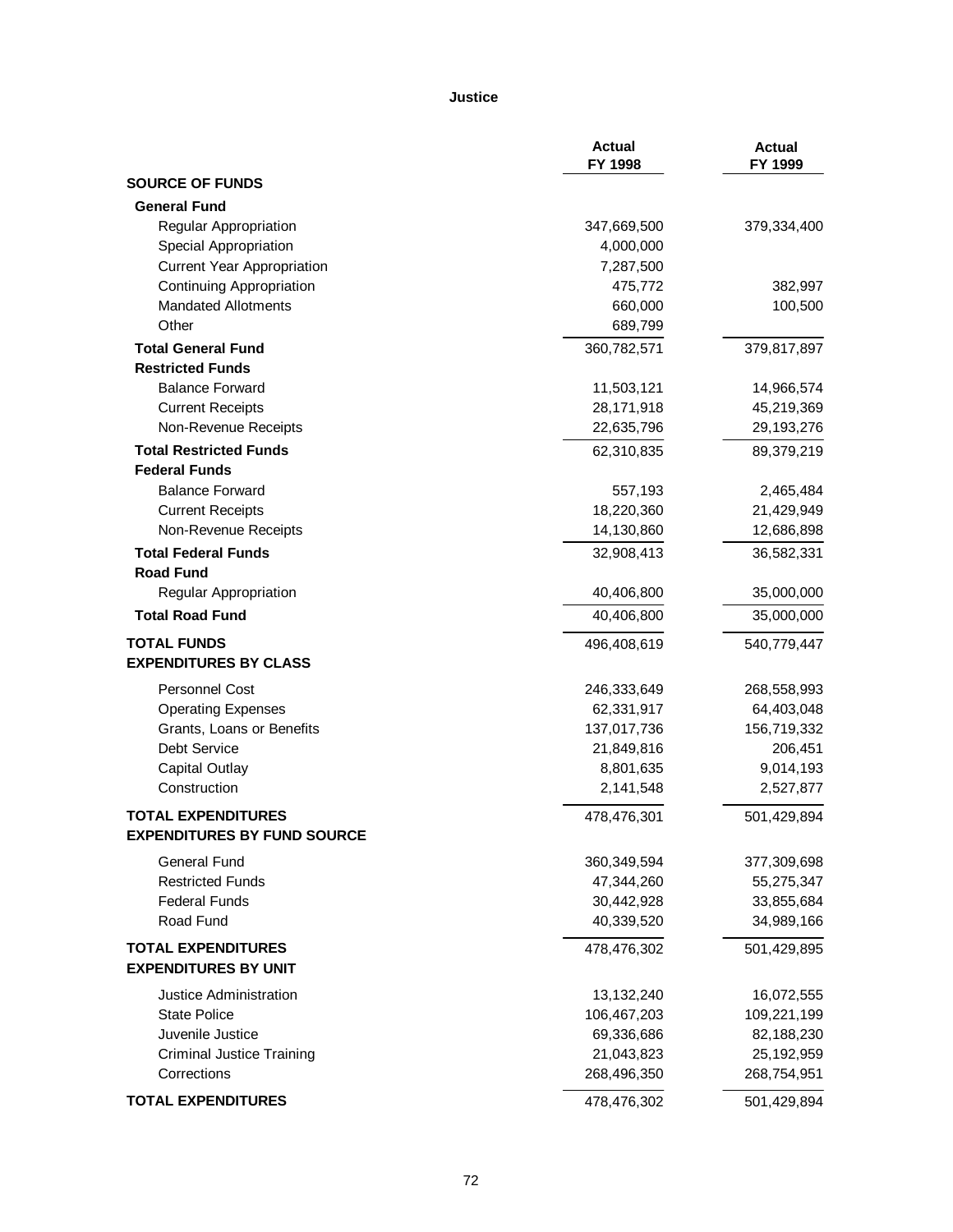## Justice

| | Actual FY 1998 | Actual FY 1999 |
|---|---|---|
| **SOURCE OF FUNDS** | | |
| **General Fund** | | |
| Regular Appropriation | 347,669,500 | 379,334,400 |
| Special Appropriation | 4,000,000 | |
| Current Year Appropriation | 7,287,500 | |
| Continuing Appropriation | 475,772 | 382,997 |
| Mandated Allotments | 660,000 | 100,500 |
| Other | 689,799 | |
| **Total General Fund** | 360,782,571 | 379,817,897 |
| **Restricted Funds** | | |
| Balance Forward | 11,503,121 | 14,966,574 |
| Current Receipts | 28,171,918 | 45,219,369 |
| Non-Revenue Receipts | 22,635,796 | 29,193,276 |
| **Total Restricted Funds** | 62,310,835 | 89,379,219 |
| **Federal Funds** | | |
| Balance Forward | 557,193 | 2,465,484 |
| Current Receipts | 18,220,360 | 21,429,949 |
| Non-Revenue Receipts | 14,130,860 | 12,686,898 |
| **Total Federal Funds** | 32,908,413 | 36,582,331 |
| **Road Fund** | | |
| Regular Appropriation | 40,406,800 | 35,000,000 |
| **Total Road Fund** | 40,406,800 | 35,000,000 |
| **TOTAL FUNDS** | 496,408,619 | 540,779,447 |
| **EXPENDITURES BY CLASS** | | |
| Personnel Cost | 246,333,649 | 268,558,993 |
| Operating Expenses | 62,331,917 | 64,403,048 |
| Grants, Loans or Benefits | 137,017,736 | 156,719,332 |
| Debt Service | 21,849,816 | 206,451 |
| Capital Outlay | 8,801,635 | 9,014,193 |
| Construction | 2,141,548 | 2,527,877 |
| **TOTAL EXPENDITURES** | 478,476,301 | 501,429,894 |
| **EXPENDITURES BY FUND SOURCE** | | |
| General Fund | 360,349,594 | 377,309,698 |
| Restricted Funds | 47,344,260 | 55,275,347 |
| Federal Funds | 30,442,928 | 33,855,684 |
| Road Fund | 40,339,520 | 34,989,166 |
| **TOTAL EXPENDITURES** | 478,476,302 | 501,429,895 |
| **EXPENDITURES BY UNIT** | | |
| Justice Administration | 13,132,240 | 16,072,555 |
| State Police | 106,467,203 | 109,221,199 |
| Juvenile Justice | 69,336,686 | 82,188,230 |
| Criminal Justice Training | 21,043,823 | 25,192,959 |
| Corrections | 268,496,350 | 268,754,951 |
| **TOTAL EXPENDITURES** | 478,476,302 | 501,429,894 |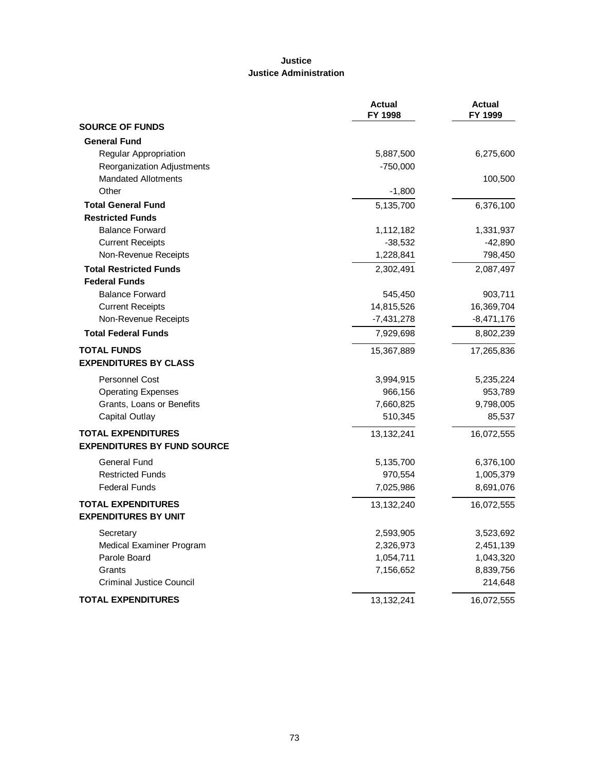# Justice
## Justice Administration

| | Actual FY 1998 | Actual FY 1999 |
|---|---|---|
| **SOURCE OF FUNDS** | | |
| **General Fund** | | |
| Regular Appropriation | 5,887,500 | 6,275,600 |
| Reorganization Adjustments | -750,000 | |
| Mandated Allotments | | 100,500 |
| Other | -1,800 | |
| **Total General Fund** | 5,135,700 | 6,376,100 |
| **Restricted Funds** | | |
| Balance Forward | 1,112,182 | 1,331,937 |
| Current Receipts | -38,532 | -42,890 |
| Non-Revenue Receipts | 1,228,841 | 798,450 |
| **Total Restricted Funds** | 2,302,491 | 2,087,497 |
| **Federal Funds** | | |
| Balance Forward | 545,450 | 903,711 |
| Current Receipts | 14,815,526 | 16,369,704 |
| Non-Revenue Receipts | -7,431,278 | -8,471,176 |
| **Total Federal Funds** | 7,929,698 | 8,802,239 |
| **TOTAL FUNDS** | 15,367,889 | 17,265,836 |
| **EXPENDITURES BY CLASS** | | |
| Personnel Cost | 3,994,915 | 5,235,224 |
| Operating Expenses | 966,156 | 953,789 |
| Grants, Loans or Benefits | 7,660,825 | 9,798,005 |
| Capital Outlay | 510,345 | 85,537 |
| **TOTAL EXPENDITURES** | 13,132,241 | 16,072,555 |
| **EXPENDITURES BY FUND SOURCE** | | |
| General Fund | 5,135,700 | 6,376,100 |
| Restricted Funds | 970,554 | 1,005,379 |
| Federal Funds | 7,025,986 | 8,691,076 |
| **TOTAL EXPENDITURES** | 13,132,240 | 16,072,555 |
| **EXPENDITURES BY UNIT** | | |
| Secretary | 2,593,905 | 3,523,692 |
| Medical Examiner Program | 2,326,973 | 2,451,139 |
| Parole Board | 1,054,711 | 1,043,320 |
| Grants | 7,156,652 | 8,839,756 |
| Criminal Justice Council | | 214,648 |
| **TOTAL EXPENDITURES** | 13,132,241 | 16,072,555 |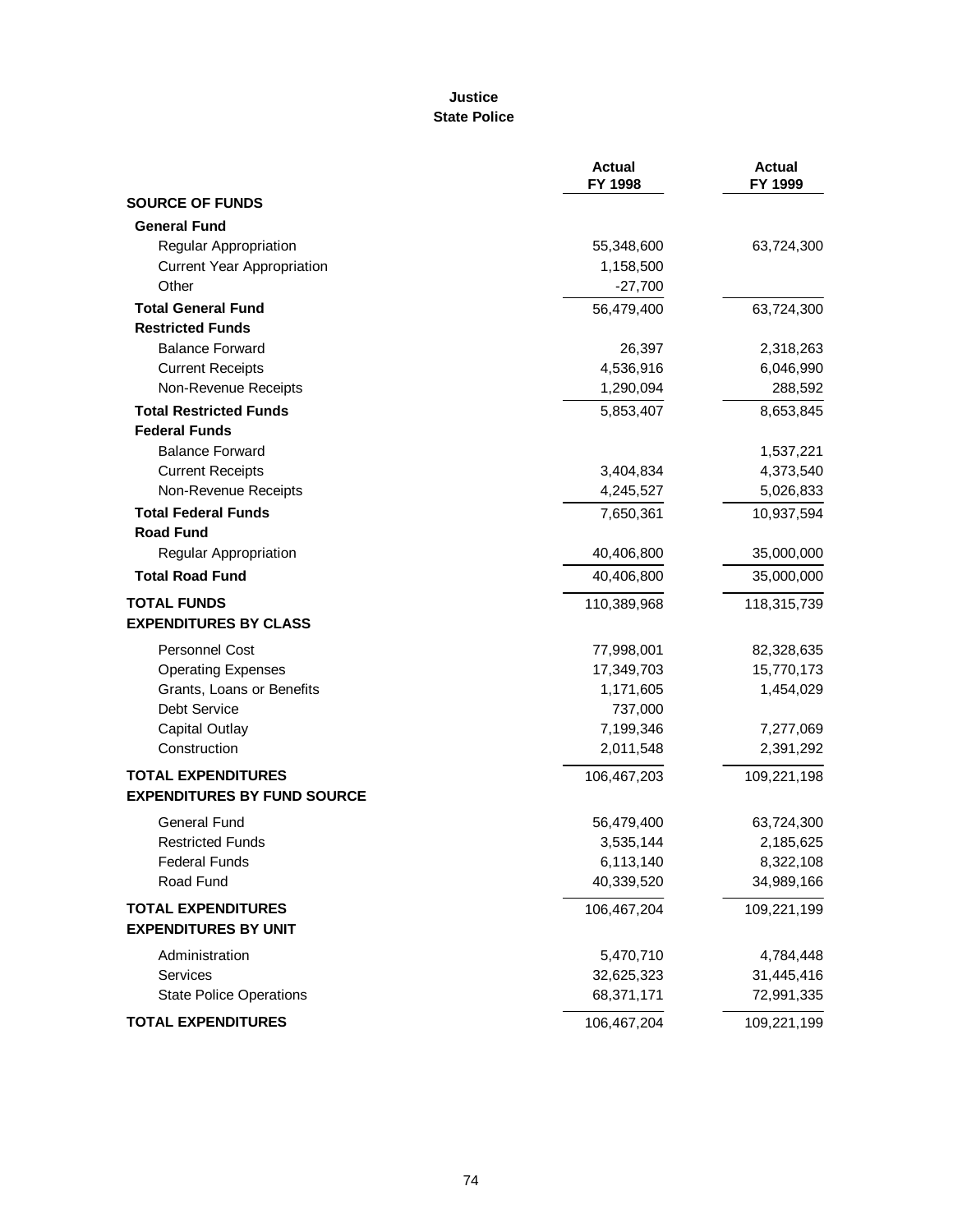# Justice
## State Police

| | Actual FY 1998 | Actual FY 1999 |
|---|---|---|
| **SOURCE OF FUNDS** | | |
| **General Fund** | | |
| Regular Appropriation | 55,348,600 | 63,724,300 |
| Current Year Appropriation | 1,158,500 | |
| Other | -27,700 | |
| **Total General Fund** | 56,479,400 | 63,724,300 |
| **Restricted Funds** | | |
| Balance Forward | 26,397 | 2,318,263 |
| Current Receipts | 4,536,916 | 6,046,990 |
| Non-Revenue Receipts | 1,290,094 | 288,592 |
| **Total Restricted Funds** | 5,853,407 | 8,653,845 |
| **Federal Funds** | | |
| Balance Forward | | 1,537,221 |
| Current Receipts | 3,404,834 | 4,373,540 |
| Non-Revenue Receipts | 4,245,527 | 5,026,833 |
| **Total Federal Funds** | 7,650,361 | 10,937,594 |
| **Road Fund** | | |
| Regular Appropriation | 40,406,800 | 35,000,000 |
| **Total Road Fund** | 40,406,800 | 35,000,000 |
| **TOTAL FUNDS** | 110,389,968 | 118,315,739 |
| **EXPENDITURES BY CLASS** | | |
| Personnel Cost | 77,998,001 | 82,328,635 |
| Operating Expenses | 17,349,703 | 15,770,173 |
| Grants, Loans or Benefits | 1,171,605 | 1,454,029 |
| Debt Service | 737,000 | |
| Capital Outlay | 7,199,346 | 7,277,069 |
| Construction | 2,011,548 | 2,391,292 |
| **TOTAL EXPENDITURES** | 106,467,203 | 109,221,198 |
| **EXPENDITURES BY FUND SOURCE** | | |
| General Fund | 56,479,400 | 63,724,300 |
| Restricted Funds | 3,535,144 | 2,185,625 |
| Federal Funds | 6,113,140 | 8,322,108 |
| Road Fund | 40,339,520 | 34,989,166 |
| **TOTAL EXPENDITURES** | 106,467,204 | 109,221,199 |
| **EXPENDITURES BY UNIT** | | |
| Administration | 5,470,710 | 4,784,448 |
| Services | 32,625,323 | 31,445,416 |
| State Police Operations | 68,371,171 | 72,991,335 |
| **TOTAL EXPENDITURES** | 106,467,204 | 109,221,199 |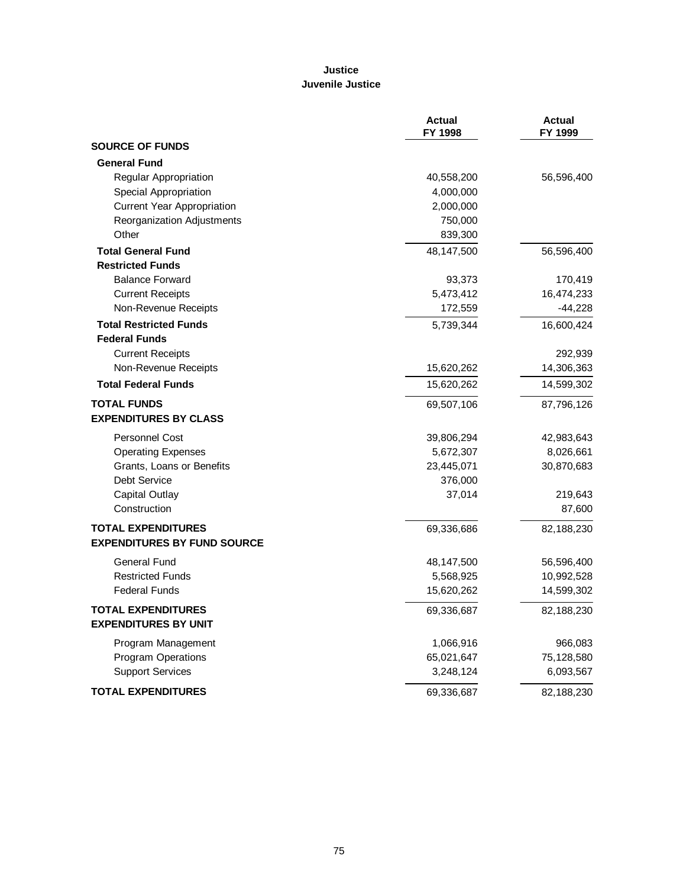# Justice
## Juvenile Justice

| | Actual FY 1998 | Actual FY 1999 |
|---|---|---|
| **SOURCE OF FUNDS** | | |
| **General Fund** | | |
| Regular Appropriation | 40,558,200 | 56,596,400 |
| Special Appropriation | 4,000,000 | |
| Current Year Appropriation | 2,000,000 | |
| Reorganization Adjustments | 750,000 | |
| Other | 839,300 | |
| **Total General Fund** | 48,147,500 | 56,596,400 |
| **Restricted Funds** | | |
| Balance Forward | 93,373 | 170,419 |
| Current Receipts | 5,473,412 | 16,474,233 |
| Non-Revenue Receipts | 172,559 | -44,228 |
| **Total Restricted Funds** | 5,739,344 | 16,600,424 |
| **Federal Funds** | | |
| Current Receipts | | 292,939 |
| Non-Revenue Receipts | 15,620,262 | 14,306,363 |
| **Total Federal Funds** | 15,620,262 | 14,599,302 |
| **TOTAL FUNDS** | 69,507,106 | 87,796,126 |
| **EXPENDITURES BY CLASS** | | |
| Personnel Cost | 39,806,294 | 42,983,643 |
| Operating Expenses | 5,672,307 | 8,026,661 |
| Grants, Loans or Benefits | 23,445,071 | 30,870,683 |
| Debt Service | 376,000 | |
| Capital Outlay | 37,014 | 219,643 |
| Construction | | 87,600 |
| **TOTAL EXPENDITURES** | 69,336,686 | 82,188,230 |
| **EXPENDITURES BY FUND SOURCE** | | |
| General Fund | 48,147,500 | 56,596,400 |
| Restricted Funds | 5,568,925 | 10,992,528 |
| Federal Funds | 15,620,262 | 14,599,302 |
| **TOTAL EXPENDITURES** | 69,336,687 | 82,188,230 |
| **EXPENDITURES BY UNIT** | | |
| Program Management | 1,066,916 | 966,083 |
| Program Operations | 65,021,647 | 75,128,580 |
| Support Services | 3,248,124 | 6,093,567 |
| **TOTAL EXPENDITURES** | 69,336,687 | 82,188,230 |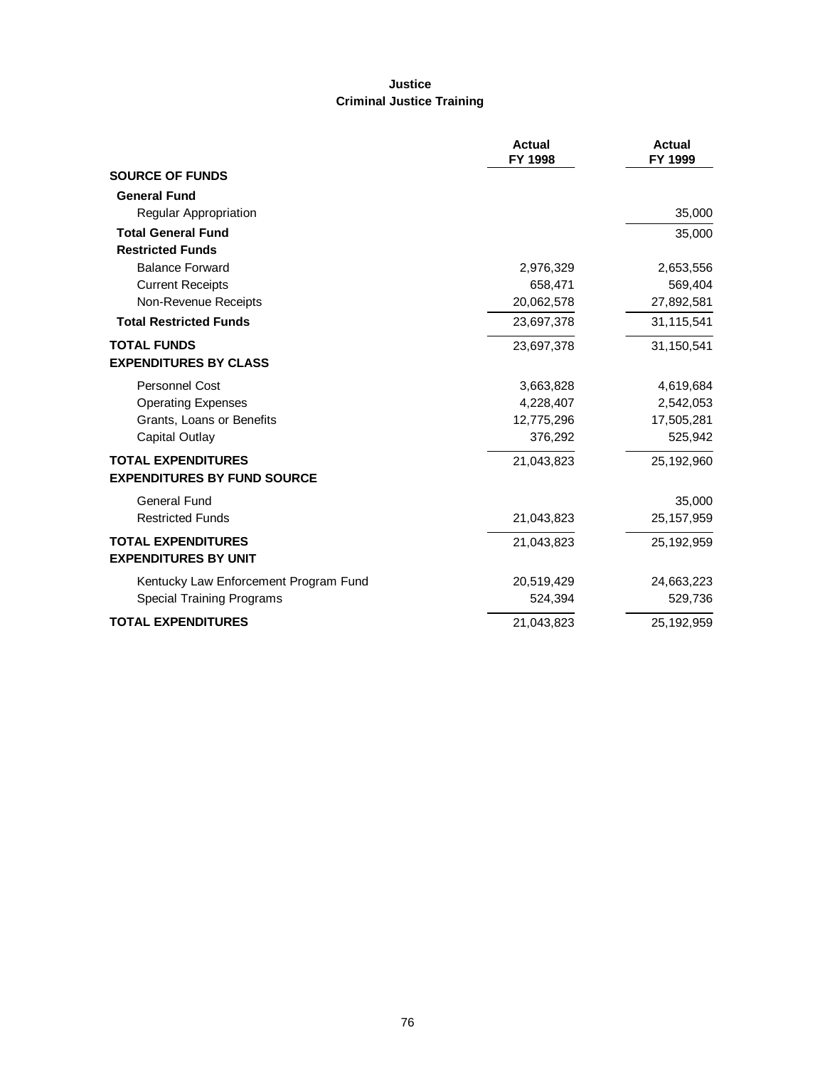# Justice
## Criminal Justice Training

| | Actual FY 1998 | Actual FY 1999 |
|---|---|---|
| **SOURCE OF FUNDS** | | |
| **General Fund** | | |
| Regular Appropriation | | 35,000 |
| **Total General Fund** | | 35,000 |
| **Restricted Funds** | | |
| Balance Forward | 2,976,329 | 2,653,556 |
| Current Receipts | 658,471 | 569,404 |
| Non-Revenue Receipts | 20,062,578 | 27,892,581 |
| **Total Restricted Funds** | 23,697,378 | 31,115,541 |
| **TOTAL FUNDS** | 23,697,378 | 31,150,541 |
| **EXPENDITURES BY CLASS** | | |
| Personnel Cost | 3,663,828 | 4,619,684 |
| Operating Expenses | 4,228,407 | 2,542,053 |
| Grants, Loans or Benefits | 12,775,296 | 17,505,281 |
| Capital Outlay | 376,292 | 525,942 |
| **TOTAL EXPENDITURES** | 21,043,823 | 25,192,960 |
| **EXPENDITURES BY FUND SOURCE** | | |
| General Fund | | 35,000 |
| Restricted Funds | 21,043,823 | 25,157,959 |
| **TOTAL EXPENDITURES** | 21,043,823 | 25,192,959 |
| **EXPENDITURES BY UNIT** | | |
| Kentucky Law Enforcement Program Fund | 20,519,429 | 24,663,223 |
| Special Training Programs | 524,394 | 529,736 |
| **TOTAL EXPENDITURES** | 21,043,823 | 25,192,959 |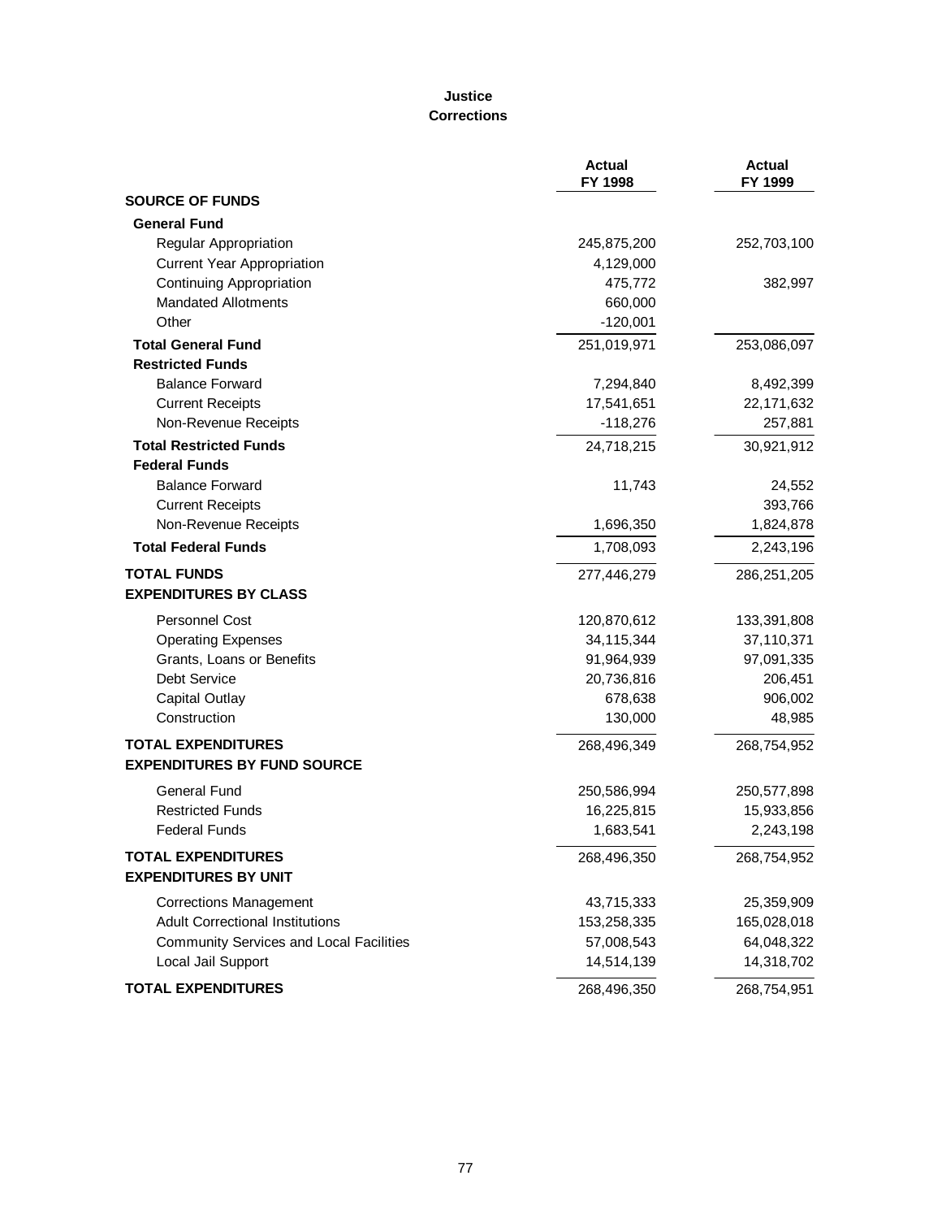# Justice
## Corrections

| | Actual FY 1998 | Actual FY 1999 |
|---|---|---|
| **SOURCE OF FUNDS** | | |
| **General Fund** | | |
| Regular Appropriation | 245,875,200 | 252,703,100 |
| Current Year Appropriation | 4,129,000 | |
| Continuing Appropriation | 475,772 | 382,997 |
| Mandated Allotments | 660,000 | |
| Other | -120,001 | |
| **Total General Fund** | 251,019,971 | 253,086,097 |
| **Restricted Funds** | | |
| Balance Forward | 7,294,840 | 8,492,399 |
| Current Receipts | 17,541,651 | 22,171,632 |
| Non-Revenue Receipts | -118,276 | 257,881 |
| **Total Restricted Funds** | 24,718,215 | 30,921,912 |
| **Federal Funds** | | |
| Balance Forward | 11,743 | 24,552 |
| Current Receipts | | 393,766 |
| Non-Revenue Receipts | 1,696,350 | 1,824,878 |
| **Total Federal Funds** | 1,708,093 | 2,243,196 |
| **TOTAL FUNDS** | 277,446,279 | 286,251,205 |
| **EXPENDITURES BY CLASS** | | |
| Personnel Cost | 120,870,612 | 133,391,808 |
| Operating Expenses | 34,115,344 | 37,110,371 |
| Grants, Loans or Benefits | 91,964,939 | 97,091,335 |
| Debt Service | 20,736,816 | 206,451 |
| Capital Outlay | 678,638 | 906,002 |
| Construction | 130,000 | 48,985 |
| **TOTAL EXPENDITURES** | 268,496,349 | 268,754,952 |
| **EXPENDITURES BY FUND SOURCE** | | |
| General Fund | 250,586,994 | 250,577,898 |
| Restricted Funds | 16,225,815 | 15,933,856 |
| Federal Funds | 1,683,541 | 2,243,198 |
| **TOTAL EXPENDITURES** | 268,496,350 | 268,754,952 |
| **EXPENDITURES BY UNIT** | | |
| Corrections Management | 43,715,333 | 25,359,909 |
| Adult Correctional Institutions | 153,258,335 | 165,028,018 |
| Community Services and Local Facilities | 57,008,543 | 64,048,322 |
| Local Jail Support | 14,514,139 | 14,318,702 |
| **TOTAL EXPENDITURES** | 268,496,350 | 268,754,951 |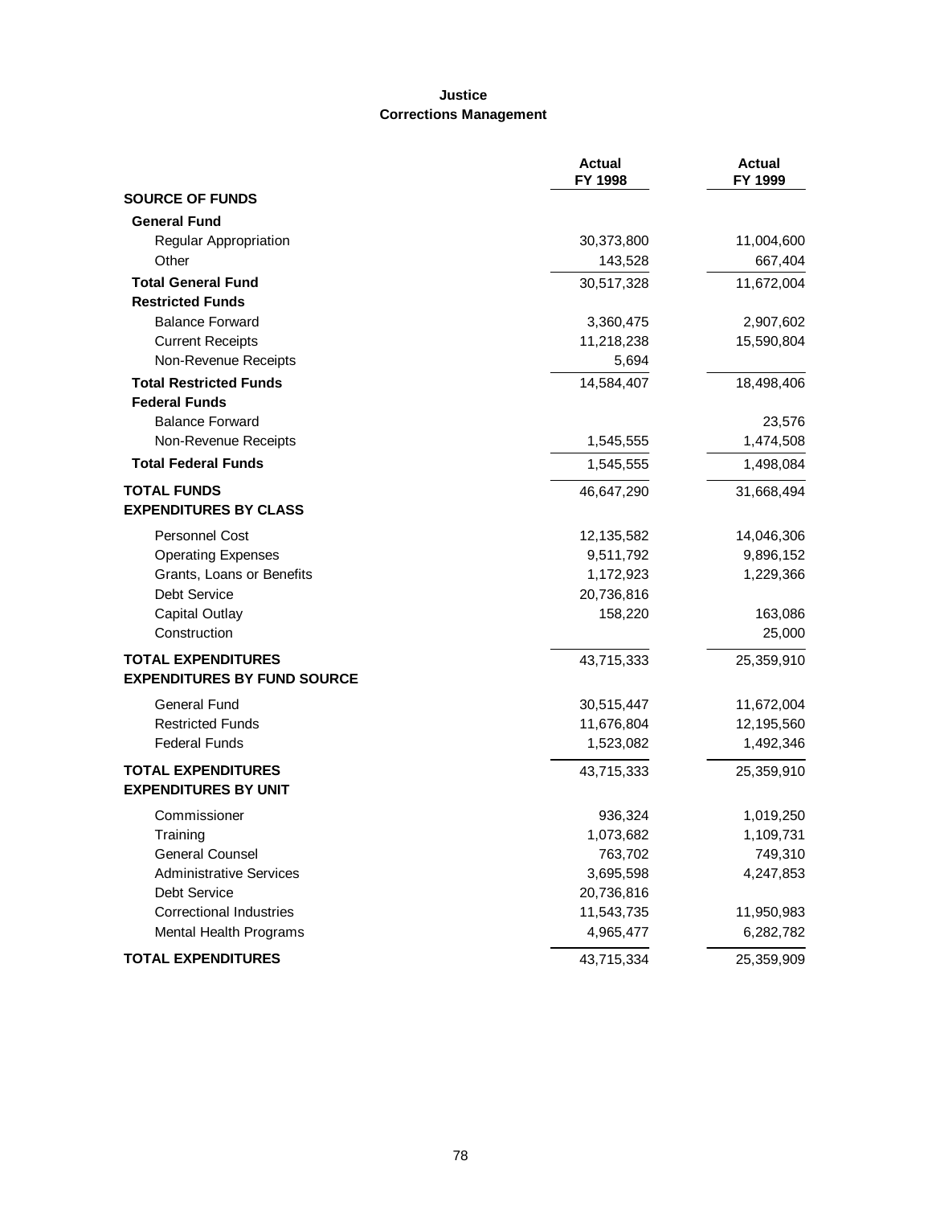# Justice
## Corrections Management

| | Actual FY 1998 | Actual FY 1999 |
|---|---|---|
| **SOURCE OF FUNDS** | | |
| **General Fund** | | |
| Regular Appropriation | 30,373,800 | 11,004,600 |
| Other | 143,528 | 667,404 |
| **Total General Fund** | 30,517,328 | 11,672,004 |
| **Restricted Funds** | | |
| Balance Forward | 3,360,475 | 2,907,602 |
| Current Receipts | 11,218,238 | 15,590,804 |
| Non-Revenue Receipts | 5,694 | |
| **Total Restricted Funds** | 14,584,407 | 18,498,406 |
| **Federal Funds** | | |
| Balance Forward | | 23,576 |
| Non-Revenue Receipts | 1,545,555 | 1,474,508 |
| **Total Federal Funds** | 1,545,555 | 1,498,084 |
| **TOTAL FUNDS** | 46,647,290 | 31,668,494 |
| **EXPENDITURES BY CLASS** | | |
| Personnel Cost | 12,135,582 | 14,046,306 |
| Operating Expenses | 9,511,792 | 9,896,152 |
| Grants, Loans or Benefits | 1,172,923 | 1,229,366 |
| Debt Service | 20,736,816 | |
| Capital Outlay | 158,220 | 163,086 |
| Construction | | 25,000 |
| **TOTAL EXPENDITURES** | 43,715,333 | 25,359,910 |
| **EXPENDITURES BY FUND SOURCE** | | |
| General Fund | 30,515,447 | 11,672,004 |
| Restricted Funds | 11,676,804 | 12,195,560 |
| Federal Funds | 1,523,082 | 1,492,346 |
| **TOTAL EXPENDITURES** | 43,715,333 | 25,359,910 |
| **EXPENDITURES BY UNIT** | | |
| Commissioner | 936,324 | 1,019,250 |
| Training | 1,073,682 | 1,109,731 |
| General Counsel | 763,702 | 749,310 |
| Administrative Services | 3,695,598 | 4,247,853 |
| Debt Service | 20,736,816 | |
| Correctional Industries | 11,543,735 | 11,950,983 |
| Mental Health Programs | 4,965,477 | 6,282,782 |
| **TOTAL EXPENDITURES** | 43,715,334 | 25,359,909 |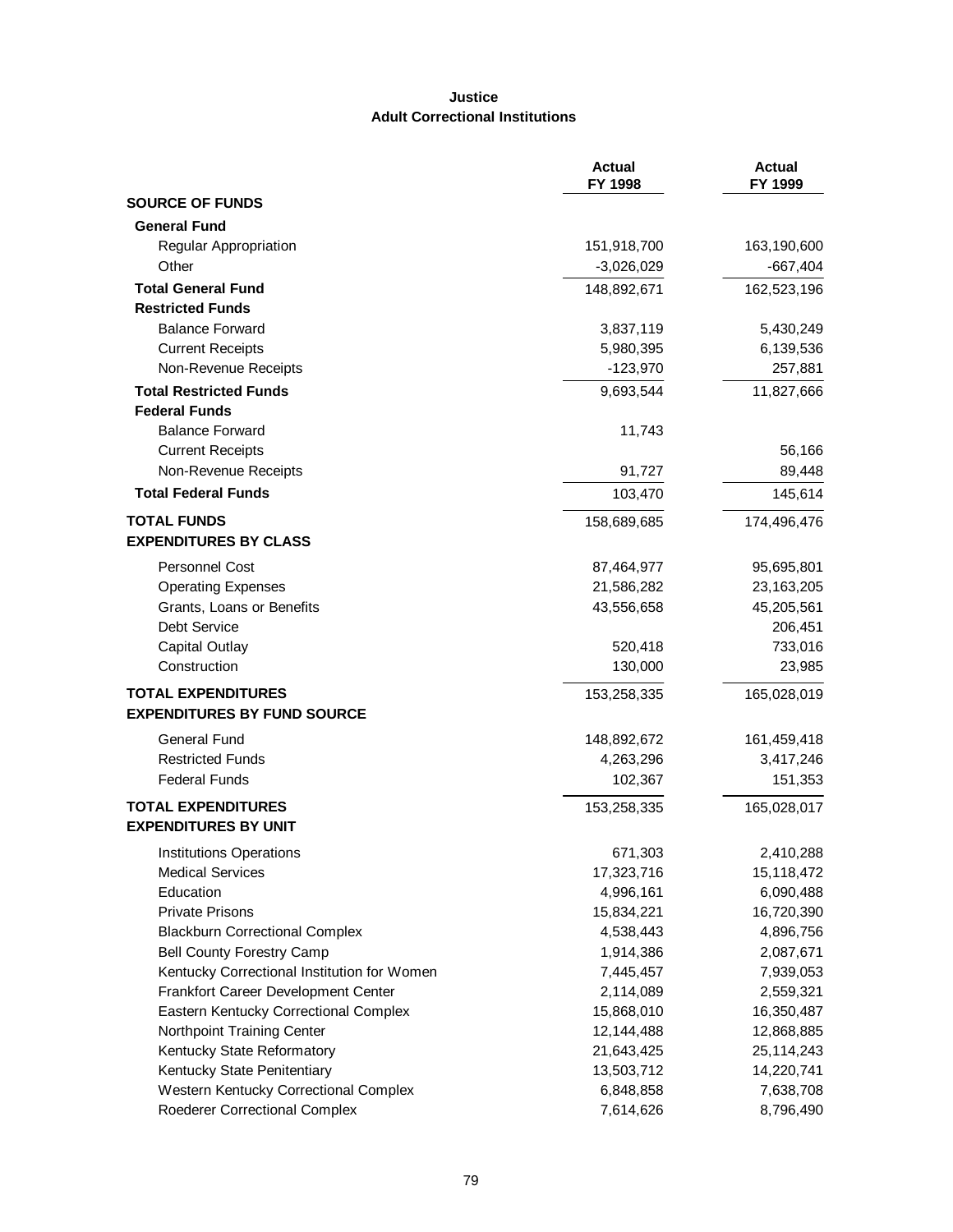# Justice
## Adult Correctional Institutions

| | Actual FY 1998 | Actual FY 1999 |
|---|---|---|
| **SOURCE OF FUNDS** | | |
| **General Fund** | | |
| Regular Appropriation | 151,918,700 | 163,190,600 |
| Other | -3,026,029 | -667,404 |
| **Total General Fund** | 148,892,671 | 162,523,196 |
| **Restricted Funds** | | |
| Balance Forward | 3,837,119 | 5,430,249 |
| Current Receipts | 5,980,395 | 6,139,536 |
| Non-Revenue Receipts | -123,970 | 257,881 |
| **Total Restricted Funds** | 9,693,544 | 11,827,666 |
| **Federal Funds** | | |
| Balance Forward | 11,743 | |
| Current Receipts | | 56,166 |
| Non-Revenue Receipts | 91,727 | 89,448 |
| **Total Federal Funds** | 103,470 | 145,614 |
| **TOTAL FUNDS** | 158,689,685 | 174,496,476 |
| **EXPENDITURES BY CLASS** | | |
| Personnel Cost | 87,464,977 | 95,695,801 |
| Operating Expenses | 21,586,282 | 23,163,205 |
| Grants, Loans or Benefits | 43,556,658 | 45,205,561 |
| Debt Service | | 206,451 |
| Capital Outlay | 520,418 | 733,016 |
| Construction | 130,000 | 23,985 |
| **TOTAL EXPENDITURES** | 153,258,335 | 165,028,019 |
| **EXPENDITURES BY FUND SOURCE** | | |
| General Fund | 148,892,672 | 161,459,418 |
| Restricted Funds | 4,263,296 | 3,417,246 |
| Federal Funds | 102,367 | 151,353 |
| **TOTAL EXPENDITURES** | 153,258,335 | 165,028,017 |
| **EXPENDITURES BY UNIT** | | |
| Institutions Operations | 671,303 | 2,410,288 |
| Medical Services | 17,323,716 | 15,118,472 |
| Education | 4,996,161 | 6,090,488 |
| Private Prisons | 15,834,221 | 16,720,390 |
| Blackburn Correctional Complex | 4,538,443 | 4,896,756 |
| Bell County Forestry Camp | 1,914,386 | 2,087,671 |
| Kentucky Correctional Institution for Women | 7,445,457 | 7,939,053 |
| Frankfort Career Development Center | 2,114,089 | 2,559,321 |
| Eastern Kentucky Correctional Complex | 15,868,010 | 16,350,487 |
| Northpoint Training Center | 12,144,488 | 12,868,885 |
| Kentucky State Reformatory | 21,643,425 | 25,114,243 |
| Kentucky State Penitentiary | 13,503,712 | 14,220,741 |
| Western Kentucky Correctional Complex | 6,848,858 | 7,638,708 |
| Roederer Correctional Complex | 7,614,626 | 8,796,490 |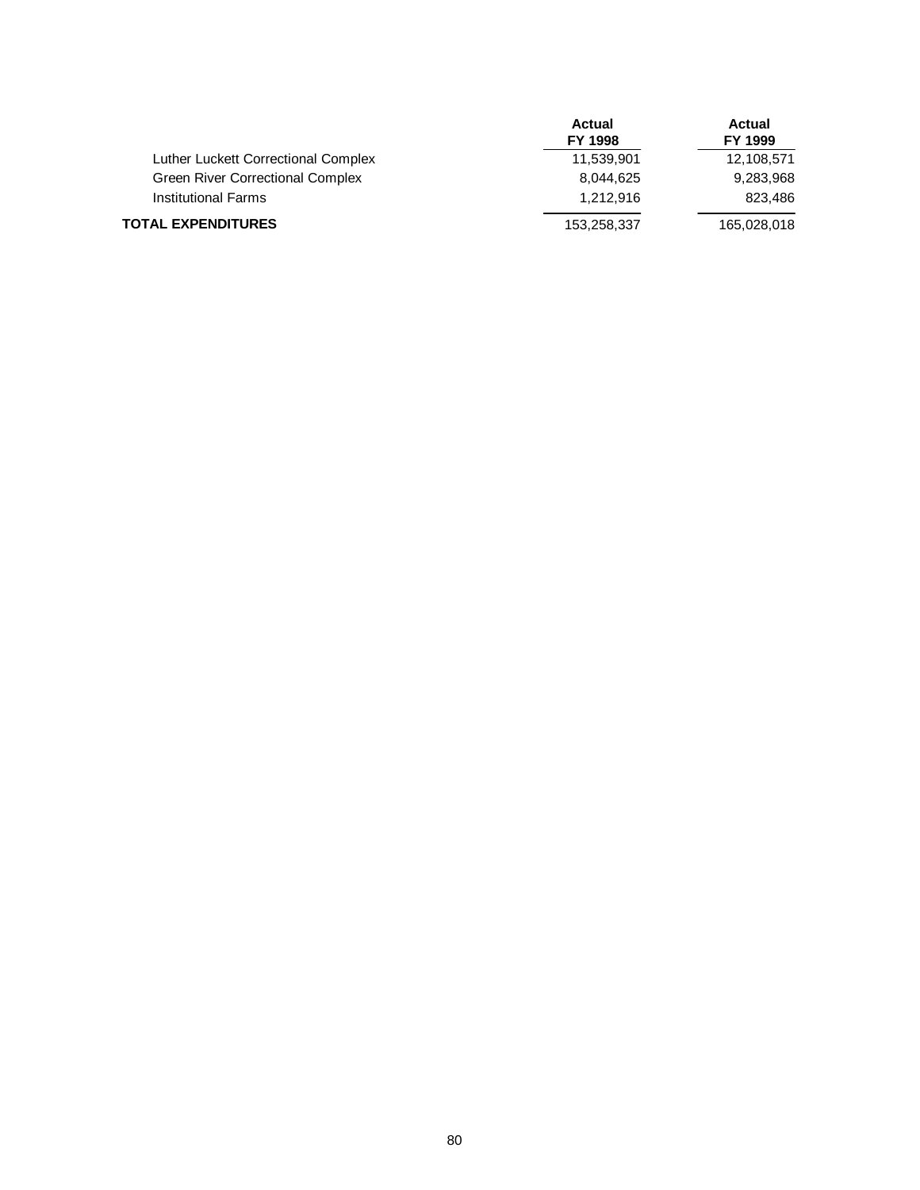| | Actual FY 1998 | Actual FY 1999 |
|---|---|---|
| Luther Luckett Correctional Complex | 11,539,901 | 12,108,571 |
| Green River Correctional Complex | 8,044,625 | 9,283,968 |
| Institutional Farms | 1,212,916 | 823,486 |
| **TOTAL EXPENDITURES** | 153,258,337 | 165,028,018 |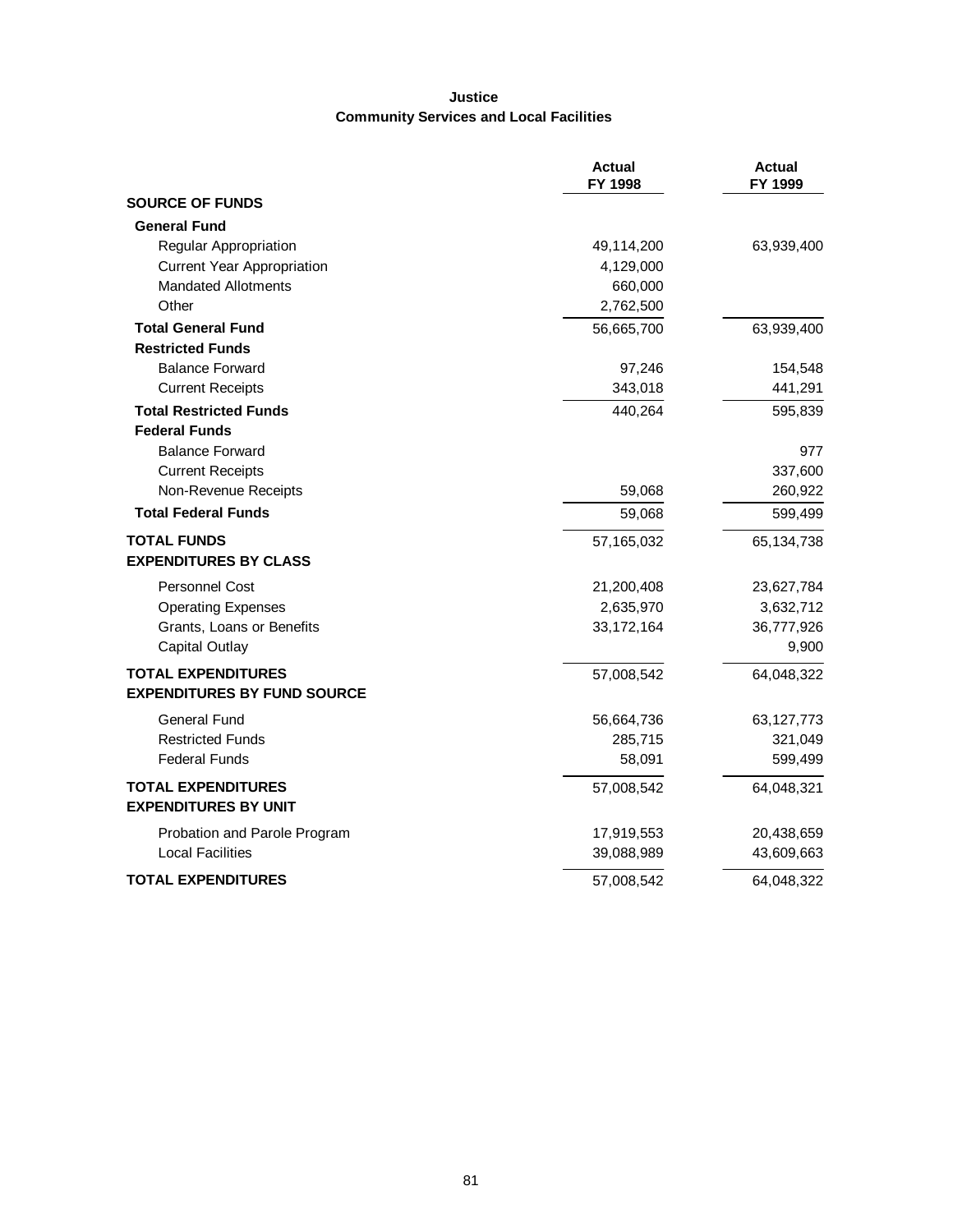**Justice**
**Community Services and Local Facilities**

| | Actual FY 1998 | Actual FY 1999 |
|---|---|---|
| **SOURCE OF FUNDS** | | |
| **General Fund** | | |
| Regular Appropriation | 49,114,200 | 63,939,400 |
| Current Year Appropriation | 4,129,000 | |
| Mandated Allotments | 660,000 | |
| Other | 2,762,500 | |
| **Total General Fund** | 56,665,700 | 63,939,400 |
| **Restricted Funds** | | |
| Balance Forward | 97,246 | 154,548 |
| Current Receipts | 343,018 | 441,291 |
| **Total Restricted Funds** | 440,264 | 595,839 |
| **Federal Funds** | | |
| Balance Forward | | 977 |
| Current Receipts | | 337,600 |
| Non-Revenue Receipts | 59,068 | 260,922 |
| **Total Federal Funds** | 59,068 | 599,499 |
| **TOTAL FUNDS** | 57,165,032 | 65,134,738 |
| **EXPENDITURES BY CLASS** | | |
| Personnel Cost | 21,200,408 | 23,627,784 |
| Operating Expenses | 2,635,970 | 3,632,712 |
| Grants, Loans or Benefits | 33,172,164 | 36,777,926 |
| Capital Outlay | | 9,900 |
| **TOTAL EXPENDITURES** | 57,008,542 | 64,048,322 |
| **EXPENDITURES BY FUND SOURCE** | | |
| General Fund | 56,664,736 | 63,127,773 |
| Restricted Funds | 285,715 | 321,049 |
| Federal Funds | 58,091 | 599,499 |
| **TOTAL EXPENDITURES** | 57,008,542 | 64,048,321 |
| **EXPENDITURES BY UNIT** | | |
| Probation and Parole Program | 17,919,553 | 20,438,659 |
| Local Facilities | 39,088,989 | 43,609,663 |
| **TOTAL EXPENDITURES** | 57,008,542 | 64,048,322 |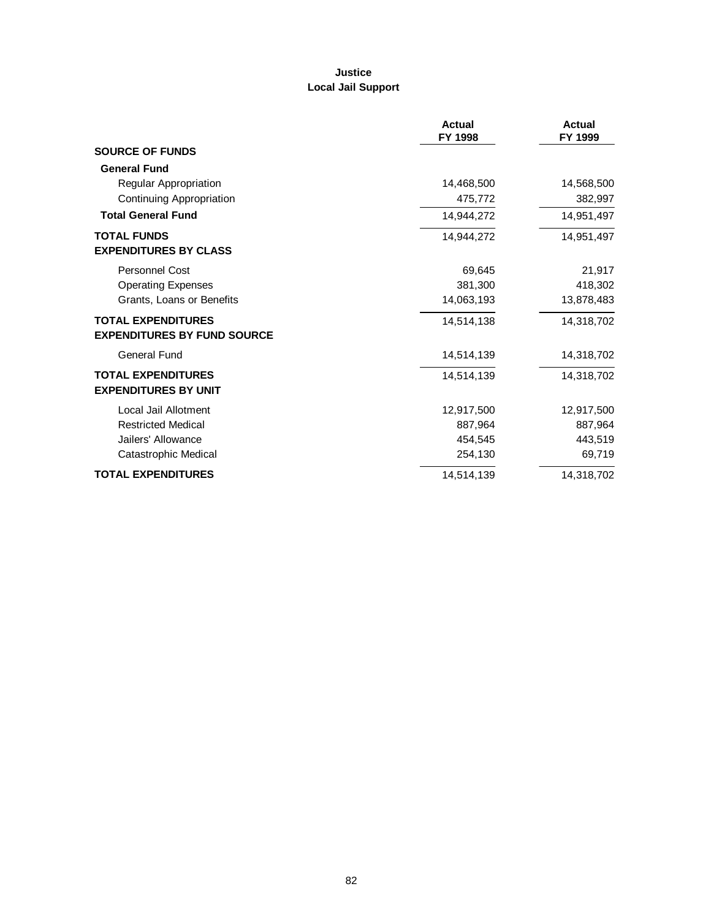# Justice
## Local Jail Support

| | Actual FY 1998 | Actual FY 1999 |
|---|---|---|
| **SOURCE OF FUNDS** | | |
| **General Fund** | | |
| Regular Appropriation | 14,468,500 | 14,568,500 |
| Continuing Appropriation | 475,772 | 382,997 |
| **Total General Fund** | 14,944,272 | 14,951,497 |
| **TOTAL FUNDS** | 14,944,272 | 14,951,497 |
| **EXPENDITURES BY CLASS** | | |
| Personnel Cost | 69,645 | 21,917 |
| Operating Expenses | 381,300 | 418,302 |
| Grants, Loans or Benefits | 14,063,193 | 13,878,483 |
| **TOTAL EXPENDITURES** | 14,514,138 | 14,318,702 |
| **EXPENDITURES BY FUND SOURCE** | | |
| General Fund | 14,514,139 | 14,318,702 |
| **TOTAL EXPENDITURES** | 14,514,139 | 14,318,702 |
| **EXPENDITURES BY UNIT** | | |
| Local Jail Allotment | 12,917,500 | 12,917,500 |
| Restricted Medical | 887,964 | 887,964 |
| Jailers' Allowance | 454,545 | 443,519 |
| Catastrophic Medical | 254,130 | 69,719 |
| **TOTAL EXPENDITURES** | 14,514,139 | 14,318,702 |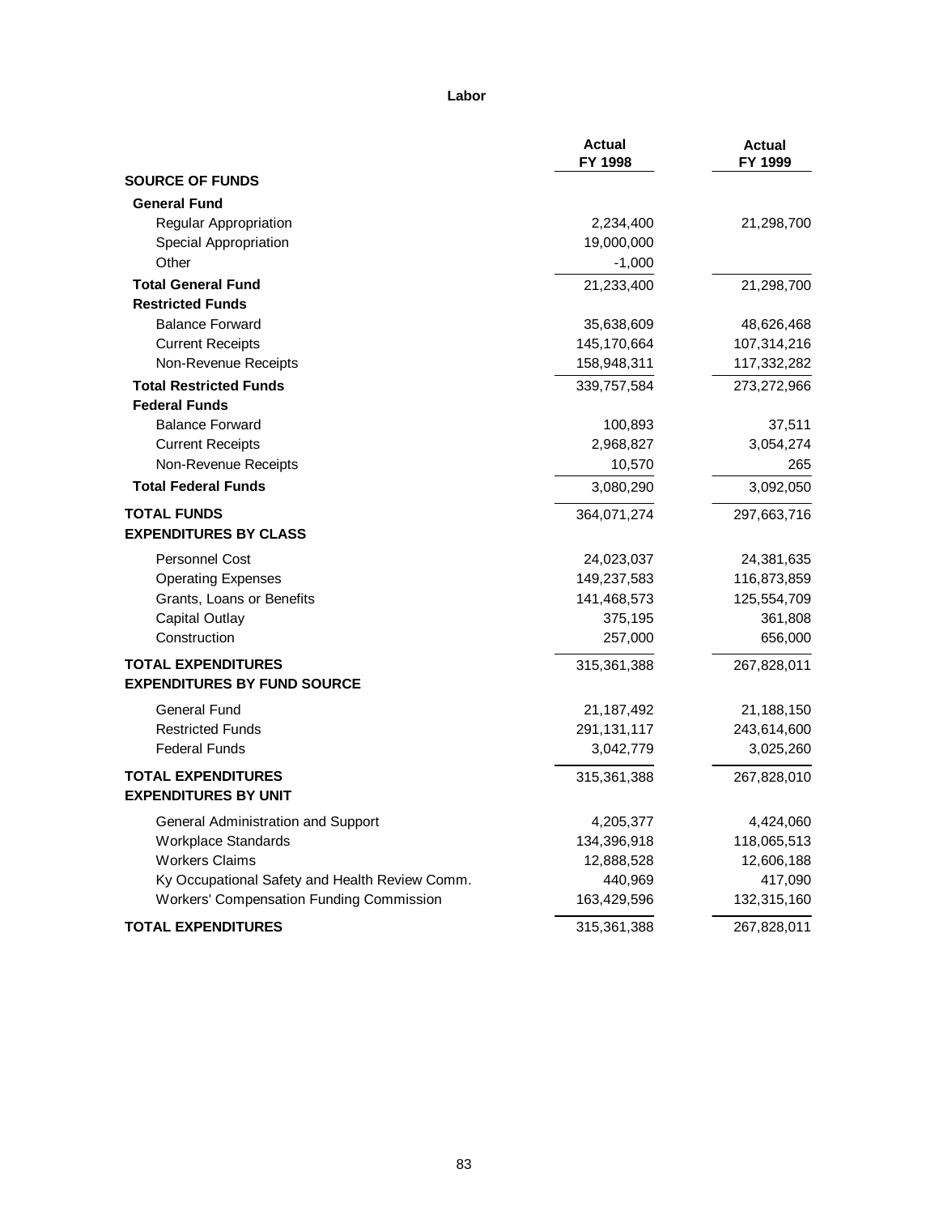**Labor**

| | Actual FY 1998 | Actual FY 1999 |
|---|---|---|
| **SOURCE OF FUNDS** | | |
| **General Fund** | | |
| Regular Appropriation | 2,234,400 | 21,298,700 |
| Special Appropriation | 19,000,000 | |
| Other | -1,000 | |
| **Total General Fund** | 21,233,400 | 21,298,700 |
| **Restricted Funds** | | |
| Balance Forward | 35,638,609 | 48,626,468 |
| Current Receipts | 145,170,664 | 107,314,216 |
| Non-Revenue Receipts | 158,948,311 | 117,332,282 |
| **Total Restricted Funds** | 339,757,584 | 273,272,966 |
| **Federal Funds** | | |
| Balance Forward | 100,893 | 37,511 |
| Current Receipts | 2,968,827 | 3,054,274 |
| Non-Revenue Receipts | 10,570 | 265 |
| **Total Federal Funds** | 3,080,290 | 3,092,050 |
| **TOTAL FUNDS** | 364,071,274 | 297,663,716 |
| **EXPENDITURES BY CLASS** | | |
| Personnel Cost | 24,023,037 | 24,381,635 |
| Operating Expenses | 149,237,583 | 116,873,859 |
| Grants, Loans or Benefits | 141,468,573 | 125,554,709 |
| Capital Outlay | 375,195 | 361,808 |
| Construction | 257,000 | 656,000 |
| **TOTAL EXPENDITURES** | 315,361,388 | 267,828,011 |
| **EXPENDITURES BY FUND SOURCE** | | |
| General Fund | 21,187,492 | 21,188,150 |
| Restricted Funds | 291,131,117 | 243,614,600 |
| Federal Funds | 3,042,779 | 3,025,260 |
| **TOTAL EXPENDITURES** | 315,361,388 | 267,828,010 |
| **EXPENDITURES BY UNIT** | | |
| General Administration and Support | 4,205,377 | 4,424,060 |
| Workplace Standards | 134,396,918 | 118,065,513 |
| Workers Claims | 12,888,528 | 12,606,188 |
| Ky Occupational Safety and Health Review Comm. | 440,969 | 417,090 |
| Workers' Compensation Funding Commission | 163,429,596 | 132,315,160 |
| **TOTAL EXPENDITURES** | 315,361,388 | 267,828,011 |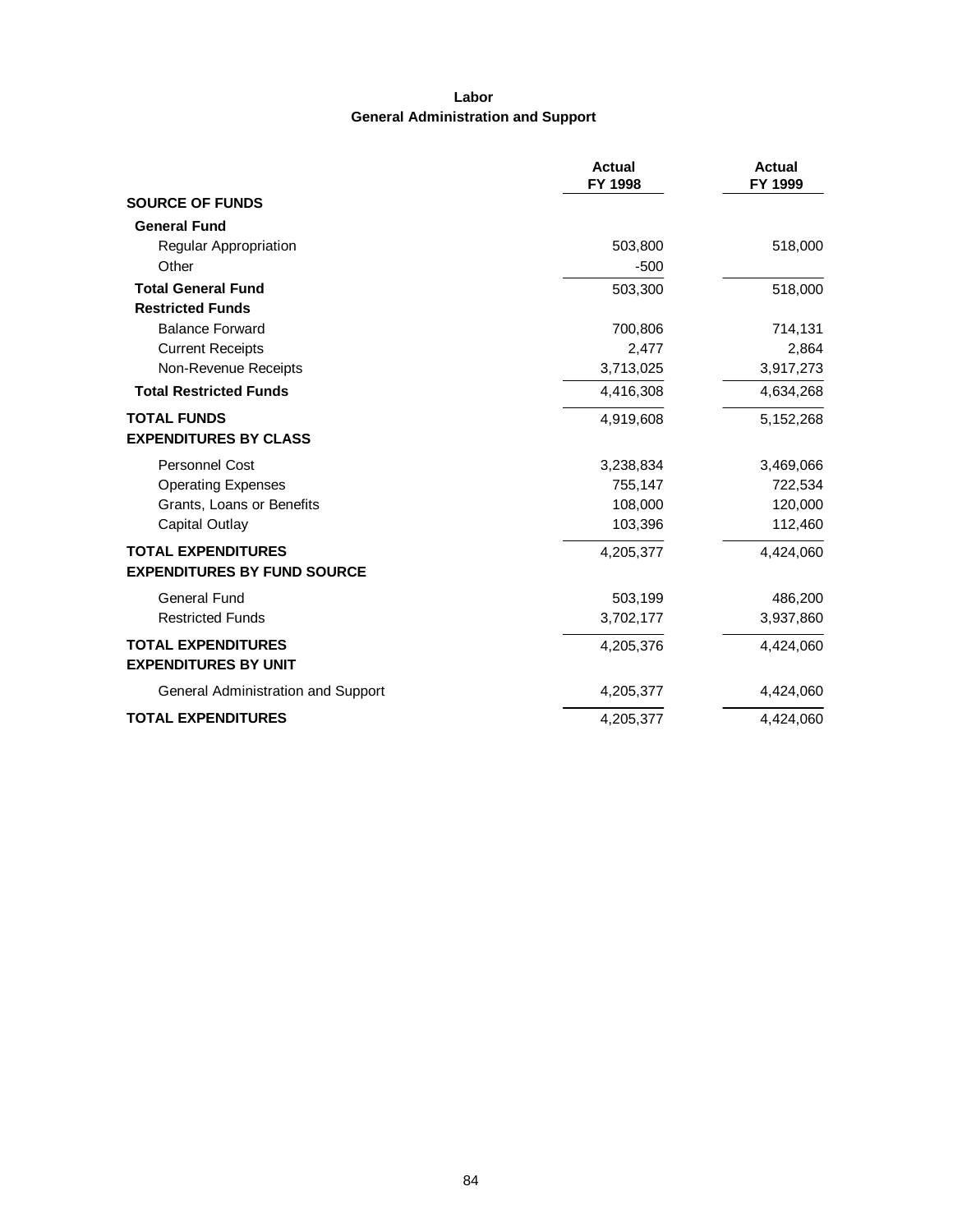# Labor
## General Administration and Support

| | Actual FY 1998 | Actual FY 1999 |
|---|---|---|
| **SOURCE OF FUNDS** | | |
| **General Fund** | | |
| Regular Appropriation | 503,800 | 518,000 |
| Other | -500 | |
| **Total General Fund** | 503,300 | 518,000 |
| **Restricted Funds** | | |
| Balance Forward | 700,806 | 714,131 |
| Current Receipts | 2,477 | 2,864 |
| Non-Revenue Receipts | 3,713,025 | 3,917,273 |
| **Total Restricted Funds** | 4,416,308 | 4,634,268 |
| **TOTAL FUNDS** | 4,919,608 | 5,152,268 |
| **EXPENDITURES BY CLASS** | | |
| Personnel Cost | 3,238,834 | 3,469,066 |
| Operating Expenses | 755,147 | 722,534 |
| Grants, Loans or Benefits | 108,000 | 120,000 |
| Capital Outlay | 103,396 | 112,460 |
| **TOTAL EXPENDITURES** | 4,205,377 | 4,424,060 |
| **EXPENDITURES BY FUND SOURCE** | | |
| General Fund | 503,199 | 486,200 |
| Restricted Funds | 3,702,177 | 3,937,860 |
| **TOTAL EXPENDITURES** | 4,205,376 | 4,424,060 |
| **EXPENDITURES BY UNIT** | | |
| General Administration and Support | 4,205,377 | 4,424,060 |
| **TOTAL EXPENDITURES** | 4,205,377 | 4,424,060 |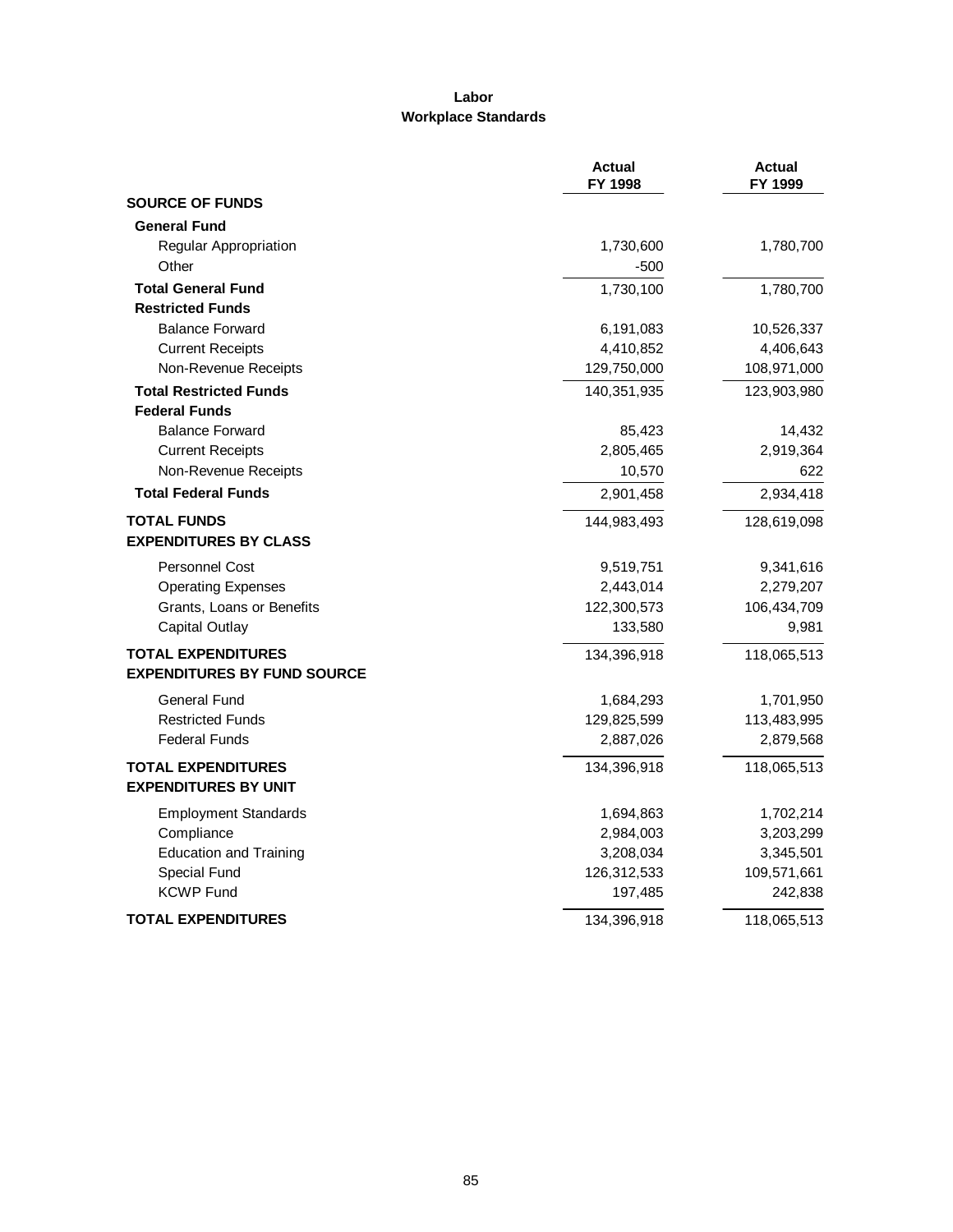# Labor
## Workplace Standards

| | Actual FY 1998 | Actual FY 1999 |
|---|---|---|
| **SOURCE OF FUNDS** | | |
| **General Fund** | | |
| Regular Appropriation | 1,730,600 | 1,780,700 |
| Other | -500 | |
| **Total General Fund** | 1,730,100 | 1,780,700 |
| **Restricted Funds** | | |
| Balance Forward | 6,191,083 | 10,526,337 |
| Current Receipts | 4,410,852 | 4,406,643 |
| Non-Revenue Receipts | 129,750,000 | 108,971,000 |
| **Total Restricted Funds** | 140,351,935 | 123,903,980 |
| **Federal Funds** | | |
| Balance Forward | 85,423 | 14,432 |
| Current Receipts | 2,805,465 | 2,919,364 |
| Non-Revenue Receipts | 10,570 | 622 |
| **Total Federal Funds** | 2,901,458 | 2,934,418 |
| **TOTAL FUNDS** | 144,983,493 | 128,619,098 |
| **EXPENDITURES BY CLASS** | | |
| Personnel Cost | 9,519,751 | 9,341,616 |
| Operating Expenses | 2,443,014 | 2,279,207 |
| Grants, Loans or Benefits | 122,300,573 | 106,434,709 |
| Capital Outlay | 133,580 | 9,981 |
| **TOTAL EXPENDITURES** | 134,396,918 | 118,065,513 |
| **EXPENDITURES BY FUND SOURCE** | | |
| General Fund | 1,684,293 | 1,701,950 |
| Restricted Funds | 129,825,599 | 113,483,995 |
| Federal Funds | 2,887,026 | 2,879,568 |
| **TOTAL EXPENDITURES** | 134,396,918 | 118,065,513 |
| **EXPENDITURES BY UNIT** | | |
| Employment Standards | 1,694,863 | 1,702,214 |
| Compliance | 2,984,003 | 3,203,299 |
| Education and Training | 3,208,034 | 3,345,501 |
| Special Fund | 126,312,533 | 109,571,661 |
| KCWP Fund | 197,485 | 242,838 |
| **TOTAL EXPENDITURES** | 134,396,918 | 118,065,513 |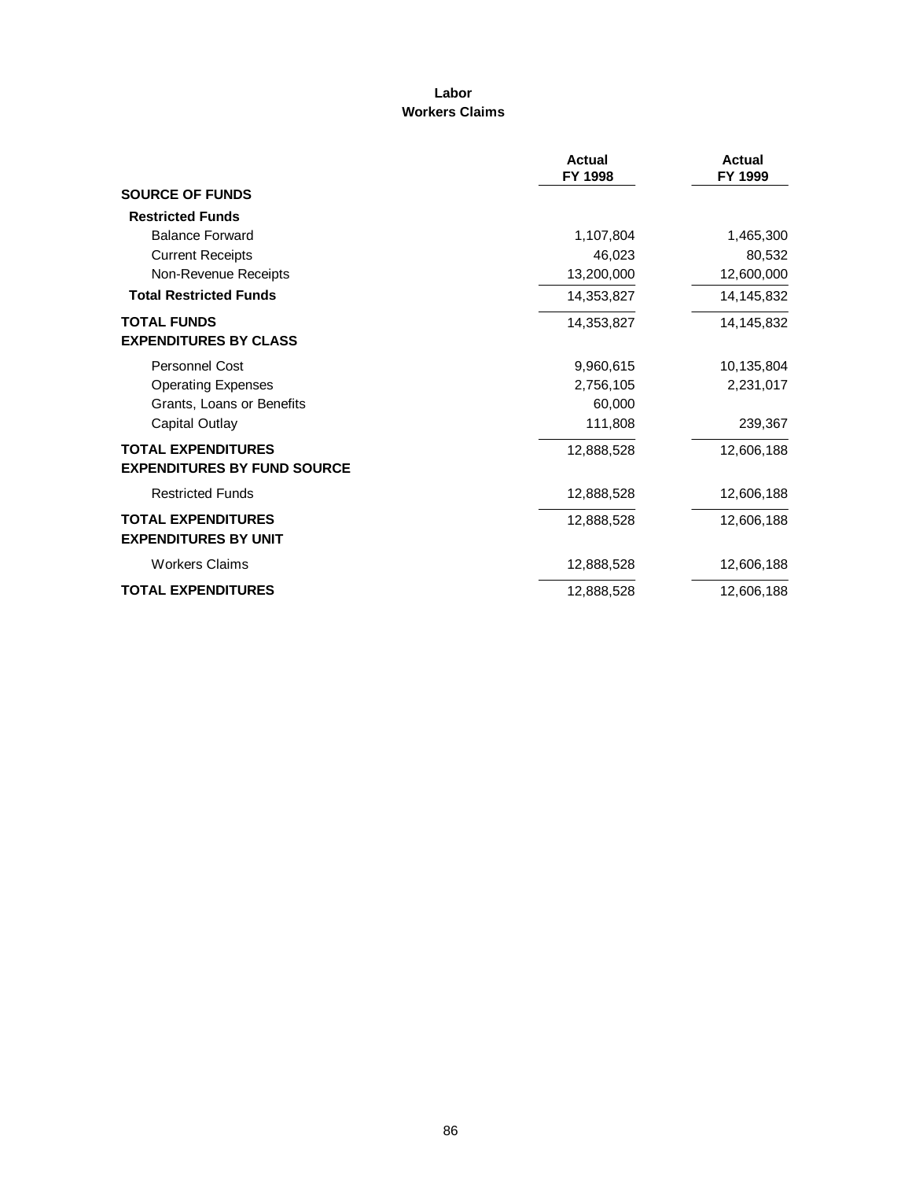# Labor
## Workers Claims

| | Actual FY 1998 | Actual FY 1999 |
|---|---|---|
| **SOURCE OF FUNDS** | | |
| **Restricted Funds** | | |
| Balance Forward | 1,107,804 | 1,465,300 |
| Current Receipts | 46,023 | 80,532 |
| Non-Revenue Receipts | 13,200,000 | 12,600,000 |
| **Total Restricted Funds** | 14,353,827 | 14,145,832 |
| **TOTAL FUNDS** | 14,353,827 | 14,145,832 |
| **EXPENDITURES BY CLASS** | | |
| Personnel Cost | 9,960,615 | 10,135,804 |
| Operating Expenses | 2,756,105 | 2,231,017 |
| Grants, Loans or Benefits | 60,000 | |
| Capital Outlay | 111,808 | 239,367 |
| **TOTAL EXPENDITURES** | 12,888,528 | 12,606,188 |
| **EXPENDITURES BY FUND SOURCE** | | |
| Restricted Funds | 12,888,528 | 12,606,188 |
| **TOTAL EXPENDITURES** | 12,888,528 | 12,606,188 |
| **EXPENDITURES BY UNIT** | | |
| Workers Claims | 12,888,528 | 12,606,188 |
| **TOTAL EXPENDITURES** | 12,888,528 | 12,606,188 |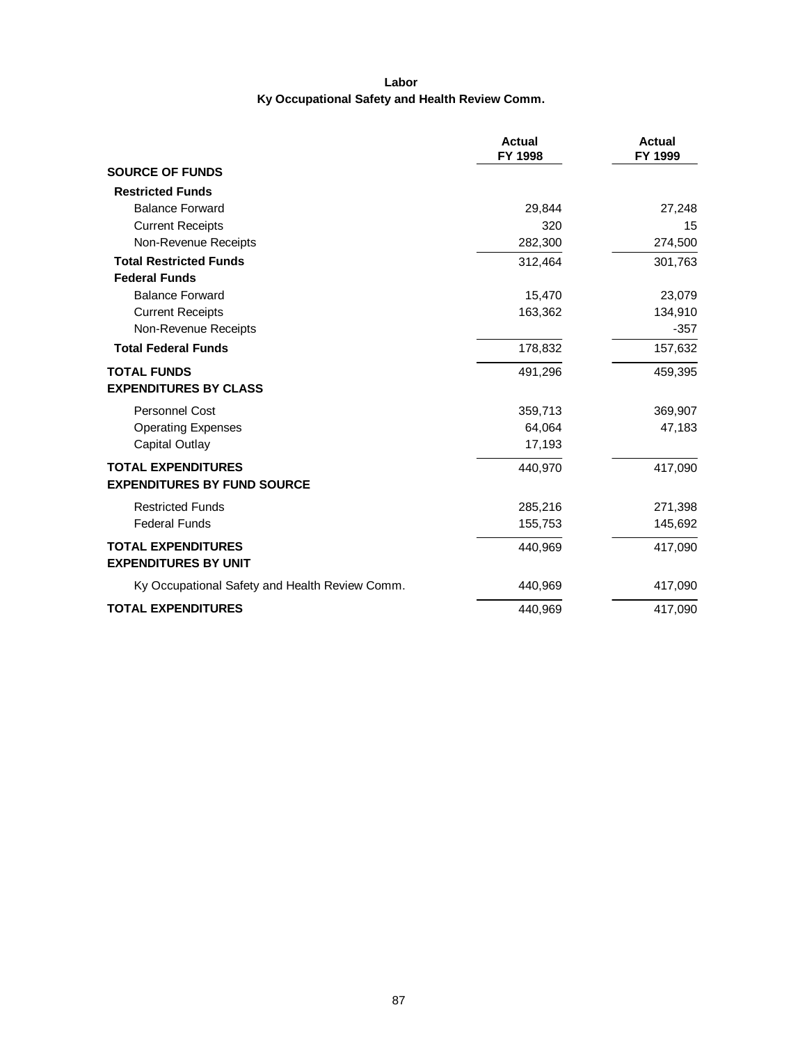## Labor

### Ky Occupational Safety and Health Review Comm.

| | Actual FY 1998 | Actual FY 1999 |
|---|---|---|
| **SOURCE OF FUNDS** | | |
| **Restricted Funds** | | |
| Balance Forward | 29,844 | 27,248 |
| Current Receipts | 320 | 15 |
| Non-Revenue Receipts | 282,300 | 274,500 |
| **Total Restricted Funds** | 312,464 | 301,763 |
| **Federal Funds** | | |
| Balance Forward | 15,470 | 23,079 |
| Current Receipts | 163,362 | 134,910 |
| Non-Revenue Receipts | | -357 |
| **Total Federal Funds** | 178,832 | 157,632 |
| **TOTAL FUNDS** | 491,296 | 459,395 |
| **EXPENDITURES BY CLASS** | | |
| Personnel Cost | 359,713 | 369,907 |
| Operating Expenses | 64,064 | 47,183 |
| Capital Outlay | 17,193 | |
| **TOTAL EXPENDITURES** | 440,970 | 417,090 |
| **EXPENDITURES BY FUND SOURCE** | | |
| Restricted Funds | 285,216 | 271,398 |
| Federal Funds | 155,753 | 145,692 |
| **TOTAL EXPENDITURES** | 440,969 | 417,090 |
| **EXPENDITURES BY UNIT** | | |
| Ky Occupational Safety and Health Review Comm. | 440,969 | 417,090 |
| **TOTAL EXPENDITURES** | 440,969 | 417,090 |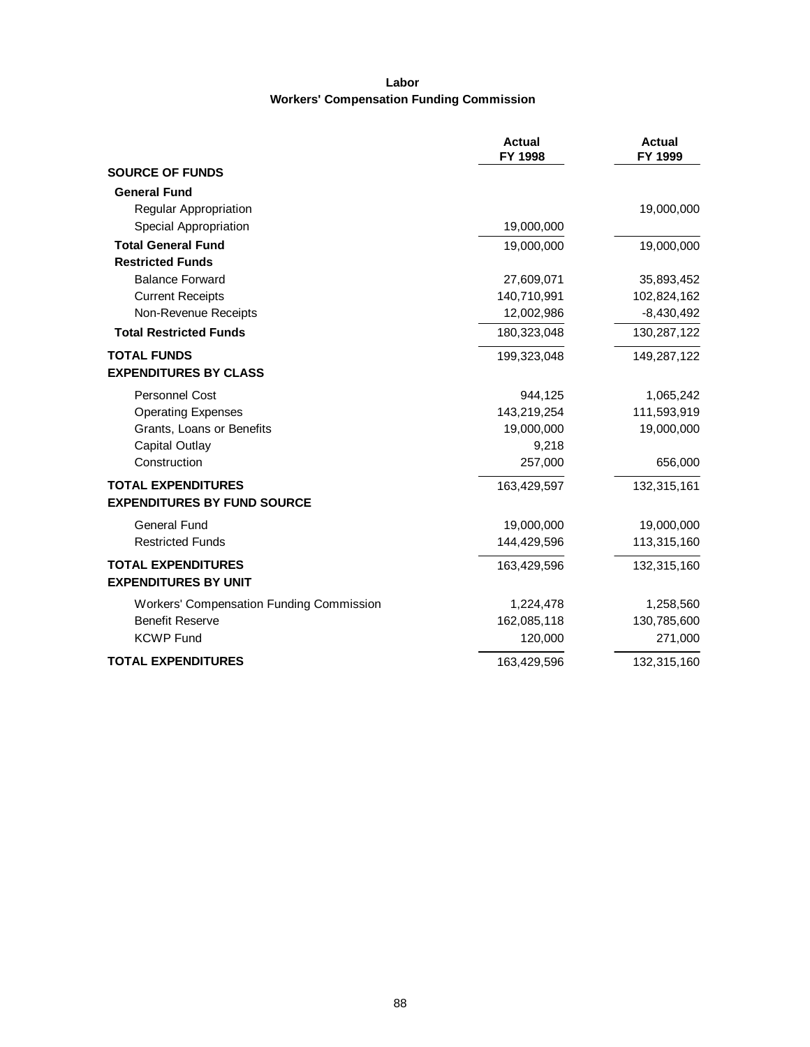**Labor**

**Workers' Compensation Funding Commission**

| | Actual FY 1998 | Actual FY 1999 |
|---|---|---|
| **SOURCE OF FUNDS** | | |
| **General Fund** | | |
| Regular Appropriation | | 19,000,000 |
| Special Appropriation | 19,000,000 | |
| **Total General Fund** | 19,000,000 | 19,000,000 |
| **Restricted Funds** | | |
| Balance Forward | 27,609,071 | 35,893,452 |
| Current Receipts | 140,710,991 | 102,824,162 |
| Non-Revenue Receipts | 12,002,986 | -8,430,492 |
| **Total Restricted Funds** | 180,323,048 | 130,287,122 |
| **TOTAL FUNDS** | 199,323,048 | 149,287,122 |
| **EXPENDITURES BY CLASS** | | |
| Personnel Cost | 944,125 | 1,065,242 |
| Operating Expenses | 143,219,254 | 111,593,919 |
| Grants, Loans or Benefits | 19,000,000 | 19,000,000 |
| Capital Outlay | 9,218 | |
| Construction | 257,000 | 656,000 |
| **TOTAL EXPENDITURES** | 163,429,597 | 132,315,161 |
| **EXPENDITURES BY FUND SOURCE** | | |
| General Fund | 19,000,000 | 19,000,000 |
| Restricted Funds | 144,429,596 | 113,315,160 |
| **TOTAL EXPENDITURES** | 163,429,596 | 132,315,160 |
| **EXPENDITURES BY UNIT** | | |
| Workers' Compensation Funding Commission | 1,224,478 | 1,258,560 |
| Benefit Reserve | 162,085,118 | 130,785,600 |
| KCWP Fund | 120,000 | 271,000 |
| **TOTAL EXPENDITURES** | 163,429,596 | 132,315,160 |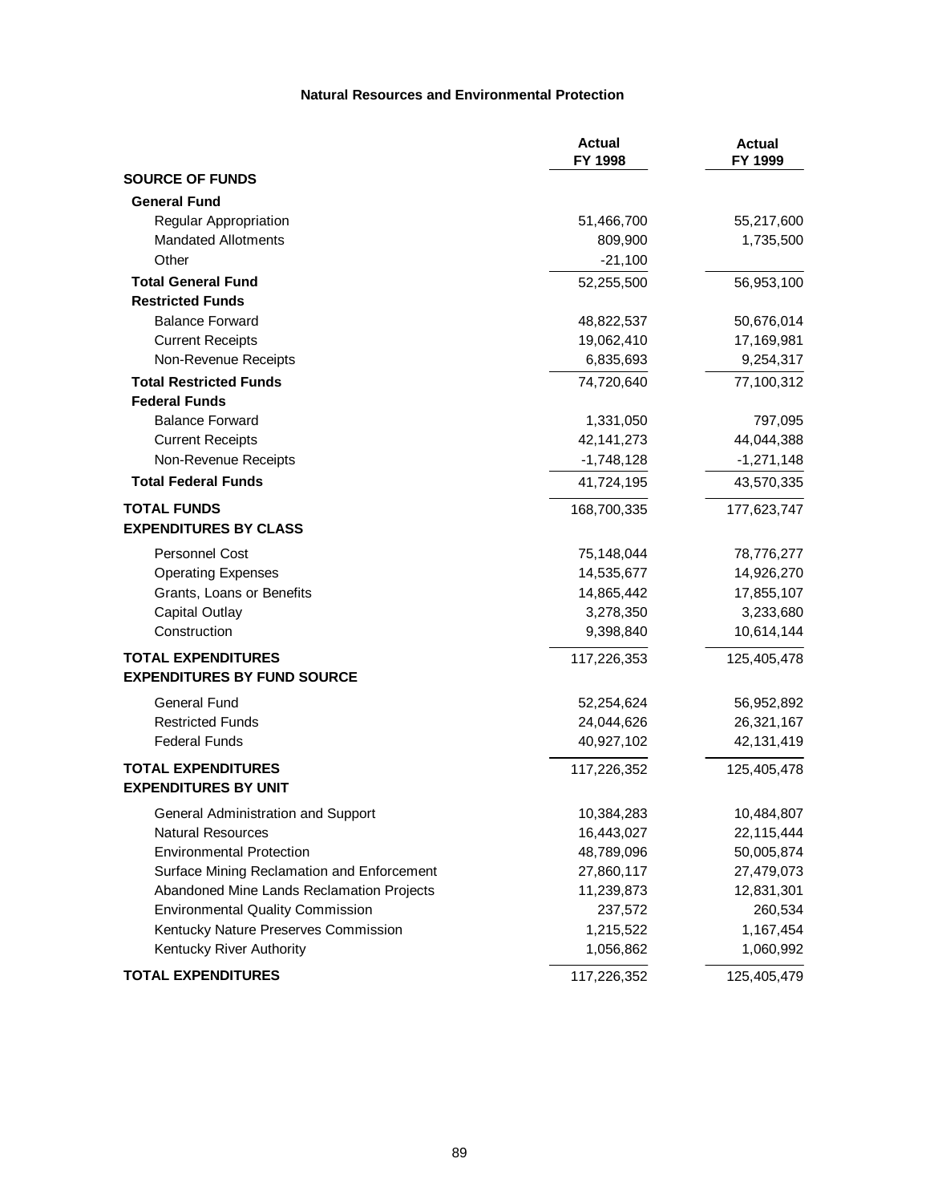### Natural Resources and Environmental Protection

| | Actual FY 1998 | Actual FY 1999 |
|---|---|---|
| **SOURCE OF FUNDS** | | |
| **General Fund** | | |
| Regular Appropriation | 51,466,700 | 55,217,600 |
| Mandated Allotments | 809,900 | 1,735,500 |
| Other | -21,100 | |
| **Total General Fund** | 52,255,500 | 56,953,100 |
| **Restricted Funds** | | |
| Balance Forward | 48,822,537 | 50,676,014 |
| Current Receipts | 19,062,410 | 17,169,981 |
| Non-Revenue Receipts | 6,835,693 | 9,254,317 |
| **Total Restricted Funds** | 74,720,640 | 77,100,312 |
| **Federal Funds** | | |
| Balance Forward | 1,331,050 | 797,095 |
| Current Receipts | 42,141,273 | 44,044,388 |
| Non-Revenue Receipts | -1,748,128 | -1,271,148 |
| **Total Federal Funds** | 41,724,195 | 43,570,335 |
| **TOTAL FUNDS** | 168,700,335 | 177,623,747 |
| **EXPENDITURES BY CLASS** | | |
| Personnel Cost | 75,148,044 | 78,776,277 |
| Operating Expenses | 14,535,677 | 14,926,270 |
| Grants, Loans or Benefits | 14,865,442 | 17,855,107 |
| Capital Outlay | 3,278,350 | 3,233,680 |
| Construction | 9,398,840 | 10,614,144 |
| **TOTAL EXPENDITURES** | 117,226,353 | 125,405,478 |
| **EXPENDITURES BY FUND SOURCE** | | |
| General Fund | 52,254,624 | 56,952,892 |
| Restricted Funds | 24,044,626 | 26,321,167 |
| Federal Funds | 40,927,102 | 42,131,419 |
| **TOTAL EXPENDITURES** | 117,226,352 | 125,405,478 |
| **EXPENDITURES BY UNIT** | | |
| General Administration and Support | 10,384,283 | 10,484,807 |
| Natural Resources | 16,443,027 | 22,115,444 |
| Environmental Protection | 48,789,096 | 50,005,874 |
| Surface Mining Reclamation and Enforcement | 27,860,117 | 27,479,073 |
| Abandoned Mine Lands Reclamation Projects | 11,239,873 | 12,831,301 |
| Environmental Quality Commission | 237,572 | 260,534 |
| Kentucky Nature Preserves Commission | 1,215,522 | 1,167,454 |
| Kentucky River Authority | 1,056,862 | 1,060,992 |
| **TOTAL EXPENDITURES** | 117,226,352 | 125,405,479 |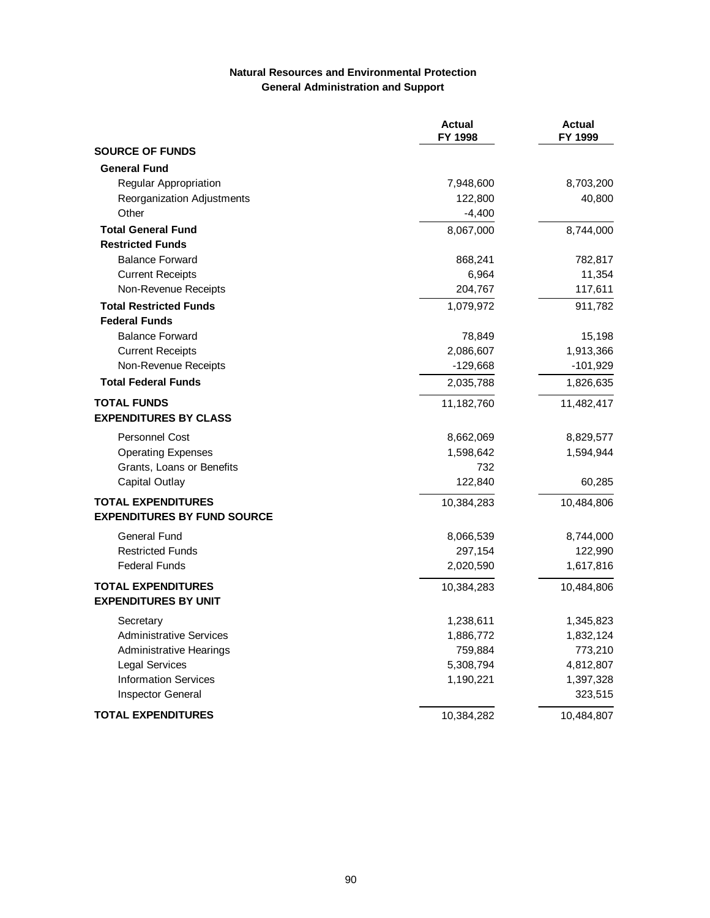## Natural Resources and Environmental Protection
### General Administration and Support

| | Actual FY 1998 | Actual FY 1999 |
|---|---|---|
| **SOURCE OF FUNDS** | | |
| **General Fund** | | |
| Regular Appropriation | 7,948,600 | 8,703,200 |
| Reorganization Adjustments | 122,800 | 40,800 |
| Other | -4,400 | |
| **Total General Fund** | 8,067,000 | 8,744,000 |
| **Restricted Funds** | | |
| Balance Forward | 868,241 | 782,817 |
| Current Receipts | 6,964 | 11,354 |
| Non-Revenue Receipts | 204,767 | 117,611 |
| **Total Restricted Funds** | 1,079,972 | 911,782 |
| **Federal Funds** | | |
| Balance Forward | 78,849 | 15,198 |
| Current Receipts | 2,086,607 | 1,913,366 |
| Non-Revenue Receipts | -129,668 | -101,929 |
| **Total Federal Funds** | 2,035,788 | 1,826,635 |
| **TOTAL FUNDS** | 11,182,760 | 11,482,417 |
| **EXPENDITURES BY CLASS** | | |
| Personnel Cost | 8,662,069 | 8,829,577 |
| Operating Expenses | 1,598,642 | 1,594,944 |
| Grants, Loans or Benefits | 732 | |
| Capital Outlay | 122,840 | 60,285 |
| **TOTAL EXPENDITURES** | 10,384,283 | 10,484,806 |
| **EXPENDITURES BY FUND SOURCE** | | |
| General Fund | 8,066,539 | 8,744,000 |
| Restricted Funds | 297,154 | 122,990 |
| Federal Funds | 2,020,590 | 1,617,816 |
| **TOTAL EXPENDITURES** | 10,384,283 | 10,484,806 |
| **EXPENDITURES BY UNIT** | | |
| Secretary | 1,238,611 | 1,345,823 |
| Administrative Services | 1,886,772 | 1,832,124 |
| Administrative Hearings | 759,884 | 773,210 |
| Legal Services | 5,308,794 | 4,812,807 |
| Information Services | 1,190,221 | 1,397,328 |
| Inspector General | | 323,515 |
| **TOTAL EXPENDITURES** | 10,384,282 | 10,484,807 |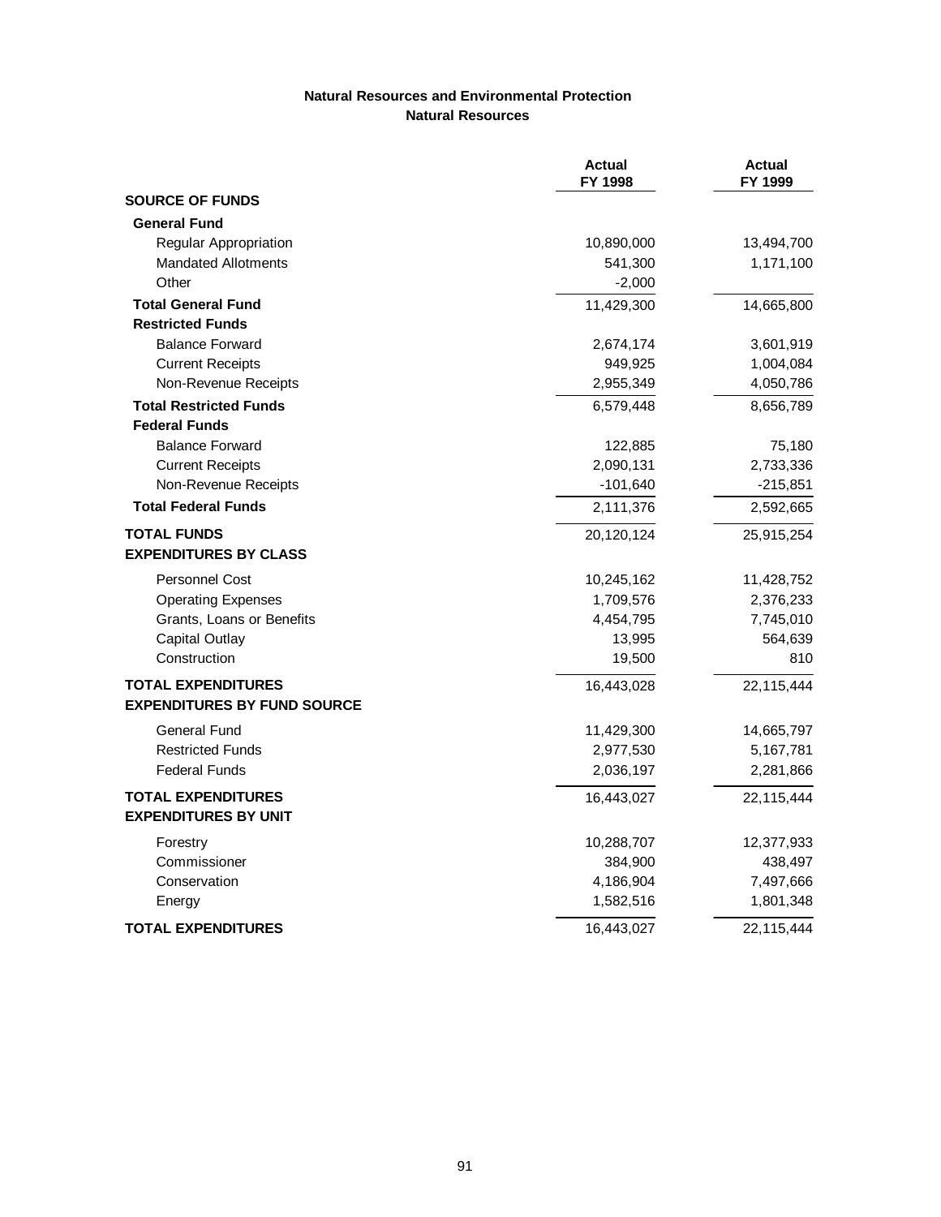## Natural Resources and Environmental Protection
### Natural Resources

| | Actual FY 1998 | Actual FY 1999 |
|---|---|---|
| **SOURCE OF FUNDS** | | |
| **General Fund** | | |
| Regular Appropriation | 10,890,000 | 13,494,700 |
| Mandated Allotments | 541,300 | 1,171,100 |
| Other | -2,000 | |
| **Total General Fund** | 11,429,300 | 14,665,800 |
| **Restricted Funds** | | |
| Balance Forward | 2,674,174 | 3,601,919 |
| Current Receipts | 949,925 | 1,004,084 |
| Non-Revenue Receipts | 2,955,349 | 4,050,786 |
| **Total Restricted Funds** | 6,579,448 | 8,656,789 |
| **Federal Funds** | | |
| Balance Forward | 122,885 | 75,180 |
| Current Receipts | 2,090,131 | 2,733,336 |
| Non-Revenue Receipts | -101,640 | -215,851 |
| **Total Federal Funds** | 2,111,376 | 2,592,665 |
| **TOTAL FUNDS** | 20,120,124 | 25,915,254 |
| **EXPENDITURES BY CLASS** | | |
| Personnel Cost | 10,245,162 | 11,428,752 |
| Operating Expenses | 1,709,576 | 2,376,233 |
| Grants, Loans or Benefits | 4,454,795 | 7,745,010 |
| Capital Outlay | 13,995 | 564,639 |
| Construction | 19,500 | 810 |
| **TOTAL EXPENDITURES** | 16,443,028 | 22,115,444 |
| **EXPENDITURES BY FUND SOURCE** | | |
| General Fund | 11,429,300 | 14,665,797 |
| Restricted Funds | 2,977,530 | 5,167,781 |
| Federal Funds | 2,036,197 | 2,281,866 |
| **TOTAL EXPENDITURES** | 16,443,027 | 22,115,444 |
| **EXPENDITURES BY UNIT** | | |
| Forestry | 10,288,707 | 12,377,933 |
| Commissioner | 384,900 | 438,497 |
| Conservation | 4,186,904 | 7,497,666 |
| Energy | 1,582,516 | 1,801,348 |
| **TOTAL EXPENDITURES** | 16,443,027 | 22,115,444 |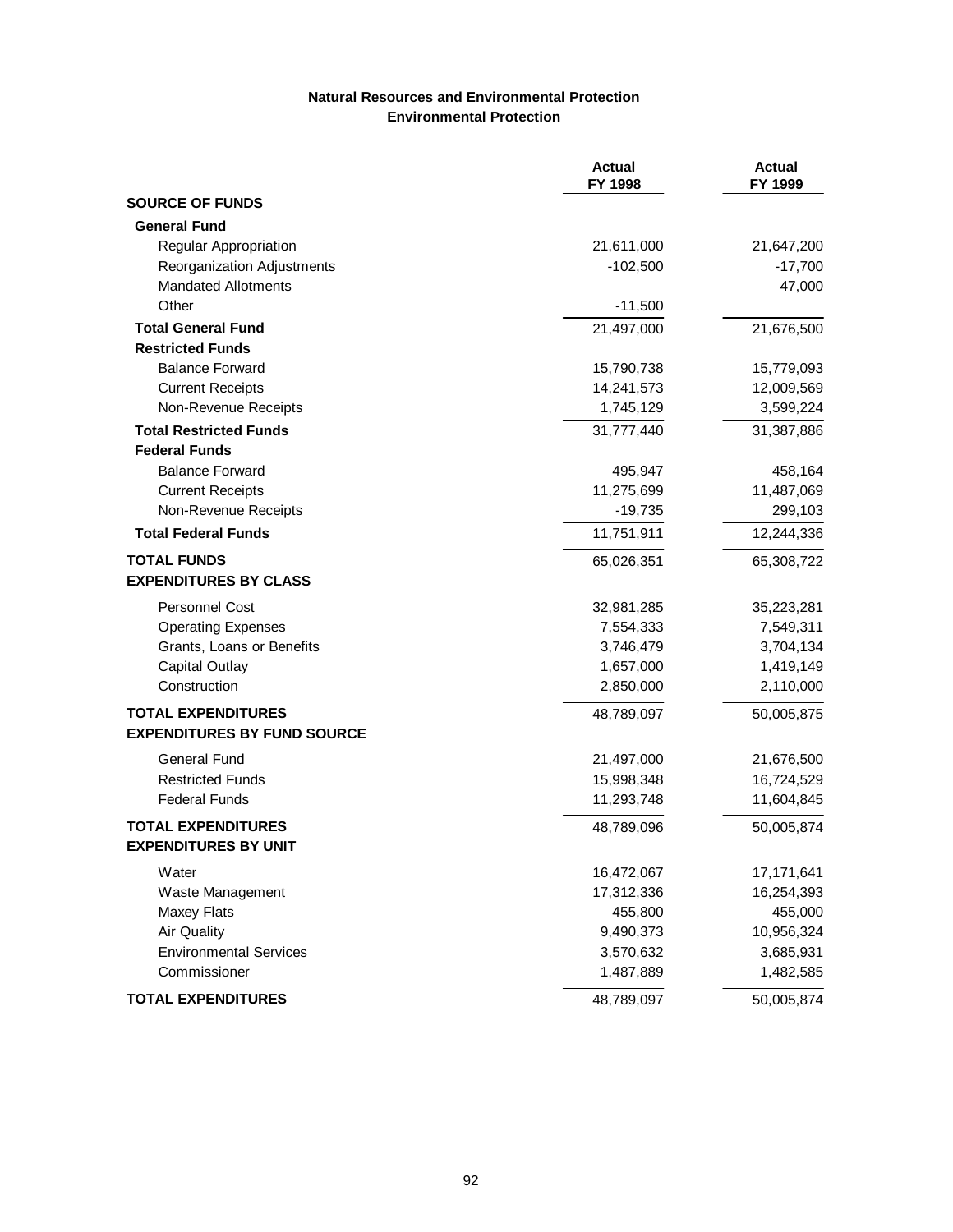## Natural Resources and Environmental Protection
### Environmental Protection

| | Actual FY 1998 | Actual FY 1999 |
|---|---|---|
| **SOURCE OF FUNDS** | | |
| **General Fund** | | |
| Regular Appropriation | 21,611,000 | 21,647,200 |
| Reorganization Adjustments | -102,500 | -17,700 |
| Mandated Allotments | | 47,000 |
| Other | -11,500 | |
| **Total General Fund** | 21,497,000 | 21,676,500 |
| **Restricted Funds** | | |
| Balance Forward | 15,790,738 | 15,779,093 |
| Current Receipts | 14,241,573 | 12,009,569 |
| Non-Revenue Receipts | 1,745,129 | 3,599,224 |
| **Total Restricted Funds** | 31,777,440 | 31,387,886 |
| **Federal Funds** | | |
| Balance Forward | 495,947 | 458,164 |
| Current Receipts | 11,275,699 | 11,487,069 |
| Non-Revenue Receipts | -19,735 | 299,103 |
| **Total Federal Funds** | 11,751,911 | 12,244,336 |
| **TOTAL FUNDS** | 65,026,351 | 65,308,722 |
| **EXPENDITURES BY CLASS** | | |
| Personnel Cost | 32,981,285 | 35,223,281 |
| Operating Expenses | 7,554,333 | 7,549,311 |
| Grants, Loans or Benefits | 3,746,479 | 3,704,134 |
| Capital Outlay | 1,657,000 | 1,419,149 |
| Construction | 2,850,000 | 2,110,000 |
| **TOTAL EXPENDITURES** | 48,789,097 | 50,005,875 |
| **EXPENDITURES BY FUND SOURCE** | | |
| General Fund | 21,497,000 | 21,676,500 |
| Restricted Funds | 15,998,348 | 16,724,529 |
| Federal Funds | 11,293,748 | 11,604,845 |
| **TOTAL EXPENDITURES** | 48,789,096 | 50,005,874 |
| **EXPENDITURES BY UNIT** | | |
| Water | 16,472,067 | 17,171,641 |
| Waste Management | 17,312,336 | 16,254,393 |
| Maxey Flats | 455,800 | 455,000 |
| Air Quality | 9,490,373 | 10,956,324 |
| Environmental Services | 3,570,632 | 3,685,931 |
| Commissioner | 1,487,889 | 1,482,585 |
| **TOTAL EXPENDITURES** | 48,789,097 | 50,005,874 |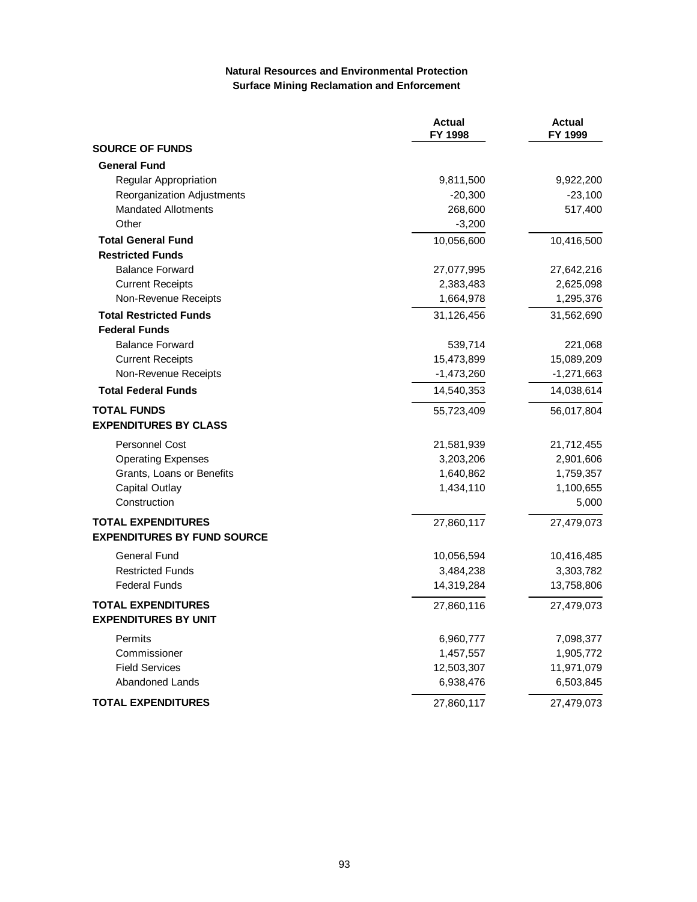**Natural Resources and Environmental Protection**
**Surface Mining Reclamation and Enforcement**

| | Actual FY 1998 | Actual FY 1999 |
|---|---|---|
| **SOURCE OF FUNDS** | | |
| **General Fund** | | |
| Regular Appropriation | 9,811,500 | 9,922,200 |
| Reorganization Adjustments | -20,300 | -23,100 |
| Mandated Allotments | 268,600 | 517,400 |
| Other | -3,200 | |
| **Total General Fund** | 10,056,600 | 10,416,500 |
| **Restricted Funds** | | |
| Balance Forward | 27,077,995 | 27,642,216 |
| Current Receipts | 2,383,483 | 2,625,098 |
| Non-Revenue Receipts | 1,664,978 | 1,295,376 |
| **Total Restricted Funds** | 31,126,456 | 31,562,690 |
| **Federal Funds** | | |
| Balance Forward | 539,714 | 221,068 |
| Current Receipts | 15,473,899 | 15,089,209 |
| Non-Revenue Receipts | -1,473,260 | -1,271,663 |
| **Total Federal Funds** | 14,540,353 | 14,038,614 |
| **TOTAL FUNDS** | 55,723,409 | 56,017,804 |
| **EXPENDITURES BY CLASS** | | |
| Personnel Cost | 21,581,939 | 21,712,455 |
| Operating Expenses | 3,203,206 | 2,901,606 |
| Grants, Loans or Benefits | 1,640,862 | 1,759,357 |
| Capital Outlay | 1,434,110 | 1,100,655 |
| Construction | | 5,000 |
| **TOTAL EXPENDITURES** | 27,860,117 | 27,479,073 |
| **EXPENDITURES BY FUND SOURCE** | | |
| General Fund | 10,056,594 | 10,416,485 |
| Restricted Funds | 3,484,238 | 3,303,782 |
| Federal Funds | 14,319,284 | 13,758,806 |
| **TOTAL EXPENDITURES** | 27,860,116 | 27,479,073 |
| **EXPENDITURES BY UNIT** | | |
| Permits | 6,960,777 | 7,098,377 |
| Commissioner | 1,457,557 | 1,905,772 |
| Field Services | 12,503,307 | 11,971,079 |
| Abandoned Lands | 6,938,476 | 6,503,845 |
| **TOTAL EXPENDITURES** | 27,860,117 | 27,479,073 |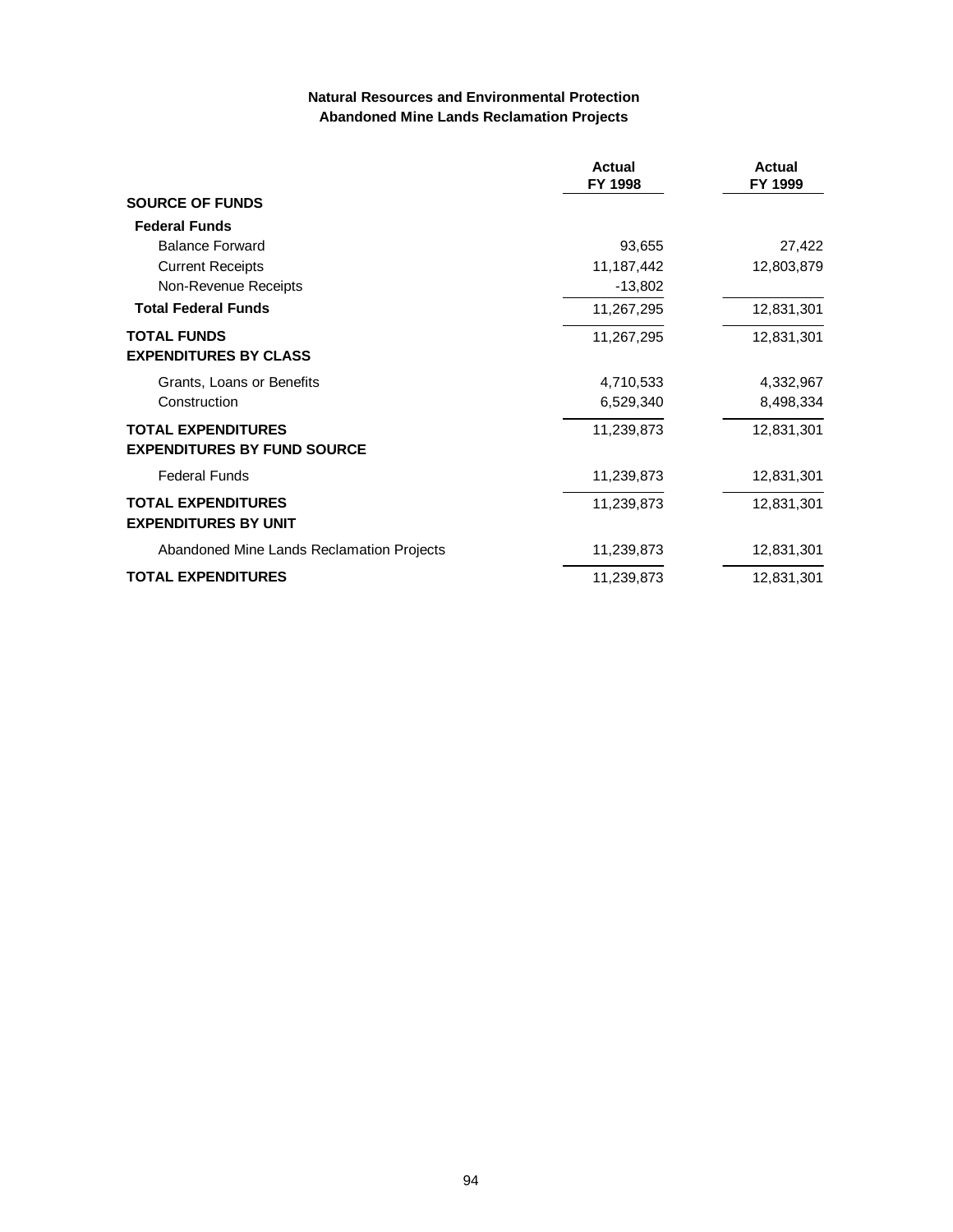**Natural Resources and Environmental Protection**
**Abandoned Mine Lands Reclamation Projects**

| | Actual FY 1998 | Actual FY 1999 |
|---|---|---|
| **SOURCE OF FUNDS** | | |
| **Federal Funds** | | |
| Balance Forward | 93,655 | 27,422 |
| Current Receipts | 11,187,442 | 12,803,879 |
| Non-Revenue Receipts | -13,802 | |
| **Total Federal Funds** | 11,267,295 | 12,831,301 |
| **TOTAL FUNDS** | 11,267,295 | 12,831,301 |
| **EXPENDITURES BY CLASS** | | |
| Grants, Loans or Benefits | 4,710,533 | 4,332,967 |
| Construction | 6,529,340 | 8,498,334 |
| **TOTAL EXPENDITURES** | 11,239,873 | 12,831,301 |
| **EXPENDITURES BY FUND SOURCE** | | |
| Federal Funds | 11,239,873 | 12,831,301 |
| **TOTAL EXPENDITURES** | 11,239,873 | 12,831,301 |
| **EXPENDITURES BY UNIT** | | |
| Abandoned Mine Lands Reclamation Projects | 11,239,873 | 12,831,301 |
| **TOTAL EXPENDITURES** | 11,239,873 | 12,831,301 |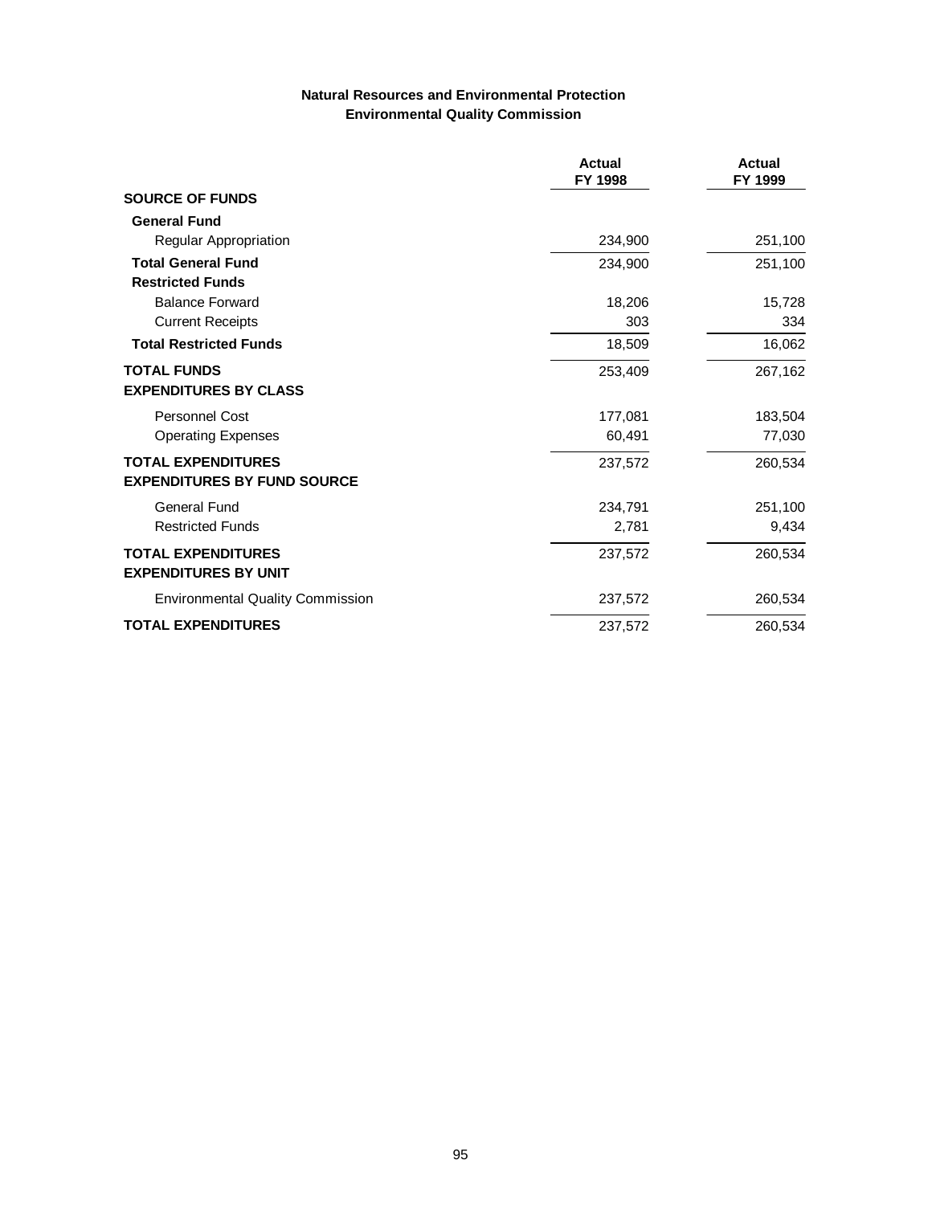## Natural Resources and Environmental Protection
## Environmental Quality Commission

| | Actual FY 1998 | Actual FY 1999 |
|---|---|---|
| **SOURCE OF FUNDS** | | |
| **General Fund** | | |
| Regular Appropriation | 234,900 | 251,100 |
| **Total General Fund** | 234,900 | 251,100 |
| **Restricted Funds** | | |
| Balance Forward | 18,206 | 15,728 |
| Current Receipts | 303 | 334 |
| **Total Restricted Funds** | 18,509 | 16,062 |
| **TOTAL FUNDS** | 253,409 | 267,162 |
| **EXPENDITURES BY CLASS** | | |
| Personnel Cost | 177,081 | 183,504 |
| Operating Expenses | 60,491 | 77,030 |
| **TOTAL EXPENDITURES** | 237,572 | 260,534 |
| **EXPENDITURES BY FUND SOURCE** | | |
| General Fund | 234,791 | 251,100 |
| Restricted Funds | 2,781 | 9,434 |
| **TOTAL EXPENDITURES** | 237,572 | 260,534 |
| **EXPENDITURES BY UNIT** | | |
| Environmental Quality Commission | 237,572 | 260,534 |
| **TOTAL EXPENDITURES** | 237,572 | 260,534 |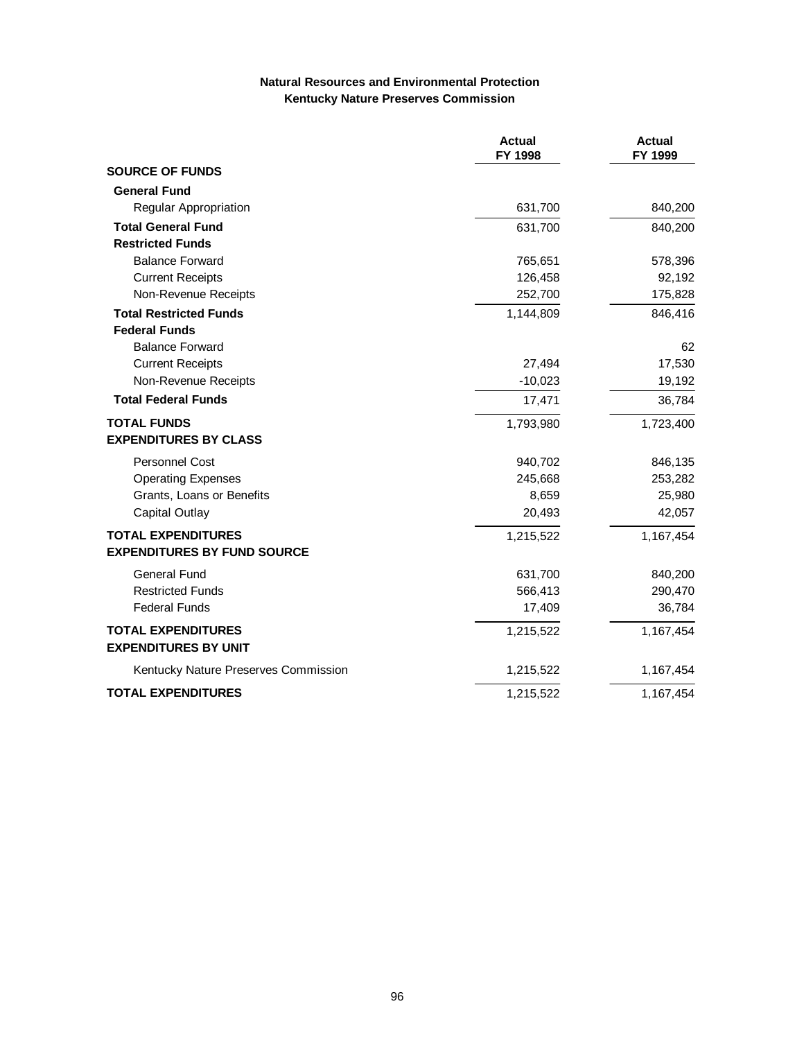**Natural Resources and Environmental Protection**
**Kentucky Nature Preserves Commission**

| | Actual FY 1998 | Actual FY 1999 |
|---|---|---|
| **SOURCE OF FUNDS** | | |
| **General Fund** | | |
| Regular Appropriation | 631,700 | 840,200 |
| **Total General Fund** | 631,700 | 840,200 |
| **Restricted Funds** | | |
| Balance Forward | 765,651 | 578,396 |
| Current Receipts | 126,458 | 92,192 |
| Non-Revenue Receipts | 252,700 | 175,828 |
| **Total Restricted Funds** | 1,144,809 | 846,416 |
| **Federal Funds** | | |
| Balance Forward | | 62 |
| Current Receipts | 27,494 | 17,530 |
| Non-Revenue Receipts | -10,023 | 19,192 |
| **Total Federal Funds** | 17,471 | 36,784 |
| **TOTAL FUNDS** | 1,793,980 | 1,723,400 |
| **EXPENDITURES BY CLASS** | | |
| Personnel Cost | 940,702 | 846,135 |
| Operating Expenses | 245,668 | 253,282 |
| Grants, Loans or Benefits | 8,659 | 25,980 |
| Capital Outlay | 20,493 | 42,057 |
| **TOTAL EXPENDITURES** | 1,215,522 | 1,167,454 |
| **EXPENDITURES BY FUND SOURCE** | | |
| General Fund | 631,700 | 840,200 |
| Restricted Funds | 566,413 | 290,470 |
| Federal Funds | 17,409 | 36,784 |
| **TOTAL EXPENDITURES** | 1,215,522 | 1,167,454 |
| **EXPENDITURES BY UNIT** | | |
| Kentucky Nature Preserves Commission | 1,215,522 | 1,167,454 |
| **TOTAL EXPENDITURES** | 1,215,522 | 1,167,454 |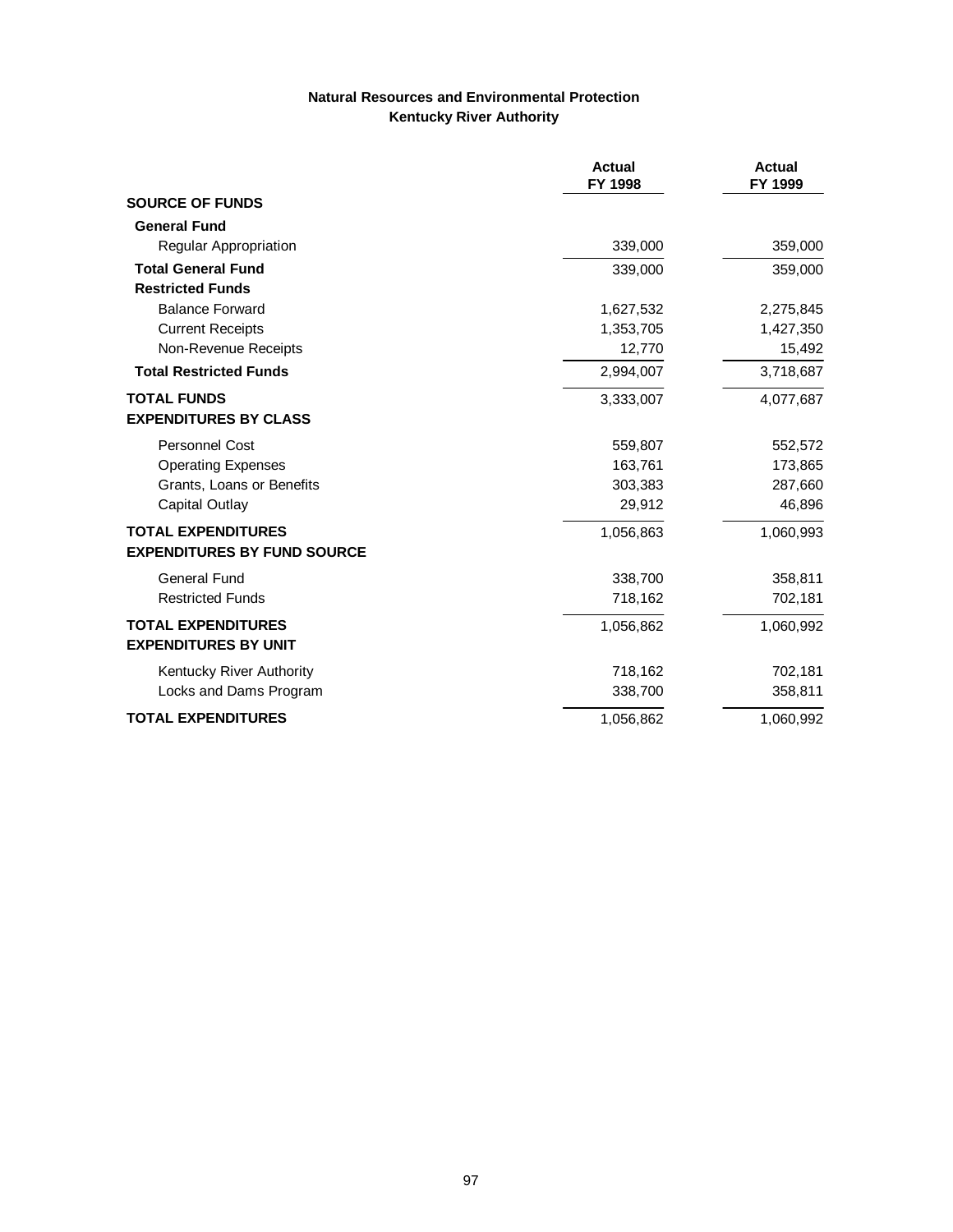**Natural Resources and Environmental Protection**
**Kentucky River Authority**

| | Actual FY 1998 | Actual FY 1999 |
|---|---|---|
| **SOURCE OF FUNDS** | | |
| **General Fund** | | |
| Regular Appropriation | 339,000 | 359,000 |
| **Total General Fund** | 339,000 | 359,000 |
| **Restricted Funds** | | |
| Balance Forward | 1,627,532 | 2,275,845 |
| Current Receipts | 1,353,705 | 1,427,350 |
| Non-Revenue Receipts | 12,770 | 15,492 |
| **Total Restricted Funds** | 2,994,007 | 3,718,687 |
| **TOTAL FUNDS** | 3,333,007 | 4,077,687 |
| **EXPENDITURES BY CLASS** | | |
| Personnel Cost | 559,807 | 552,572 |
| Operating Expenses | 163,761 | 173,865 |
| Grants, Loans or Benefits | 303,383 | 287,660 |
| Capital Outlay | 29,912 | 46,896 |
| **TOTAL EXPENDITURES** | 1,056,863 | 1,060,993 |
| **EXPENDITURES BY FUND SOURCE** | | |
| General Fund | 338,700 | 358,811 |
| Restricted Funds | 718,162 | 702,181 |
| **TOTAL EXPENDITURES** | 1,056,862 | 1,060,992 |
| **EXPENDITURES BY UNIT** | | |
| Kentucky River Authority | 718,162 | 702,181 |
| Locks and Dams Program | 338,700 | 358,811 |
| **TOTAL EXPENDITURES** | 1,056,862 | 1,060,992 |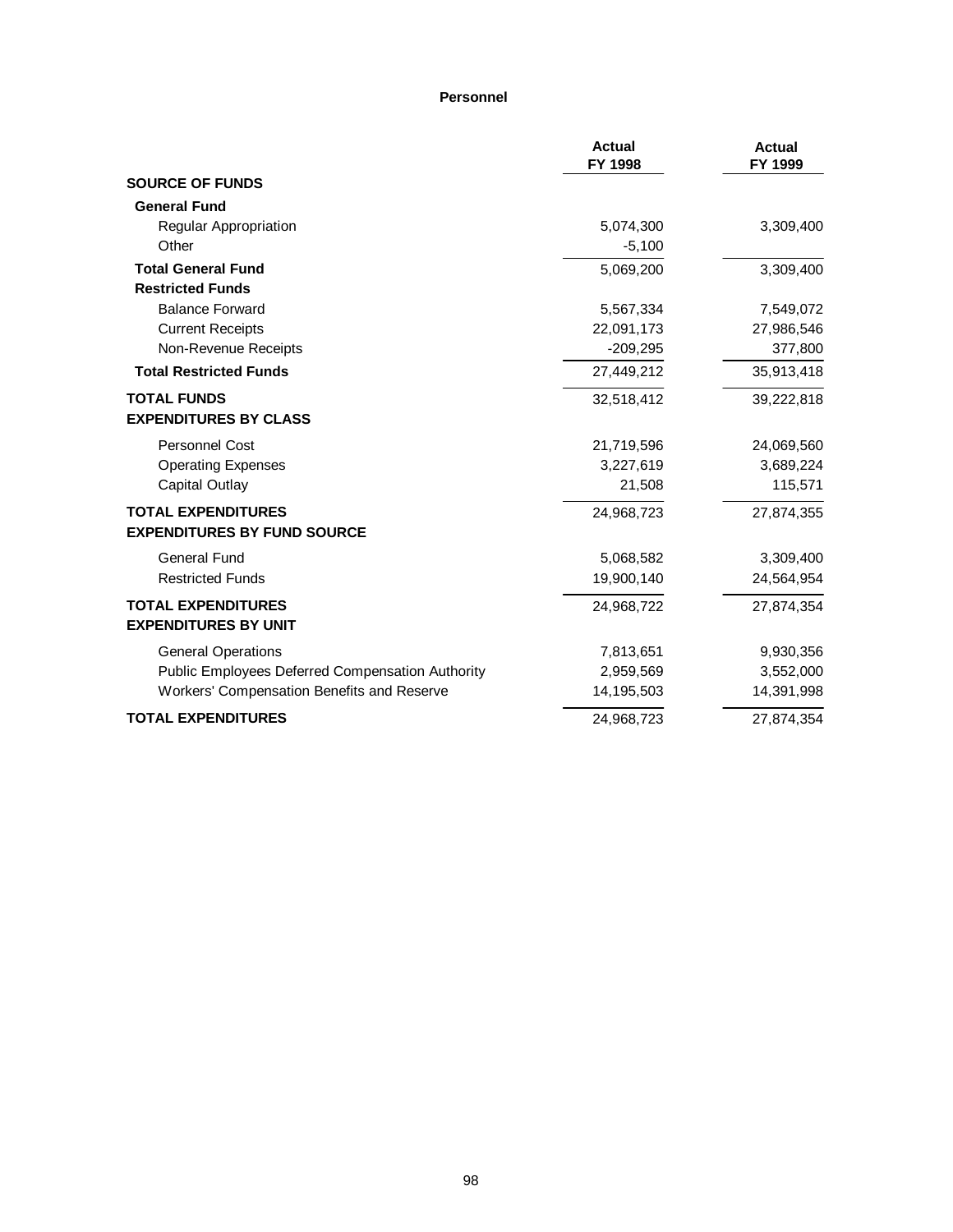**Personnel**

| | Actual FY 1998 | Actual FY 1999 |
|---|---|---|
| **SOURCE OF FUNDS** | | |
| **General Fund** | | |
| Regular Appropriation | 5,074,300 | 3,309,400 |
| Other | -5,100 | |
| **Total General Fund** | 5,069,200 | 3,309,400 |
| **Restricted Funds** | | |
| Balance Forward | 5,567,334 | 7,549,072 |
| Current Receipts | 22,091,173 | 27,986,546 |
| Non-Revenue Receipts | -209,295 | 377,800 |
| **Total Restricted Funds** | 27,449,212 | 35,913,418 |
| **TOTAL FUNDS** | 32,518,412 | 39,222,818 |
| **EXPENDITURES BY CLASS** | | |
| Personnel Cost | 21,719,596 | 24,069,560 |
| Operating Expenses | 3,227,619 | 3,689,224 |
| Capital Outlay | 21,508 | 115,571 |
| **TOTAL EXPENDITURES** | 24,968,723 | 27,874,355 |
| **EXPENDITURES BY FUND SOURCE** | | |
| General Fund | 5,068,582 | 3,309,400 |
| Restricted Funds | 19,900,140 | 24,564,954 |
| **TOTAL EXPENDITURES** | 24,968,722 | 27,874,354 |
| **EXPENDITURES BY UNIT** | | |
| General Operations | 7,813,651 | 9,930,356 |
| Public Employees Deferred Compensation Authority | 2,959,569 | 3,552,000 |
| Workers' Compensation Benefits and Reserve | 14,195,503 | 14,391,998 |
| **TOTAL EXPENDITURES** | 24,968,723 | 27,874,354 |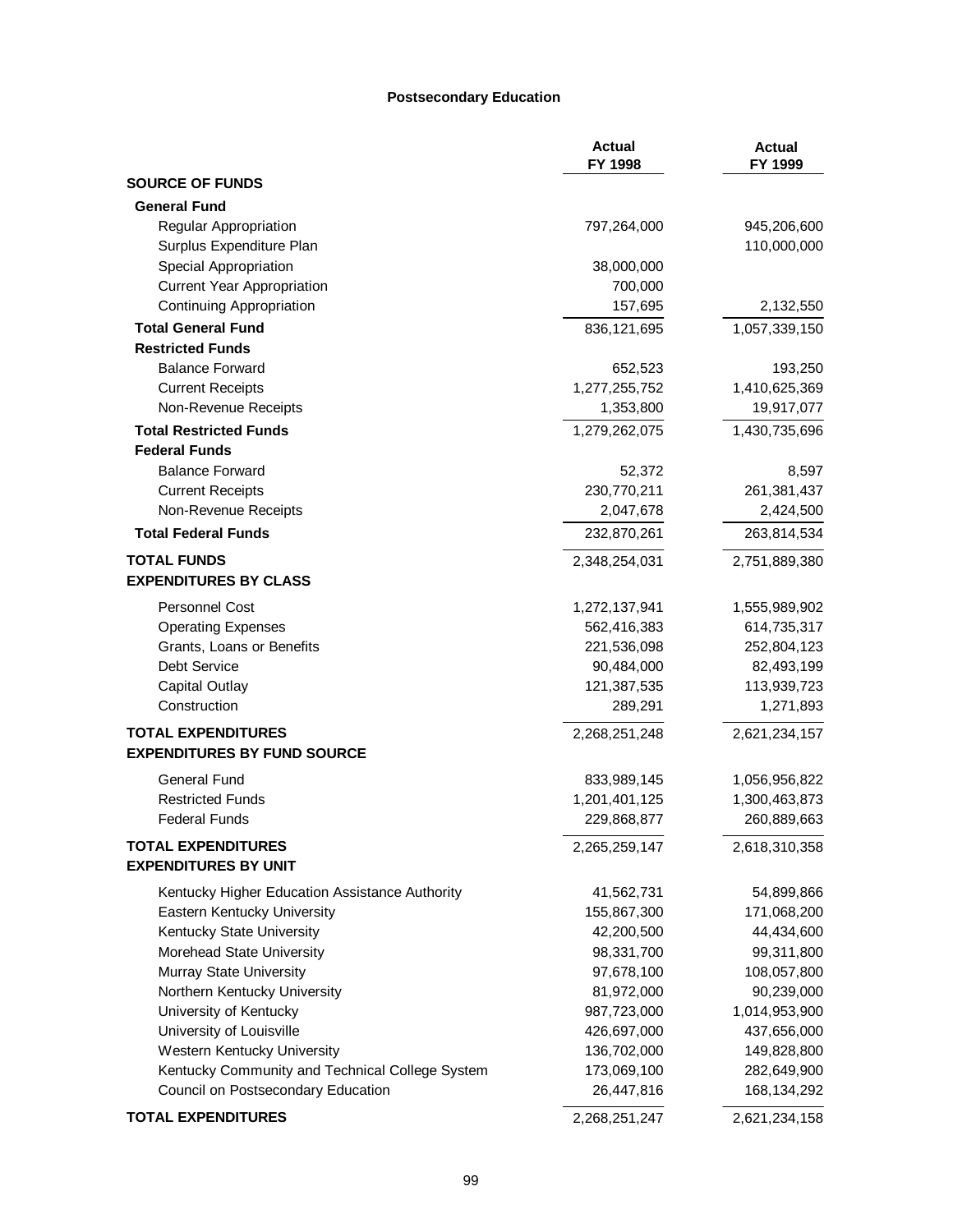# Postsecondary Education

| | Actual FY 1998 | Actual FY 1999 |
|---|---|---|
| **SOURCE OF FUNDS** | | |
| **General Fund** | | |
| Regular Appropriation | 797,264,000 | 945,206,600 |
| Surplus Expenditure Plan | | 110,000,000 |
| Special Appropriation | 38,000,000 | |
| Current Year Appropriation | 700,000 | |
| Continuing Appropriation | 157,695 | 2,132,550 |
| **Total General Fund** | 836,121,695 | 1,057,339,150 |
| **Restricted Funds** | | |
| Balance Forward | 652,523 | 193,250 |
| Current Receipts | 1,277,255,752 | 1,410,625,369 |
| Non-Revenue Receipts | 1,353,800 | 19,917,077 |
| **Total Restricted Funds** | 1,279,262,075 | 1,430,735,696 |
| **Federal Funds** | | |
| Balance Forward | 52,372 | 8,597 |
| Current Receipts | 230,770,211 | 261,381,437 |
| Non-Revenue Receipts | 2,047,678 | 2,424,500 |
| **Total Federal Funds** | 232,870,261 | 263,814,534 |
| **TOTAL FUNDS** | 2,348,254,031 | 2,751,889,380 |
| **EXPENDITURES BY CLASS** | | |
| Personnel Cost | 1,272,137,941 | 1,555,989,902 |
| Operating Expenses | 562,416,383 | 614,735,317 |
| Grants, Loans or Benefits | 221,536,098 | 252,804,123 |
| Debt Service | 90,484,000 | 82,493,199 |
| Capital Outlay | 121,387,535 | 113,939,723 |
| Construction | 289,291 | 1,271,893 |
| **TOTAL EXPENDITURES** | 2,268,251,248 | 2,621,234,157 |
| **EXPENDITURES BY FUND SOURCE** | | |
| General Fund | 833,989,145 | 1,056,956,822 |
| Restricted Funds | 1,201,401,125 | 1,300,463,873 |
| Federal Funds | 229,868,877 | 260,889,663 |
| **TOTAL EXPENDITURES** | 2,265,259,147 | 2,618,310,358 |
| **EXPENDITURES BY UNIT** | | |
| Kentucky Higher Education Assistance Authority | 41,562,731 | 54,899,866 |
| Eastern Kentucky University | 155,867,300 | 171,068,200 |
| Kentucky State University | 42,200,500 | 44,434,600 |
| Morehead State University | 98,331,700 | 99,311,800 |
| Murray State University | 97,678,100 | 108,057,800 |
| Northern Kentucky University | 81,972,000 | 90,239,000 |
| University of Kentucky | 987,723,000 | 1,014,953,900 |
| University of Louisville | 426,697,000 | 437,656,000 |
| Western Kentucky University | 136,702,000 | 149,828,800 |
| Kentucky Community and Technical College System | 173,069,100 | 282,649,900 |
| Council on Postsecondary Education | 26,447,816 | 168,134,292 |
| **TOTAL EXPENDITURES** | 2,268,251,247 | 2,621,234,158 |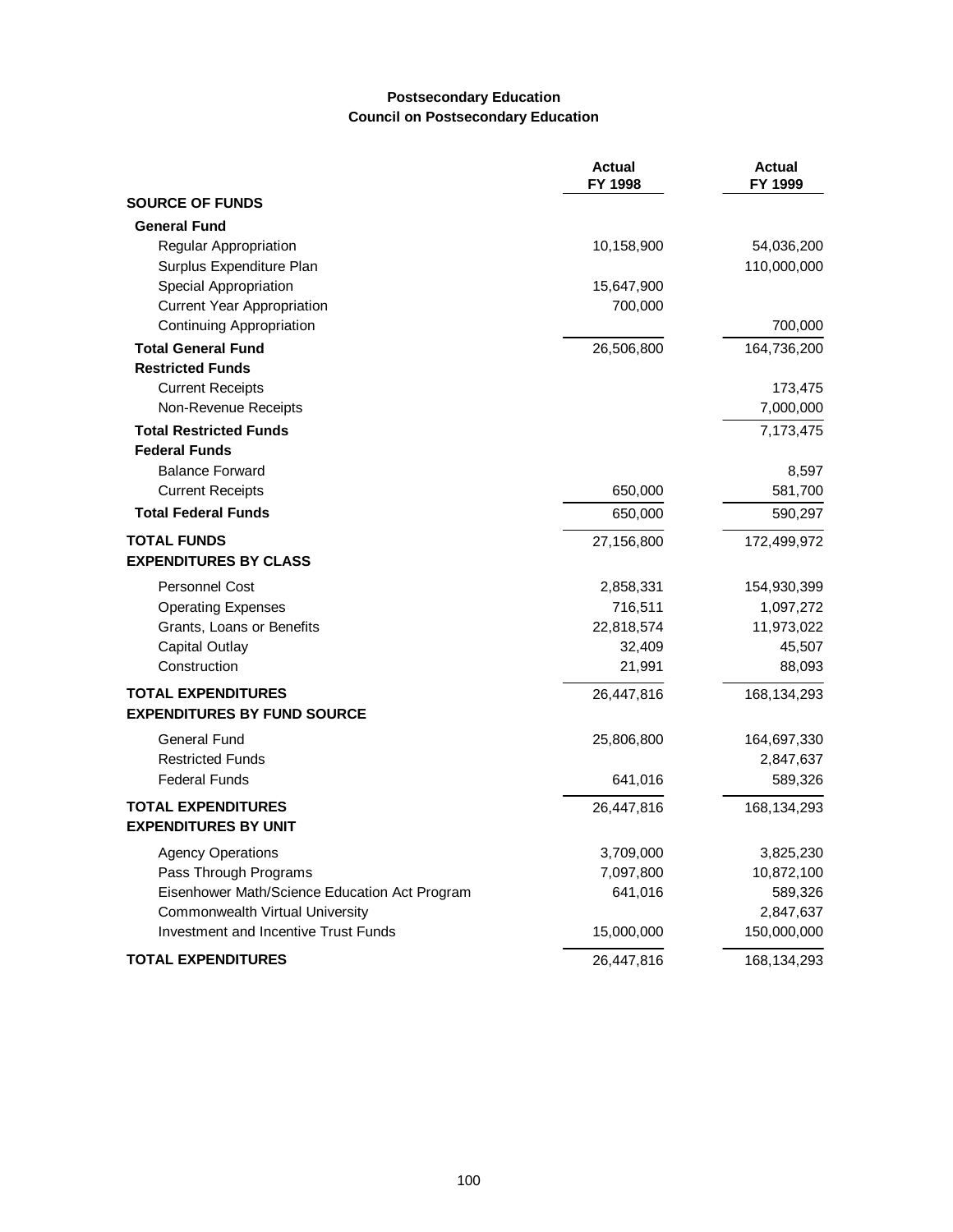**Postsecondary Education**
**Council on Postsecondary Education**

| | Actual FY 1998 | Actual FY 1999 |
|---|---|---|
| **SOURCE OF FUNDS** | | |
| **General Fund** | | |
| Regular Appropriation | 10,158,900 | 54,036,200 |
| Surplus Expenditure Plan | | 110,000,000 |
| Special Appropriation | 15,647,900 | |
| Current Year Appropriation | 700,000 | |
| Continuing Appropriation | | 700,000 |
| **Total General Fund** | 26,506,800 | 164,736,200 |
| **Restricted Funds** | | |
| Current Receipts | | 173,475 |
| Non-Revenue Receipts | | 7,000,000 |
| **Total Restricted Funds** | | 7,173,475 |
| **Federal Funds** | | |
| Balance Forward | | 8,597 |
| Current Receipts | 650,000 | 581,700 |
| **Total Federal Funds** | 650,000 | 590,297 |
| **TOTAL FUNDS** | 27,156,800 | 172,499,972 |
| **EXPENDITURES BY CLASS** | | |
| Personnel Cost | 2,858,331 | 154,930,399 |
| Operating Expenses | 716,511 | 1,097,272 |
| Grants, Loans or Benefits | 22,818,574 | 11,973,022 |
| Capital Outlay | 32,409 | 45,507 |
| Construction | 21,991 | 88,093 |
| **TOTAL EXPENDITURES** | 26,447,816 | 168,134,293 |
| **EXPENDITURES BY FUND SOURCE** | | |
| General Fund | 25,806,800 | 164,697,330 |
| Restricted Funds | | 2,847,637 |
| Federal Funds | 641,016 | 589,326 |
| **TOTAL EXPENDITURES** | 26,447,816 | 168,134,293 |
| **EXPENDITURES BY UNIT** | | |
| Agency Operations | 3,709,000 | 3,825,230 |
| Pass Through Programs | 7,097,800 | 10,872,100 |
| Eisenhower Math/Science Education Act Program | 641,016 | 589,326 |
| Commonwealth Virtual University | | 2,847,637 |
| Investment and Incentive Trust Funds | 15,000,000 | 150,000,000 |
| **TOTAL EXPENDITURES** | 26,447,816 | 168,134,293 |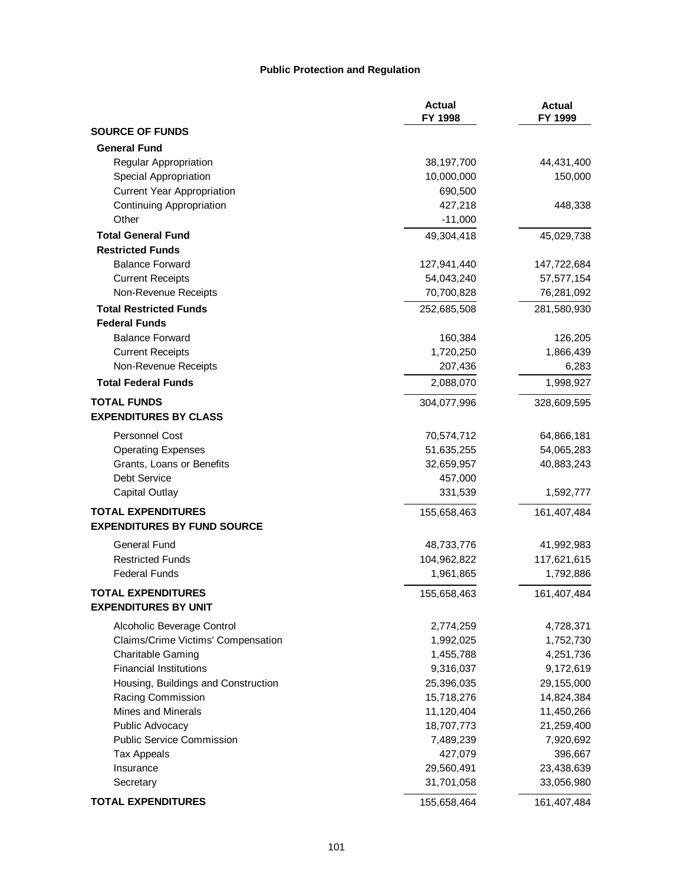## Public Protection and Regulation

| | Actual FY 1998 | Actual FY 1999 |
|---|---|---|
| **SOURCE OF FUNDS** | | |
| **General Fund** | | |
| Regular Appropriation | 38,197,700 | 44,431,400 |
| Special Appropriation | 10,000,000 | 150,000 |
| Current Year Appropriation | 690,500 | |
| Continuing Appropriation | 427,218 | 448,338 |
| Other | -11,000 | |
| **Total General Fund** | 49,304,418 | 45,029,738 |
| **Restricted Funds** | | |
| Balance Forward | 127,941,440 | 147,722,684 |
| Current Receipts | 54,043,240 | 57,577,154 |
| Non-Revenue Receipts | 70,700,828 | 76,281,092 |
| **Total Restricted Funds** | 252,685,508 | 281,580,930 |
| **Federal Funds** | | |
| Balance Forward | 160,384 | 126,205 |
| Current Receipts | 1,720,250 | 1,866,439 |
| Non-Revenue Receipts | 207,436 | 6,283 |
| **Total Federal Funds** | 2,088,070 | 1,998,927 |
| **TOTAL FUNDS** | 304,077,996 | 328,609,595 |
| **EXPENDITURES BY CLASS** | | |
| Personnel Cost | 70,574,712 | 64,866,181 |
| Operating Expenses | 51,635,255 | 54,065,283 |
| Grants, Loans or Benefits | 32,659,957 | 40,883,243 |
| Debt Service | 457,000 | |
| Capital Outlay | 331,539 | 1,592,777 |
| **TOTAL EXPENDITURES** | 155,658,463 | 161,407,484 |
| **EXPENDITURES BY FUND SOURCE** | | |
| General Fund | 48,733,776 | 41,992,983 |
| Restricted Funds | 104,962,822 | 117,621,615 |
| Federal Funds | 1,961,865 | 1,792,886 |
| **TOTAL EXPENDITURES** | 155,658,463 | 161,407,484 |
| **EXPENDITURES BY UNIT** | | |
| Alcoholic Beverage Control | 2,774,259 | 4,728,371 |
| Claims/Crime Victims' Compensation | 1,992,025 | 1,752,730 |
| Charitable Gaming | 1,455,788 | 4,251,736 |
| Financial Institutions | 9,316,037 | 9,172,619 |
| Housing, Buildings and Construction | 25,396,035 | 29,155,000 |
| Racing Commission | 15,718,276 | 14,824,384 |
| Mines and Minerals | 11,120,404 | 11,450,266 |
| Public Advocacy | 18,707,773 | 21,259,400 |
| Public Service Commission | 7,489,239 | 7,920,692 |
| Tax Appeals | 427,079 | 396,667 |
| Insurance | 29,560,491 | 23,438,639 |
| Secretary | 31,701,058 | 33,056,980 |
| **TOTAL EXPENDITURES** | 155,658,464 | 161,407,484 |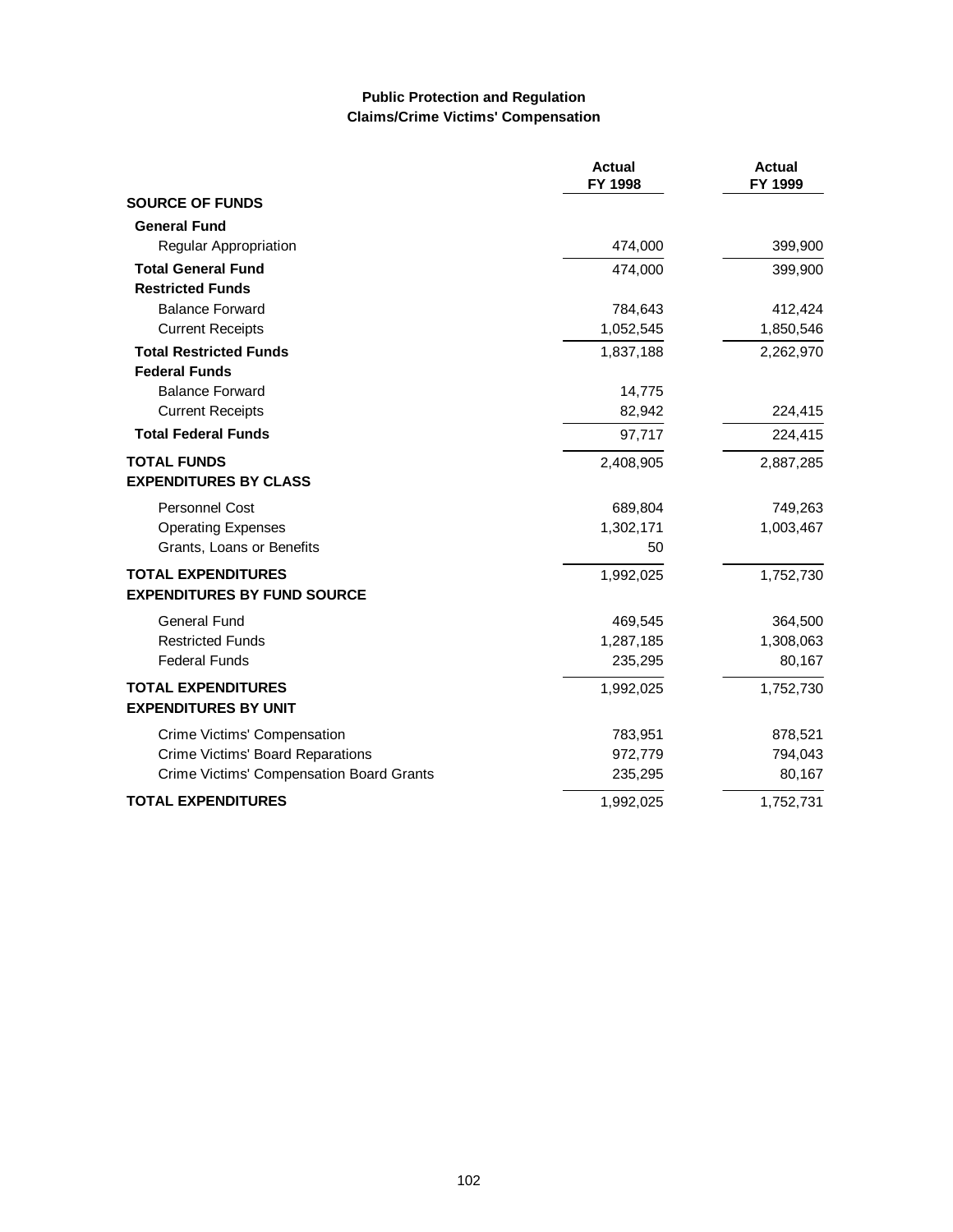**Public Protection and Regulation**
**Claims/Crime Victims' Compensation**

| | Actual FY 1998 | Actual FY 1999 |
|---|---|---|
| **SOURCE OF FUNDS** | | |
| **General Fund** | | |
| Regular Appropriation | 474,000 | 399,900 |
| **Total General Fund** | 474,000 | 399,900 |
| **Restricted Funds** | | |
| Balance Forward | 784,643 | 412,424 |
| Current Receipts | 1,052,545 | 1,850,546 |
| **Total Restricted Funds** | 1,837,188 | 2,262,970 |
| **Federal Funds** | | |
| Balance Forward | 14,775 | |
| Current Receipts | 82,942 | 224,415 |
| **Total Federal Funds** | 97,717 | 224,415 |
| **TOTAL FUNDS** | 2,408,905 | 2,887,285 |
| **EXPENDITURES BY CLASS** | | |
| Personnel Cost | 689,804 | 749,263 |
| Operating Expenses | 1,302,171 | 1,003,467 |
| Grants, Loans or Benefits | 50 | |
| **TOTAL EXPENDITURES** | 1,992,025 | 1,752,730 |
| **EXPENDITURES BY FUND SOURCE** | | |
| General Fund | 469,545 | 364,500 |
| Restricted Funds | 1,287,185 | 1,308,063 |
| Federal Funds | 235,295 | 80,167 |
| **TOTAL EXPENDITURES** | 1,992,025 | 1,752,730 |
| **EXPENDITURES BY UNIT** | | |
| Crime Victims' Compensation | 783,951 | 878,521 |
| Crime Victims' Board Reparations | 972,779 | 794,043 |
| Crime Victims' Compensation Board Grants | 235,295 | 80,167 |
| **TOTAL EXPENDITURES** | 1,992,025 | 1,752,731 |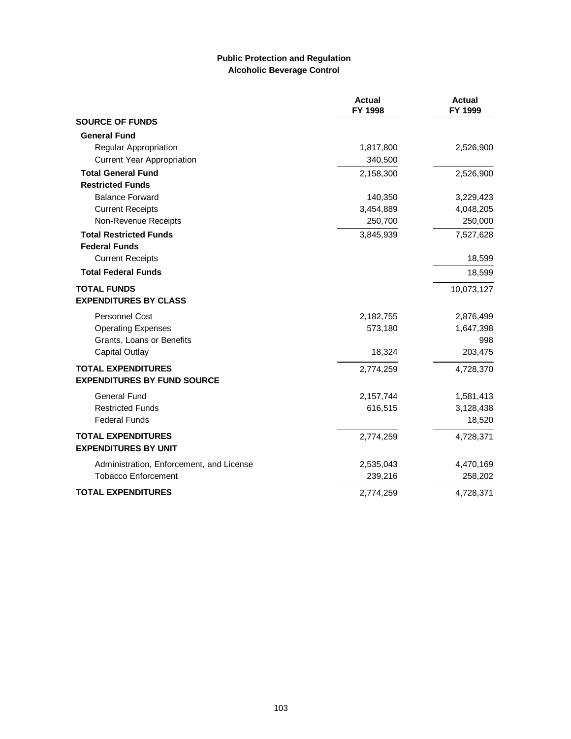**Public Protection and Regulation**
**Alcoholic Beverage Control**

| | Actual FY 1998 | Actual FY 1999 |
|---|---|---|
| **SOURCE OF FUNDS** | | |
| **General Fund** | | |
| Regular Appropriation | 1,817,800 | 2,526,900 |
| Current Year Appropriation | 340,500 | |
| **Total General Fund** | 2,158,300 | 2,526,900 |
| **Restricted Funds** | | |
| Balance Forward | 140,350 | 3,229,423 |
| Current Receipts | 3,454,889 | 4,048,205 |
| Non-Revenue Receipts | 250,700 | 250,000 |
| **Total Restricted Funds** | 3,845,939 | 7,527,628 |
| **Federal Funds** | | |
| Current Receipts | | 18,599 |
| **Total Federal Funds** | | 18,599 |
| **TOTAL FUNDS** | | 10,073,127 |
| **EXPENDITURES BY CLASS** | | |
| Personnel Cost | 2,182,755 | 2,876,499 |
| Operating Expenses | 573,180 | 1,647,398 |
| Grants, Loans or Benefits | | 998 |
| Capital Outlay | 18,324 | 203,475 |
| **TOTAL EXPENDITURES** | 2,774,259 | 4,728,370 |
| **EXPENDITURES BY FUND SOURCE** | | |
| General Fund | 2,157,744 | 1,581,413 |
| Restricted Funds | 616,515 | 3,128,438 |
| Federal Funds | | 18,520 |
| **TOTAL EXPENDITURES** | 2,774,259 | 4,728,371 |
| **EXPENDITURES BY UNIT** | | |
| Administration, Enforcement, and License | 2,535,043 | 4,470,169 |
| Tobacco Enforcement | 239,216 | 258,202 |
| **TOTAL EXPENDITURES** | 2,774,259 | 4,728,371 |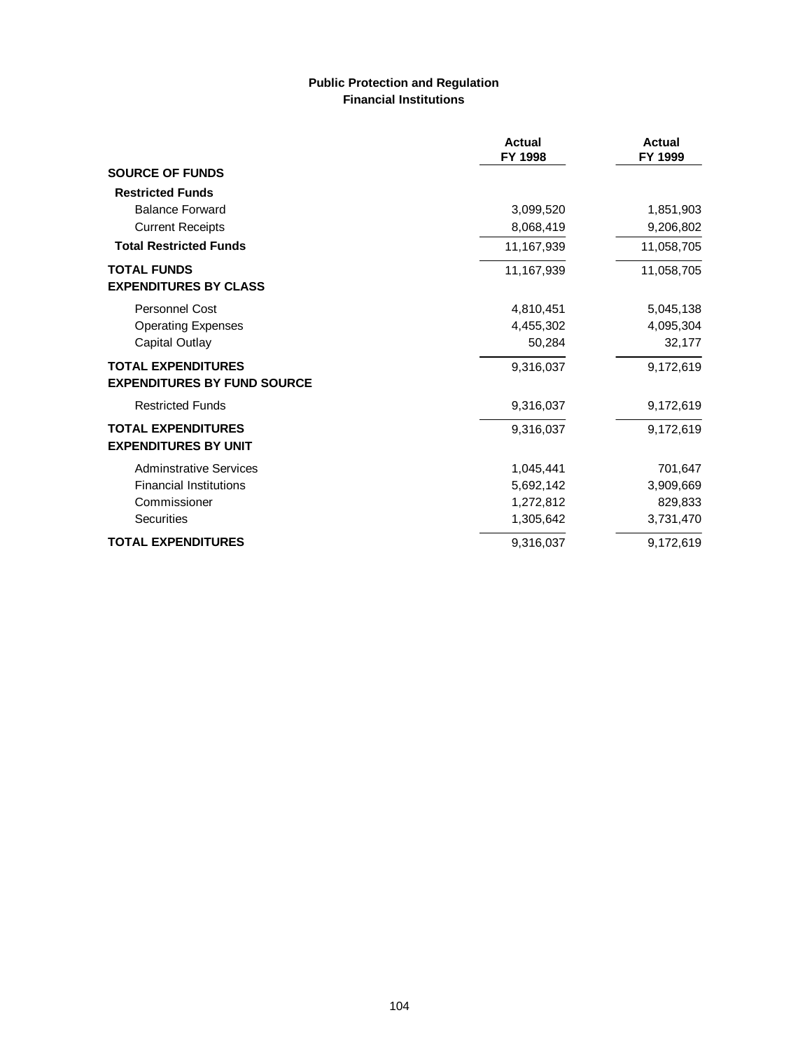**Public Protection and Regulation**
**Financial Institutions**

| | Actual FY 1998 | Actual FY 1999 |
|---|---|---|
| **SOURCE OF FUNDS** | | |
| **Restricted Funds** | | |
| Balance Forward | 3,099,520 | 1,851,903 |
| Current Receipts | 8,068,419 | 9,206,802 |
| **Total Restricted Funds** | 11,167,939 | 11,058,705 |
| **TOTAL FUNDS** | 11,167,939 | 11,058,705 |
| **EXPENDITURES BY CLASS** | | |
| Personnel Cost | 4,810,451 | 5,045,138 |
| Operating Expenses | 4,455,302 | 4,095,304 |
| Capital Outlay | 50,284 | 32,177 |
| **TOTAL EXPENDITURES** | 9,316,037 | 9,172,619 |
| **EXPENDITURES BY FUND SOURCE** | | |
| Restricted Funds | 9,316,037 | 9,172,619 |
| **TOTAL EXPENDITURES** | 9,316,037 | 9,172,619 |
| **EXPENDITURES BY UNIT** | | |
| Adminstrative Services | 1,045,441 | 701,647 |
| Financial Institutions | 5,692,142 | 3,909,669 |
| Commissioner | 1,272,812 | 829,833 |
| Securities | 1,305,642 | 3,731,470 |
| **TOTAL EXPENDITURES** | 9,316,037 | 9,172,619 |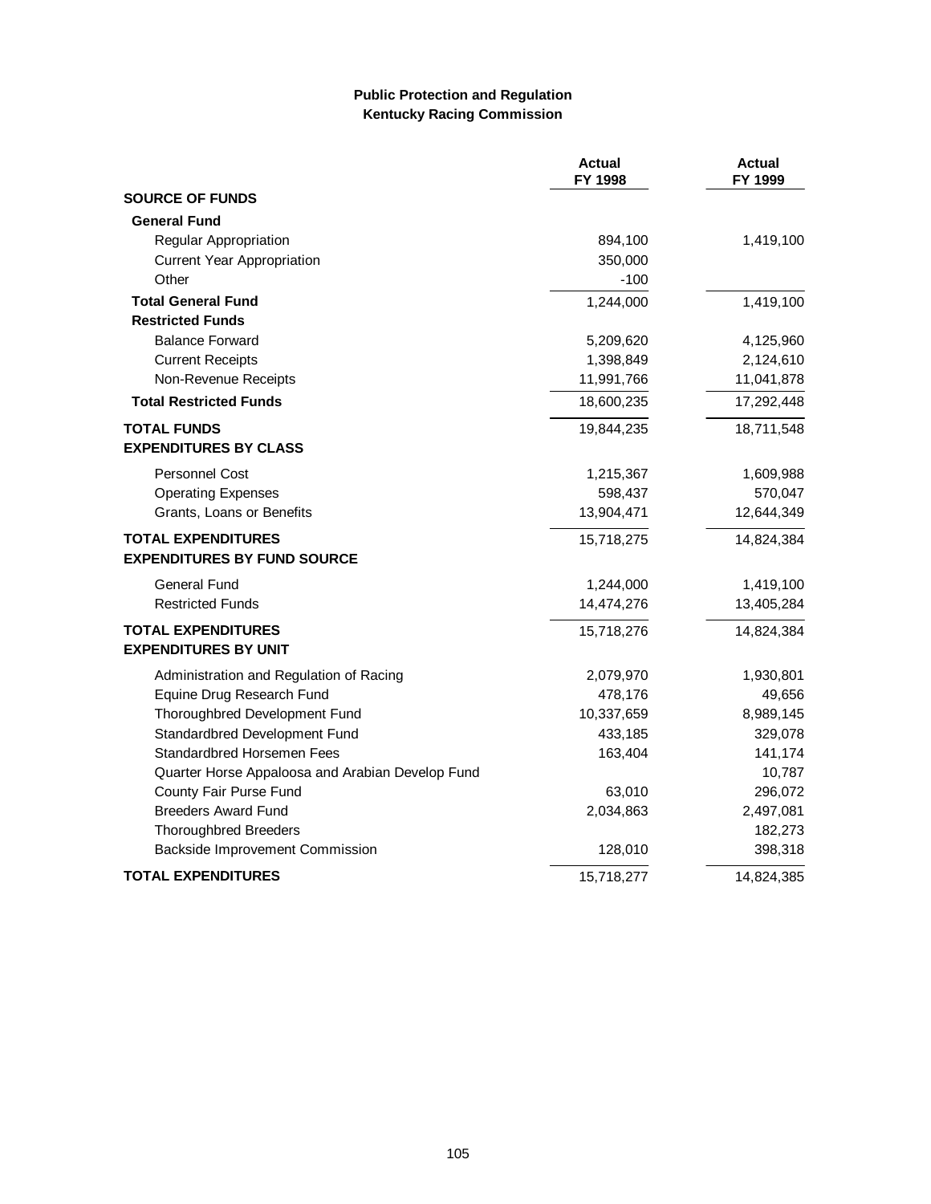**Public Protection and Regulation**
**Kentucky Racing Commission**

| | Actual FY 1998 | Actual FY 1999 |
|---|---|---|
| **SOURCE OF FUNDS** | | |
| **General Fund** | | |
| Regular Appropriation | 894,100 | 1,419,100 |
| Current Year Appropriation | 350,000 | |
| Other | -100 | |
| **Total General Fund** | 1,244,000 | 1,419,100 |
| **Restricted Funds** | | |
| Balance Forward | 5,209,620 | 4,125,960 |
| Current Receipts | 1,398,849 | 2,124,610 |
| Non-Revenue Receipts | 11,991,766 | 11,041,878 |
| **Total Restricted Funds** | 18,600,235 | 17,292,448 |
| **TOTAL FUNDS** | 19,844,235 | 18,711,548 |
| **EXPENDITURES BY CLASS** | | |
| Personnel Cost | 1,215,367 | 1,609,988 |
| Operating Expenses | 598,437 | 570,047 |
| Grants, Loans or Benefits | 13,904,471 | 12,644,349 |
| **TOTAL EXPENDITURES** | 15,718,275 | 14,824,384 |
| **EXPENDITURES BY FUND SOURCE** | | |
| General Fund | 1,244,000 | 1,419,100 |
| Restricted Funds | 14,474,276 | 13,405,284 |
| **TOTAL EXPENDITURES** | 15,718,276 | 14,824,384 |
| **EXPENDITURES BY UNIT** | | |
| Administration and Regulation of Racing | 2,079,970 | 1,930,801 |
| Equine Drug Research Fund | 478,176 | 49,656 |
| Thoroughbred Development Fund | 10,337,659 | 8,989,145 |
| Standardbred Development Fund | 433,185 | 329,078 |
| Standardbred Horsemen Fees | 163,404 | 141,174 |
| Quarter Horse Appaloosa and Arabian Develop Fund | | 10,787 |
| County Fair Purse Fund | 63,010 | 296,072 |
| Breeders Award Fund | 2,034,863 | 2,497,081 |
| Thoroughbred Breeders | | 182,273 |
| Backside Improvement Commission | 128,010 | 398,318 |
| **TOTAL EXPENDITURES** | 15,718,277 | 14,824,385 |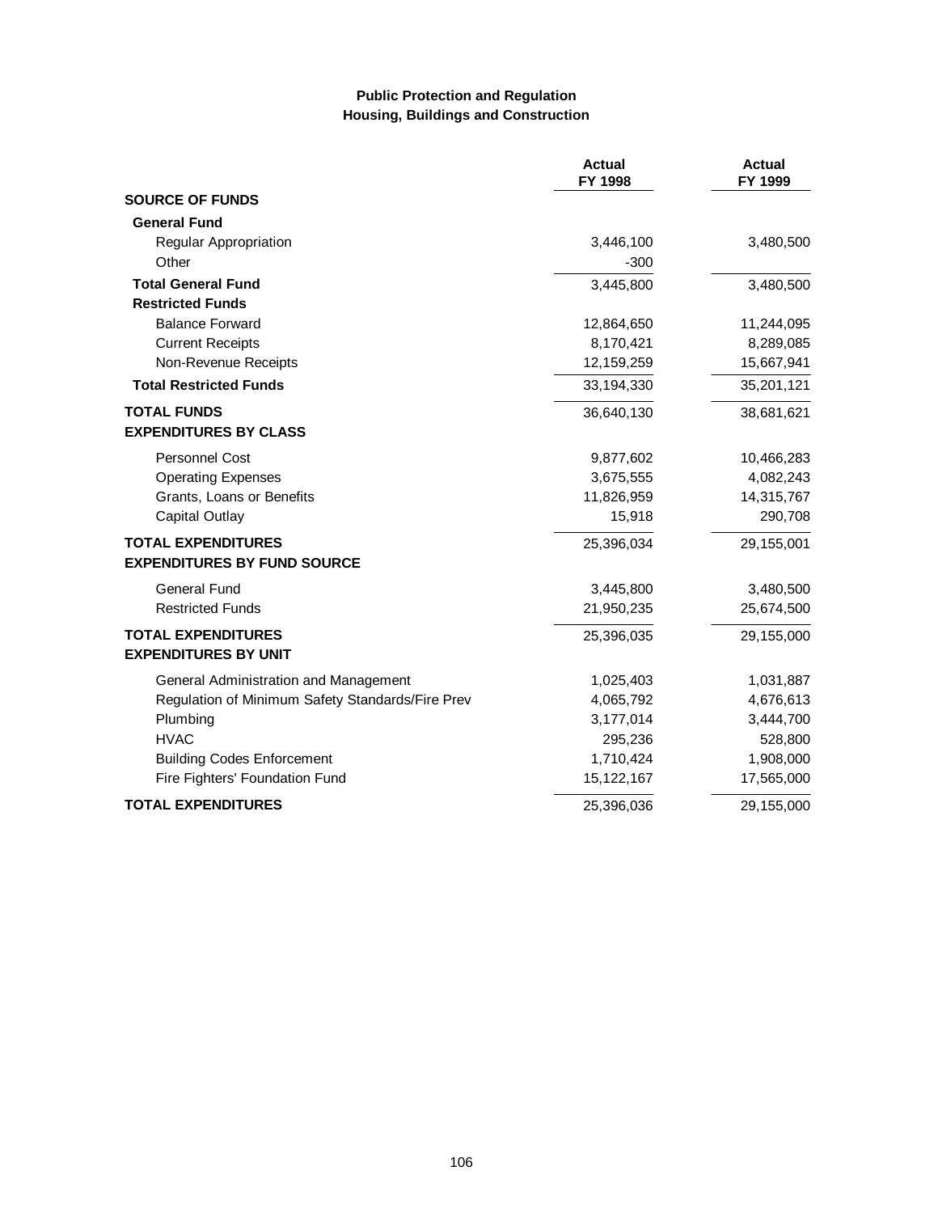## Public Protection and Regulation
## Housing, Buildings and Construction

| | Actual FY 1998 | Actual FY 1999 |
|---|---|---|
| **SOURCE OF FUNDS** | | |
| **General Fund** | | |
| Regular Appropriation | 3,446,100 | 3,480,500 |
| Other | -300 | |
| **Total General Fund** | 3,445,800 | 3,480,500 |
| **Restricted Funds** | | |
| Balance Forward | 12,864,650 | 11,244,095 |
| Current Receipts | 8,170,421 | 8,289,085 |
| Non-Revenue Receipts | 12,159,259 | 15,667,941 |
| **Total Restricted Funds** | 33,194,330 | 35,201,121 |
| **TOTAL FUNDS** | 36,640,130 | 38,681,621 |
| **EXPENDITURES BY CLASS** | | |
| Personnel Cost | 9,877,602 | 10,466,283 |
| Operating Expenses | 3,675,555 | 4,082,243 |
| Grants, Loans or Benefits | 11,826,959 | 14,315,767 |
| Capital Outlay | 15,918 | 290,708 |
| **TOTAL EXPENDITURES** | 25,396,034 | 29,155,001 |
| **EXPENDITURES BY FUND SOURCE** | | |
| General Fund | 3,445,800 | 3,480,500 |
| Restricted Funds | 21,950,235 | 25,674,500 |
| **TOTAL EXPENDITURES** | 25,396,035 | 29,155,000 |
| **EXPENDITURES BY UNIT** | | |
| General Administration and Management | 1,025,403 | 1,031,887 |
| Regulation of Minimum Safety Standards/Fire Prev | 4,065,792 | 4,676,613 |
| Plumbing | 3,177,014 | 3,444,700 |
| HVAC | 295,236 | 528,800 |
| Building Codes Enforcement | 1,710,424 | 1,908,000 |
| Fire Fighters' Foundation Fund | 15,122,167 | 17,565,000 |
| **TOTAL EXPENDITURES** | 25,396,036 | 29,155,000 |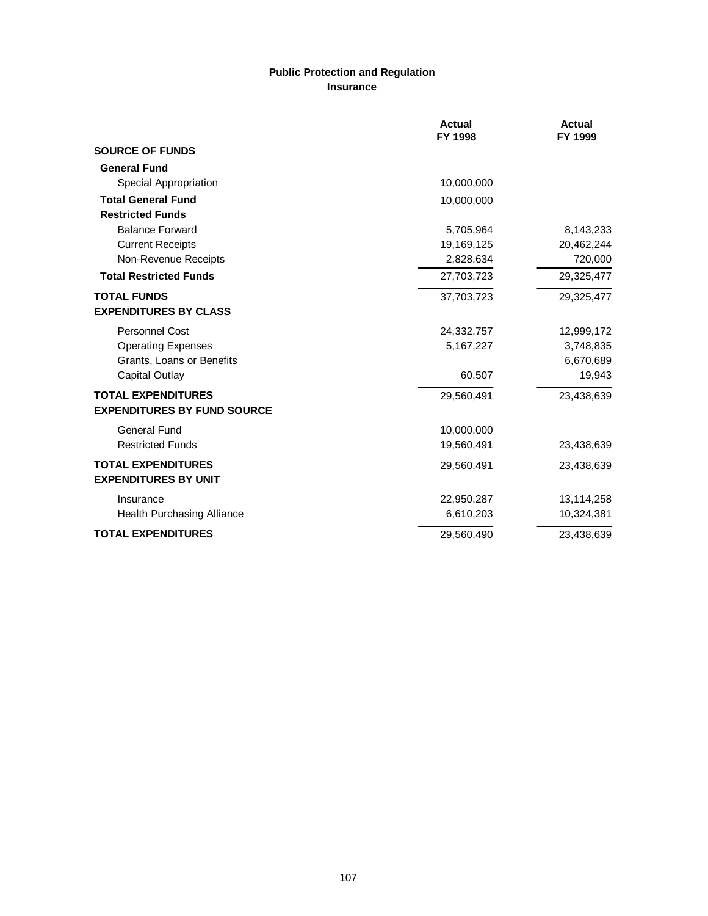**Public Protection and Regulation**

**Insurance**

| | Actual FY 1998 | Actual FY 1999 |
|---|---|---|
| **SOURCE OF FUNDS** | | |
| **General Fund** | | |
| Special Appropriation | 10,000,000 | |
| **Total General Fund** | 10,000,000 | |
| **Restricted Funds** | | |
| Balance Forward | 5,705,964 | 8,143,233 |
| Current Receipts | 19,169,125 | 20,462,244 |
| Non-Revenue Receipts | 2,828,634 | 720,000 |
| **Total Restricted Funds** | 27,703,723 | 29,325,477 |
| **TOTAL FUNDS** | 37,703,723 | 29,325,477 |
| **EXPENDITURES BY CLASS** | | |
| Personnel Cost | 24,332,757 | 12,999,172 |
| Operating Expenses | 5,167,227 | 3,748,835 |
| Grants, Loans or Benefits | | 6,670,689 |
| Capital Outlay | 60,507 | 19,943 |
| **TOTAL EXPENDITURES** | 29,560,491 | 23,438,639 |
| **EXPENDITURES BY FUND SOURCE** | | |
| General Fund | 10,000,000 | |
| Restricted Funds | 19,560,491 | 23,438,639 |
| **TOTAL EXPENDITURES** | 29,560,491 | 23,438,639 |
| **EXPENDITURES BY UNIT** | | |
| Insurance | 22,950,287 | 13,114,258 |
| Health Purchasing Alliance | 6,610,203 | 10,324,381 |
| **TOTAL EXPENDITURES** | 29,560,490 | 23,438,639 |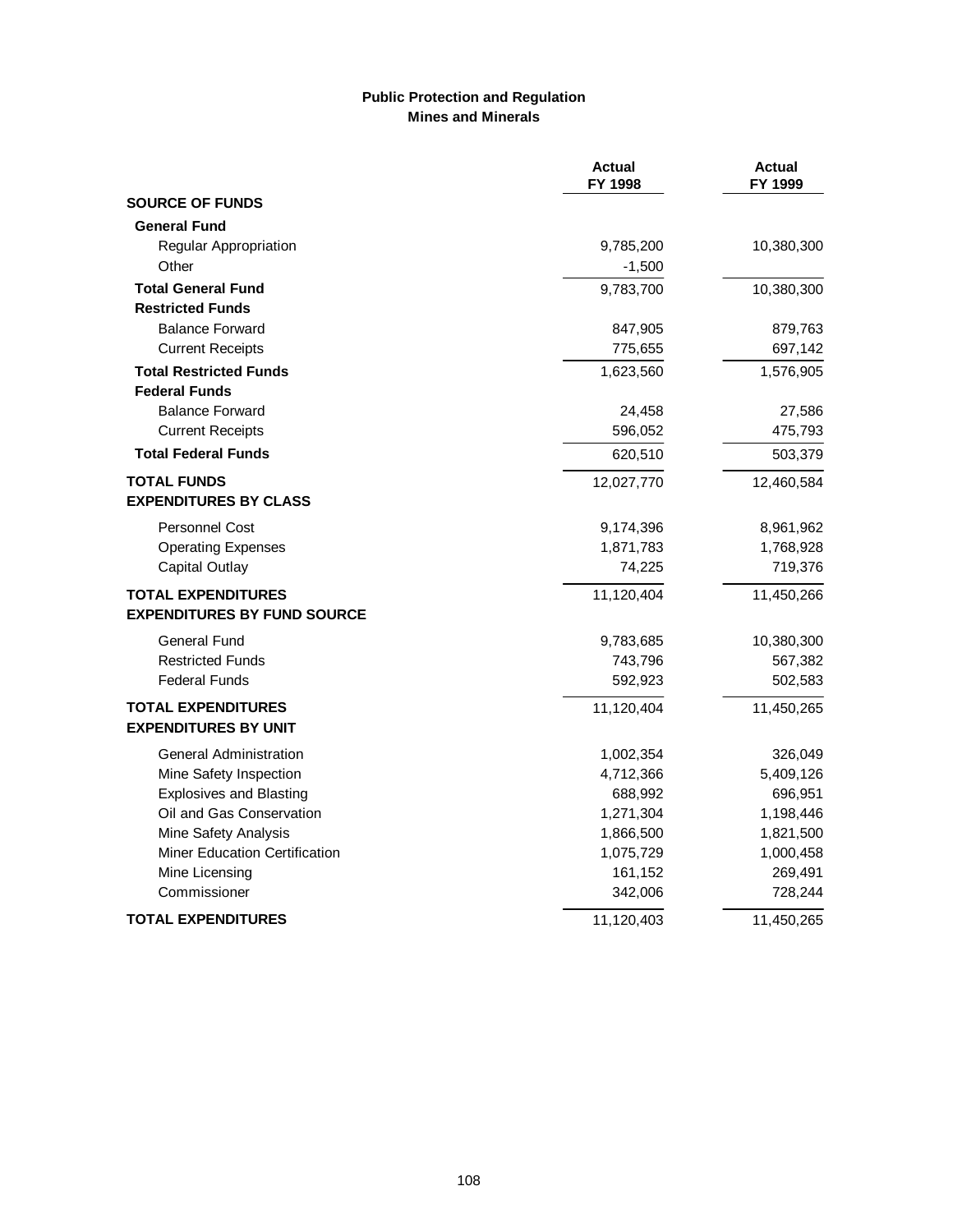## Public Protection and Regulation
### Mines and Minerals

| | Actual FY 1998 | Actual FY 1999 |
|---|---|---|
| **SOURCE OF FUNDS** | | |
| **General Fund** | | |
| Regular Appropriation | 9,785,200 | 10,380,300 |
| Other | -1,500 | |
| **Total General Fund** | 9,783,700 | 10,380,300 |
| **Restricted Funds** | | |
| Balance Forward | 847,905 | 879,763 |
| Current Receipts | 775,655 | 697,142 |
| **Total Restricted Funds** | 1,623,560 | 1,576,905 |
| **Federal Funds** | | |
| Balance Forward | 24,458 | 27,586 |
| Current Receipts | 596,052 | 475,793 |
| **Total Federal Funds** | 620,510 | 503,379 |
| **TOTAL FUNDS** | 12,027,770 | 12,460,584 |
| **EXPENDITURES BY CLASS** | | |
| Personnel Cost | 9,174,396 | 8,961,962 |
| Operating Expenses | 1,871,783 | 1,768,928 |
| Capital Outlay | 74,225 | 719,376 |
| **TOTAL EXPENDITURES** | 11,120,404 | 11,450,266 |
| **EXPENDITURES BY FUND SOURCE** | | |
| General Fund | 9,783,685 | 10,380,300 |
| Restricted Funds | 743,796 | 567,382 |
| Federal Funds | 592,923 | 502,583 |
| **TOTAL EXPENDITURES** | 11,120,404 | 11,450,265 |
| **EXPENDITURES BY UNIT** | | |
| General Administration | 1,002,354 | 326,049 |
| Mine Safety Inspection | 4,712,366 | 5,409,126 |
| Explosives and Blasting | 688,992 | 696,951 |
| Oil and Gas Conservation | 1,271,304 | 1,198,446 |
| Mine Safety Analysis | 1,866,500 | 1,821,500 |
| Miner Education Certification | 1,075,729 | 1,000,458 |
| Mine Licensing | 161,152 | 269,491 |
| Commissioner | 342,006 | 728,244 |
| **TOTAL EXPENDITURES** | 11,120,403 | 11,450,265 |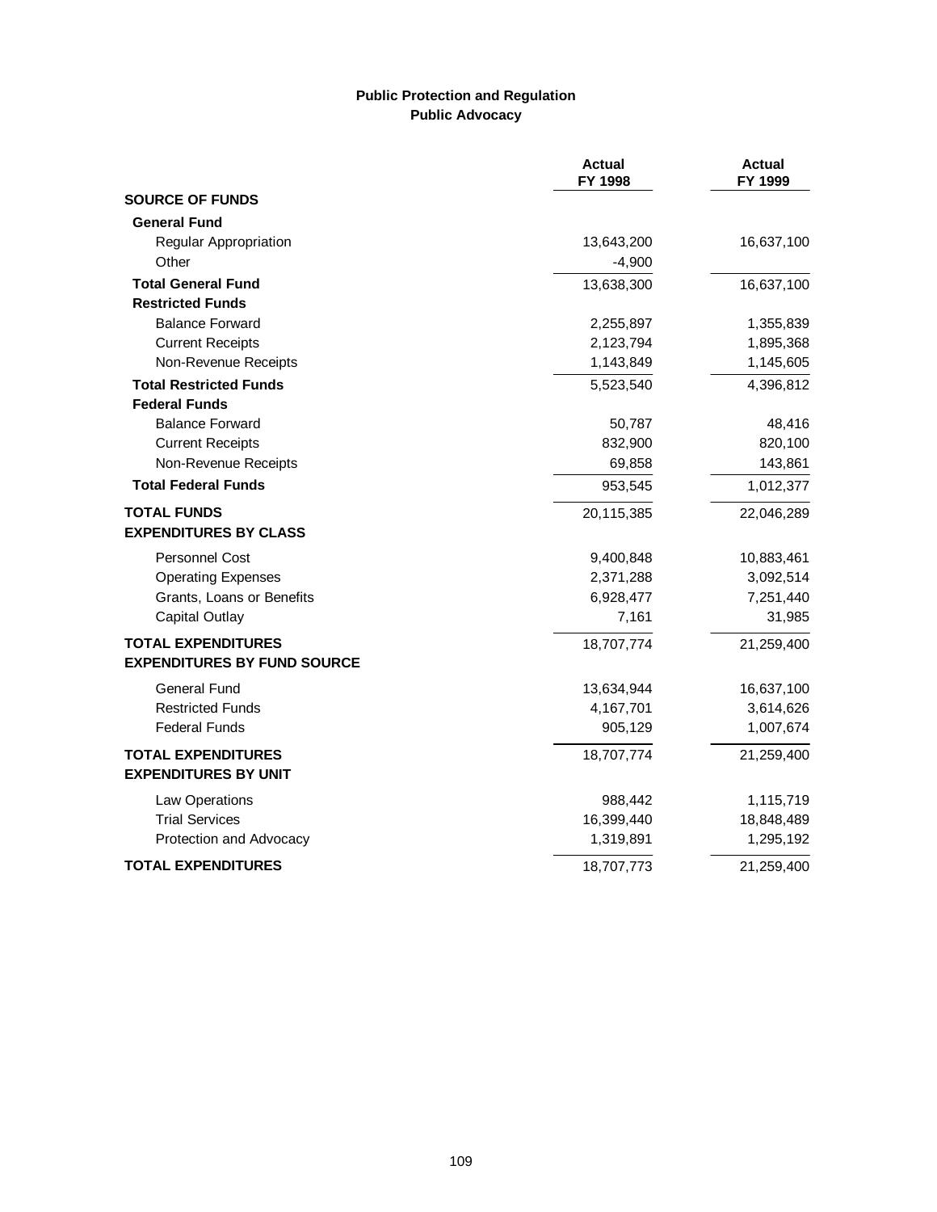## Public Protection and Regulation
### Public Advocacy

| | Actual FY 1998 | Actual FY 1999 |
|---|---|---|
| **SOURCE OF FUNDS** | | |
| **General Fund** | | |
| Regular Appropriation | 13,643,200 | 16,637,100 |
| Other | -4,900 | |
| **Total General Fund** | 13,638,300 | 16,637,100 |
| **Restricted Funds** | | |
| Balance Forward | 2,255,897 | 1,355,839 |
| Current Receipts | 2,123,794 | 1,895,368 |
| Non-Revenue Receipts | 1,143,849 | 1,145,605 |
| **Total Restricted Funds** | 5,523,540 | 4,396,812 |
| **Federal Funds** | | |
| Balance Forward | 50,787 | 48,416 |
| Current Receipts | 832,900 | 820,100 |
| Non-Revenue Receipts | 69,858 | 143,861 |
| **Total Federal Funds** | 953,545 | 1,012,377 |
| **TOTAL FUNDS** | 20,115,385 | 22,046,289 |
| **EXPENDITURES BY CLASS** | | |
| Personnel Cost | 9,400,848 | 10,883,461 |
| Operating Expenses | 2,371,288 | 3,092,514 |
| Grants, Loans or Benefits | 6,928,477 | 7,251,440 |
| Capital Outlay | 7,161 | 31,985 |
| **TOTAL EXPENDITURES** | 18,707,774 | 21,259,400 |
| **EXPENDITURES BY FUND SOURCE** | | |
| General Fund | 13,634,944 | 16,637,100 |
| Restricted Funds | 4,167,701 | 3,614,626 |
| Federal Funds | 905,129 | 1,007,674 |
| **TOTAL EXPENDITURES** | 18,707,774 | 21,259,400 |
| **EXPENDITURES BY UNIT** | | |
| Law Operations | 988,442 | 1,115,719 |
| Trial Services | 16,399,440 | 18,848,489 |
| Protection and Advocacy | 1,319,891 | 1,295,192 |
| **TOTAL EXPENDITURES** | 18,707,773 | 21,259,400 |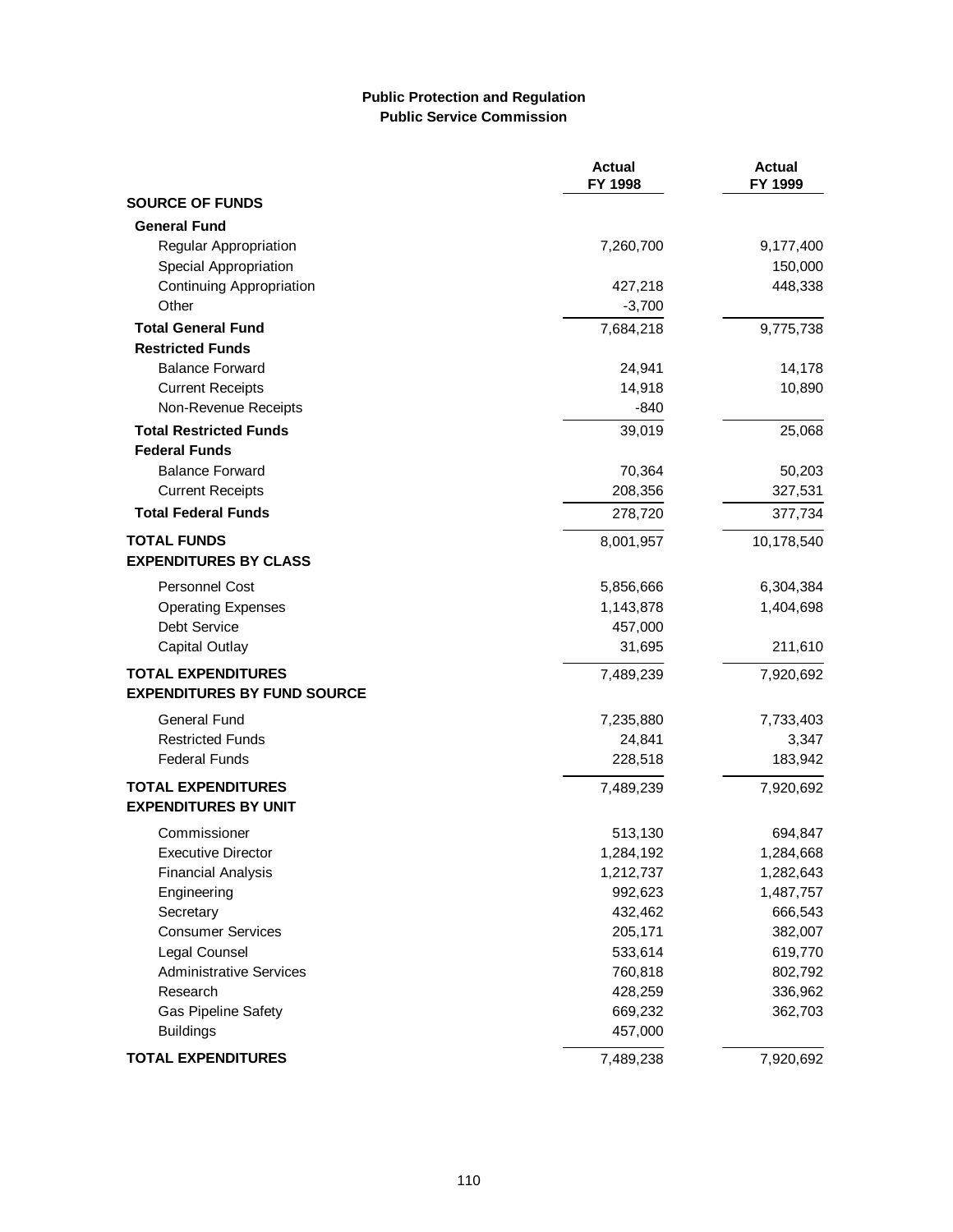**Public Protection and Regulation**
**Public Service Commission**

| | Actual FY 1998 | Actual FY 1999 |
|---|---|---|
| **SOURCE OF FUNDS** | | |
| **General Fund** | | |
| Regular Appropriation | 7,260,700 | 9,177,400 |
| Special Appropriation | | 150,000 |
| Continuing Appropriation | 427,218 | 448,338 |
| Other | -3,700 | |
| **Total General Fund** | 7,684,218 | 9,775,738 |
| **Restricted Funds** | | |
| Balance Forward | 24,941 | 14,178 |
| Current Receipts | 14,918 | 10,890 |
| Non-Revenue Receipts | -840 | |
| **Total Restricted Funds** | 39,019 | 25,068 |
| **Federal Funds** | | |
| Balance Forward | 70,364 | 50,203 |
| Current Receipts | 208,356 | 327,531 |
| **Total Federal Funds** | 278,720 | 377,734 |
| **TOTAL FUNDS** | 8,001,957 | 10,178,540 |
| **EXPENDITURES BY CLASS** | | |
| Personnel Cost | 5,856,666 | 6,304,384 |
| Operating Expenses | 1,143,878 | 1,404,698 |
| Debt Service | 457,000 | |
| Capital Outlay | 31,695 | 211,610 |
| **TOTAL EXPENDITURES** | 7,489,239 | 7,920,692 |
| **EXPENDITURES BY FUND SOURCE** | | |
| General Fund | 7,235,880 | 7,733,403 |
| Restricted Funds | 24,841 | 3,347 |
| Federal Funds | 228,518 | 183,942 |
| **TOTAL EXPENDITURES** | 7,489,239 | 7,920,692 |
| **EXPENDITURES BY UNIT** | | |
| Commissioner | 513,130 | 694,847 |
| Executive Director | 1,284,192 | 1,284,668 |
| Financial Analysis | 1,212,737 | 1,282,643 |
| Engineering | 992,623 | 1,487,757 |
| Secretary | 432,462 | 666,543 |
| Consumer Services | 205,171 | 382,007 |
| Legal Counsel | 533,614 | 619,770 |
| Administrative Services | 760,818 | 802,792 |
| Research | 428,259 | 336,962 |
| Gas Pipeline Safety | 669,232 | 362,703 |
| Buildings | 457,000 | |
| **TOTAL EXPENDITURES** | 7,489,238 | 7,920,692 |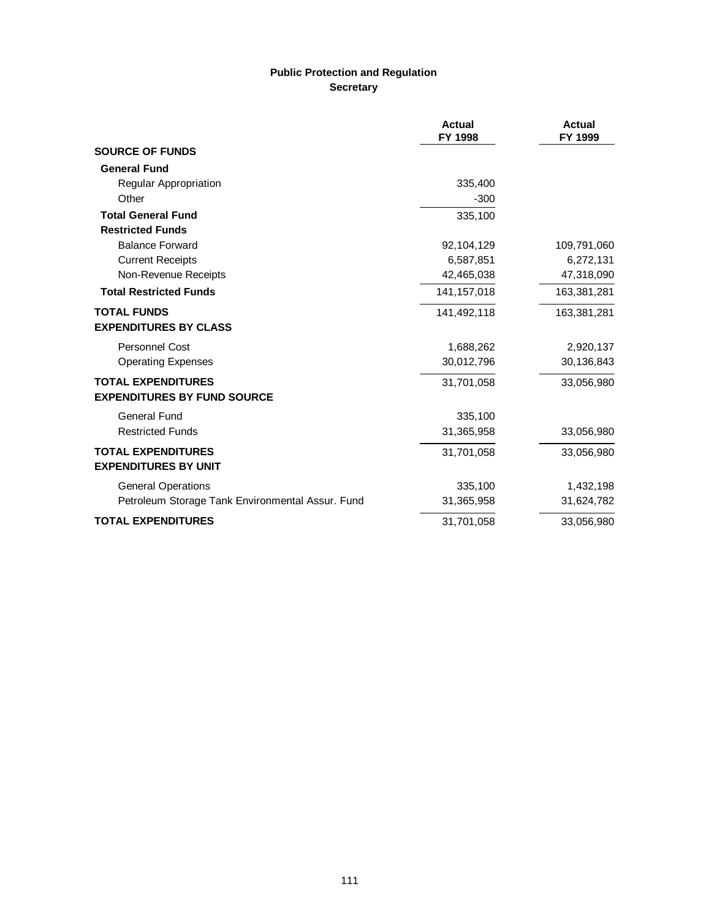## Public Protection and Regulation
### Secretary

| | Actual FY 1998 | Actual FY 1999 |
|---|---|---|
| **SOURCE OF FUNDS** | | |
| **General Fund** | | |
| Regular Appropriation | 335,400 | |
| Other | -300 | |
| **Total General Fund** | 335,100 | |
| **Restricted Funds** | | |
| Balance Forward | 92,104,129 | 109,791,060 |
| Current Receipts | 6,587,851 | 6,272,131 |
| Non-Revenue Receipts | 42,465,038 | 47,318,090 |
| **Total Restricted Funds** | 141,157,018 | 163,381,281 |
| **TOTAL FUNDS** | 141,492,118 | 163,381,281 |
| **EXPENDITURES BY CLASS** | | |
| Personnel Cost | 1,688,262 | 2,920,137 |
| Operating Expenses | 30,012,796 | 30,136,843 |
| **TOTAL EXPENDITURES** | 31,701,058 | 33,056,980 |
| **EXPENDITURES BY FUND SOURCE** | | |
| General Fund | 335,100 | |
| Restricted Funds | 31,365,958 | 33,056,980 |
| **TOTAL EXPENDITURES** | 31,701,058 | 33,056,980 |
| **EXPENDITURES BY UNIT** | | |
| General Operations | 335,100 | 1,432,198 |
| Petroleum Storage Tank Environmental Assur. Fund | 31,365,958 | 31,624,782 |
| **TOTAL EXPENDITURES** | 31,701,058 | 33,056,980 |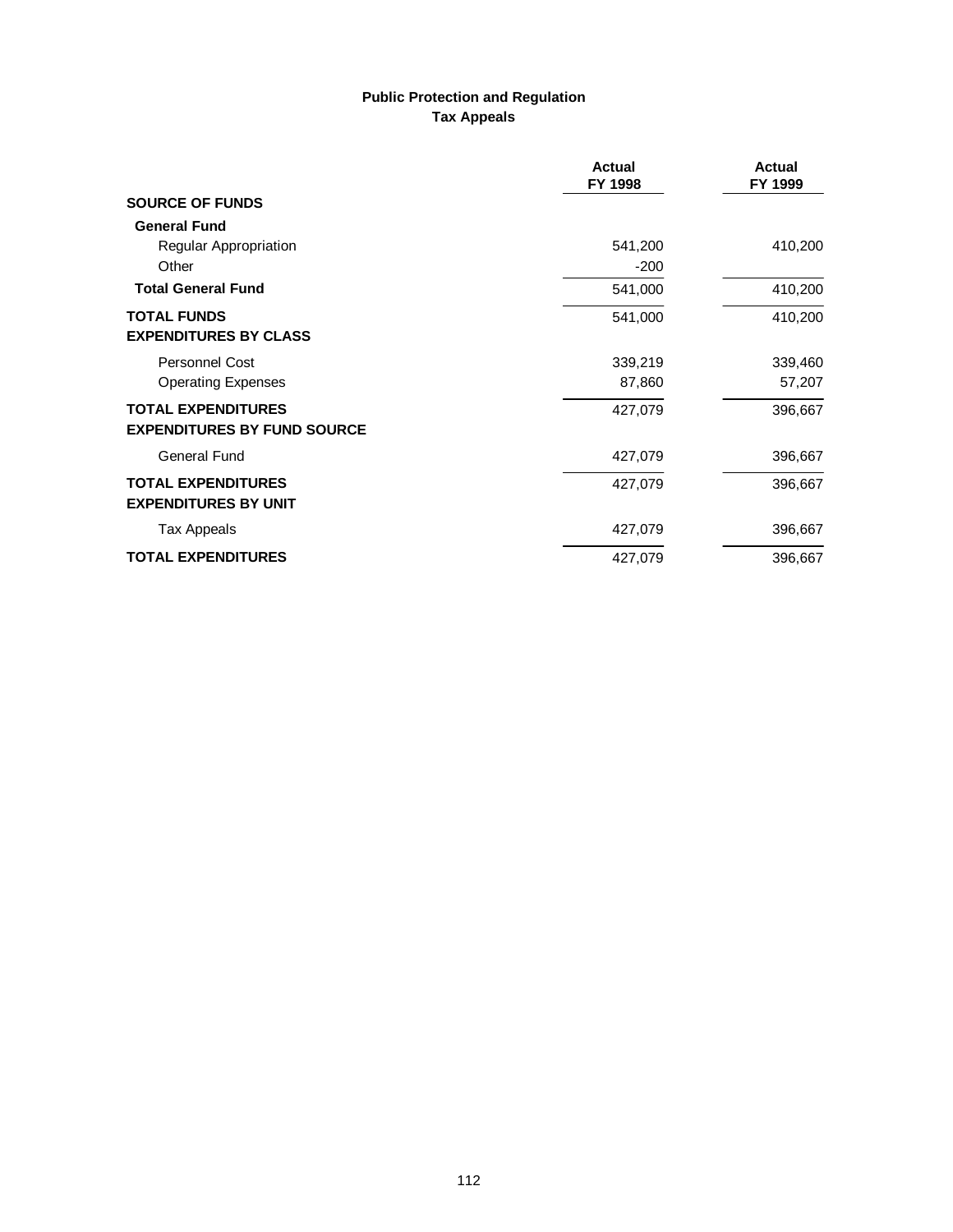## Public Protection and Regulation
## Tax Appeals

| | Actual FY 1998 | Actual FY 1999 |
|---|---|---|
| **SOURCE OF FUNDS** | | |
| **General Fund** | | |
| Regular Appropriation | 541,200 | 410,200 |
| Other | -200 | |
| **Total General Fund** | 541,000 | 410,200 |
| **TOTAL FUNDS** | 541,000 | 410,200 |
| **EXPENDITURES BY CLASS** | | |
| Personnel Cost | 339,219 | 339,460 |
| Operating Expenses | 87,860 | 57,207 |
| **TOTAL EXPENDITURES** | 427,079 | 396,667 |
| **EXPENDITURES BY FUND SOURCE** | | |
| General Fund | 427,079 | 396,667 |
| **TOTAL EXPENDITURES** | 427,079 | 396,667 |
| **EXPENDITURES BY UNIT** | | |
| Tax Appeals | 427,079 | 396,667 |
| **TOTAL EXPENDITURES** | 427,079 | 396,667 |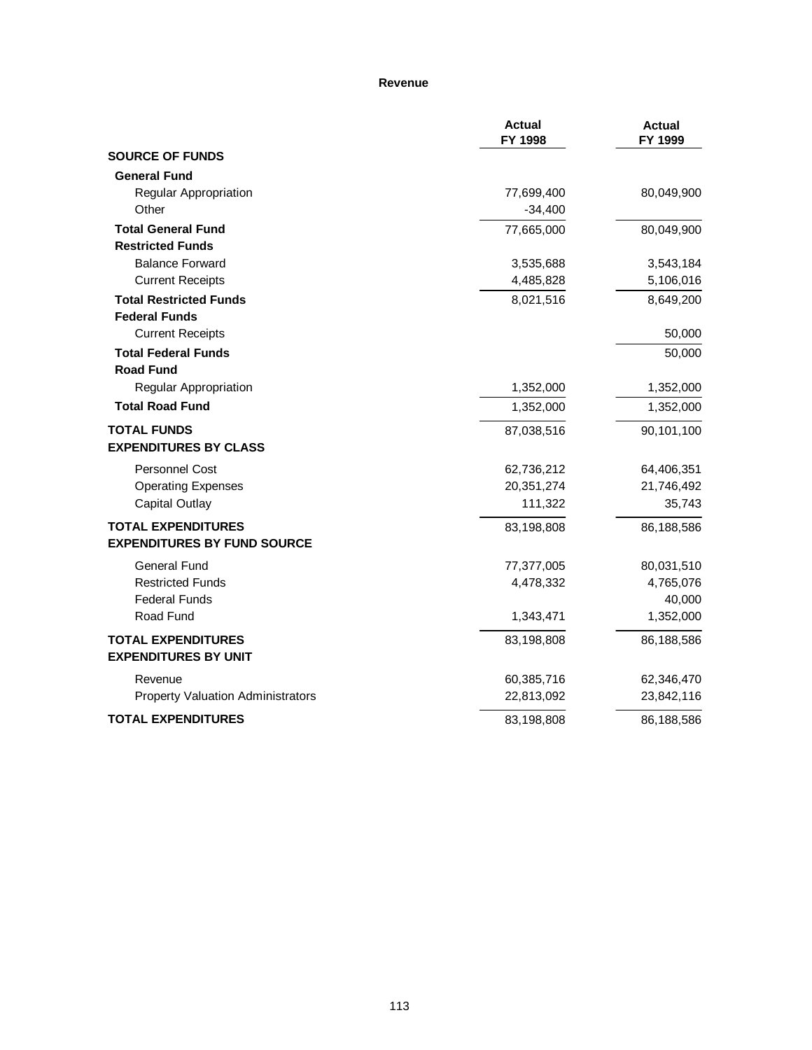# Revenue

| | Actual FY 1998 | Actual FY 1999 |
|---|---|---|
| **SOURCE OF FUNDS** | | |
| **General Fund** | | |
| Regular Appropriation | 77,699,400 | 80,049,900 |
| Other | -34,400 | |
| **Total General Fund** | 77,665,000 | 80,049,900 |
| **Restricted Funds** | | |
| Balance Forward | 3,535,688 | 3,543,184 |
| Current Receipts | 4,485,828 | 5,106,016 |
| **Total Restricted Funds** | 8,021,516 | 8,649,200 |
| **Federal Funds** | | |
| Current Receipts | | 50,000 |
| **Total Federal Funds** | | 50,000 |
| **Road Fund** | | |
| Regular Appropriation | 1,352,000 | 1,352,000 |
| **Total Road Fund** | 1,352,000 | 1,352,000 |
| **TOTAL FUNDS** | 87,038,516 | 90,101,100 |
| **EXPENDITURES BY CLASS** | | |
| Personnel Cost | 62,736,212 | 64,406,351 |
| Operating Expenses | 20,351,274 | 21,746,492 |
| Capital Outlay | 111,322 | 35,743 |
| **TOTAL EXPENDITURES** | 83,198,808 | 86,188,586 |
| **EXPENDITURES BY FUND SOURCE** | | |
| General Fund | 77,377,005 | 80,031,510 |
| Restricted Funds | 4,478,332 | 4,765,076 |
| Federal Funds | | 40,000 |
| Road Fund | 1,343,471 | 1,352,000 |
| **TOTAL EXPENDITURES** | 83,198,808 | 86,188,586 |
| **EXPENDITURES BY UNIT** | | |
| Revenue | 60,385,716 | 62,346,470 |
| Property Valuation Administrators | 22,813,092 | 23,842,116 |
| **TOTAL EXPENDITURES** | 83,198,808 | 86,188,586 |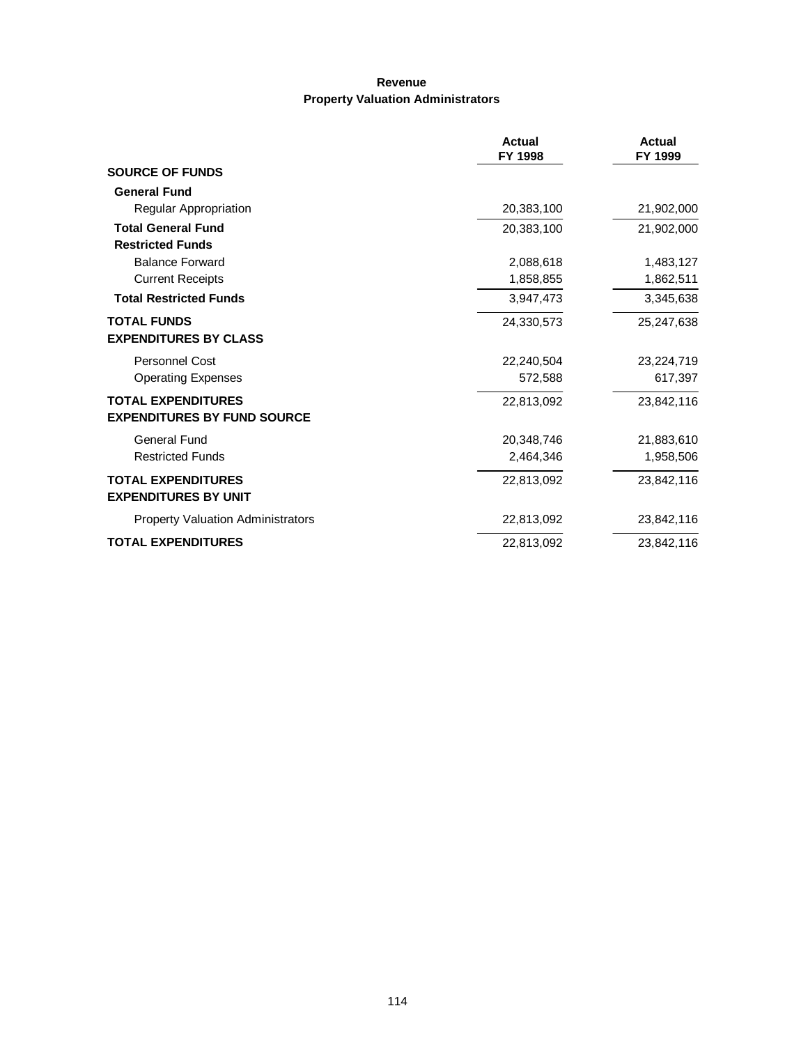## Revenue
## Property Valuation Administrators

| | Actual FY 1998 | Actual FY 1999 |
|---|---|---|
| **SOURCE OF FUNDS** | | |
| **General Fund** | | |
| Regular Appropriation | 20,383,100 | 21,902,000 |
| **Total General Fund** | 20,383,100 | 21,902,000 |
| **Restricted Funds** | | |
| Balance Forward | 2,088,618 | 1,483,127 |
| Current Receipts | 1,858,855 | 1,862,511 |
| **Total Restricted Funds** | 3,947,473 | 3,345,638 |
| **TOTAL FUNDS** | 24,330,573 | 25,247,638 |
| **EXPENDITURES BY CLASS** | | |
| Personnel Cost | 22,240,504 | 23,224,719 |
| Operating Expenses | 572,588 | 617,397 |
| **TOTAL EXPENDITURES** | 22,813,092 | 23,842,116 |
| **EXPENDITURES BY FUND SOURCE** | | |
| General Fund | 20,348,746 | 21,883,610 |
| Restricted Funds | 2,464,346 | 1,958,506 |
| **TOTAL EXPENDITURES** | 22,813,092 | 23,842,116 |
| **EXPENDITURES BY UNIT** | | |
| Property Valuation Administrators | 22,813,092 | 23,842,116 |
| **TOTAL EXPENDITURES** | 22,813,092 | 23,842,116 |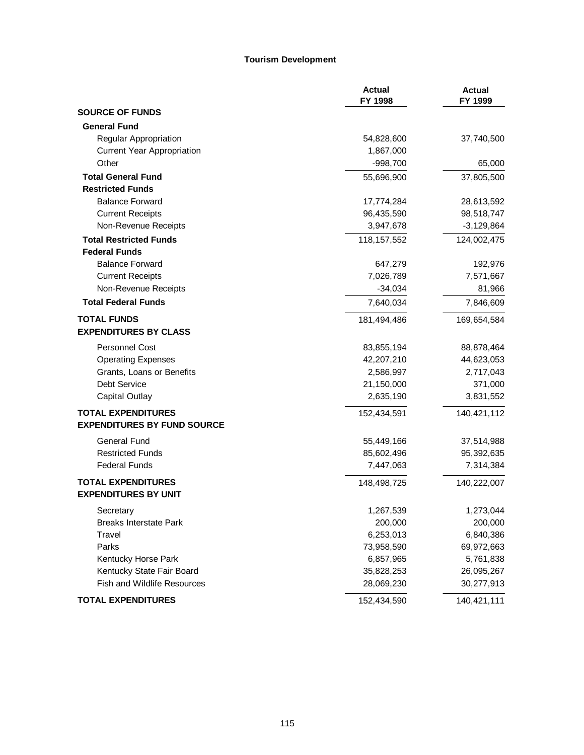### Tourism Development

| | Actual FY 1998 | Actual FY 1999 |
|---|---|---|
| **SOURCE OF FUNDS** | | |
| **General Fund** | | |
| Regular Appropriation | 54,828,600 | 37,740,500 |
| Current Year Appropriation | 1,867,000 | |
| Other | -998,700 | 65,000 |
| **Total General Fund** | 55,696,900 | 37,805,500 |
| **Restricted Funds** | | |
| Balance Forward | 17,774,284 | 28,613,592 |
| Current Receipts | 96,435,590 | 98,518,747 |
| Non-Revenue Receipts | 3,947,678 | -3,129,864 |
| **Total Restricted Funds** | 118,157,552 | 124,002,475 |
| **Federal Funds** | | |
| Balance Forward | 647,279 | 192,976 |
| Current Receipts | 7,026,789 | 7,571,667 |
| Non-Revenue Receipts | -34,034 | 81,966 |
| **Total Federal Funds** | 7,640,034 | 7,846,609 |
| **TOTAL FUNDS** | 181,494,486 | 169,654,584 |
| **EXPENDITURES BY CLASS** | | |
| Personnel Cost | 83,855,194 | 88,878,464 |
| Operating Expenses | 42,207,210 | 44,623,053 |
| Grants, Loans or Benefits | 2,586,997 | 2,717,043 |
| Debt Service | 21,150,000 | 371,000 |
| Capital Outlay | 2,635,190 | 3,831,552 |
| **TOTAL EXPENDITURES** | 152,434,591 | 140,421,112 |
| **EXPENDITURES BY FUND SOURCE** | | |
| General Fund | 55,449,166 | 37,514,988 |
| Restricted Funds | 85,602,496 | 95,392,635 |
| Federal Funds | 7,447,063 | 7,314,384 |
| **TOTAL EXPENDITURES** | 148,498,725 | 140,222,007 |
| **EXPENDITURES BY UNIT** | | |
| Secretary | 1,267,539 | 1,273,044 |
| Breaks Interstate Park | 200,000 | 200,000 |
| Travel | 6,253,013 | 6,840,386 |
| Parks | 73,958,590 | 69,972,663 |
| Kentucky Horse Park | 6,857,965 | 5,761,838 |
| Kentucky State Fair Board | 35,828,253 | 26,095,267 |
| Fish and Wildlife Resources | 28,069,230 | 30,277,913 |
| **TOTAL EXPENDITURES** | 152,434,590 | 140,421,111 |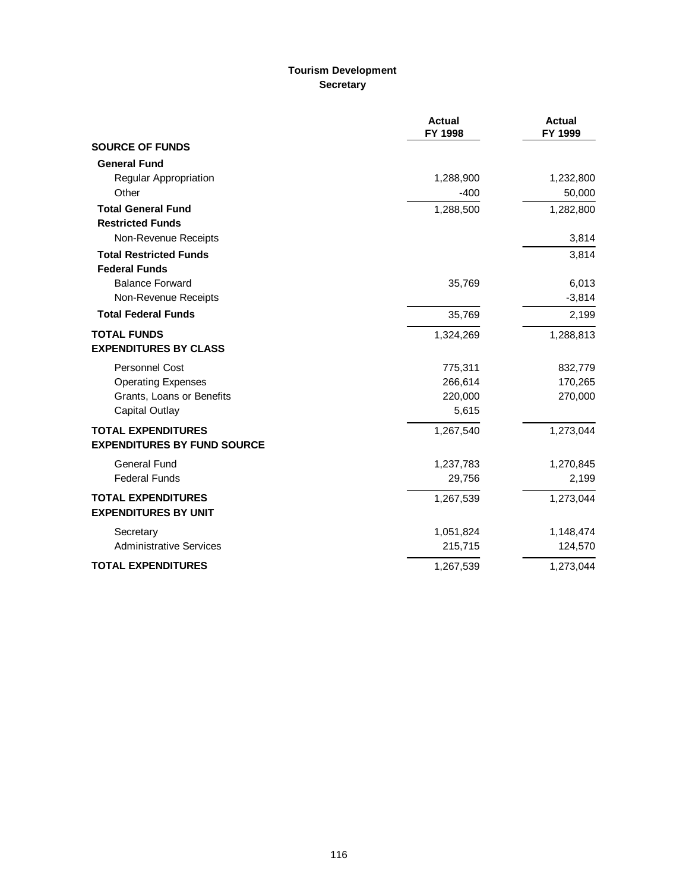## Tourism Development
### Secretary

| | Actual FY 1998 | Actual FY 1999 |
|---|---|---|
| **SOURCE OF FUNDS** | | |
| **General Fund** | | |
| Regular Appropriation | 1,288,900 | 1,232,800 |
| Other | -400 | 50,000 |
| **Total General Fund** | 1,288,500 | 1,282,800 |
| **Restricted Funds** | | |
| Non-Revenue Receipts | | 3,814 |
| **Total Restricted Funds** | | 3,814 |
| **Federal Funds** | | |
| Balance Forward | 35,769 | 6,013 |
| Non-Revenue Receipts | | -3,814 |
| **Total Federal Funds** | 35,769 | 2,199 |
| **TOTAL FUNDS** | 1,324,269 | 1,288,813 |
| **EXPENDITURES BY CLASS** | | |
| Personnel Cost | 775,311 | 832,779 |
| Operating Expenses | 266,614 | 170,265 |
| Grants, Loans or Benefits | 220,000 | 270,000 |
| Capital Outlay | 5,615 | |
| **TOTAL EXPENDITURES** | 1,267,540 | 1,273,044 |
| **EXPENDITURES BY FUND SOURCE** | | |
| General Fund | 1,237,783 | 1,270,845 |
| Federal Funds | 29,756 | 2,199 |
| **TOTAL EXPENDITURES** | 1,267,539 | 1,273,044 |
| **EXPENDITURES BY UNIT** | | |
| Secretary | 1,051,824 | 1,148,474 |
| Administrative Services | 215,715 | 124,570 |
| **TOTAL EXPENDITURES** | 1,267,539 | 1,273,044 |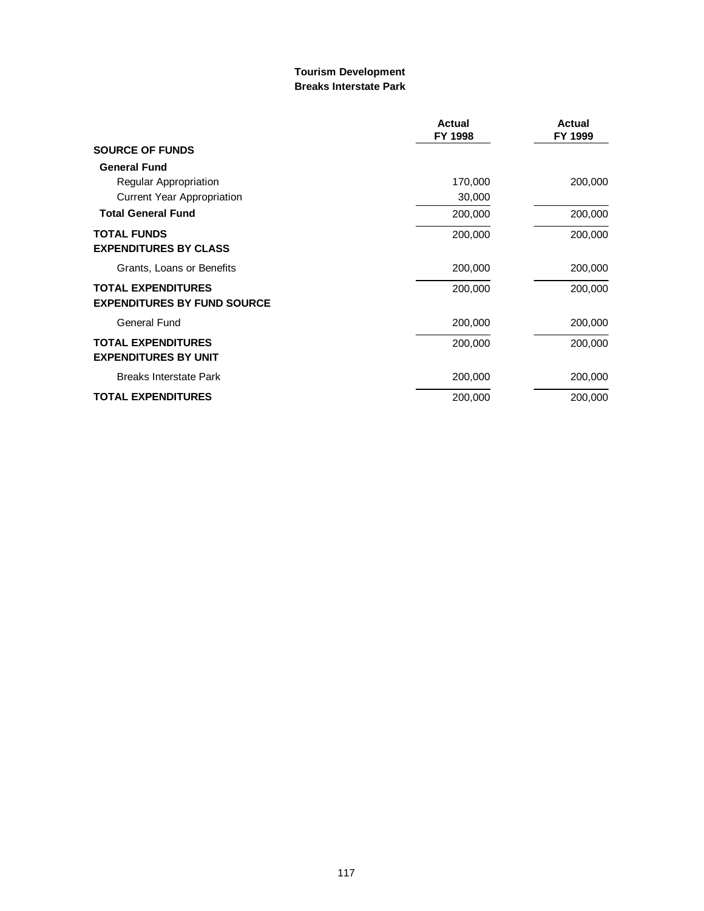**Tourism Development**
**Breaks Interstate Park**

| | Actual FY 1998 | Actual FY 1999 |
|---|---|---|
| **SOURCE OF FUNDS** | | |
| **General Fund** | | |
| Regular Appropriation | 170,000 | 200,000 |
| Current Year Appropriation | 30,000 | |
| **Total General Fund** | 200,000 | 200,000 |
| **TOTAL FUNDS** | 200,000 | 200,000 |
| **EXPENDITURES BY CLASS** | | |
| Grants, Loans or Benefits | 200,000 | 200,000 |
| **TOTAL EXPENDITURES** | 200,000 | 200,000 |
| **EXPENDITURES BY FUND SOURCE** | | |
| General Fund | 200,000 | 200,000 |
| **TOTAL EXPENDITURES** | 200,000 | 200,000 |
| **EXPENDITURES BY UNIT** | | |
| Breaks Interstate Park | 200,000 | 200,000 |
| **TOTAL EXPENDITURES** | 200,000 | 200,000 |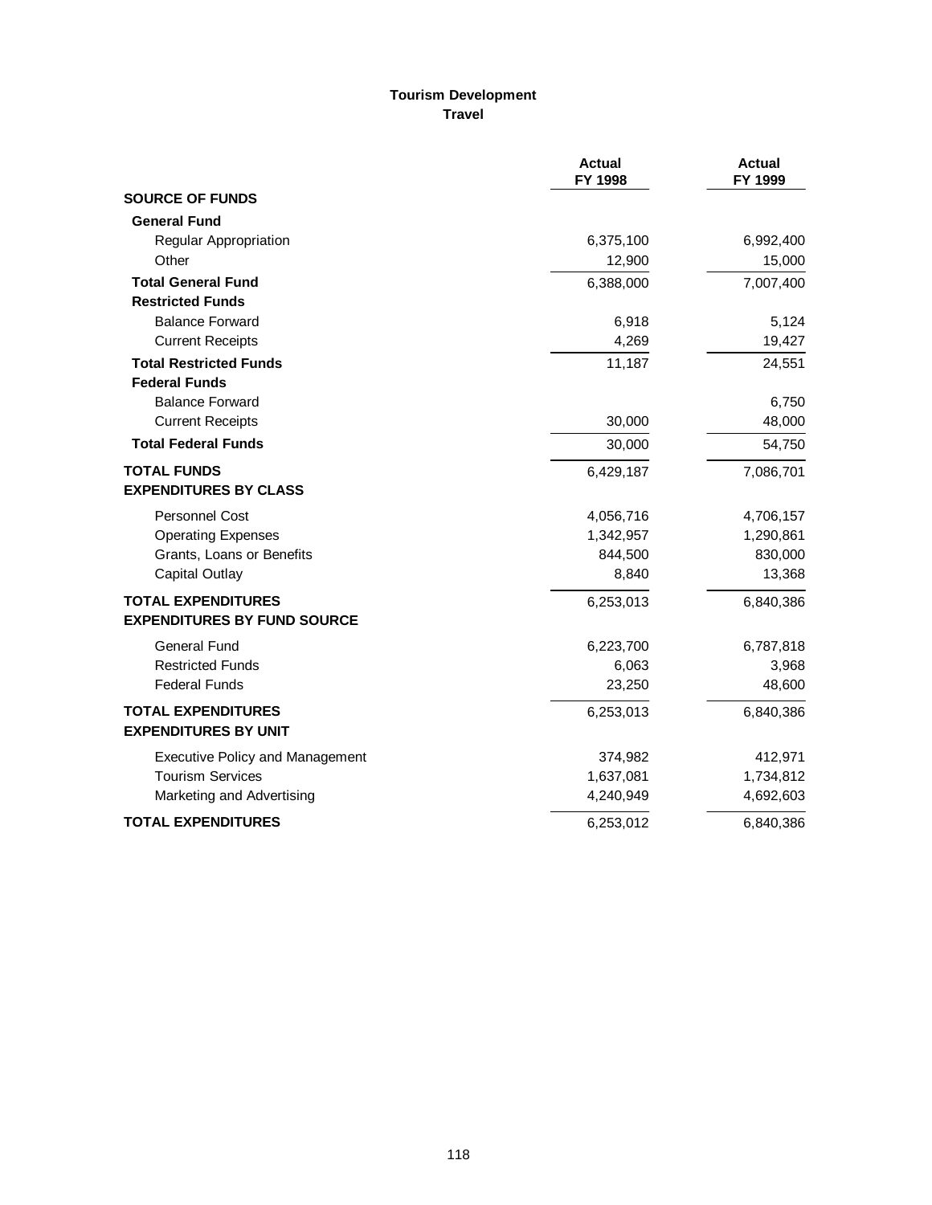## Tourism Development
### Travel

| | Actual FY 1998 | Actual FY 1999 |
|---|---|---|
| **SOURCE OF FUNDS** | | |
| **General Fund** | | |
| Regular Appropriation | 6,375,100 | 6,992,400 |
| Other | 12,900 | 15,000 |
| **Total General Fund** | 6,388,000 | 7,007,400 |
| **Restricted Funds** | | |
| Balance Forward | 6,918 | 5,124 |
| Current Receipts | 4,269 | 19,427 |
| **Total Restricted Funds** | 11,187 | 24,551 |
| **Federal Funds** | | |
| Balance Forward | | 6,750 |
| Current Receipts | 30,000 | 48,000 |
| **Total Federal Funds** | 30,000 | 54,750 |
| **TOTAL FUNDS** | 6,429,187 | 7,086,701 |
| **EXPENDITURES BY CLASS** | | |
| Personnel Cost | 4,056,716 | 4,706,157 |
| Operating Expenses | 1,342,957 | 1,290,861 |
| Grants, Loans or Benefits | 844,500 | 830,000 |
| Capital Outlay | 8,840 | 13,368 |
| **TOTAL EXPENDITURES** | 6,253,013 | 6,840,386 |
| **EXPENDITURES BY FUND SOURCE** | | |
| General Fund | 6,223,700 | 6,787,818 |
| Restricted Funds | 6,063 | 3,968 |
| Federal Funds | 23,250 | 48,600 |
| **TOTAL EXPENDITURES** | 6,253,013 | 6,840,386 |
| **EXPENDITURES BY UNIT** | | |
| Executive Policy and Management | 374,982 | 412,971 |
| Tourism Services | 1,637,081 | 1,734,812 |
| Marketing and Advertising | 4,240,949 | 4,692,603 |
| **TOTAL EXPENDITURES** | 6,253,012 | 6,840,386 |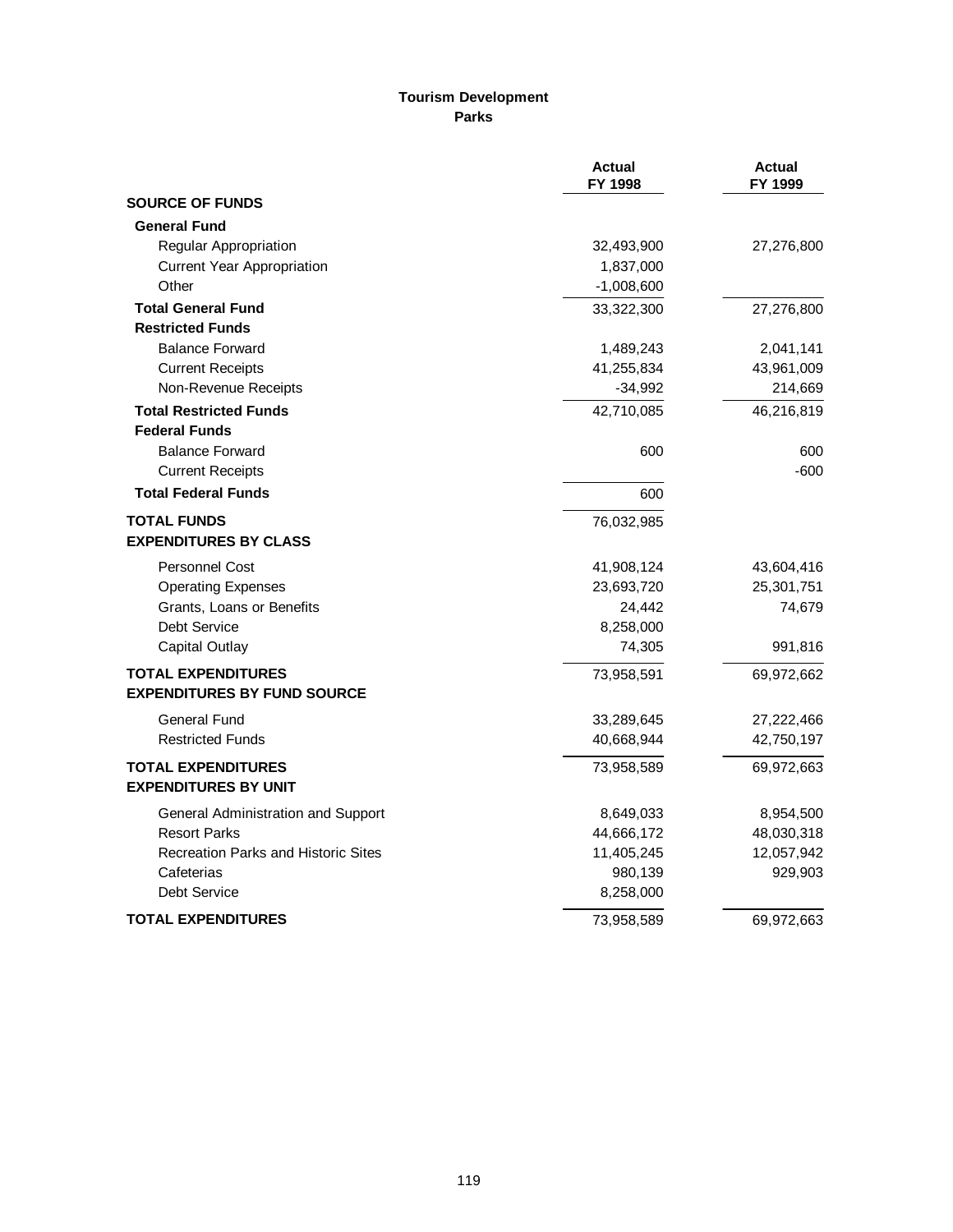**Tourism Development**

**Parks**

| | Actual FY 1998 | Actual FY 1999 |
|---|---|---|
| **SOURCE OF FUNDS** | | |
| **General Fund** | | |
| Regular Appropriation | 32,493,900 | 27,276,800 |
| Current Year Appropriation | 1,837,000 | |
| Other | -1,008,600 | |
| **Total General Fund** | 33,322,300 | 27,276,800 |
| **Restricted Funds** | | |
| Balance Forward | 1,489,243 | 2,041,141 |
| Current Receipts | 41,255,834 | 43,961,009 |
| Non-Revenue Receipts | -34,992 | 214,669 |
| **Total Restricted Funds** | 42,710,085 | 46,216,819 |
| **Federal Funds** | | |
| Balance Forward | 600 | 600 |
| Current Receipts | | -600 |
| **Total Federal Funds** | 600 | |
| **TOTAL FUNDS** | 76,032,985 | |
| **EXPENDITURES BY CLASS** | | |
| Personnel Cost | 41,908,124 | 43,604,416 |
| Operating Expenses | 23,693,720 | 25,301,751 |
| Grants, Loans or Benefits | 24,442 | 74,679 |
| Debt Service | 8,258,000 | |
| Capital Outlay | 74,305 | 991,816 |
| **TOTAL EXPENDITURES** | 73,958,591 | 69,972,662 |
| **EXPENDITURES BY FUND SOURCE** | | |
| General Fund | 33,289,645 | 27,222,466 |
| Restricted Funds | 40,668,944 | 42,750,197 |
| **TOTAL EXPENDITURES** | 73,958,589 | 69,972,663 |
| **EXPENDITURES BY UNIT** | | |
| General Administration and Support | 8,649,033 | 8,954,500 |
| Resort Parks | 44,666,172 | 48,030,318 |
| Recreation Parks and Historic Sites | 11,405,245 | 12,057,942 |
| Cafeterias | 980,139 | 929,903 |
| Debt Service | 8,258,000 | |
| **TOTAL EXPENDITURES** | 73,958,589 | 69,972,663 |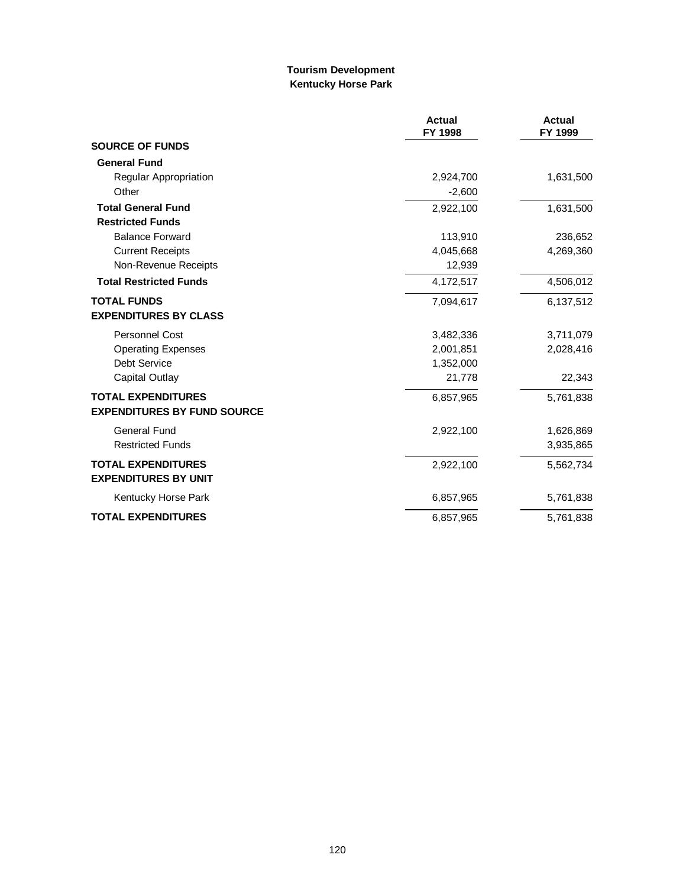**Tourism Development**
**Kentucky Horse Park**

| | Actual FY 1998 | Actual FY 1999 |
|---|---|---|
| **SOURCE OF FUNDS** | | |
| **General Fund** | | |
| Regular Appropriation | 2,924,700 | 1,631,500 |
| Other | -2,600 | |
| **Total General Fund** | 2,922,100 | 1,631,500 |
| **Restricted Funds** | | |
| Balance Forward | 113,910 | 236,652 |
| Current Receipts | 4,045,668 | 4,269,360 |
| Non-Revenue Receipts | 12,939 | |
| **Total Restricted Funds** | 4,172,517 | 4,506,012 |
| **TOTAL FUNDS** | 7,094,617 | 6,137,512 |
| **EXPENDITURES BY CLASS** | | |
| Personnel Cost | 3,482,336 | 3,711,079 |
| Operating Expenses | 2,001,851 | 2,028,416 |
| Debt Service | 1,352,000 | |
| Capital Outlay | 21,778 | 22,343 |
| **TOTAL EXPENDITURES** | 6,857,965 | 5,761,838 |
| **EXPENDITURES BY FUND SOURCE** | | |
| General Fund | 2,922,100 | 1,626,869 |
| Restricted Funds | | 3,935,865 |
| **TOTAL EXPENDITURES** | 2,922,100 | 5,562,734 |
| **EXPENDITURES BY UNIT** | | |
| Kentucky Horse Park | 6,857,965 | 5,761,838 |
| **TOTAL EXPENDITURES** | 6,857,965 | 5,761,838 |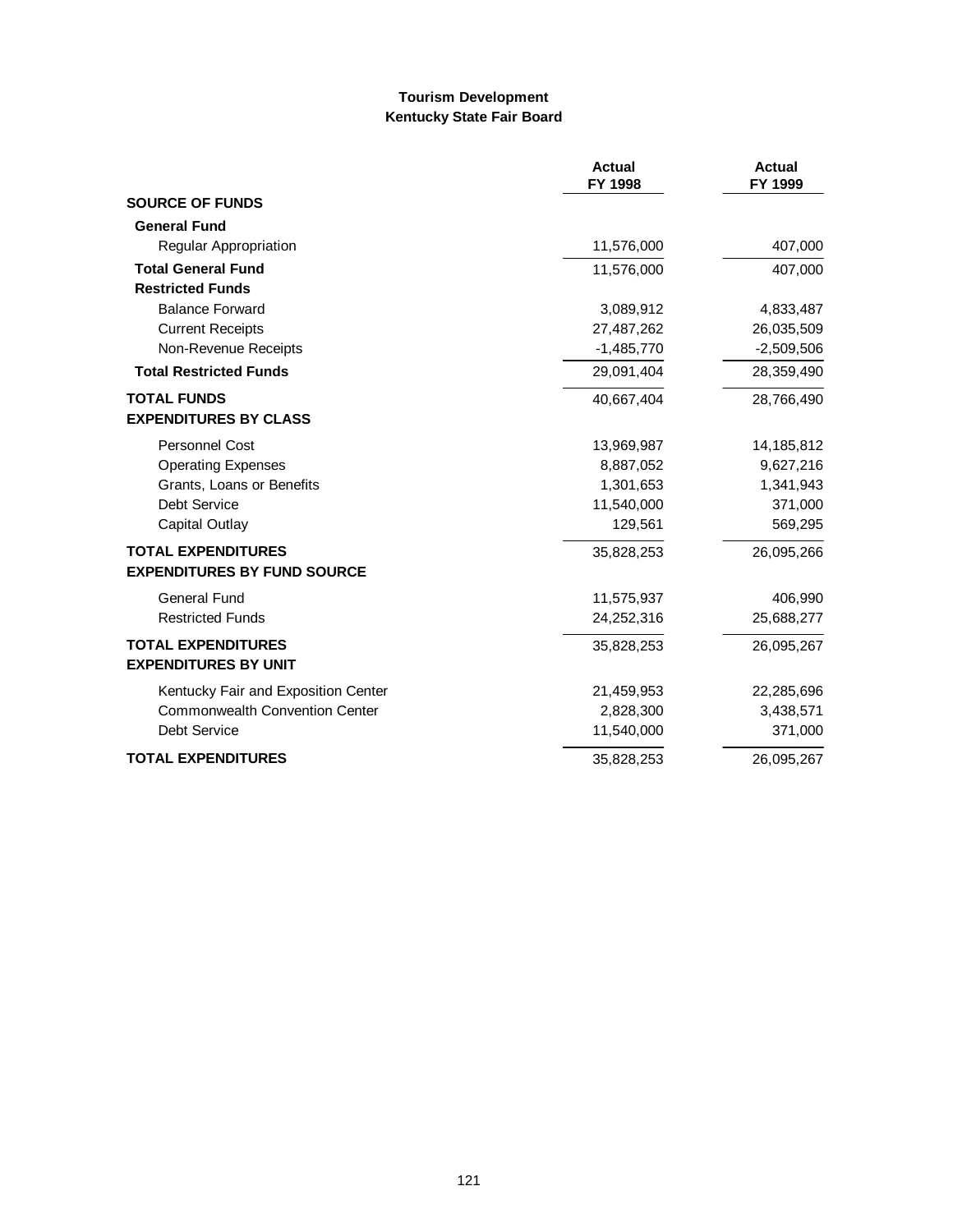## Tourism Development
## Kentucky State Fair Board

| | Actual FY 1998 | Actual FY 1999 |
|---|---|---|
| **SOURCE OF FUNDS** | | |
| **General Fund** | | |
| Regular Appropriation | 11,576,000 | 407,000 |
| **Total General Fund** | 11,576,000 | 407,000 |
| **Restricted Funds** | | |
| Balance Forward | 3,089,912 | 4,833,487 |
| Current Receipts | 27,487,262 | 26,035,509 |
| Non-Revenue Receipts | -1,485,770 | -2,509,506 |
| **Total Restricted Funds** | 29,091,404 | 28,359,490 |
| **TOTAL FUNDS** | 40,667,404 | 28,766,490 |
| **EXPENDITURES BY CLASS** | | |
| Personnel Cost | 13,969,987 | 14,185,812 |
| Operating Expenses | 8,887,052 | 9,627,216 |
| Grants, Loans or Benefits | 1,301,653 | 1,341,943 |
| Debt Service | 11,540,000 | 371,000 |
| Capital Outlay | 129,561 | 569,295 |
| **TOTAL EXPENDITURES** | 35,828,253 | 26,095,266 |
| **EXPENDITURES BY FUND SOURCE** | | |
| General Fund | 11,575,937 | 406,990 |
| Restricted Funds | 24,252,316 | 25,688,277 |
| **TOTAL EXPENDITURES** | 35,828,253 | 26,095,267 |
| **EXPENDITURES BY UNIT** | | |
| Kentucky Fair and Exposition Center | 21,459,953 | 22,285,696 |
| Commonwealth Convention Center | 2,828,300 | 3,438,571 |
| Debt Service | 11,540,000 | 371,000 |
| **TOTAL EXPENDITURES** | 35,828,253 | 26,095,267 |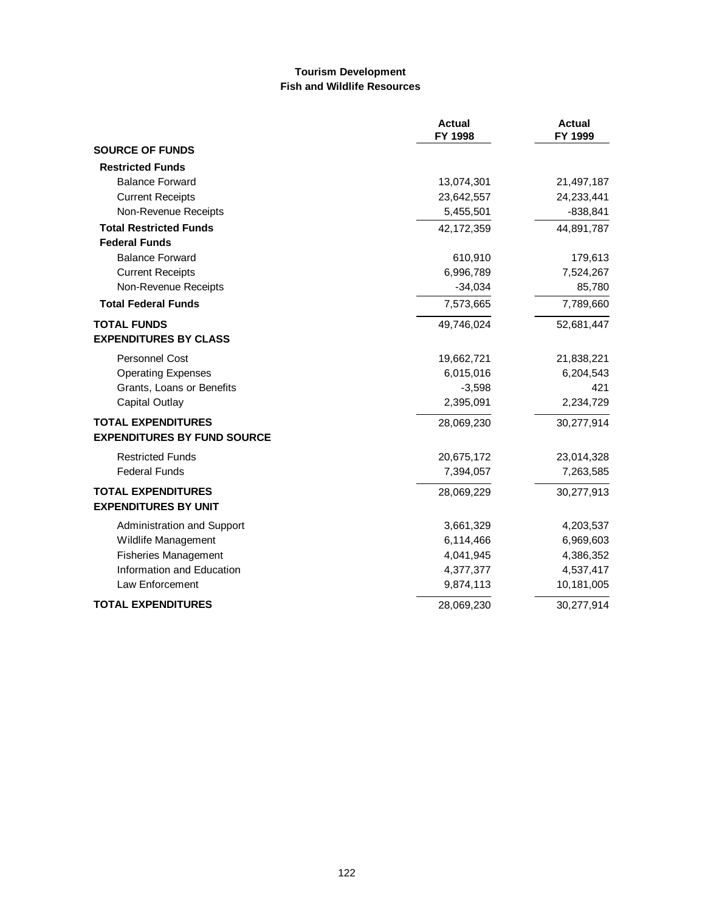## Tourism Development
### Fish and Wildlife Resources

| | Actual FY 1998 | Actual FY 1999 |
|---|---|---|
| **SOURCE OF FUNDS** | | |
| **Restricted Funds** | | |
| Balance Forward | 13,074,301 | 21,497,187 |
| Current Receipts | 23,642,557 | 24,233,441 |
| Non-Revenue Receipts | 5,455,501 | -838,841 |
| **Total Restricted Funds** | 42,172,359 | 44,891,787 |
| **Federal Funds** | | |
| Balance Forward | 610,910 | 179,613 |
| Current Receipts | 6,996,789 | 7,524,267 |
| Non-Revenue Receipts | -34,034 | 85,780 |
| **Total Federal Funds** | 7,573,665 | 7,789,660 |
| **TOTAL FUNDS** | 49,746,024 | 52,681,447 |
| **EXPENDITURES BY CLASS** | | |
| Personnel Cost | 19,662,721 | 21,838,221 |
| Operating Expenses | 6,015,016 | 6,204,543 |
| Grants, Loans or Benefits | -3,598 | 421 |
| Capital Outlay | 2,395,091 | 2,234,729 |
| **TOTAL EXPENDITURES** | 28,069,230 | 30,277,914 |
| **EXPENDITURES BY FUND SOURCE** | | |
| Restricted Funds | 20,675,172 | 23,014,328 |
| Federal Funds | 7,394,057 | 7,263,585 |
| **TOTAL EXPENDITURES** | 28,069,229 | 30,277,913 |
| **EXPENDITURES BY UNIT** | | |
| Administration and Support | 3,661,329 | 4,203,537 |
| Wildlife Management | 6,114,466 | 6,969,603 |
| Fisheries Management | 4,041,945 | 4,386,352 |
| Information and Education | 4,377,377 | 4,537,417 |
| Law Enforcement | 9,874,113 | 10,181,005 |
| **TOTAL EXPENDITURES** | 28,069,230 | 30,277,914 |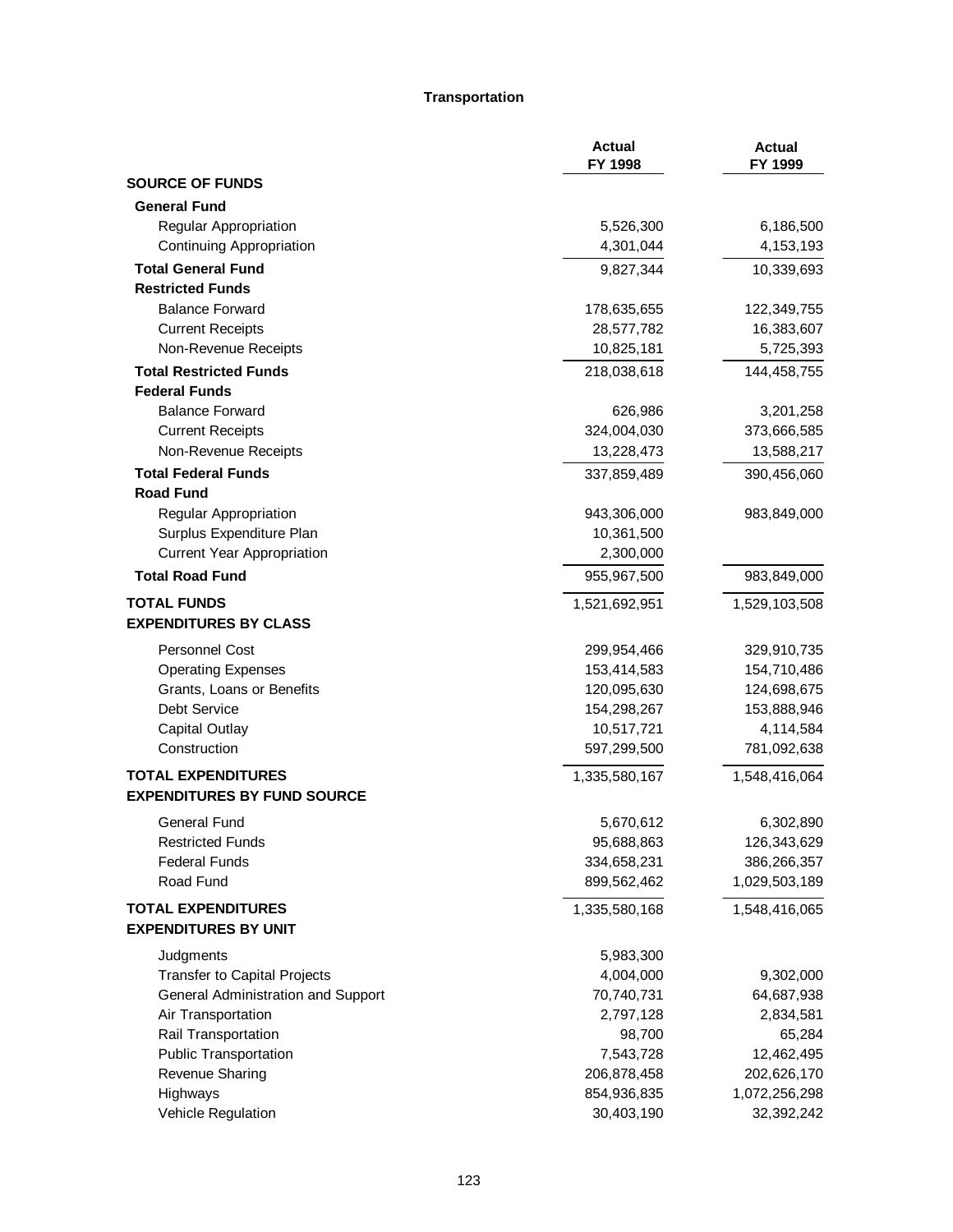# Transportation

| | Actual FY 1998 | Actual FY 1999 |
|---|---|---|
| **SOURCE OF FUNDS** | | |
| **General Fund** | | |
| Regular Appropriation | 5,526,300 | 6,186,500 |
| Continuing Appropriation | 4,301,044 | 4,153,193 |
| **Total General Fund** | 9,827,344 | 10,339,693 |
| **Restricted Funds** | | |
| Balance Forward | 178,635,655 | 122,349,755 |
| Current Receipts | 28,577,782 | 16,383,607 |
| Non-Revenue Receipts | 10,825,181 | 5,725,393 |
| **Total Restricted Funds** | 218,038,618 | 144,458,755 |
| **Federal Funds** | | |
| Balance Forward | 626,986 | 3,201,258 |
| Current Receipts | 324,004,030 | 373,666,585 |
| Non-Revenue Receipts | 13,228,473 | 13,588,217 |
| **Total Federal Funds** | 337,859,489 | 390,456,060 |
| **Road Fund** | | |
| Regular Appropriation | 943,306,000 | 983,849,000 |
| Surplus Expenditure Plan | 10,361,500 | |
| Current Year Appropriation | 2,300,000 | |
| **Total Road Fund** | 955,967,500 | 983,849,000 |
| **TOTAL FUNDS** | 1,521,692,951 | 1,529,103,508 |
| **EXPENDITURES BY CLASS** | | |
| Personnel Cost | 299,954,466 | 329,910,735 |
| Operating Expenses | 153,414,583 | 154,710,486 |
| Grants, Loans or Benefits | 120,095,630 | 124,698,675 |
| Debt Service | 154,298,267 | 153,888,946 |
| Capital Outlay | 10,517,721 | 4,114,584 |
| Construction | 597,299,500 | 781,092,638 |
| **TOTAL EXPENDITURES** | 1,335,580,167 | 1,548,416,064 |
| **EXPENDITURES BY FUND SOURCE** | | |
| General Fund | 5,670,612 | 6,302,890 |
| Restricted Funds | 95,688,863 | 126,343,629 |
| Federal Funds | 334,658,231 | 386,266,357 |
| Road Fund | 899,562,462 | 1,029,503,189 |
| **TOTAL EXPENDITURES** | 1,335,580,168 | 1,548,416,065 |
| **EXPENDITURES BY UNIT** | | |
| Judgments | 5,983,300 | |
| Transfer to Capital Projects | 4,004,000 | 9,302,000 |
| General Administration and Support | 70,740,731 | 64,687,938 |
| Air Transportation | 2,797,128 | 2,834,581 |
| Rail Transportation | 98,700 | 65,284 |
| Public Transportation | 7,543,728 | 12,462,495 |
| Revenue Sharing | 206,878,458 | 202,626,170 |
| Highways | 854,936,835 | 1,072,256,298 |
| Vehicle Regulation | 30,403,190 | 32,392,242 |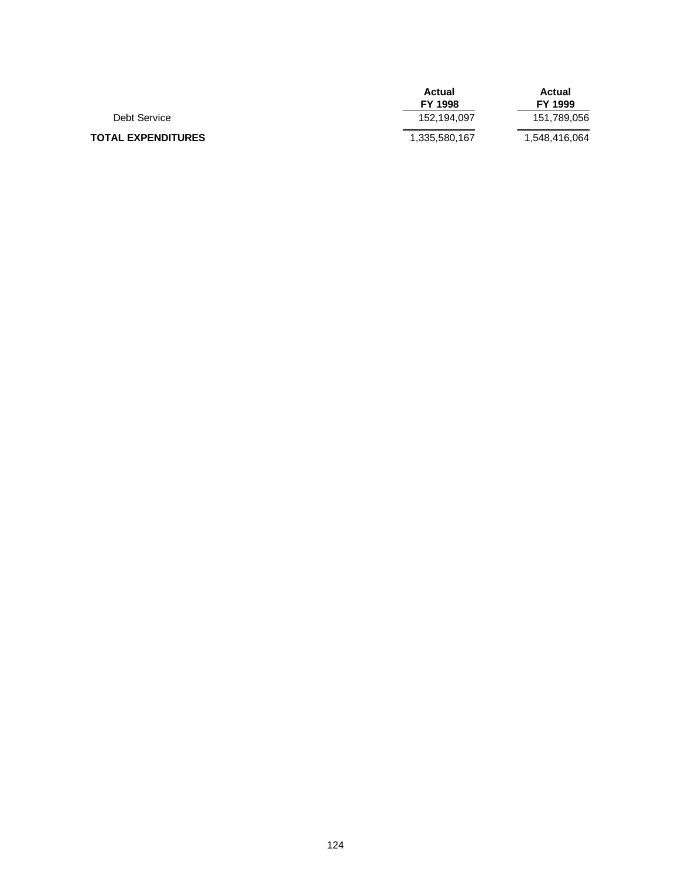| | Actual FY 1998 | Actual FY 1999 |
|---|---|---|
| Debt Service | 152,194,097 | 151,789,056 |
| **TOTAL EXPENDITURES** | 1,335,580,167 | 1,548,416,064 |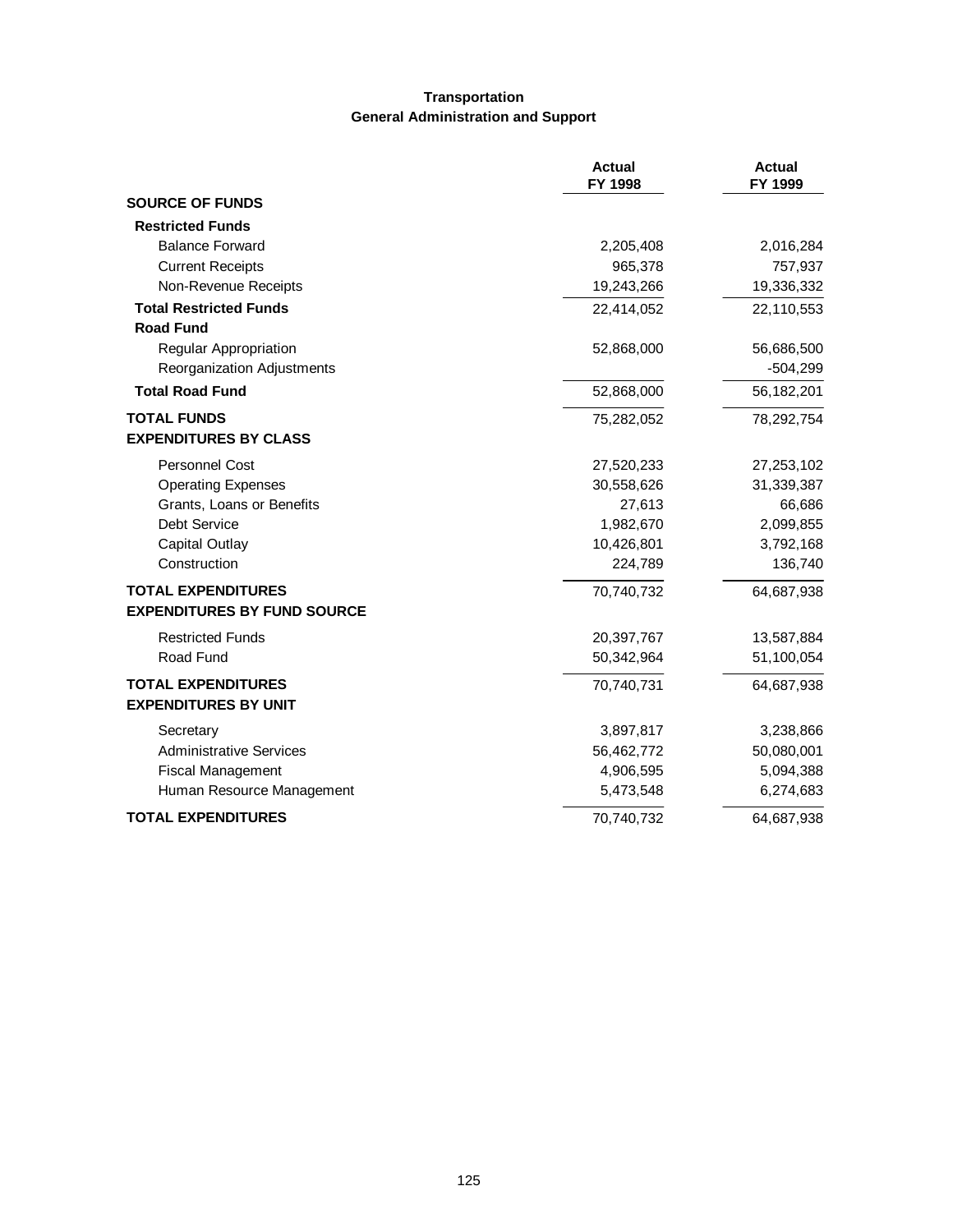## Transportation
### General Administration and Support

| | Actual FY 1998 | Actual FY 1999 |
|---|---|---|
| **SOURCE OF FUNDS** | | |
| **Restricted Funds** | | |
| Balance Forward | 2,205,408 | 2,016,284 |
| Current Receipts | 965,378 | 757,937 |
| Non-Revenue Receipts | 19,243,266 | 19,336,332 |
| **Total Restricted Funds** | 22,414,052 | 22,110,553 |
| **Road Fund** | | |
| Regular Appropriation | 52,868,000 | 56,686,500 |
| Reorganization Adjustments | | -504,299 |
| **Total Road Fund** | 52,868,000 | 56,182,201 |
| **TOTAL FUNDS** | 75,282,052 | 78,292,754 |
| **EXPENDITURES BY CLASS** | | |
| Personnel Cost | 27,520,233 | 27,253,102 |
| Operating Expenses | 30,558,626 | 31,339,387 |
| Grants, Loans or Benefits | 27,613 | 66,686 |
| Debt Service | 1,982,670 | 2,099,855 |
| Capital Outlay | 10,426,801 | 3,792,168 |
| Construction | 224,789 | 136,740 |
| **TOTAL EXPENDITURES** | 70,740,732 | 64,687,938 |
| **EXPENDITURES BY FUND SOURCE** | | |
| Restricted Funds | 20,397,767 | 13,587,884 |
| Road Fund | 50,342,964 | 51,100,054 |
| **TOTAL EXPENDITURES** | 70,740,731 | 64,687,938 |
| **EXPENDITURES BY UNIT** | | |
| Secretary | 3,897,817 | 3,238,866 |
| Administrative Services | 56,462,772 | 50,080,001 |
| Fiscal Management | 4,906,595 | 5,094,388 |
| Human Resource Management | 5,473,548 | 6,274,683 |
| **TOTAL EXPENDITURES** | 70,740,732 | 64,687,938 |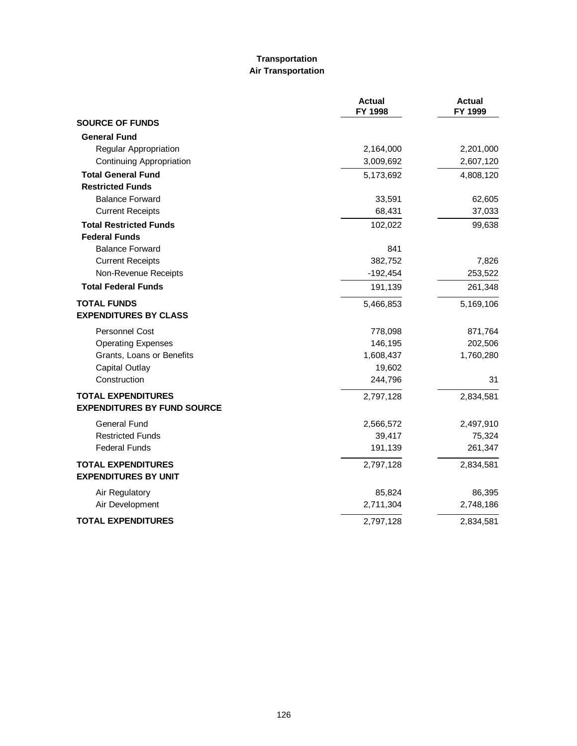# Transportation
## Air Transportation

| | Actual FY 1998 | Actual FY 1999 |
|---|---|---|
| **SOURCE OF FUNDS** | | |
| **General Fund** | | |
| Regular Appropriation | 2,164,000 | 2,201,000 |
| Continuing Appropriation | 3,009,692 | 2,607,120 |
| **Total General Fund** | 5,173,692 | 4,808,120 |
| **Restricted Funds** | | |
| Balance Forward | 33,591 | 62,605 |
| Current Receipts | 68,431 | 37,033 |
| **Total Restricted Funds** | 102,022 | 99,638 |
| **Federal Funds** | | |
| Balance Forward | 841 | |
| Current Receipts | 382,752 | 7,826 |
| Non-Revenue Receipts | -192,454 | 253,522 |
| **Total Federal Funds** | 191,139 | 261,348 |
| **TOTAL FUNDS** | 5,466,853 | 5,169,106 |
| **EXPENDITURES BY CLASS** | | |
| Personnel Cost | 778,098 | 871,764 |
| Operating Expenses | 146,195 | 202,506 |
| Grants, Loans or Benefits | 1,608,437 | 1,760,280 |
| Capital Outlay | 19,602 | |
| Construction | 244,796 | 31 |
| **TOTAL EXPENDITURES** | 2,797,128 | 2,834,581 |
| **EXPENDITURES BY FUND SOURCE** | | |
| General Fund | 2,566,572 | 2,497,910 |
| Restricted Funds | 39,417 | 75,324 |
| Federal Funds | 191,139 | 261,347 |
| **TOTAL EXPENDITURES** | 2,797,128 | 2,834,581 |
| **EXPENDITURES BY UNIT** | | |
| Air Regulatory | 85,824 | 86,395 |
| Air Development | 2,711,304 | 2,748,186 |
| **TOTAL EXPENDITURES** | 2,797,128 | 2,834,581 |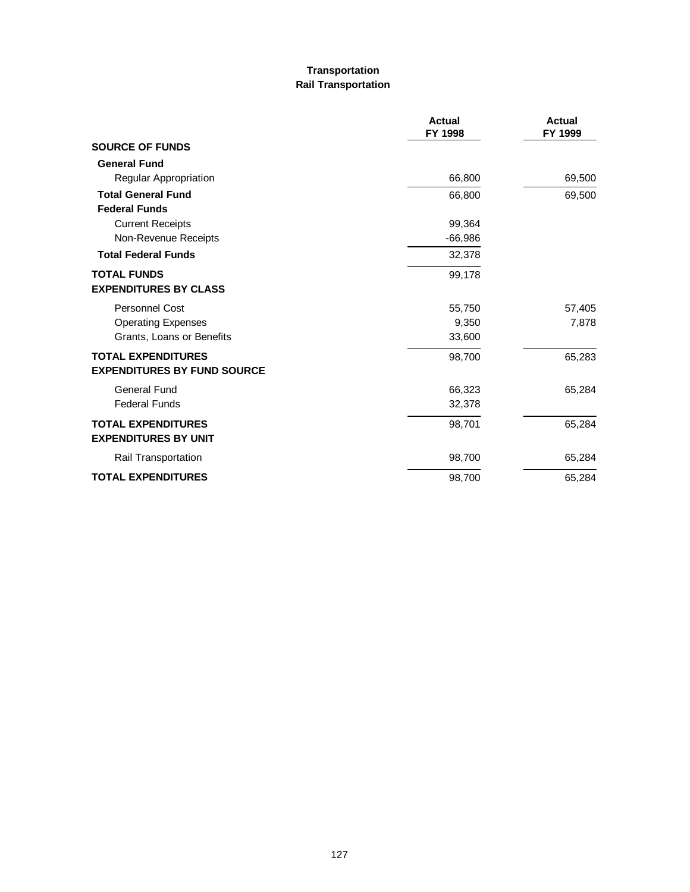## Transportation

## Rail Transportation

| | Actual FY 1998 | Actual FY 1999 |
|---|---|---|
| **SOURCE OF FUNDS** | | |
| **General Fund** | | |
| Regular Appropriation | 66,800 | 69,500 |
| **Total General Fund** | 66,800 | 69,500 |
| **Federal Funds** | | |
| Current Receipts | 99,364 | |
| Non-Revenue Receipts | -66,986 | |
| **Total Federal Funds** | 32,378 | |
| **TOTAL FUNDS** | 99,178 | |
| **EXPENDITURES BY CLASS** | | |
| Personnel Cost | 55,750 | 57,405 |
| Operating Expenses | 9,350 | 7,878 |
| Grants, Loans or Benefits | 33,600 | |
| **TOTAL EXPENDITURES** | 98,700 | 65,283 |
| **EXPENDITURES BY FUND SOURCE** | | |
| General Fund | 66,323 | 65,284 |
| Federal Funds | 32,378 | |
| **TOTAL EXPENDITURES** | 98,701 | 65,284 |
| **EXPENDITURES BY UNIT** | | |
| Rail Transportation | 98,700 | 65,284 |
| **TOTAL EXPENDITURES** | 98,700 | 65,284 |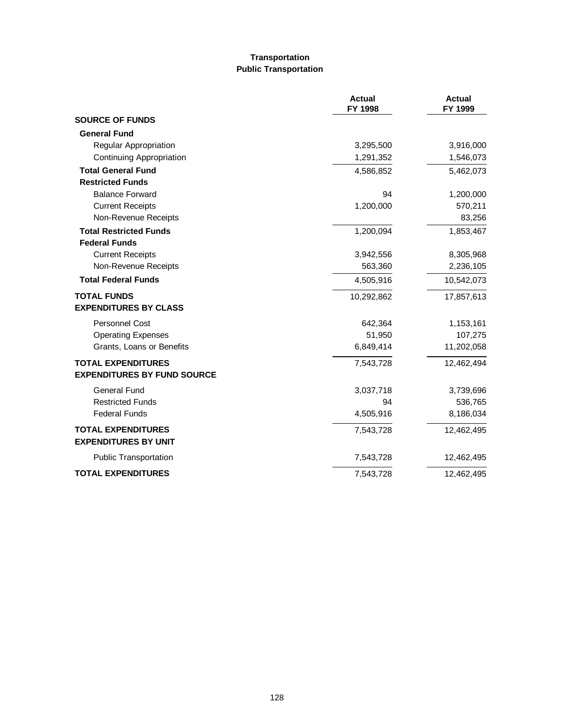# Transportation
## Public Transportation

| | Actual FY 1998 | Actual FY 1999 |
|---|---|---|
| **SOURCE OF FUNDS** | | |
| **General Fund** | | |
| Regular Appropriation | 3,295,500 | 3,916,000 |
| Continuing Appropriation | 1,291,352 | 1,546,073 |
| **Total General Fund** | 4,586,852 | 5,462,073 |
| **Restricted Funds** | | |
| Balance Forward | 94 | 1,200,000 |
| Current Receipts | 1,200,000 | 570,211 |
| Non-Revenue Receipts | | 83,256 |
| **Total Restricted Funds** | 1,200,094 | 1,853,467 |
| **Federal Funds** | | |
| Current Receipts | 3,942,556 | 8,305,968 |
| Non-Revenue Receipts | 563,360 | 2,236,105 |
| **Total Federal Funds** | 4,505,916 | 10,542,073 |
| **TOTAL FUNDS** | 10,292,862 | 17,857,613 |
| **EXPENDITURES BY CLASS** | | |
| Personnel Cost | 642,364 | 1,153,161 |
| Operating Expenses | 51,950 | 107,275 |
| Grants, Loans or Benefits | 6,849,414 | 11,202,058 |
| **TOTAL EXPENDITURES** | 7,543,728 | 12,462,494 |
| **EXPENDITURES BY FUND SOURCE** | | |
| General Fund | 3,037,718 | 3,739,696 |
| Restricted Funds | 94 | 536,765 |
| Federal Funds | 4,505,916 | 8,186,034 |
| **TOTAL EXPENDITURES** | 7,543,728 | 12,462,495 |
| **EXPENDITURES BY UNIT** | | |
| Public Transportation | 7,543,728 | 12,462,495 |
| **TOTAL EXPENDITURES** | 7,543,728 | 12,462,495 |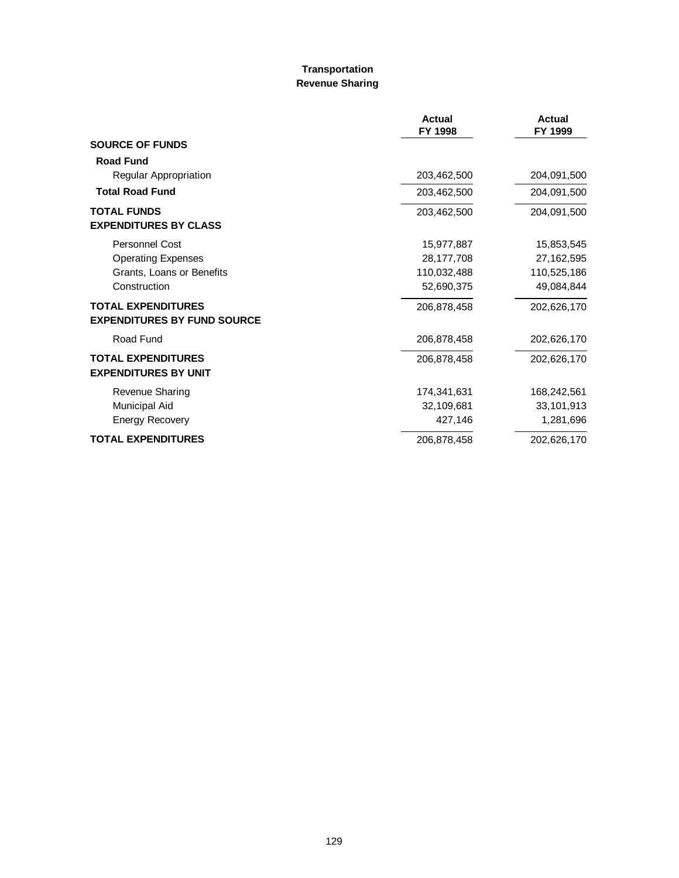# Transportation
## Revenue Sharing

| | Actual FY 1998 | Actual FY 1999 |
|---|---|---|
| **SOURCE OF FUNDS** | | |
| **Road Fund** | | |
| Regular Appropriation | 203,462,500 | 204,091,500 |
| **Total Road Fund** | 203,462,500 | 204,091,500 |
| **TOTAL FUNDS** | 203,462,500 | 204,091,500 |
| **EXPENDITURES BY CLASS** | | |
| Personnel Cost | 15,977,887 | 15,853,545 |
| Operating Expenses | 28,177,708 | 27,162,595 |
| Grants, Loans or Benefits | 110,032,488 | 110,525,186 |
| Construction | 52,690,375 | 49,084,844 |
| **TOTAL EXPENDITURES** | 206,878,458 | 202,626,170 |
| **EXPENDITURES BY FUND SOURCE** | | |
| Road Fund | 206,878,458 | 202,626,170 |
| **TOTAL EXPENDITURES** | 206,878,458 | 202,626,170 |
| **EXPENDITURES BY UNIT** | | |
| Revenue Sharing | 174,341,631 | 168,242,561 |
| Municipal Aid | 32,109,681 | 33,101,913 |
| Energy Recovery | 427,146 | 1,281,696 |
| **TOTAL EXPENDITURES** | 206,878,458 | 202,626,170 |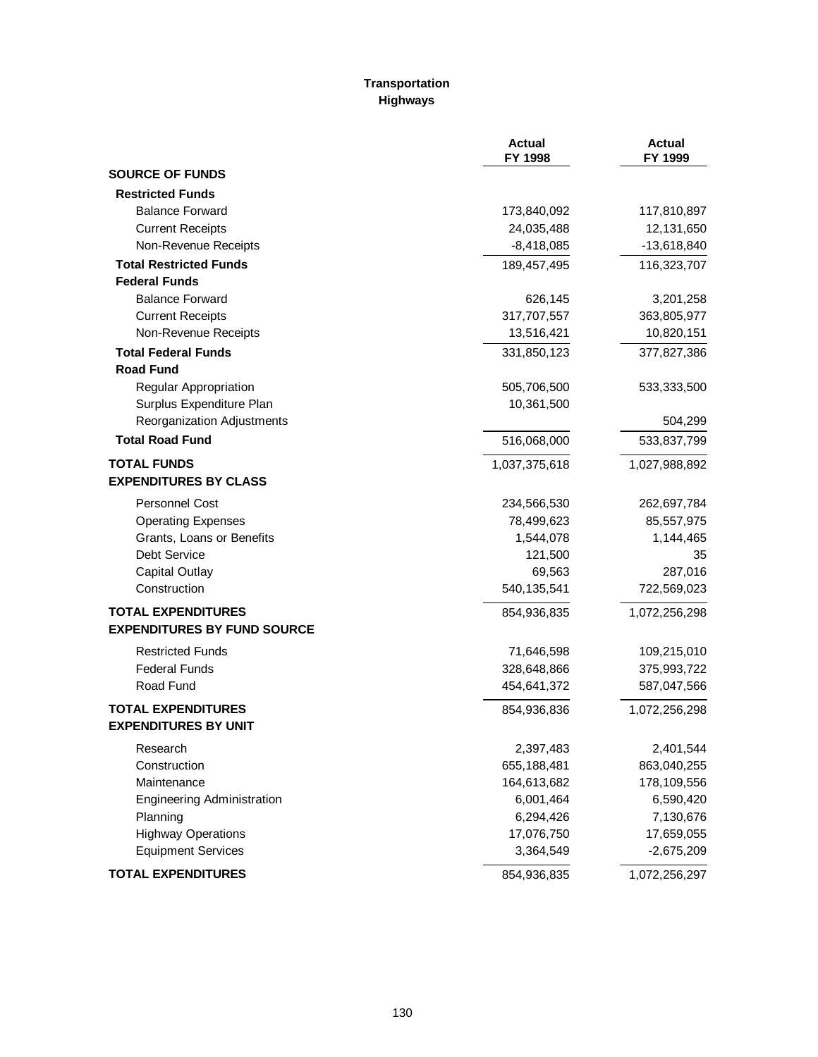**Transportation**
**Highways**

| | Actual FY 1998 | Actual FY 1999 |
|---|---|---|
| **SOURCE OF FUNDS** | | |
| **Restricted Funds** | | |
| Balance Forward | 173,840,092 | 117,810,897 |
| Current Receipts | 24,035,488 | 12,131,650 |
| Non-Revenue Receipts | -8,418,085 | -13,618,840 |
| **Total Restricted Funds** | 189,457,495 | 116,323,707 |
| **Federal Funds** | | |
| Balance Forward | 626,145 | 3,201,258 |
| Current Receipts | 317,707,557 | 363,805,977 |
| Non-Revenue Receipts | 13,516,421 | 10,820,151 |
| **Total Federal Funds** | 331,850,123 | 377,827,386 |
| **Road Fund** | | |
| Regular Appropriation | 505,706,500 | 533,333,500 |
| Surplus Expenditure Plan | 10,361,500 | |
| Reorganization Adjustments | | 504,299 |
| **Total Road Fund** | 516,068,000 | 533,837,799 |
| **TOTAL FUNDS** | 1,037,375,618 | 1,027,988,892 |
| **EXPENDITURES BY CLASS** | | |
| Personnel Cost | 234,566,530 | 262,697,784 |
| Operating Expenses | 78,499,623 | 85,557,975 |
| Grants, Loans or Benefits | 1,544,078 | 1,144,465 |
| Debt Service | 121,500 | 35 |
| Capital Outlay | 69,563 | 287,016 |
| Construction | 540,135,541 | 722,569,023 |
| **TOTAL EXPENDITURES** | 854,936,835 | 1,072,256,298 |
| **EXPENDITURES BY FUND SOURCE** | | |
| Restricted Funds | 71,646,598 | 109,215,010 |
| Federal Funds | 328,648,866 | 375,993,722 |
| Road Fund | 454,641,372 | 587,047,566 |
| **TOTAL EXPENDITURES** | 854,936,836 | 1,072,256,298 |
| **EXPENDITURES BY UNIT** | | |
| Research | 2,397,483 | 2,401,544 |
| Construction | 655,188,481 | 863,040,255 |
| Maintenance | 164,613,682 | 178,109,556 |
| Engineering Administration | 6,001,464 | 6,590,420 |
| Planning | 6,294,426 | 7,130,676 |
| Highway Operations | 17,076,750 | 17,659,055 |
| Equipment Services | 3,364,549 | -2,675,209 |
| **TOTAL EXPENDITURES** | 854,936,835 | 1,072,256,297 |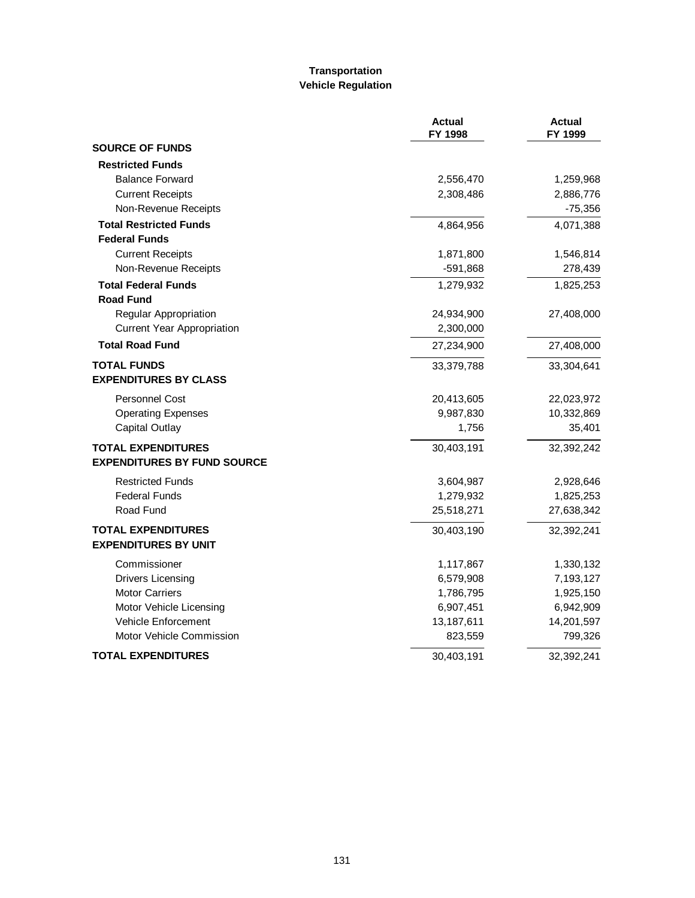# Transportation
## Vehicle Regulation

| | Actual FY 1998 | Actual FY 1999 |
|---|---|---|
| **SOURCE OF FUNDS** | | |
| **Restricted Funds** | | |
| Balance Forward | 2,556,470 | 1,259,968 |
| Current Receipts | 2,308,486 | 2,886,776 |
| Non-Revenue Receipts | | -75,356 |
| **Total Restricted Funds** | 4,864,956 | 4,071,388 |
| **Federal Funds** | | |
| Current Receipts | 1,871,800 | 1,546,814 |
| Non-Revenue Receipts | -591,868 | 278,439 |
| **Total Federal Funds** | 1,279,932 | 1,825,253 |
| **Road Fund** | | |
| Regular Appropriation | 24,934,900 | 27,408,000 |
| Current Year Appropriation | 2,300,000 | |
| **Total Road Fund** | 27,234,900 | 27,408,000 |
| **TOTAL FUNDS** | 33,379,788 | 33,304,641 |
| **EXPENDITURES BY CLASS** | | |
| Personnel Cost | 20,413,605 | 22,023,972 |
| Operating Expenses | 9,987,830 | 10,332,869 |
| Capital Outlay | 1,756 | 35,401 |
| **TOTAL EXPENDITURES** | 30,403,191 | 32,392,242 |
| **EXPENDITURES BY FUND SOURCE** | | |
| Restricted Funds | 3,604,987 | 2,928,646 |
| Federal Funds | 1,279,932 | 1,825,253 |
| Road Fund | 25,518,271 | 27,638,342 |
| **TOTAL EXPENDITURES** | 30,403,190 | 32,392,241 |
| **EXPENDITURES BY UNIT** | | |
| Commissioner | 1,117,867 | 1,330,132 |
| Drivers Licensing | 6,579,908 | 7,193,127 |
| Motor Carriers | 1,786,795 | 1,925,150 |
| Motor Vehicle Licensing | 6,907,451 | 6,942,909 |
| Vehicle Enforcement | 13,187,611 | 14,201,597 |
| Motor Vehicle Commission | 823,559 | 799,326 |
| **TOTAL EXPENDITURES** | 30,403,191 | 32,392,241 |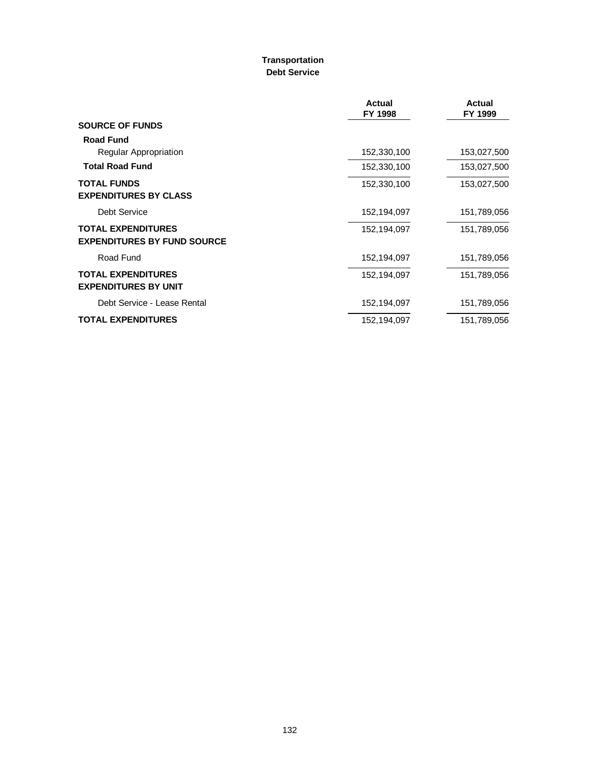**Transportation**
**Debt Service**

| | Actual FY 1998 | Actual FY 1999 |
|---|---|---|
| **SOURCE OF FUNDS** | | |
| **Road Fund** | | |
| Regular Appropriation | 152,330,100 | 153,027,500 |
| **Total Road Fund** | 152,330,100 | 153,027,500 |
| **TOTAL FUNDS** | 152,330,100 | 153,027,500 |
| **EXPENDITURES BY CLASS** | | |
| Debt Service | 152,194,097 | 151,789,056 |
| **TOTAL EXPENDITURES** | 152,194,097 | 151,789,056 |
| **EXPENDITURES BY FUND SOURCE** | | |
| Road Fund | 152,194,097 | 151,789,056 |
| **TOTAL EXPENDITURES** | 152,194,097 | 151,789,056 |
| **EXPENDITURES BY UNIT** | | |
| Debt Service - Lease Rental | 152,194,097 | 151,789,056 |
| **TOTAL EXPENDITURES** | 152,194,097 | 151,789,056 |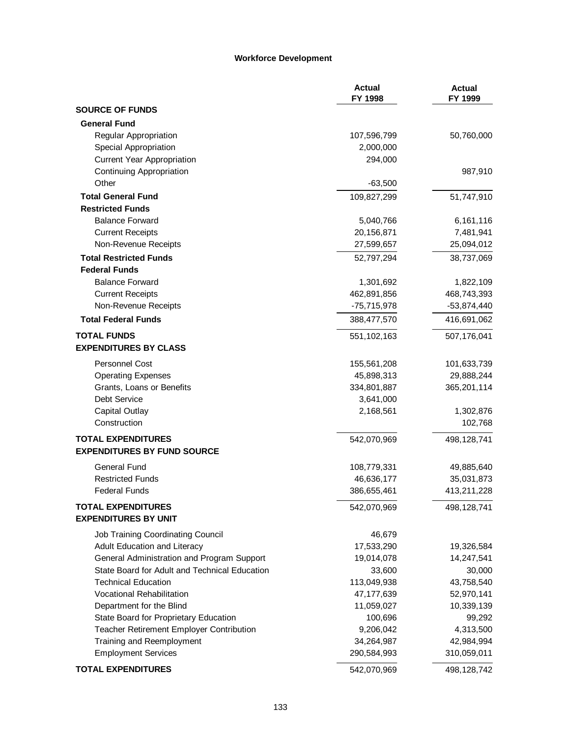## Workforce Development

| | Actual FY 1998 | Actual FY 1999 |
|---|---|---|
| **SOURCE OF FUNDS** | | |
| **General Fund** | | |
| Regular Appropriation | 107,596,799 | 50,760,000 |
| Special Appropriation | 2,000,000 | |
| Current Year Appropriation | 294,000 | |
| Continuing Appropriation | | 987,910 |
| Other | -63,500 | |
| **Total General Fund** | 109,827,299 | 51,747,910 |
| **Restricted Funds** | | |
| Balance Forward | 5,040,766 | 6,161,116 |
| Current Receipts | 20,156,871 | 7,481,941 |
| Non-Revenue Receipts | 27,599,657 | 25,094,012 |
| **Total Restricted Funds** | 52,797,294 | 38,737,069 |
| **Federal Funds** | | |
| Balance Forward | 1,301,692 | 1,822,109 |
| Current Receipts | 462,891,856 | 468,743,393 |
| Non-Revenue Receipts | -75,715,978 | -53,874,440 |
| **Total Federal Funds** | 388,477,570 | 416,691,062 |
| **TOTAL FUNDS** | 551,102,163 | 507,176,041 |
| **EXPENDITURES BY CLASS** | | |
| Personnel Cost | 155,561,208 | 101,633,739 |
| Operating Expenses | 45,898,313 | 29,888,244 |
| Grants, Loans or Benefits | 334,801,887 | 365,201,114 |
| Debt Service | 3,641,000 | |
| Capital Outlay | 2,168,561 | 1,302,876 |
| Construction | | 102,768 |
| **TOTAL EXPENDITURES** | 542,070,969 | 498,128,741 |
| **EXPENDITURES BY FUND SOURCE** | | |
| General Fund | 108,779,331 | 49,885,640 |
| Restricted Funds | 46,636,177 | 35,031,873 |
| Federal Funds | 386,655,461 | 413,211,228 |
| **TOTAL EXPENDITURES** | 542,070,969 | 498,128,741 |
| **EXPENDITURES BY UNIT** | | |
| Job Training Coordinating Council | 46,679 | |
| Adult Education and Literacy | 17,533,290 | 19,326,584 |
| General Administration and Program Support | 19,014,078 | 14,247,541 |
| State Board for Adult and Technical Education | 33,600 | 30,000 |
| Technical Education | 113,049,938 | 43,758,540 |
| Vocational Rehabilitation | 47,177,639 | 52,970,141 |
| Department for the Blind | 11,059,027 | 10,339,139 |
| State Board for Proprietary Education | 100,696 | 99,292 |
| Teacher Retirement Employer Contribution | 9,206,042 | 4,313,500 |
| Training and Reemployment | 34,264,987 | 42,984,994 |
| Employment Services | 290,584,993 | 310,059,011 |
| **TOTAL EXPENDITURES** | 542,070,969 | 498,128,742 |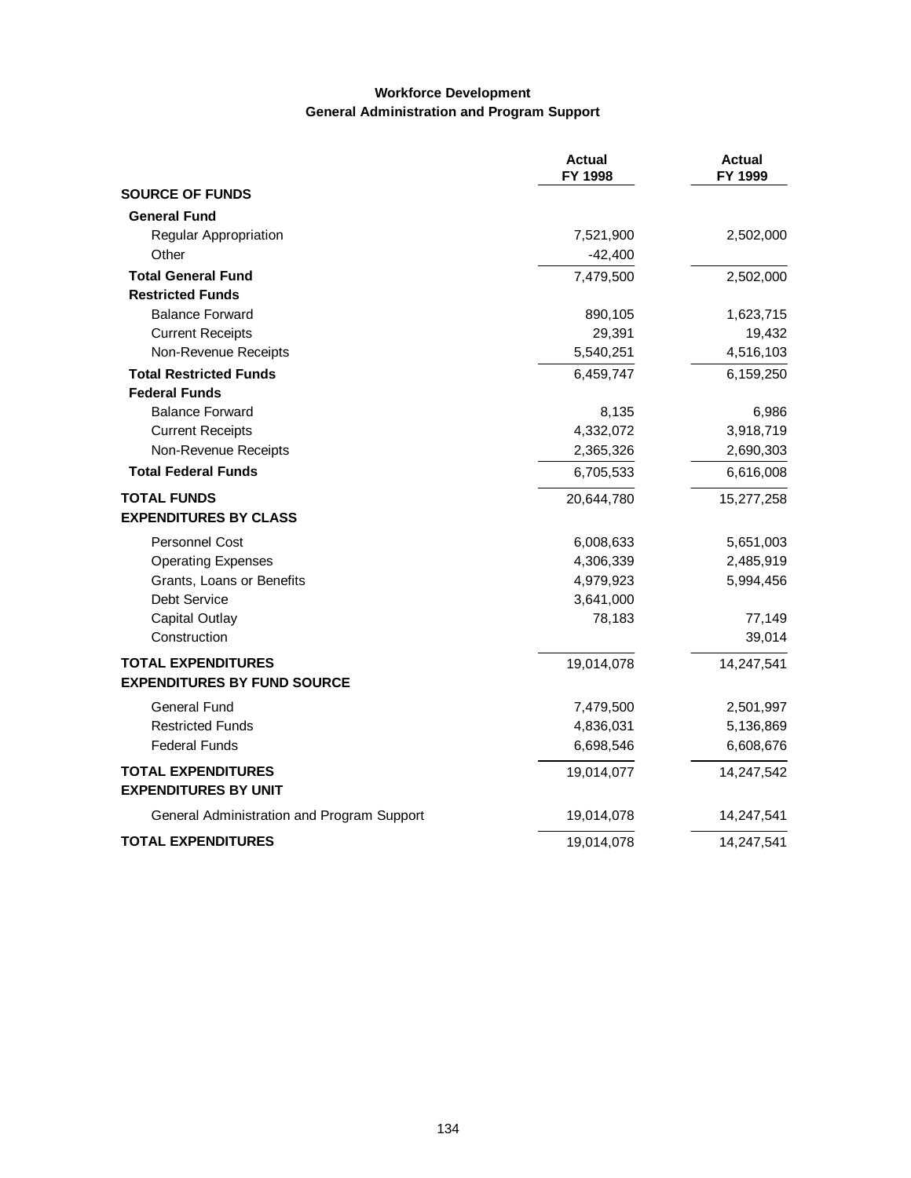## Workforce Development
### General Administration and Program Support

| | Actual FY 1998 | Actual FY 1999 |
|---|---|---|
| **SOURCE OF FUNDS** | | |
| **General Fund** | | |
| Regular Appropriation | 7,521,900 | 2,502,000 |
| Other | -42,400 | |
| **Total General Fund** | 7,479,500 | 2,502,000 |
| **Restricted Funds** | | |
| Balance Forward | 890,105 | 1,623,715 |
| Current Receipts | 29,391 | 19,432 |
| Non-Revenue Receipts | 5,540,251 | 4,516,103 |
| **Total Restricted Funds** | 6,459,747 | 6,159,250 |
| **Federal Funds** | | |
| Balance Forward | 8,135 | 6,986 |
| Current Receipts | 4,332,072 | 3,918,719 |
| Non-Revenue Receipts | 2,365,326 | 2,690,303 |
| **Total Federal Funds** | 6,705,533 | 6,616,008 |
| **TOTAL FUNDS** | 20,644,780 | 15,277,258 |
| **EXPENDITURES BY CLASS** | | |
| Personnel Cost | 6,008,633 | 5,651,003 |
| Operating Expenses | 4,306,339 | 2,485,919 |
| Grants, Loans or Benefits | 4,979,923 | 5,994,456 |
| Debt Service | 3,641,000 | |
| Capital Outlay | 78,183 | 77,149 |
| Construction | | 39,014 |
| **TOTAL EXPENDITURES** | 19,014,078 | 14,247,541 |
| **EXPENDITURES BY FUND SOURCE** | | |
| General Fund | 7,479,500 | 2,501,997 |
| Restricted Funds | 4,836,031 | 5,136,869 |
| Federal Funds | 6,698,546 | 6,608,676 |
| **TOTAL EXPENDITURES** | 19,014,077 | 14,247,542 |
| **EXPENDITURES BY UNIT** | | |
| General Administration and Program Support | 19,014,078 | 14,247,541 |
| **TOTAL EXPENDITURES** | 19,014,078 | 14,247,541 |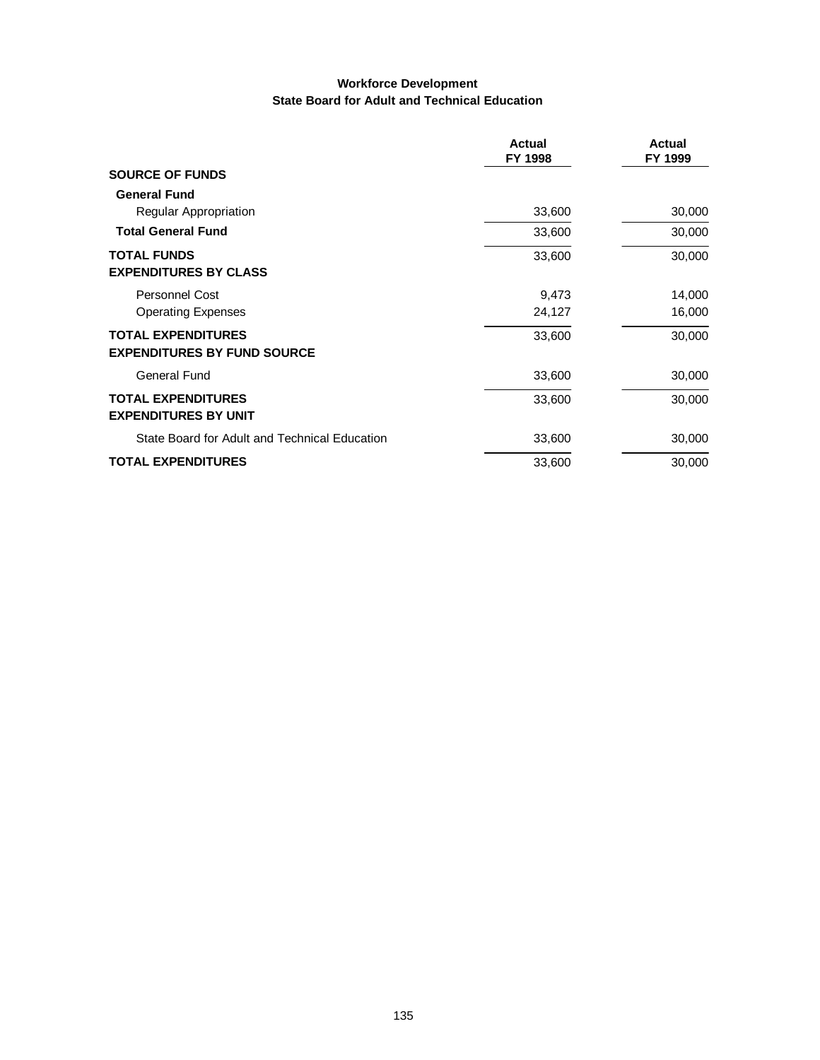# Workforce Development
## State Board for Adult and Technical Education

| | Actual FY 1998 | Actual FY 1999 |
|---|---|---|
| **SOURCE OF FUNDS** | | |
| **General Fund** | | |
| Regular Appropriation | 33,600 | 30,000 |
| **Total General Fund** | 33,600 | 30,000 |
| **TOTAL FUNDS** | 33,600 | 30,000 |
| **EXPENDITURES BY CLASS** | | |
| Personnel Cost | 9,473 | 14,000 |
| Operating Expenses | 24,127 | 16,000 |
| **TOTAL EXPENDITURES** | 33,600 | 30,000 |
| **EXPENDITURES BY FUND SOURCE** | | |
| General Fund | 33,600 | 30,000 |
| **TOTAL EXPENDITURES** | 33,600 | 30,000 |
| **EXPENDITURES BY UNIT** | | |
| State Board for Adult and Technical Education | 33,600 | 30,000 |
| **TOTAL EXPENDITURES** | 33,600 | 30,000 |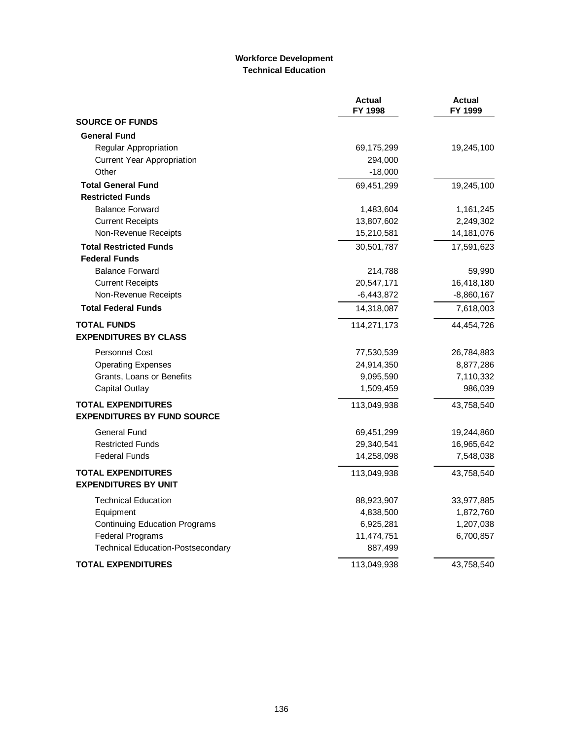## Workforce Development
### Technical Education

| | Actual FY 1998 | Actual FY 1999 |
|---|---|---|
| **SOURCE OF FUNDS** | | |
| **General Fund** | | |
| Regular Appropriation | 69,175,299 | 19,245,100 |
| Current Year Appropriation | 294,000 | |
| Other | -18,000 | |
| **Total General Fund** | 69,451,299 | 19,245,100 |
| **Restricted Funds** | | |
| Balance Forward | 1,483,604 | 1,161,245 |
| Current Receipts | 13,807,602 | 2,249,302 |
| Non-Revenue Receipts | 15,210,581 | 14,181,076 |
| **Total Restricted Funds** | 30,501,787 | 17,591,623 |
| **Federal Funds** | | |
| Balance Forward | 214,788 | 59,990 |
| Current Receipts | 20,547,171 | 16,418,180 |
| Non-Revenue Receipts | -6,443,872 | -8,860,167 |
| **Total Federal Funds** | 14,318,087 | 7,618,003 |
| **TOTAL FUNDS** | 114,271,173 | 44,454,726 |
| **EXPENDITURES BY CLASS** | | |
| Personnel Cost | 77,530,539 | 26,784,883 |
| Operating Expenses | 24,914,350 | 8,877,286 |
| Grants, Loans or Benefits | 9,095,590 | 7,110,332 |
| Capital Outlay | 1,509,459 | 986,039 |
| **TOTAL EXPENDITURES** | 113,049,938 | 43,758,540 |
| **EXPENDITURES BY FUND SOURCE** | | |
| General Fund | 69,451,299 | 19,244,860 |
| Restricted Funds | 29,340,541 | 16,965,642 |
| Federal Funds | 14,258,098 | 7,548,038 |
| **TOTAL EXPENDITURES** | 113,049,938 | 43,758,540 |
| **EXPENDITURES BY UNIT** | | |
| Technical Education | 88,923,907 | 33,977,885 |
| Equipment | 4,838,500 | 1,872,760 |
| Continuing Education Programs | 6,925,281 | 1,207,038 |
| Federal Programs | 11,474,751 | 6,700,857 |
| Technical Education-Postsecondary | 887,499 | |
| **TOTAL EXPENDITURES** | 113,049,938 | 43,758,540 |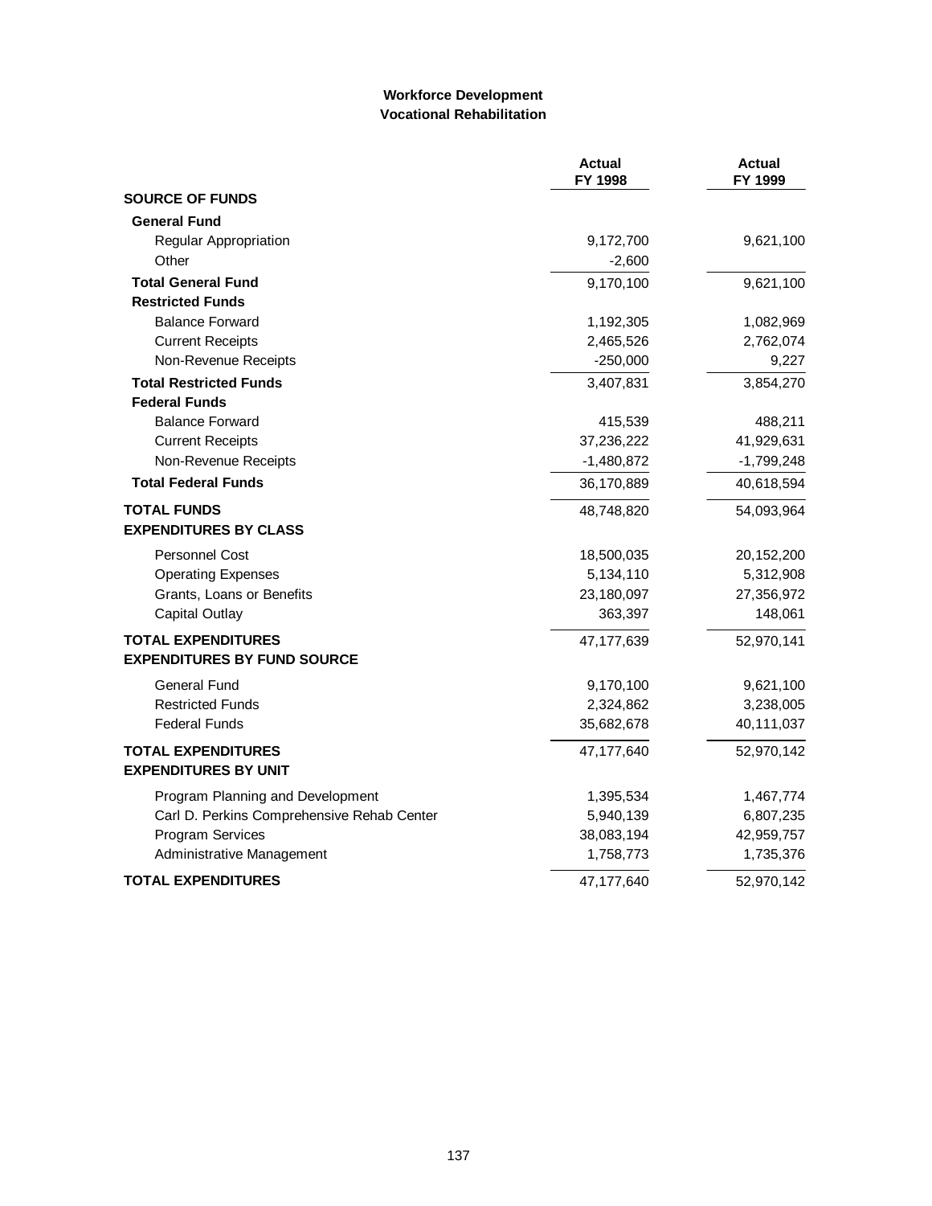**Workforce Development**
**Vocational Rehabilitation**

| | Actual FY 1998 | Actual FY 1999 |
|---|---|---|
| **SOURCE OF FUNDS** | | |
| **General Fund** | | |
| Regular Appropriation | 9,172,700 | 9,621,100 |
| Other | -2,600 | |
| **Total General Fund** | 9,170,100 | 9,621,100 |
| **Restricted Funds** | | |
| Balance Forward | 1,192,305 | 1,082,969 |
| Current Receipts | 2,465,526 | 2,762,074 |
| Non-Revenue Receipts | -250,000 | 9,227 |
| **Total Restricted Funds** | 3,407,831 | 3,854,270 |
| **Federal Funds** | | |
| Balance Forward | 415,539 | 488,211 |
| Current Receipts | 37,236,222 | 41,929,631 |
| Non-Revenue Receipts | -1,480,872 | -1,799,248 |
| **Total Federal Funds** | 36,170,889 | 40,618,594 |
| **TOTAL FUNDS** | 48,748,820 | 54,093,964 |
| **EXPENDITURES BY CLASS** | | |
| Personnel Cost | 18,500,035 | 20,152,200 |
| Operating Expenses | 5,134,110 | 5,312,908 |
| Grants, Loans or Benefits | 23,180,097 | 27,356,972 |
| Capital Outlay | 363,397 | 148,061 |
| **TOTAL EXPENDITURES** | 47,177,639 | 52,970,141 |
| **EXPENDITURES BY FUND SOURCE** | | |
| General Fund | 9,170,100 | 9,621,100 |
| Restricted Funds | 2,324,862 | 3,238,005 |
| Federal Funds | 35,682,678 | 40,111,037 |
| **TOTAL EXPENDITURES** | 47,177,640 | 52,970,142 |
| **EXPENDITURES BY UNIT** | | |
| Program Planning and Development | 1,395,534 | 1,467,774 |
| Carl D. Perkins Comprehensive Rehab Center | 5,940,139 | 6,807,235 |
| Program Services | 38,083,194 | 42,959,757 |
| Administrative Management | 1,758,773 | 1,735,376 |
| **TOTAL EXPENDITURES** | 47,177,640 | 52,970,142 |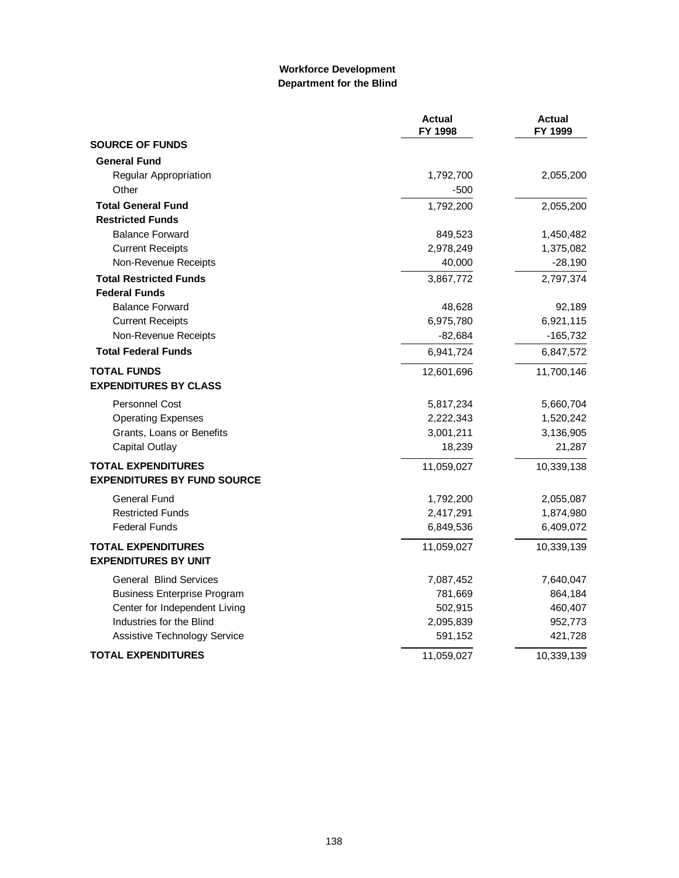### Workforce Development
### Department for the Blind

| | Actual FY 1998 | Actual FY 1999 |
|---|---|---|
| **SOURCE OF FUNDS** | | |
| **General Fund** | | |
| Regular Appropriation | 1,792,700 | 2,055,200 |
| Other | -500 | |
| **Total General Fund** | 1,792,200 | 2,055,200 |
| **Restricted Funds** | | |
| Balance Forward | 849,523 | 1,450,482 |
| Current Receipts | 2,978,249 | 1,375,082 |
| Non-Revenue Receipts | 40,000 | -28,190 |
| **Total Restricted Funds** | 3,867,772 | 2,797,374 |
| **Federal Funds** | | |
| Balance Forward | 48,628 | 92,189 |
| Current Receipts | 6,975,780 | 6,921,115 |
| Non-Revenue Receipts | -82,684 | -165,732 |
| **Total Federal Funds** | 6,941,724 | 6,847,572 |
| **TOTAL FUNDS** | 12,601,696 | 11,700,146 |
| **EXPENDITURES BY CLASS** | | |
| Personnel Cost | 5,817,234 | 5,660,704 |
| Operating Expenses | 2,222,343 | 1,520,242 |
| Grants, Loans or Benefits | 3,001,211 | 3,136,905 |
| Capital Outlay | 18,239 | 21,287 |
| **TOTAL EXPENDITURES** | 11,059,027 | 10,339,138 |
| **EXPENDITURES BY FUND SOURCE** | | |
| General Fund | 1,792,200 | 2,055,087 |
| Restricted Funds | 2,417,291 | 1,874,980 |
| Federal Funds | 6,849,536 | 6,409,072 |
| **TOTAL EXPENDITURES** | 11,059,027 | 10,339,139 |
| **EXPENDITURES BY UNIT** | | |
| General Blind Services | 7,087,452 | 7,640,047 |
| Business Enterprise Program | 781,669 | 864,184 |
| Center for Independent Living | 502,915 | 460,407 |
| Industries for the Blind | 2,095,839 | 952,773 |
| Assistive Technology Service | 591,152 | 421,728 |
| **TOTAL EXPENDITURES** | 11,059,027 | 10,339,139 |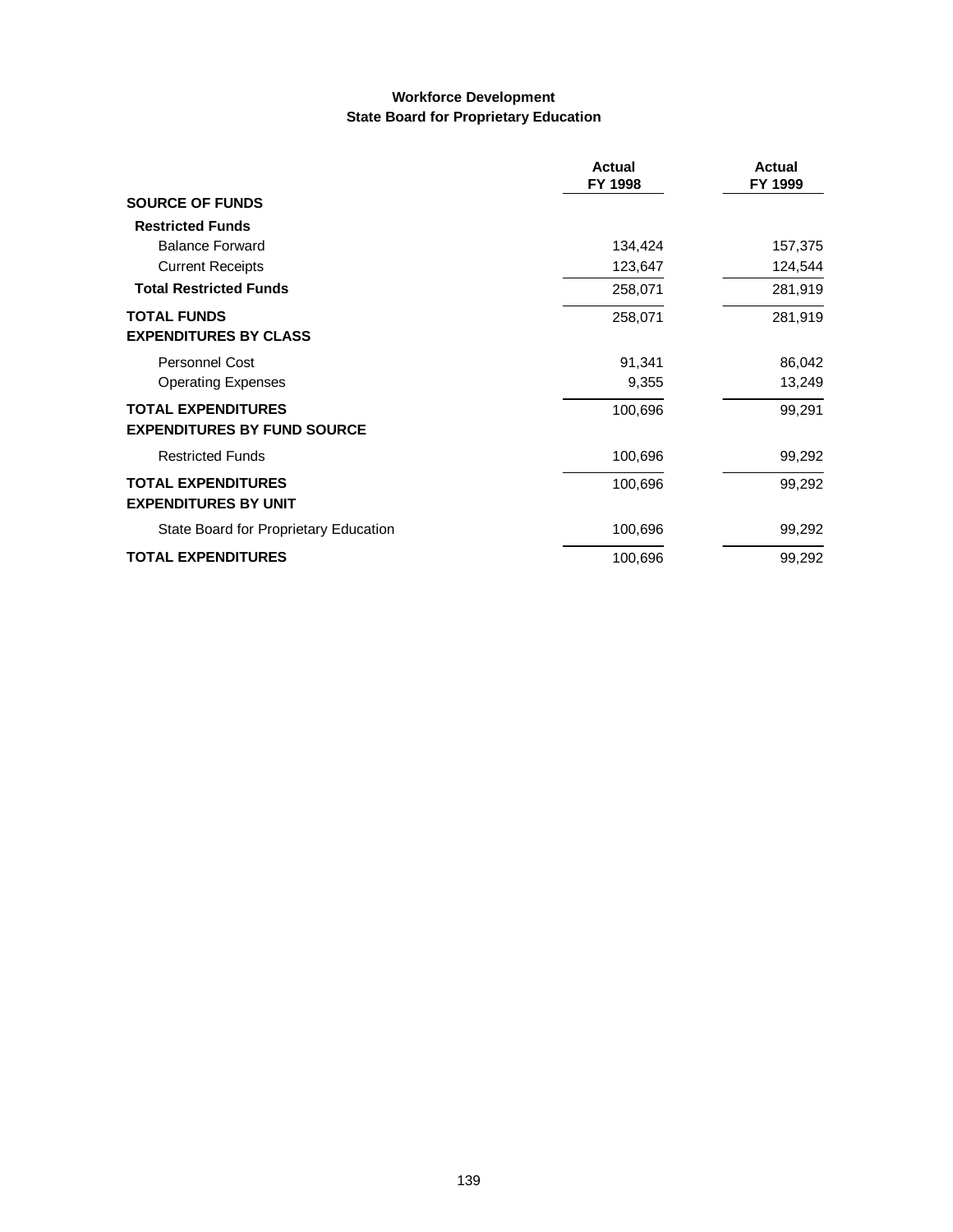**Workforce Development**
**State Board for Proprietary Education**

| | Actual FY 1998 | Actual FY 1999 |
|---|---|---|
| **SOURCE OF FUNDS** | | |
| **Restricted Funds** | | |
| Balance Forward | 134,424 | 157,375 |
| Current Receipts | 123,647 | 124,544 |
| **Total Restricted Funds** | 258,071 | 281,919 |
| **TOTAL FUNDS** | 258,071 | 281,919 |
| **EXPENDITURES BY CLASS** | | |
| Personnel Cost | 91,341 | 86,042 |
| Operating Expenses | 9,355 | 13,249 |
| **TOTAL EXPENDITURES** | 100,696 | 99,291 |
| **EXPENDITURES BY FUND SOURCE** | | |
| Restricted Funds | 100,696 | 99,292 |
| **TOTAL EXPENDITURES** | 100,696 | 99,292 |
| **EXPENDITURES BY UNIT** | | |
| State Board for Proprietary Education | 100,696 | 99,292 |
| **TOTAL EXPENDITURES** | 100,696 | 99,292 |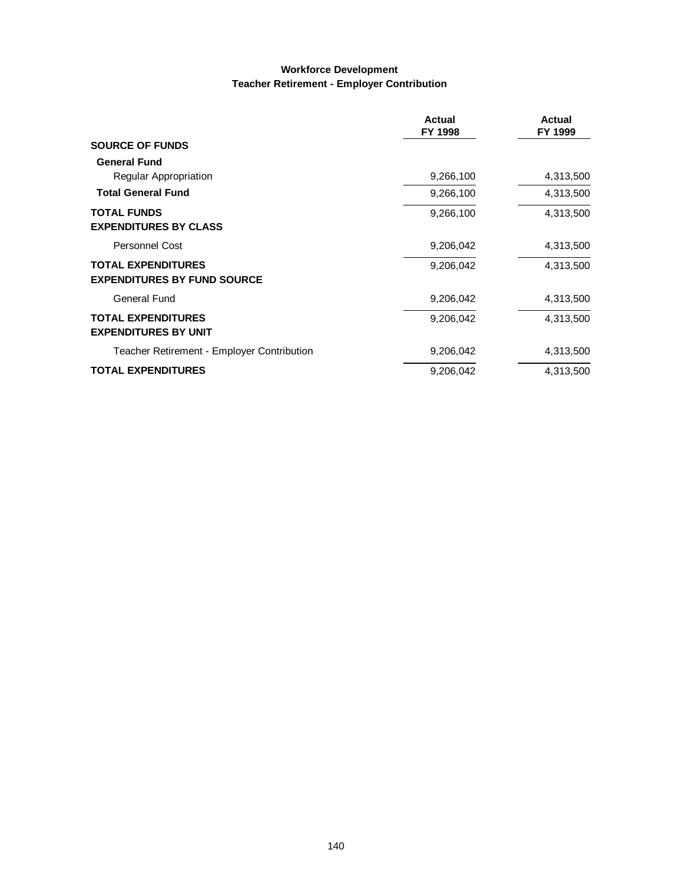## Workforce Development
## Teacher Retirement - Employer Contribution

| | Actual FY 1998 | Actual FY 1999 |
|---|---|---|
| **SOURCE OF FUNDS** | | |
| **General Fund** | | |
| Regular Appropriation | 9,266,100 | 4,313,500 |
| **Total General Fund** | 9,266,100 | 4,313,500 |
| **TOTAL FUNDS** | 9,266,100 | 4,313,500 |
| **EXPENDITURES BY CLASS** | | |
| Personnel Cost | 9,206,042 | 4,313,500 |
| **TOTAL EXPENDITURES** | 9,206,042 | 4,313,500 |
| **EXPENDITURES BY FUND SOURCE** | | |
| General Fund | 9,206,042 | 4,313,500 |
| **TOTAL EXPENDITURES** | 9,206,042 | 4,313,500 |
| **EXPENDITURES BY UNIT** | | |
| Teacher Retirement - Employer Contribution | 9,206,042 | 4,313,500 |
| **TOTAL EXPENDITURES** | 9,206,042 | 4,313,500 |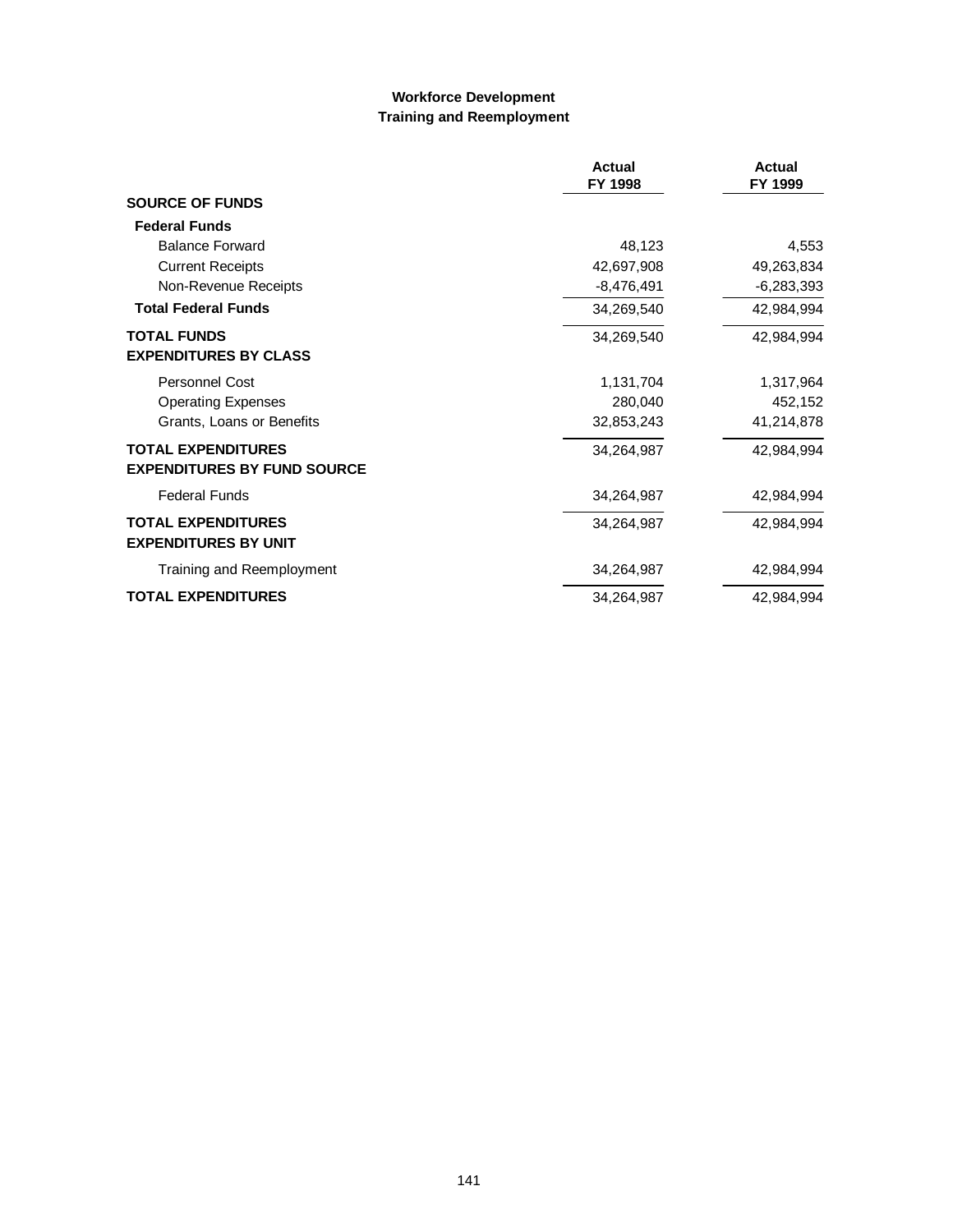**Workforce Development**
**Training and Reemployment**

| | Actual FY 1998 | Actual FY 1999 |
|---|---|---|
| **SOURCE OF FUNDS** | | |
| **Federal Funds** | | |
| Balance Forward | 48,123 | 4,553 |
| Current Receipts | 42,697,908 | 49,263,834 |
| Non-Revenue Receipts | -8,476,491 | -6,283,393 |
| **Total Federal Funds** | 34,269,540 | 42,984,994 |
| **TOTAL FUNDS** | 34,269,540 | 42,984,994 |
| **EXPENDITURES BY CLASS** | | |
| Personnel Cost | 1,131,704 | 1,317,964 |
| Operating Expenses | 280,040 | 452,152 |
| Grants, Loans or Benefits | 32,853,243 | 41,214,878 |
| **TOTAL EXPENDITURES** | 34,264,987 | 42,984,994 |
| **EXPENDITURES BY FUND SOURCE** | | |
| Federal Funds | 34,264,987 | 42,984,994 |
| **TOTAL EXPENDITURES** | 34,264,987 | 42,984,994 |
| **EXPENDITURES BY UNIT** | | |
| Training and Reemployment | 34,264,987 | 42,984,994 |
| **TOTAL EXPENDITURES** | 34,264,987 | 42,984,994 |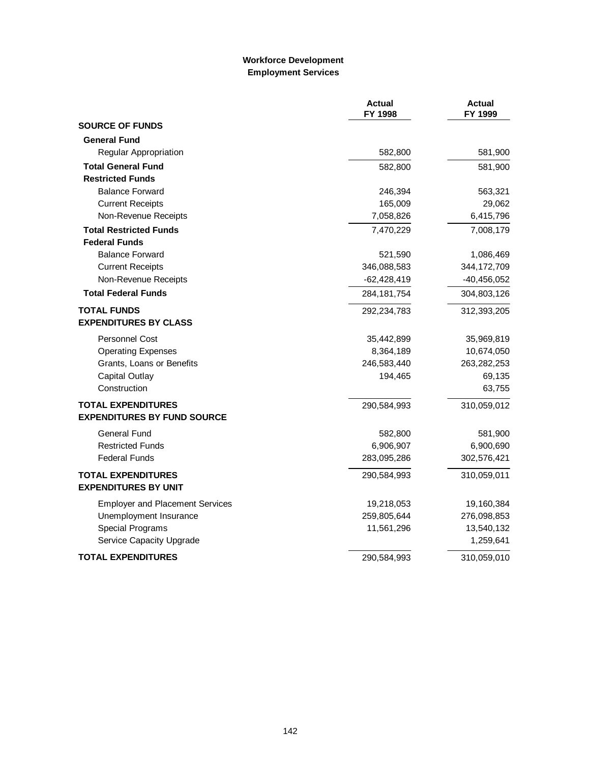### Workforce Development
### Employment Services

| | Actual FY 1998 | Actual FY 1999 |
|---|---|---|
| **SOURCE OF FUNDS** | | |
| **General Fund** | | |
| Regular Appropriation | 582,800 | 581,900 |
| **Total General Fund** | 582,800 | 581,900 |
| **Restricted Funds** | | |
| Balance Forward | 246,394 | 563,321 |
| Current Receipts | 165,009 | 29,062 |
| Non-Revenue Receipts | 7,058,826 | 6,415,796 |
| **Total Restricted Funds** | 7,470,229 | 7,008,179 |
| **Federal Funds** | | |
| Balance Forward | 521,590 | 1,086,469 |
| Current Receipts | 346,088,583 | 344,172,709 |
| Non-Revenue Receipts | -62,428,419 | -40,456,052 |
| **Total Federal Funds** | 284,181,754 | 304,803,126 |
| **TOTAL FUNDS** | 292,234,783 | 312,393,205 |
| **EXPENDITURES BY CLASS** | | |
| Personnel Cost | 35,442,899 | 35,969,819 |
| Operating Expenses | 8,364,189 | 10,674,050 |
| Grants, Loans or Benefits | 246,583,440 | 263,282,253 |
| Capital Outlay | 194,465 | 69,135 |
| Construction | | 63,755 |
| **TOTAL EXPENDITURES** | 290,584,993 | 310,059,012 |
| **EXPENDITURES BY FUND SOURCE** | | |
| General Fund | 582,800 | 581,900 |
| Restricted Funds | 6,906,907 | 6,900,690 |
| Federal Funds | 283,095,286 | 302,576,421 |
| **TOTAL EXPENDITURES** | 290,584,993 | 310,059,011 |
| **EXPENDITURES BY UNIT** | | |
| Employer and Placement Services | 19,218,053 | 19,160,384 |
| Unemployment Insurance | 259,805,644 | 276,098,853 |
| Special Programs | 11,561,296 | 13,540,132 |
| Service Capacity Upgrade | | 1,259,641 |
| **TOTAL EXPENDITURES** | 290,584,993 | 310,059,010 |